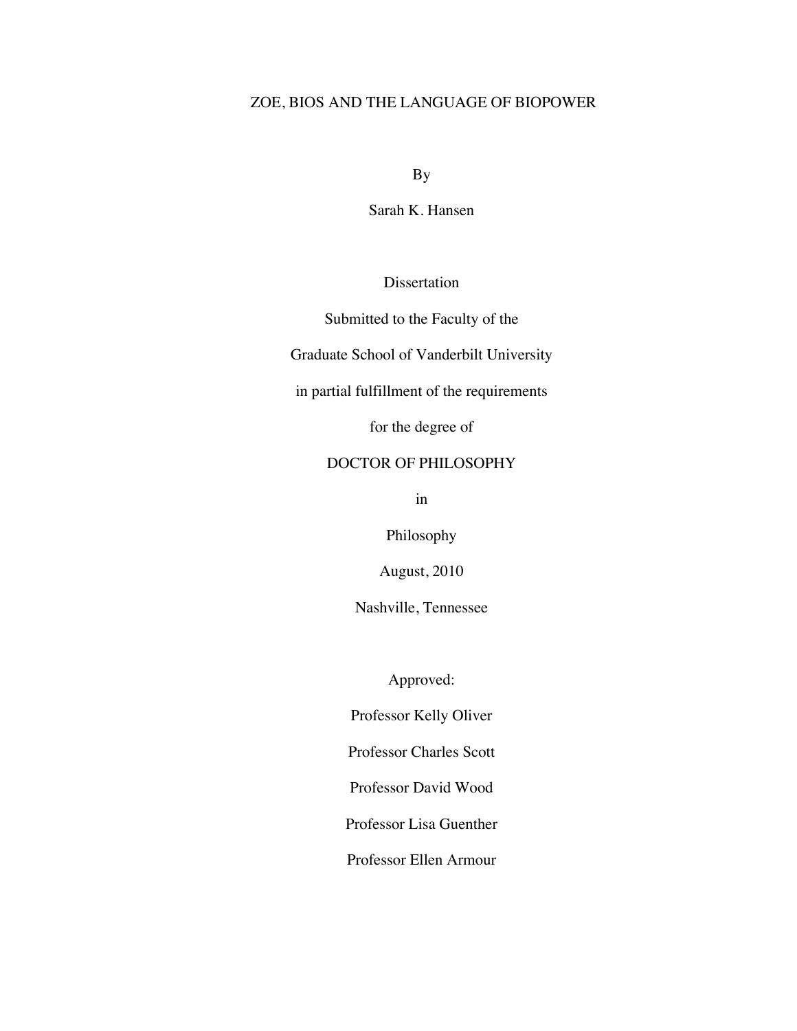# ZOE, BIOS AND THE LANGUAGE OF BIOPOWER

By

Sarah K. Hansen

Dissertation

Submitted to the Faculty of the

Graduate School of Vanderbilt University

in partial fulfillment of the requirements

for the degree of

DOCTOR OF PHILOSOPHY

in

Philosophy

August, 2010

Nashville, Tennessee

Approved:

Professor Kelly Oliver

Professor Charles Scott

Professor David Wood

Professor Lisa Guenther

Professor Ellen Armour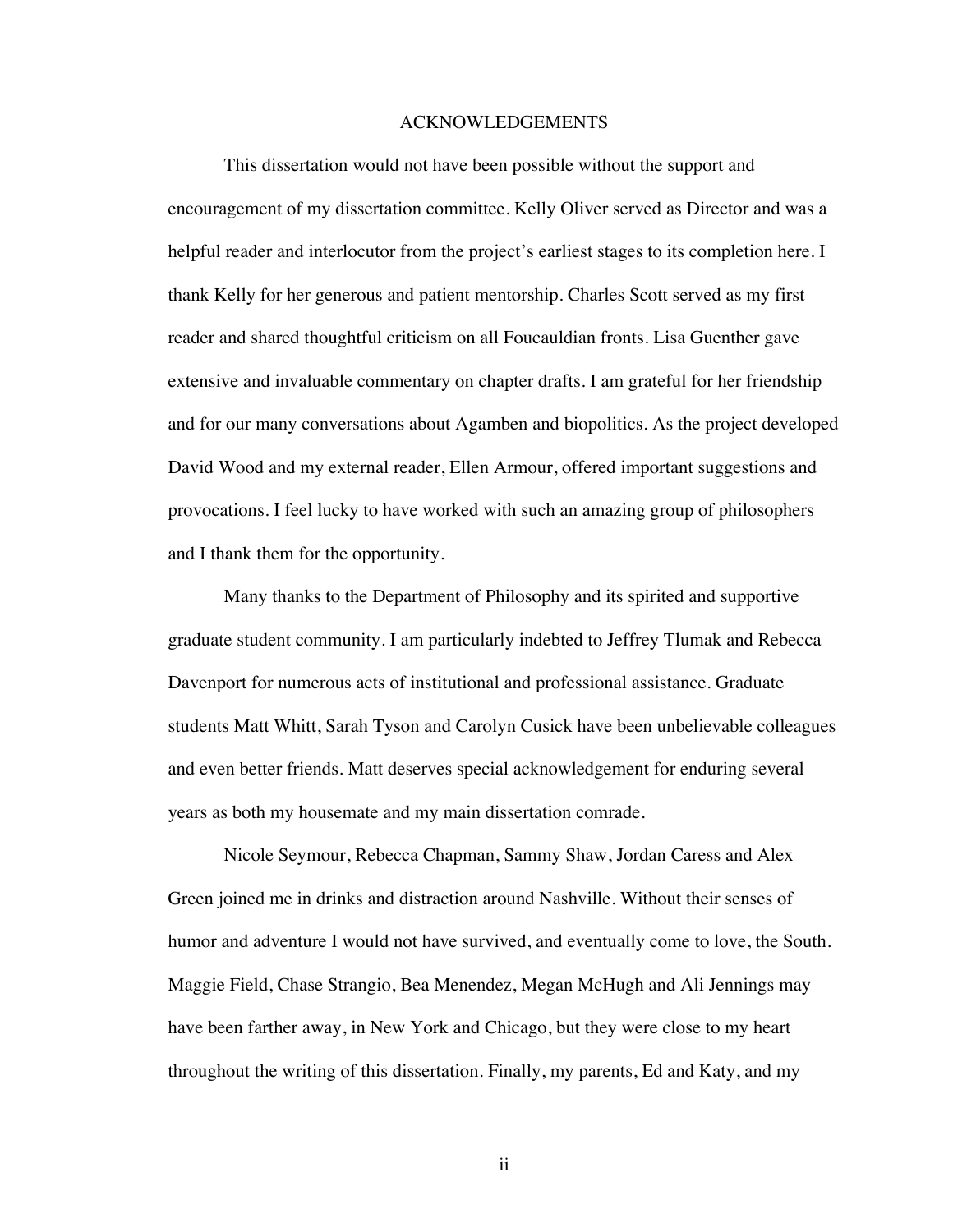# ACKNOWLEDGEMENTS

This dissertation would not have been possible without the support and encouragement of my dissertation committee. Kelly Oliver served as Director and was a helpful reader and interlocutor from the project's earliest stages to its completion here. I thank Kelly for her generous and patient mentorship. Charles Scott served as my first reader and shared thoughtful criticism on all Foucauldian fronts. Lisa Guenther gave extensive and invaluable commentary on chapter drafts. I am grateful for her friendship and for our many conversations about Agamben and biopolitics. As the project developed David Wood and my external reader, Ellen Armour, offered important suggestions and provocations. I feel lucky to have worked with such an amazing group of philosophers and I thank them for the opportunity.

Many thanks to the Department of Philosophy and its spirited and supportive graduate student community. I am particularly indebted to Jeffrey Tlumak and Rebecca Davenport for numerous acts of institutional and professional assistance. Graduate students Matt Whitt, Sarah Tyson and Carolyn Cusick have been unbelievable colleagues and even better friends. Matt deserves special acknowledgement for enduring several years as both my housemate and my main dissertation comrade.

Nicole Seymour, Rebecca Chapman, Sammy Shaw, Jordan Caress and Alex Green joined me in drinks and distraction around Nashville. Without their senses of humor and adventure I would not have survived, and eventually come to love, the South. Maggie Field, Chase Strangio, Bea Menendez, Megan McHugh and Ali Jennings may have been farther away, in New York and Chicago, but they were close to my heart throughout the writing of this dissertation. Finally, my parents, Ed and Katy, and my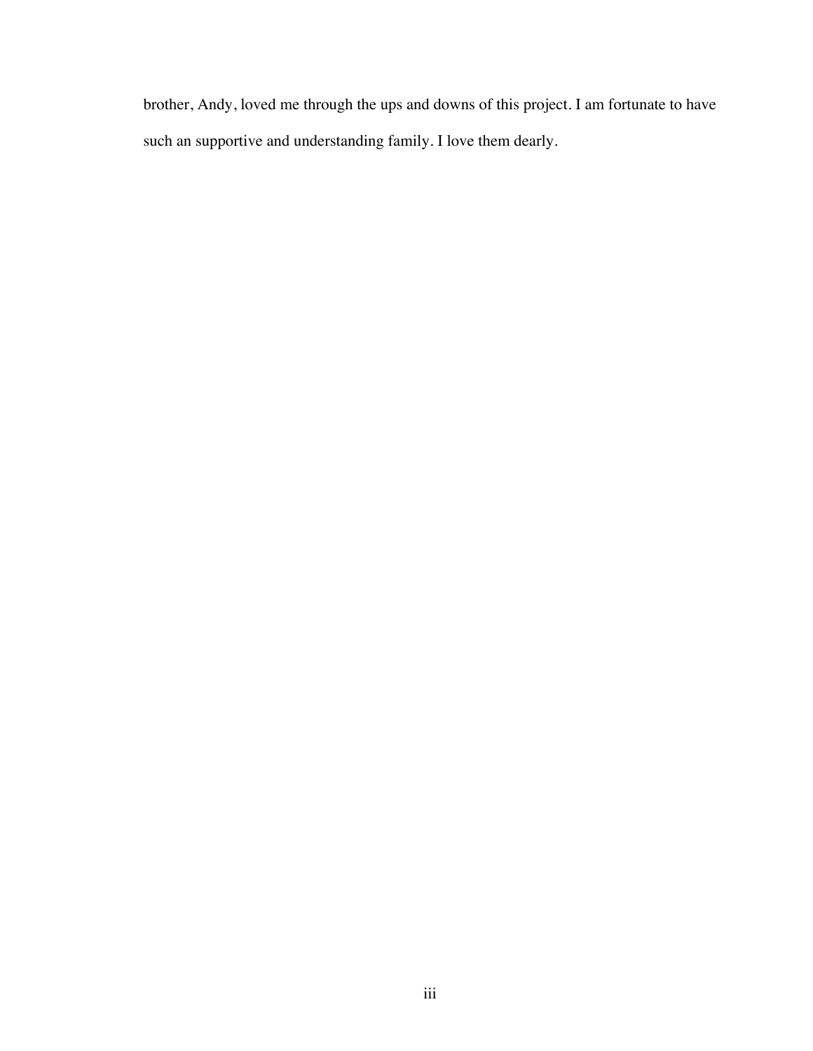brother, Andy, loved me through the ups and downs of this project. I am fortunate to have such an supportive and understanding family. I love them dearly.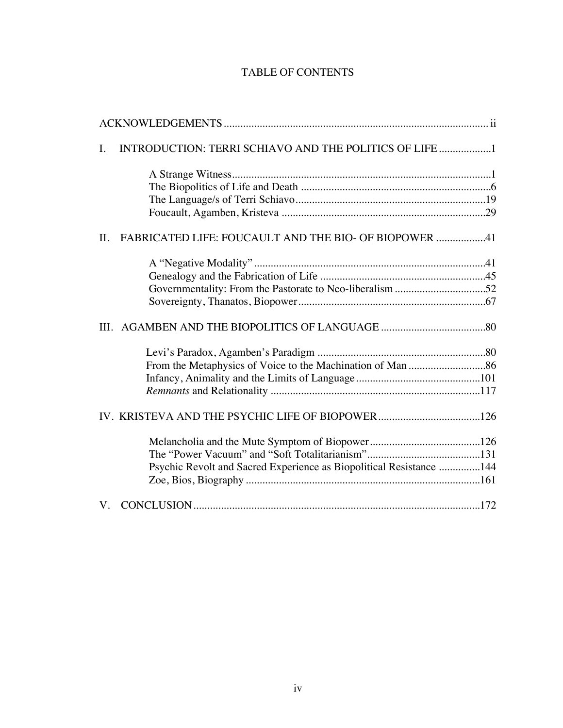# TABLE OF CONTENTS

ACKNOWLEDGEMENTS ............................................................................................... ii

I. INTRODUCTION: TERRI SCHIAVO AND THE POLITICS OF LIFE ...................1

- A Strange Witness.............................................................................................1
- The Biopolitics of Life and Death .....................................................................6
- The Language/s of Terri Schiavo.....................................................................19
- Foucault, Agamben, Kristeva ..........................................................................29

II. FABRICATED LIFE: FOUCAULT AND THE BIO- OF BIOPOWER ..................41

- A "Negative Modality" ....................................................................................41
- Genealogy and the Fabrication of Life ............................................................45
- Governmentality: From the Pastorate to Neo-liberalism .................................52
- Sovereignty, Thanatos, Biopower....................................................................67

III. AGAMBEN AND THE BIOPOLITICS OF LANGUAGE ......................................80

- Levi's Paradox, Agamben's Paradigm .............................................................80
- From the Metaphysics of Voice to the Machination of Man ............................86
- Infancy, Animality and the Limits of Language.............................................101
- *Remnants* and Relationality ...........................................................................117

IV. KRISTEVA AND THE PSYCHIC LIFE OF BIOPOWER.....................................126

- Melancholia and the Mute Symptom of Biopower........................................126
- The "Power Vacuum" and "Soft Totalitarianism".........................................131
- Psychic Revolt and Sacred Experience as Biopolitical Resistance ...............144
- Zoe, Bios, Biography .....................................................................................161

V. CONCLUSION........................................................................................................172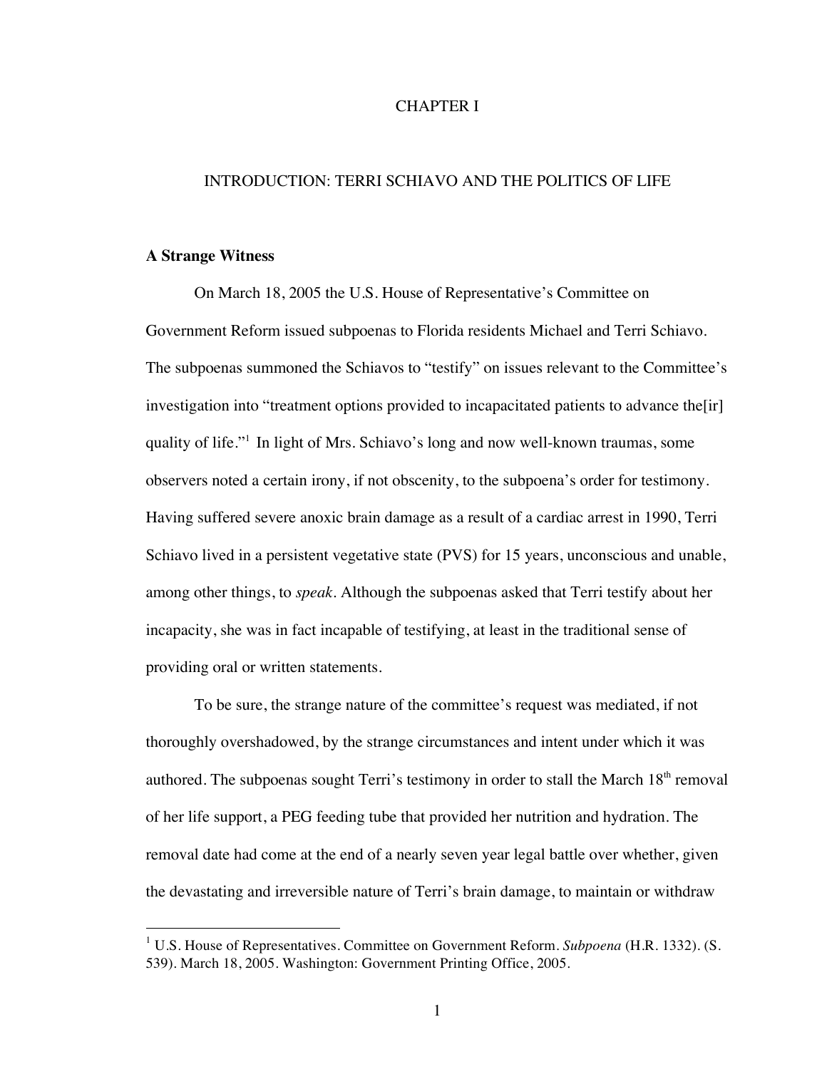# CHAPTER I

## INTRODUCTION: TERRI SCHIAVO AND THE POLITICS OF LIFE

### A Strange Witness

On March 18, 2005 the U.S. House of Representative's Committee on Government Reform issued subpoenas to Florida residents Michael and Terri Schiavo. The subpoenas summoned the Schiavos to "testify" on issues relevant to the Committee's investigation into "treatment options provided to incapacitated patients to advance the[ir] quality of life."[1] In light of Mrs. Schiavo's long and now well-known traumas, some observers noted a certain irony, if not obscenity, to the subpoena's order for testimony. Having suffered severe anoxic brain damage as a result of a cardiac arrest in 1990, Terri Schiavo lived in a persistent vegetative state (PVS) for 15 years, unconscious and unable, among other things, to *speak*. Although the subpoenas asked that Terri testify about her incapacity, she was in fact incapable of testifying, at least in the traditional sense of providing oral or written statements.

To be sure, the strange nature of the committee's request was mediated, if not thoroughly overshadowed, by the strange circumstances and intent under which it was authored. The subpoenas sought Terri's testimony in order to stall the March 18th removal of her life support, a PEG feeding tube that provided her nutrition and hydration. The removal date had come at the end of a nearly seven year legal battle over whether, given the devastating and irreversible nature of Terri's brain damage, to maintain or withdraw

[1] U.S. House of Representatives. Committee on Government Reform. *Subpoena* (H.R. 1332). (S. 539). March 18, 2005. Washington: Government Printing Office, 2005.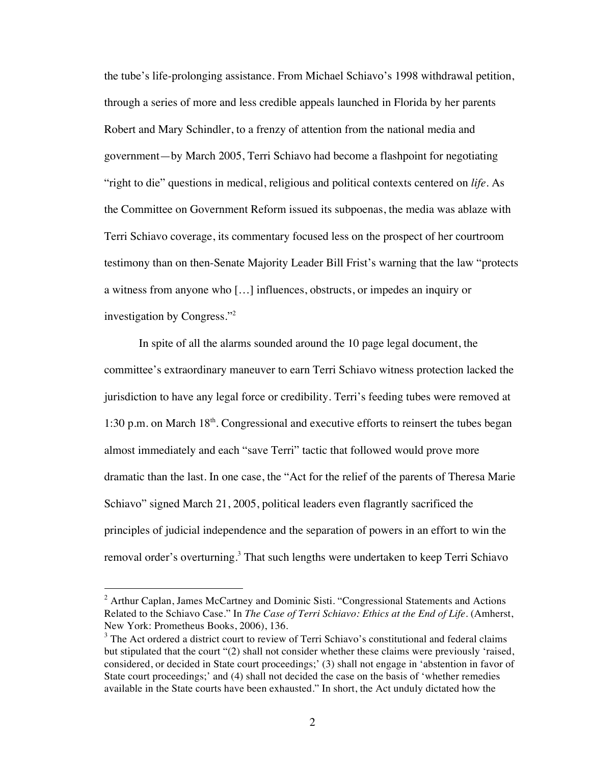the tube's life-prolonging assistance. From Michael Schiavo's 1998 withdrawal petition, through a series of more and less credible appeals launched in Florida by her parents Robert and Mary Schindler, to a frenzy of attention from the national media and government—by March 2005, Terri Schiavo had become a flashpoint for negotiating "right to die" questions in medical, religious and political contexts centered on *life*. As the Committee on Government Reform issued its subpoenas, the media was ablaze with Terri Schiavo coverage, its commentary focused less on the prospect of her courtroom testimony than on then-Senate Majority Leader Bill Frist's warning that the law "protects a witness from anyone who […] influences, obstructs, or impedes an inquiry or investigation by Congress."[2]

In spite of all the alarms sounded around the 10 page legal document, the committee's extraordinary maneuver to earn Terri Schiavo witness protection lacked the jurisdiction to have any legal force or credibility. Terri's feeding tubes were removed at 1:30 p.m. on March 18th. Congressional and executive efforts to reinsert the tubes began almost immediately and each "save Terri" tactic that followed would prove more dramatic than the last. In one case, the "Act for the relief of the parents of Theresa Marie Schiavo" signed March 21, 2005, political leaders even flagrantly sacrificed the principles of judicial independence and the separation of powers in an effort to win the removal order's overturning.[3] That such lengths were undertaken to keep Terri Schiavo

---

[2] Arthur Caplan, James McCartney and Dominic Sisti. "Congressional Statements and Actions Related to the Schiavo Case." In *The Case of Terri Schiavo: Ethics at the End of Life*. (Amherst, New York: Prometheus Books, 2006), 136.

[3] The Act ordered a district court to review of Terri Schiavo's constitutional and federal claims but stipulated that the court "(2) shall not consider whether these claims were previously 'raised, considered, or decided in State court proceedings;' (3) shall not engage in 'abstention in favor of State court proceedings;' and (4) shall not decided the case on the basis of 'whether remedies available in the State courts have been exhausted." In short, the Act unduly dictated how the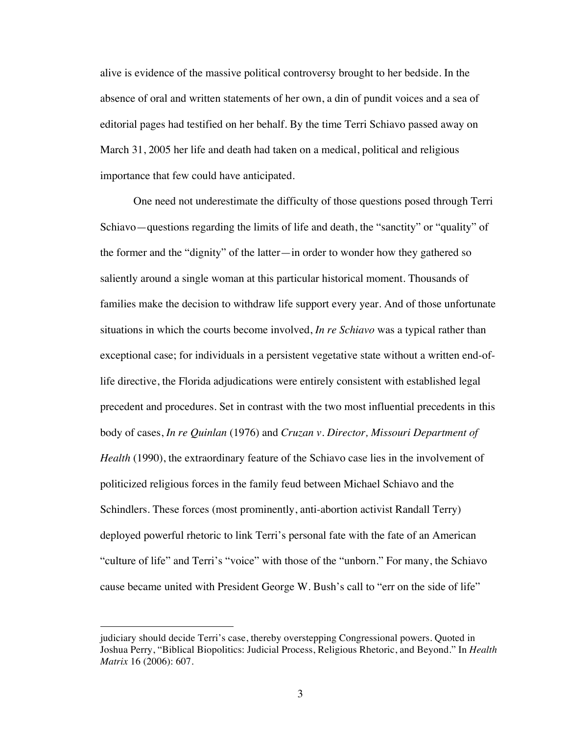alive is evidence of the massive political controversy brought to her bedside. In the absence of oral and written statements of her own, a din of pundit voices and a sea of editorial pages had testified on her behalf. By the time Terri Schiavo passed away on March 31, 2005 her life and death had taken on a medical, political and religious importance that few could have anticipated.

One need not underestimate the difficulty of those questions posed through Terri Schiavo—questions regarding the limits of life and death, the "sanctity" or "quality" of the former and the "dignity" of the latter—in order to wonder how they gathered so saliently around a single woman at this particular historical moment. Thousands of families make the decision to withdraw life support every year. And of those unfortunate situations in which the courts become involved, *In re Schiavo* was a typical rather than exceptional case; for individuals in a persistent vegetative state without a written end-of-life directive, the Florida adjudications were entirely consistent with established legal precedent and procedures. Set in contrast with the two most influential precedents in this body of cases, *In re Quinlan* (1976) and *Cruzan v. Director, Missouri Department of Health* (1990), the extraordinary feature of the Schiavo case lies in the involvement of politicized religious forces in the family feud between Michael Schiavo and the Schindlers. These forces (most prominently, anti-abortion activist Randall Terry) deployed powerful rhetoric to link Terri's personal fate with the fate of an American "culture of life" and Terri's "voice" with those of the "unborn." For many, the Schiavo cause became united with President George W. Bush's call to "err on the side of life"

---

judiciary should decide Terri's case, thereby overstepping Congressional powers. Quoted in Joshua Perry, "Biblical Biopolitics: Judicial Process, Religious Rhetoric, and Beyond." In *Health Matrix* 16 (2006): 607.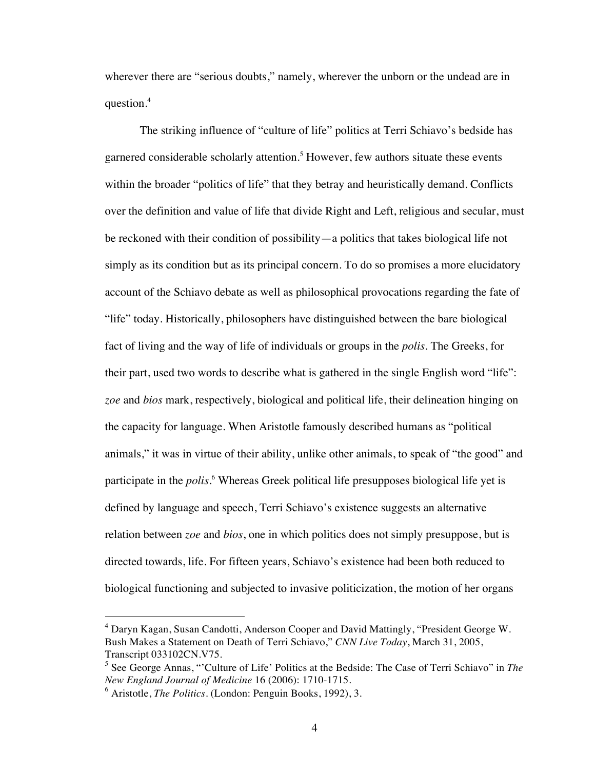wherever there are "serious doubts," namely, wherever the unborn or the undead are in question.[4]

The striking influence of "culture of life" politics at Terri Schiavo's bedside has garnered considerable scholarly attention.[5] However, few authors situate these events within the broader "politics of life" that they betray and heuristically demand. Conflicts over the definition and value of life that divide Right and Left, religious and secular, must be reckoned with their condition of possibility—a politics that takes biological life not simply as its condition but as its principal concern. To do so promises a more elucidatory account of the Schiavo debate as well as philosophical provocations regarding the fate of "life" today. Historically, philosophers have distinguished between the bare biological fact of living and the way of life of individuals or groups in the *polis*. The Greeks, for their part, used two words to describe what is gathered in the single English word "life": *zoe* and *bios* mark, respectively, biological and political life, their delineation hinging on the capacity for language. When Aristotle famously described humans as "political animals," it was in virtue of their ability, unlike other animals, to speak of "the good" and participate in the *polis*.[6] Whereas Greek political life presupposes biological life yet is defined by language and speech, Terri Schiavo's existence suggests an alternative relation between *zoe* and *bios*, one in which politics does not simply presuppose, but is directed towards, life. For fifteen years, Schiavo's existence had been both reduced to biological functioning and subjected to invasive politicization, the motion of her organs

---

[4] Daryn Kagan, Susan Candotti, Anderson Cooper and David Mattingly, "President George W. Bush Makes a Statement on Death of Terri Schiavo," *CNN Live Today*, March 31, 2005, Transcript 033102CN.V75.

[5] See George Annas, "'Culture of Life' Politics at the Bedside: The Case of Terri Schiavo" in *The New England Journal of Medicine* 16 (2006): 1710-1715.

[6] Aristotle, *The Politics*. (London: Penguin Books, 1992), 3.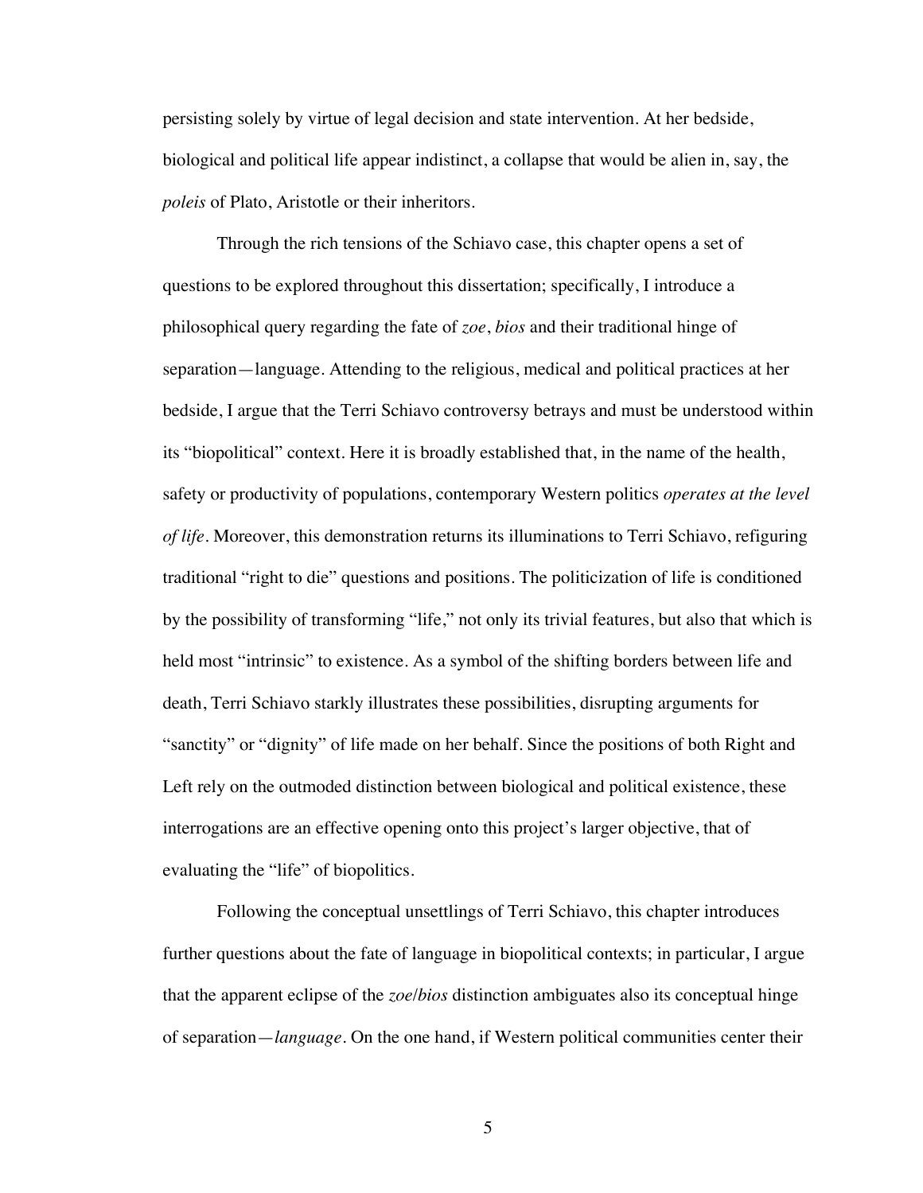persisting solely by virtue of legal decision and state intervention. At her bedside, biological and political life appear indistinct, a collapse that would be alien in, say, the *poleis* of Plato, Aristotle or their inheritors.

Through the rich tensions of the Schiavo case, this chapter opens a set of questions to be explored throughout this dissertation; specifically, I introduce a philosophical query regarding the fate of *zoe*, *bios* and their traditional hinge of separation—language. Attending to the religious, medical and political practices at her bedside, I argue that the Terri Schiavo controversy betrays and must be understood within its "biopolitical" context. Here it is broadly established that, in the name of the health, safety or productivity of populations, contemporary Western politics *operates at the level of life*. Moreover, this demonstration returns its illuminations to Terri Schiavo, refiguring traditional "right to die" questions and positions. The politicization of life is conditioned by the possibility of transforming "life," not only its trivial features, but also that which is held most "intrinsic" to existence. As a symbol of the shifting borders between life and death, Terri Schiavo starkly illustrates these possibilities, disrupting arguments for "sanctity" or "dignity" of life made on her behalf. Since the positions of both Right and Left rely on the outmoded distinction between biological and political existence, these interrogations are an effective opening onto this project's larger objective, that of evaluating the "life" of biopolitics.

Following the conceptual unsettlings of Terri Schiavo, this chapter introduces further questions about the fate of language in biopolitical contexts; in particular, I argue that the apparent eclipse of the *zoe*/*bios* distinction ambiguates also its conceptual hinge of separation—*language*. On the one hand, if Western political communities center their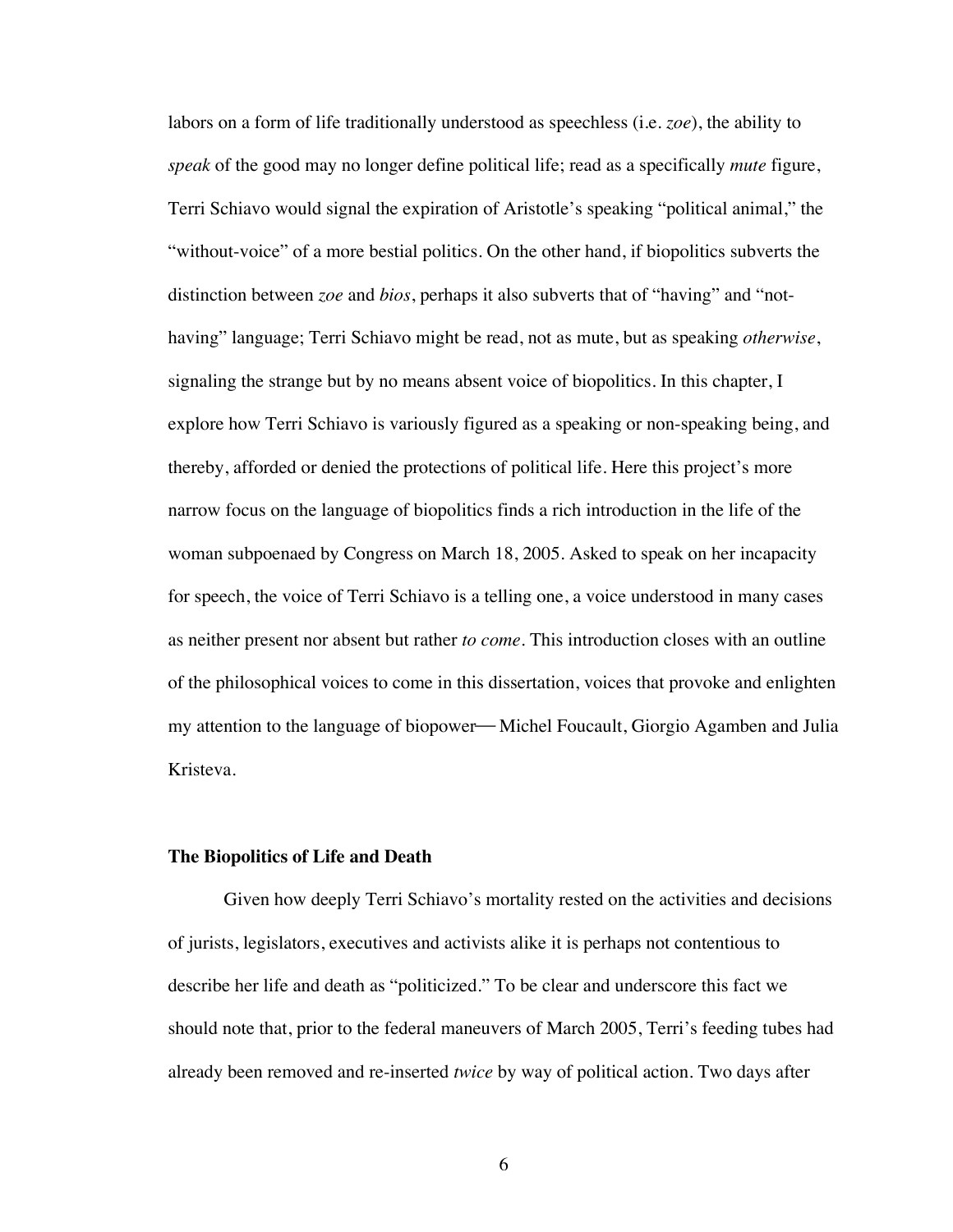labors on a form of life traditionally understood as speechless (i.e. *zoe*), the ability to *speak* of the good may no longer define political life; read as a specifically *mute* figure, Terri Schiavo would signal the expiration of Aristotle's speaking "political animal," the "without-voice" of a more bestial politics. On the other hand, if biopolitics subverts the distinction between *zoe* and *bios*, perhaps it also subverts that of "having" and "not-having" language; Terri Schiavo might be read, not as mute, but as speaking *otherwise*, signaling the strange but by no means absent voice of biopolitics. In this chapter, I explore how Terri Schiavo is variously figured as a speaking or non-speaking being, and thereby, afforded or denied the protections of political life. Here this project's more narrow focus on the language of biopolitics finds a rich introduction in the life of the woman subpoenaed by Congress on March 18, 2005. Asked to speak on her incapacity for speech, the voice of Terri Schiavo is a telling one, a voice understood in many cases as neither present nor absent but rather *to come*. This introduction closes with an outline of the philosophical voices to come in this dissertation, voices that provoke and enlighten my attention to the language of biopower— Michel Foucault, Giorgio Agamben and Julia Kristeva.

**The Biopolitics of Life and Death**

Given how deeply Terri Schiavo's mortality rested on the activities and decisions of jurists, legislators, executives and activists alike it is perhaps not contentious to describe her life and death as "politicized." To be clear and underscore this fact we should note that, prior to the federal maneuvers of March 2005, Terri's feeding tubes had already been removed and re-inserted *twice* by way of political action. Two days after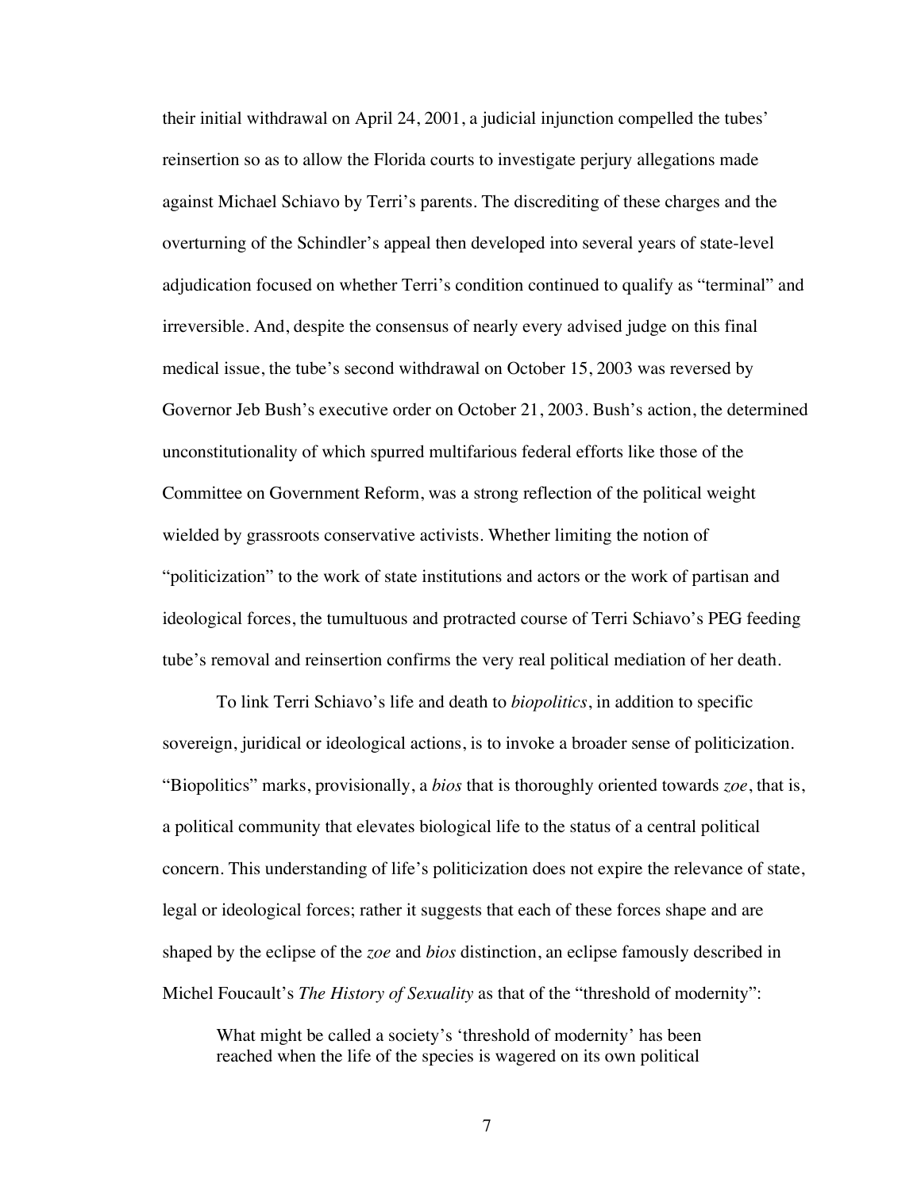their initial withdrawal on April 24, 2001, a judicial injunction compelled the tubes' reinsertion so as to allow the Florida courts to investigate perjury allegations made against Michael Schiavo by Terri's parents. The discrediting of these charges and the overturning of the Schindler's appeal then developed into several years of state-level adjudication focused on whether Terri's condition continued to qualify as "terminal" and irreversible. And, despite the consensus of nearly every advised judge on this final medical issue, the tube's second withdrawal on October 15, 2003 was reversed by Governor Jeb Bush's executive order on October 21, 2003. Bush's action, the determined unconstitutionality of which spurred multifarious federal efforts like those of the Committee on Government Reform, was a strong reflection of the political weight wielded by grassroots conservative activists. Whether limiting the notion of "politicization" to the work of state institutions and actors or the work of partisan and ideological forces, the tumultuous and protracted course of Terri Schiavo's PEG feeding tube's removal and reinsertion confirms the very real political mediation of her death.

To link Terri Schiavo's life and death to *biopolitics*, in addition to specific sovereign, juridical or ideological actions, is to invoke a broader sense of politicization. "Biopolitics" marks, provisionally, a *bios* that is thoroughly oriented towards *zoe*, that is, a political community that elevates biological life to the status of a central political concern. This understanding of life's politicization does not expire the relevance of state, legal or ideological forces; rather it suggests that each of these forces shape and are shaped by the eclipse of the *zoe* and *bios* distinction, an eclipse famously described in Michel Foucault's *The History of Sexuality* as that of the "threshold of modernity":

> What might be called a society's 'threshold of modernity' has been reached when the life of the species is wagered on its own political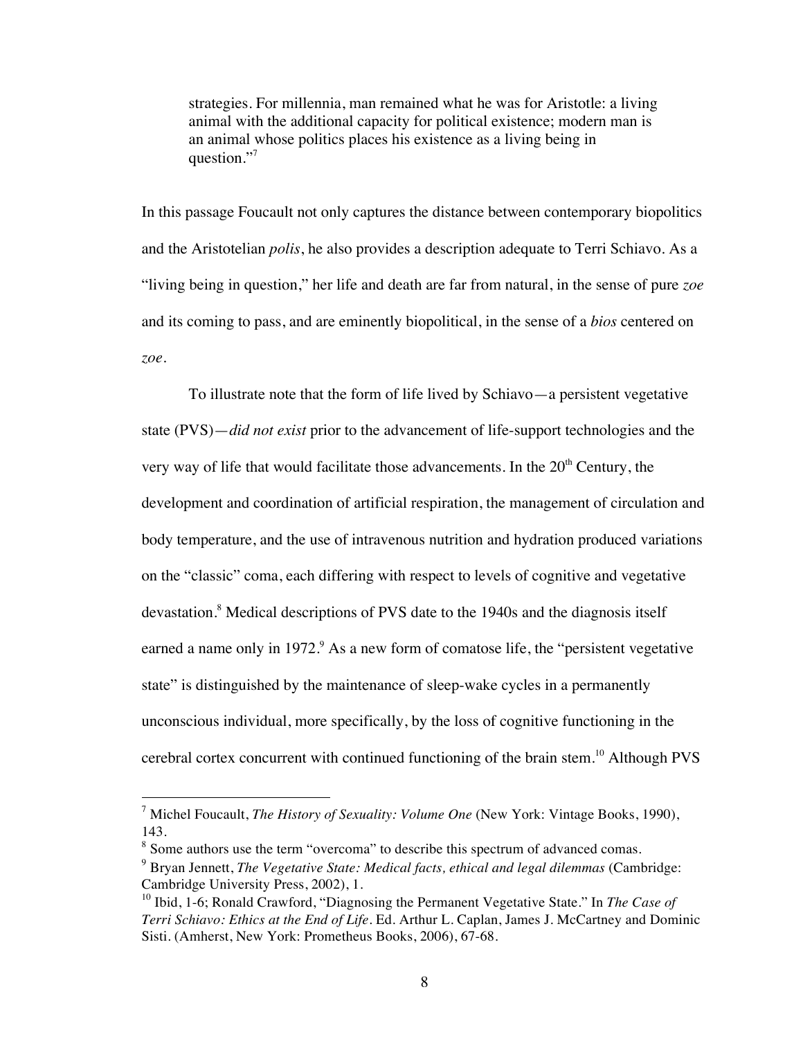> strategies. For millennia, man remained what he was for Aristotle: a living animal with the additional capacity for political existence; modern man is an animal whose politics places his existence as a living being in question."[7]

In this passage Foucault not only captures the distance between contemporary biopolitics and the Aristotelian *polis*, he also provides a description adequate to Terri Schiavo. As a "living being in question," her life and death are far from natural, in the sense of pure *zoe* and its coming to pass, and are eminently biopolitical, in the sense of a *bios* centered on *zoe*.

To illustrate note that the form of life lived by Schiavo—a persistent vegetative state (PVS)—*did not exist* prior to the advancement of life-support technologies and the very way of life that would facilitate those advancements. In the 20th Century, the development and coordination of artificial respiration, the management of circulation and body temperature, and the use of intravenous nutrition and hydration produced variations on the "classic" coma, each differing with respect to levels of cognitive and vegetative devastation.[8] Medical descriptions of PVS date to the 1940s and the diagnosis itself earned a name only in 1972.[9] As a new form of comatose life, the "persistent vegetative state" is distinguished by the maintenance of sleep-wake cycles in a permanently unconscious individual, more specifically, by the loss of cognitive functioning in the cerebral cortex concurrent with continued functioning of the brain stem.[10] Although PVS

---

[7] Michel Foucault, *The History of Sexuality: Volume One* (New York: Vintage Books, 1990), 143.

[8] Some authors use the term "overcoma" to describe this spectrum of advanced comas.

[9] Bryan Jennett, *The Vegetative State: Medical facts, ethical and legal dilemmas* (Cambridge: Cambridge University Press, 2002), 1.

[10] Ibid, 1-6; Ronald Crawford, "Diagnosing the Permanent Vegetative State." In *The Case of Terri Schiavo: Ethics at the End of Life*. Ed. Arthur L. Caplan, James J. McCartney and Dominic Sisti. (Amherst, New York: Prometheus Books, 2006), 67-68.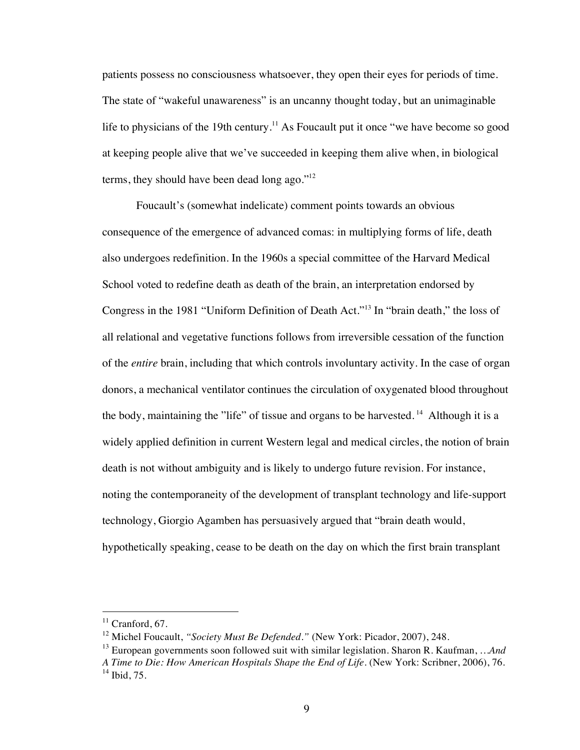patients possess no consciousness whatsoever, they open their eyes for periods of time. The state of "wakeful unawareness" is an uncanny thought today, but an unimaginable life to physicians of the 19th century.[11] As Foucault put it once "we have become so good at keeping people alive that we've succeeded in keeping them alive when, in biological terms, they should have been dead long ago."[12]

Foucault's (somewhat indelicate) comment points towards an obvious consequence of the emergence of advanced comas: in multiplying forms of life, death also undergoes redefinition. In the 1960s a special committee of the Harvard Medical School voted to redefine death as death of the brain, an interpretation endorsed by Congress in the 1981 "Uniform Definition of Death Act."[13] In "brain death," the loss of all relational and vegetative functions follows from irreversible cessation of the function of the *entire* brain, including that which controls involuntary activity. In the case of organ donors, a mechanical ventilator continues the circulation of oxygenated blood throughout the body, maintaining the "life" of tissue and organs to be harvested.[14] Although it is a widely applied definition in current Western legal and medical circles, the notion of brain death is not without ambiguity and is likely to undergo future revision. For instance, noting the contemporaneity of the development of transplant technology and life-support technology, Giorgio Agamben has persuasively argued that "brain death would, hypothetically speaking, cease to be death on the day on which the first brain transplant

---

[11] Cranford, 67.

[12] Michel Foucault, *"Society Must Be Defended."* (New York: Picador, 2007), 248.

[13] European governments soon followed suit with similar legislation. Sharon R. Kaufman, *…And A Time to Die: How American Hospitals Shape the End of Life*. (New York: Scribner, 2006), 76.

[14] Ibid, 75.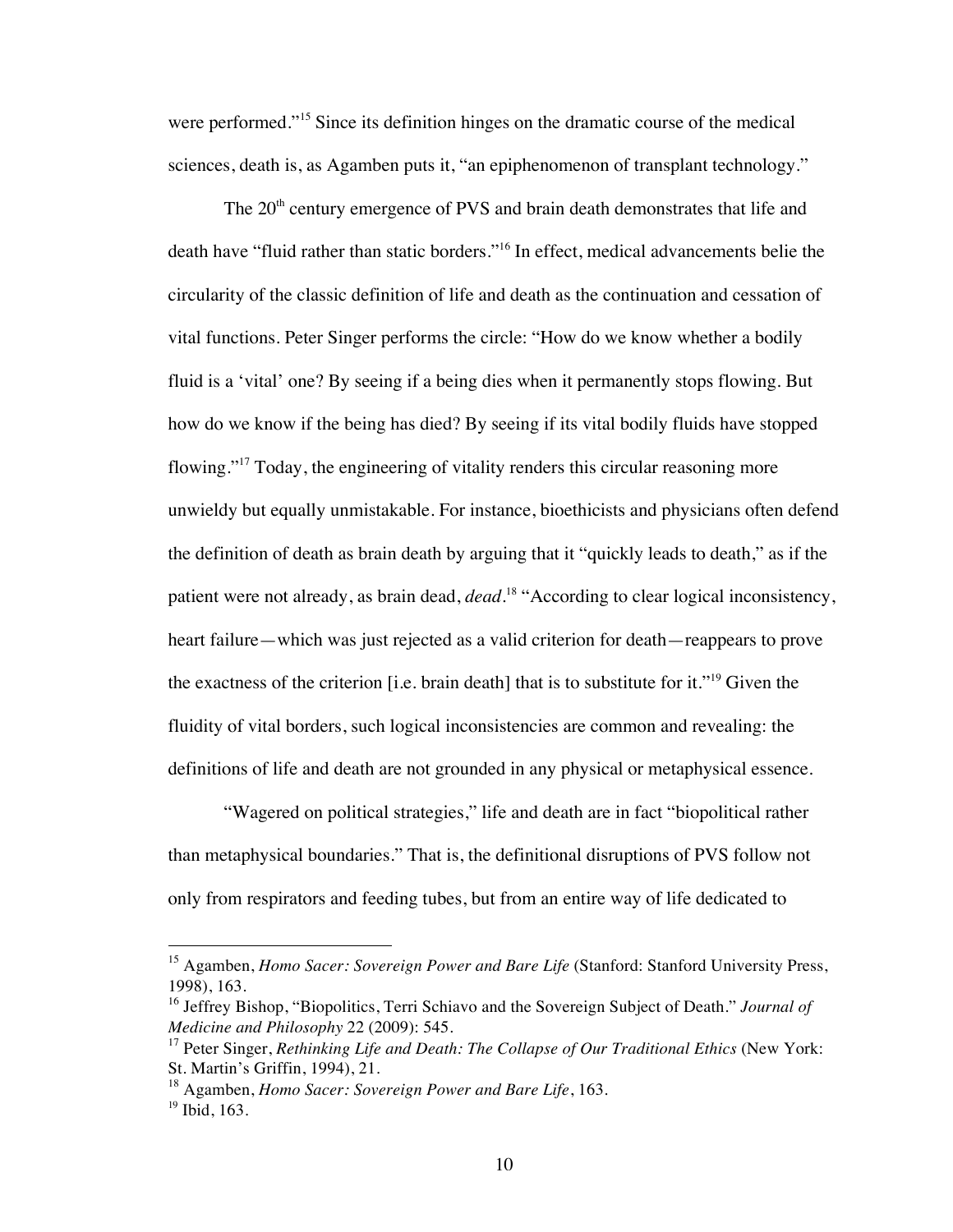were performed."[15] Since its definition hinges on the dramatic course of the medical sciences, death is, as Agamben puts it, "an epiphenomenon of transplant technology."

The 20th century emergence of PVS and brain death demonstrates that life and death have "fluid rather than static borders."[16] In effect, medical advancements belie the circularity of the classic definition of life and death as the continuation and cessation of vital functions. Peter Singer performs the circle: "How do we know whether a bodily fluid is a 'vital' one? By seeing if a being dies when it permanently stops flowing. But how do we know if the being has died? By seeing if its vital bodily fluids have stopped flowing."[17] Today, the engineering of vitality renders this circular reasoning more unwieldy but equally unmistakable. For instance, bioethicists and physicians often defend the definition of death as brain death by arguing that it "quickly leads to death," as if the patient were not already, as brain dead, *dead*.[18] "According to clear logical inconsistency, heart failure—which was just rejected as a valid criterion for death—reappears to prove the exactness of the criterion [i.e. brain death] that is to substitute for it."[19] Given the fluidity of vital borders, such logical inconsistencies are common and revealing: the definitions of life and death are not grounded in any physical or metaphysical essence.

"Wagered on political strategies," life and death are in fact "biopolitical rather than metaphysical boundaries." That is, the definitional disruptions of PVS follow not only from respirators and feeding tubes, but from an entire way of life dedicated to

---

[15] Agamben, *Homo Sacer: Sovereign Power and Bare Life* (Stanford: Stanford University Press, 1998), 163.

[16] Jeffrey Bishop, "Biopolitics, Terri Schiavo and the Sovereign Subject of Death." *Journal of Medicine and Philosophy* 22 (2009): 545.

[17] Peter Singer, *Rethinking Life and Death: The Collapse of Our Traditional Ethics* (New York: St. Martin's Griffin, 1994), 21.

[18] Agamben, *Homo Sacer: Sovereign Power and Bare Life*, 163.

[19] Ibid, 163.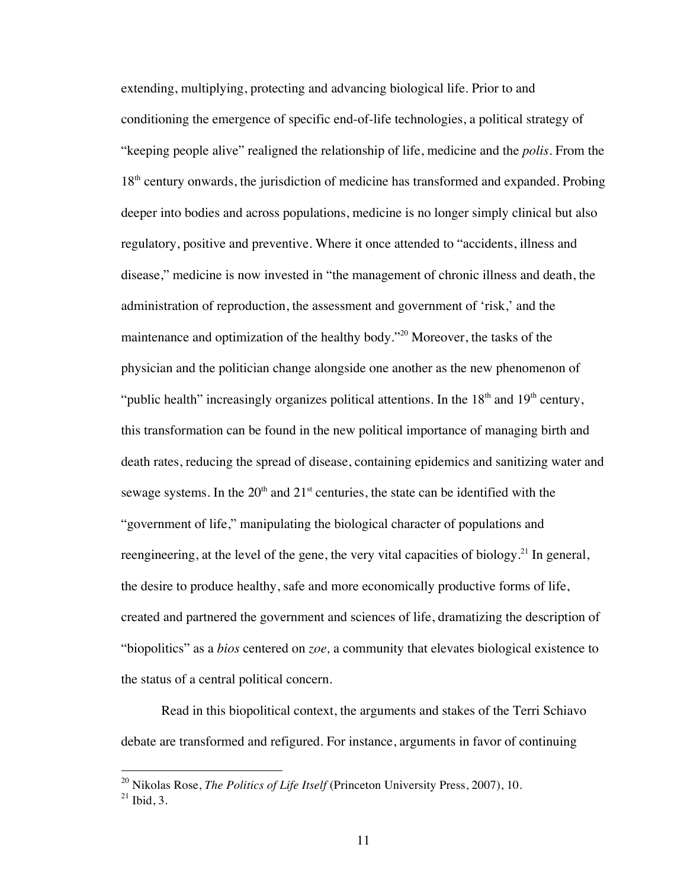extending, multiplying, protecting and advancing biological life. Prior to and conditioning the emergence of specific end-of-life technologies, a political strategy of "keeping people alive" realigned the relationship of life, medicine and the *polis*. From the 18th century onwards, the jurisdiction of medicine has transformed and expanded. Probing deeper into bodies and across populations, medicine is no longer simply clinical but also regulatory, positive and preventive. Where it once attended to "accidents, illness and disease," medicine is now invested in "the management of chronic illness and death, the administration of reproduction, the assessment and government of 'risk,' and the maintenance and optimization of the healthy body."[20] Moreover, the tasks of the physician and the politician change alongside one another as the new phenomenon of "public health" increasingly organizes political attentions. In the 18th and 19th century, this transformation can be found in the new political importance of managing birth and death rates, reducing the spread of disease, containing epidemics and sanitizing water and sewage systems. In the 20th and 21st centuries, the state can be identified with the "government of life," manipulating the biological character of populations and reengineering, at the level of the gene, the very vital capacities of biology.[21] In general, the desire to produce healthy, safe and more economically productive forms of life, created and partnered the government and sciences of life, dramatizing the description of "biopolitics" as a *bios* centered on *zoe,* a community that elevates biological existence to the status of a central political concern.

Read in this biopolitical context, the arguments and stakes of the Terri Schiavo debate are transformed and refigured. For instance, arguments in favor of continuing

---

[20] Nikolas Rose, *The Politics of Life Itself* (Princeton University Press, 2007), 10.

[21] Ibid, 3.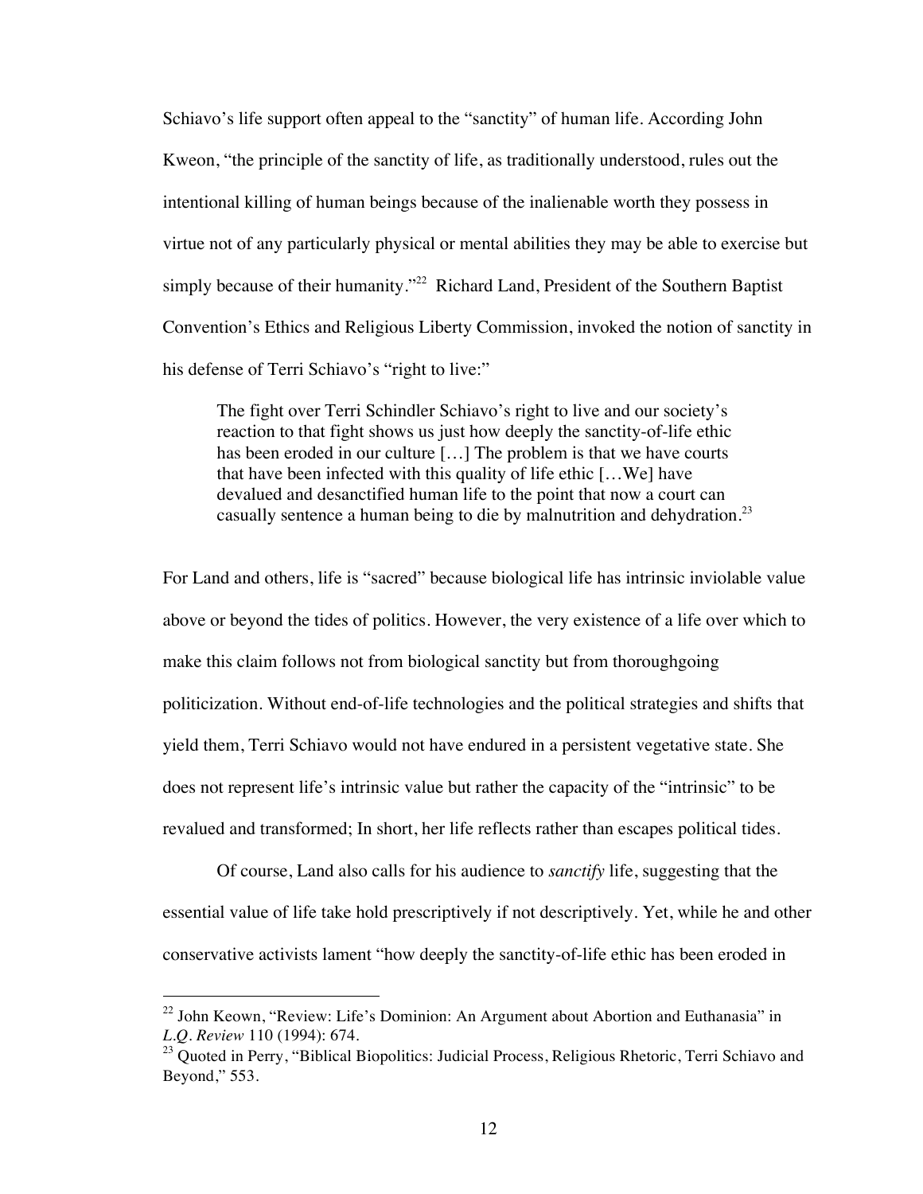Schiavo's life support often appeal to the "sanctity" of human life. According John Kweon, "the principle of the sanctity of life, as traditionally understood, rules out the intentional killing of human beings because of the inalienable worth they possess in virtue not of any particularly physical or mental abilities they may be able to exercise but simply because of their humanity."[22] Richard Land, President of the Southern Baptist Convention's Ethics and Religious Liberty Commission, invoked the notion of sanctity in his defense of Terri Schiavo's "right to live:"

> The fight over Terri Schindler Schiavo's right to live and our society's reaction to that fight shows us just how deeply the sanctity-of-life ethic has been eroded in our culture […] The problem is that we have courts that have been infected with this quality of life ethic […We] have devalued and desanctified human life to the point that now a court can casually sentence a human being to die by malnutrition and dehydration.[23]

For Land and others, life is "sacred" because biological life has intrinsic inviolable value above or beyond the tides of politics. However, the very existence of a life over which to make this claim follows not from biological sanctity but from thoroughgoing politicization. Without end-of-life technologies and the political strategies and shifts that yield them, Terri Schiavo would not have endured in a persistent vegetative state. She does not represent life's intrinsic value but rather the capacity of the "intrinsic" to be revalued and transformed; In short, her life reflects rather than escapes political tides.

Of course, Land also calls for his audience to *sanctify* life, suggesting that the essential value of life take hold prescriptively if not descriptively. Yet, while he and other conservative activists lament "how deeply the sanctity-of-life ethic has been eroded in

---

[22] John Keown, "Review: Life's Dominion: An Argument about Abortion and Euthanasia" in *L.Q. Review* 110 (1994): 674.

[23] Quoted in Perry, "Biblical Biopolitics: Judicial Process, Religious Rhetoric, Terri Schiavo and Beyond," 553.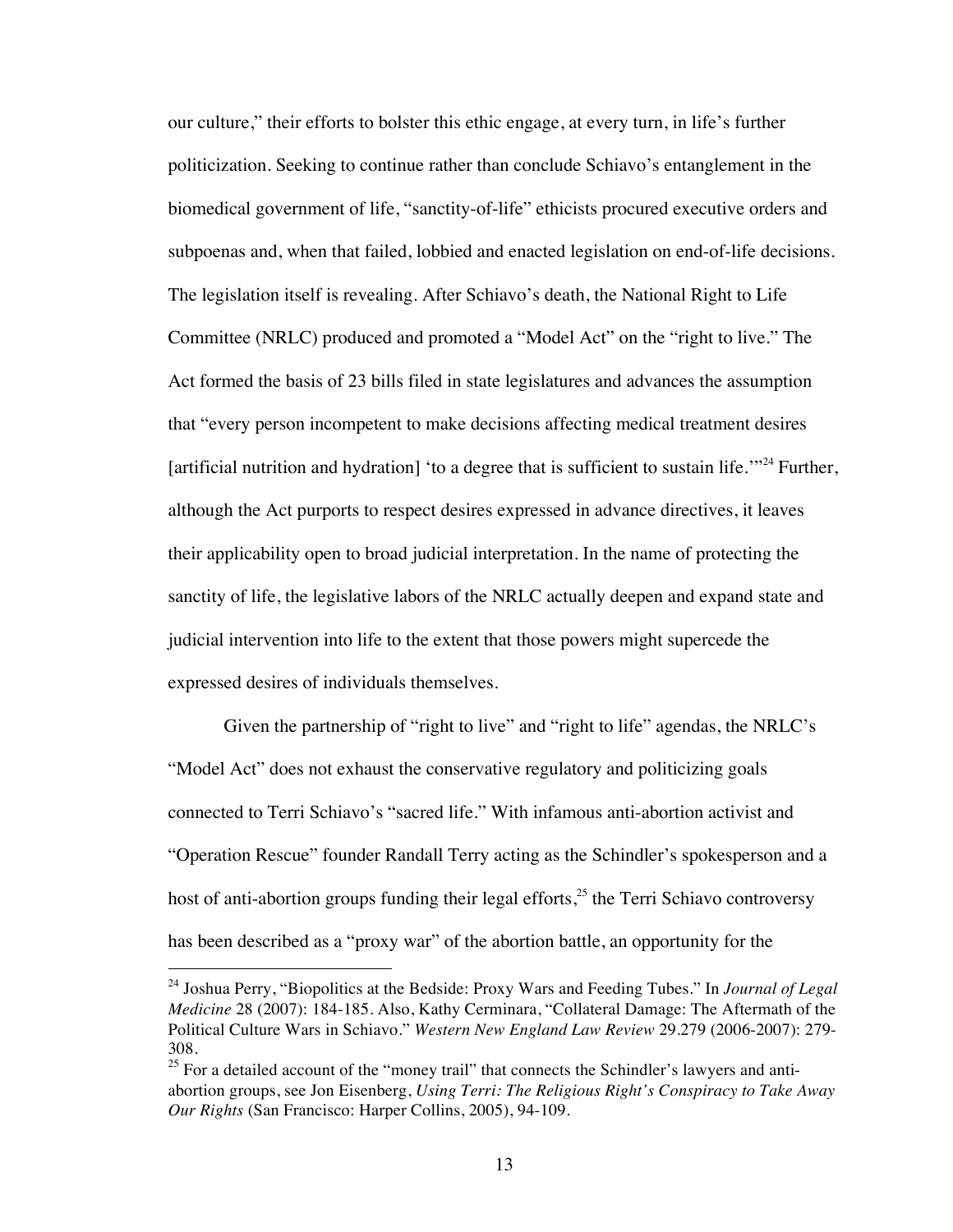our culture," their efforts to bolster this ethic engage, at every turn, in life's further politicization. Seeking to continue rather than conclude Schiavo's entanglement in the biomedical government of life, "sanctity-of-life" ethicists procured executive orders and subpoenas and, when that failed, lobbied and enacted legislation on end-of-life decisions. The legislation itself is revealing. After Schiavo's death, the National Right to Life Committee (NRLC) produced and promoted a "Model Act" on the "right to live." The Act formed the basis of 23 bills filed in state legislatures and advances the assumption that "every person incompetent to make decisions affecting medical treatment desires [artificial nutrition and hydration] 'to a degree that is sufficient to sustain life.'"[24] Further, although the Act purports to respect desires expressed in advance directives, it leaves their applicability open to broad judicial interpretation. In the name of protecting the sanctity of life, the legislative labors of the NRLC actually deepen and expand state and judicial intervention into life to the extent that those powers might supercede the expressed desires of individuals themselves.

Given the partnership of "right to live" and "right to life" agendas, the NRLC's "Model Act" does not exhaust the conservative regulatory and politicizing goals connected to Terri Schiavo's "sacred life." With infamous anti-abortion activist and "Operation Rescue" founder Randall Terry acting as the Schindler's spokesperson and a host of anti-abortion groups funding their legal efforts,[25] the Terri Schiavo controversy has been described as a "proxy war" of the abortion battle, an opportunity for the

---

[24] Joshua Perry, "Biopolitics at the Bedside: Proxy Wars and Feeding Tubes." In *Journal of Legal Medicine* 28 (2007): 184-185. Also, Kathy Cerminara, "Collateral Damage: The Aftermath of the Political Culture Wars in Schiavo." *Western New England Law Review* 29.279 (2006-2007): 279-308.

[25] For a detailed account of the "money trail" that connects the Schindler's lawyers and anti-abortion groups, see Jon Eisenberg, *Using Terri: The Religious Right's Conspiracy to Take Away Our Rights* (San Francisco: Harper Collins, 2005), 94-109.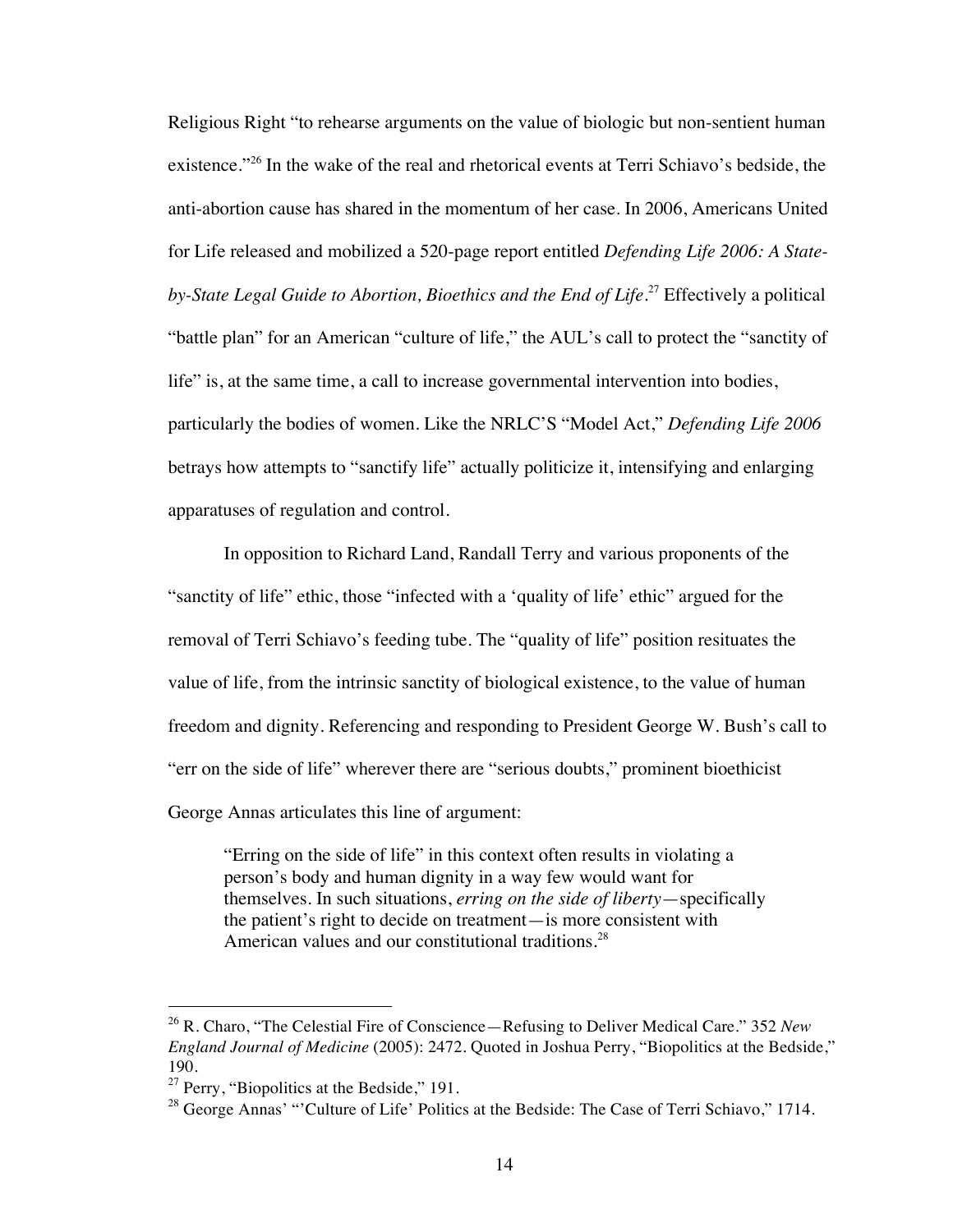Religious Right "to rehearse arguments on the value of biologic but non-sentient human existence."[26] In the wake of the real and rhetorical events at Terri Schiavo's bedside, the anti-abortion cause has shared in the momentum of her case. In 2006, Americans United for Life released and mobilized a 520-page report entitled *Defending Life 2006: A State-by-State Legal Guide to Abortion, Bioethics and the End of Life*.[27] Effectively a political "battle plan" for an American "culture of life," the AUL's call to protect the "sanctity of life" is, at the same time, a call to increase governmental intervention into bodies, particularly the bodies of women. Like the NRLC'S "Model Act," *Defending Life 2006* betrays how attempts to "sanctify life" actually politicize it, intensifying and enlarging apparatuses of regulation and control.

In opposition to Richard Land, Randall Terry and various proponents of the "sanctity of life" ethic, those "infected with a 'quality of life' ethic" argued for the removal of Terri Schiavo's feeding tube. The "quality of life" position resituates the value of life, from the intrinsic sanctity of biological existence, to the value of human freedom and dignity. Referencing and responding to President George W. Bush's call to "err on the side of life" wherever there are "serious doubts," prominent bioethicist George Annas articulates this line of argument:

> "Erring on the side of life" in this context often results in violating a person's body and human dignity in a way few would want for themselves. In such situations, *erring on the side of liberty*—specifically the patient's right to decide on treatment—is more consistent with American values and our constitutional traditions.[28]

---

[26] R. Charo, "The Celestial Fire of Conscience—Refusing to Deliver Medical Care." 352 *New England Journal of Medicine* (2005): 2472. Quoted in Joshua Perry, "Biopolitics at the Bedside," 190.

[27] Perry, "Biopolitics at the Bedside," 191.

[28] George Annas' "'Culture of Life' Politics at the Bedside: The Case of Terri Schiavo," 1714.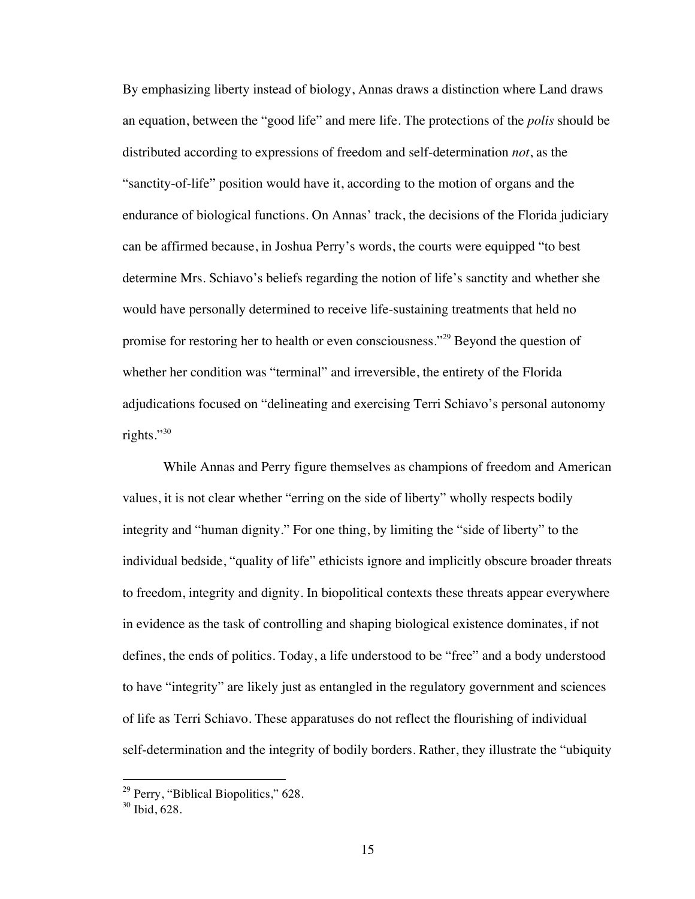By emphasizing liberty instead of biology, Annas draws a distinction where Land draws an equation, between the "good life" and mere life. The protections of the *polis* should be distributed according to expressions of freedom and self-determination *not*, as the "sanctity-of-life" position would have it, according to the motion of organs and the endurance of biological functions. On Annas' track, the decisions of the Florida judiciary can be affirmed because, in Joshua Perry's words, the courts were equipped "to best determine Mrs. Schiavo's beliefs regarding the notion of life's sanctity and whether she would have personally determined to receive life-sustaining treatments that held no promise for restoring her to health or even consciousness."[29] Beyond the question of whether her condition was "terminal" and irreversible, the entirety of the Florida adjudications focused on "delineating and exercising Terri Schiavo's personal autonomy rights."[30]

While Annas and Perry figure themselves as champions of freedom and American values, it is not clear whether "erring on the side of liberty" wholly respects bodily integrity and "human dignity." For one thing, by limiting the "side of liberty" to the individual bedside, "quality of life" ethicists ignore and implicitly obscure broader threats to freedom, integrity and dignity. In biopolitical contexts these threats appear everywhere in evidence as the task of controlling and shaping biological existence dominates, if not defines, the ends of politics. Today, a life understood to be "free" and a body understood to have "integrity" are likely just as entangled in the regulatory government and sciences of life as Terri Schiavo. These apparatuses do not reflect the flourishing of individual self-determination and the integrity of bodily borders. Rather, they illustrate the "ubiquity

[29] Perry, "Biblical Biopolitics," 628.
[30] Ibid, 628.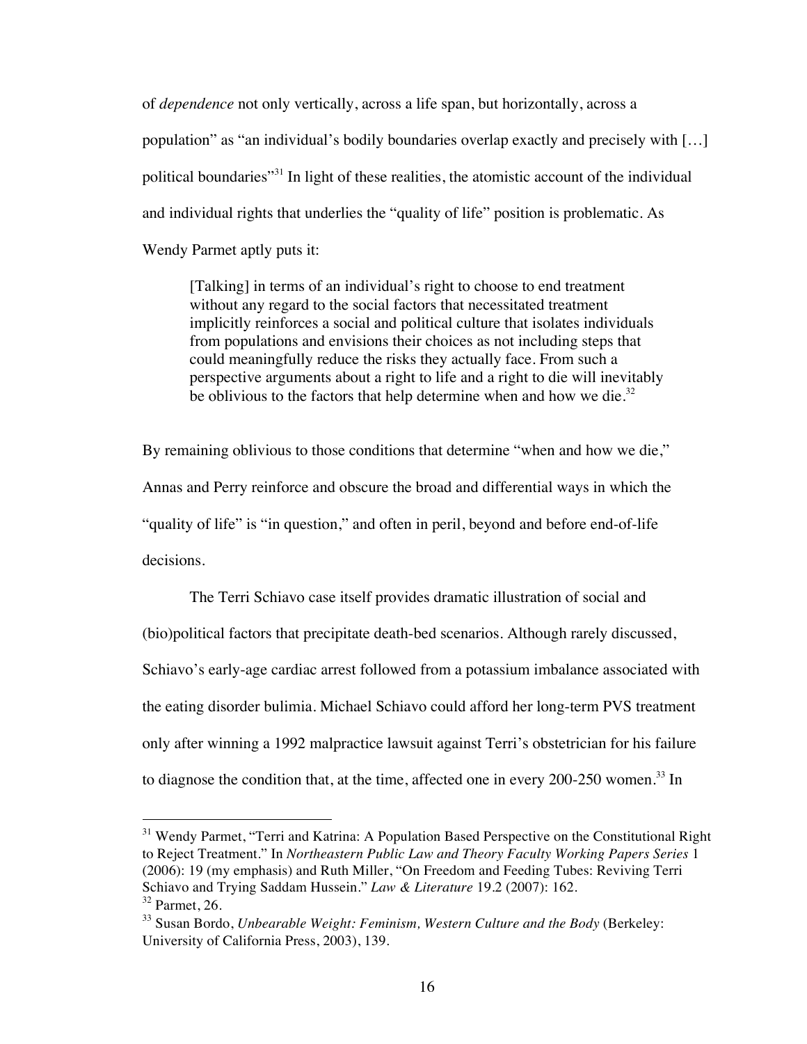of *dependence* not only vertically, across a life span, but horizontally, across a population" as "an individual's bodily boundaries overlap exactly and precisely with […] political boundaries"[31] In light of these realities, the atomistic account of the individual and individual rights that underlies the "quality of life" position is problematic. As Wendy Parmet aptly puts it:

> [Talking] in terms of an individual's right to choose to end treatment without any regard to the social factors that necessitated treatment implicitly reinforces a social and political culture that isolates individuals from populations and envisions their choices as not including steps that could meaningfully reduce the risks they actually face. From such a perspective arguments about a right to life and a right to die will inevitably be oblivious to the factors that help determine when and how we die.[32]

By remaining oblivious to those conditions that determine "when and how we die," Annas and Perry reinforce and obscure the broad and differential ways in which the "quality of life" is "in question," and often in peril, beyond and before end-of-life decisions.

The Terri Schiavo case itself provides dramatic illustration of social and (bio)political factors that precipitate death-bed scenarios. Although rarely discussed, Schiavo's early-age cardiac arrest followed from a potassium imbalance associated with the eating disorder bulimia. Michael Schiavo could afford her long-term PVS treatment only after winning a 1992 malpractice lawsuit against Terri's obstetrician for his failure to diagnose the condition that, at the time, affected one in every 200-250 women.[33] In

---

[31] Wendy Parmet, "Terri and Katrina: A Population Based Perspective on the Constitutional Right to Reject Treatment." In *Northeastern Public Law and Theory Faculty Working Papers Series* 1 (2006): 19 (my emphasis) and Ruth Miller, "On Freedom and Feeding Tubes: Reviving Terri Schiavo and Trying Saddam Hussein." *Law & Literature* 19.2 (2007): 162.

[32] Parmet, 26.

[33] Susan Bordo, *Unbearable Weight: Feminism, Western Culture and the Body* (Berkeley: University of California Press, 2003), 139.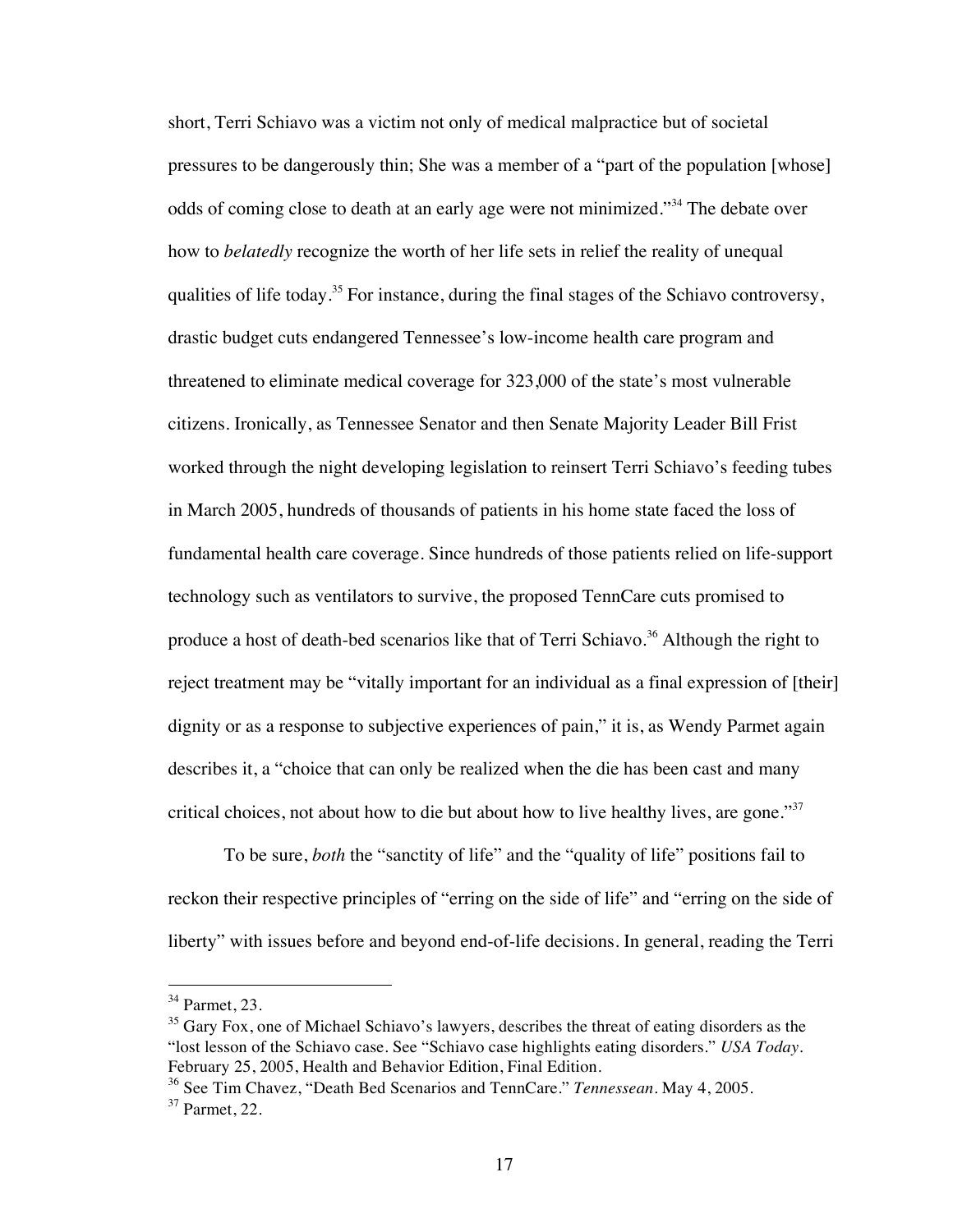short, Terri Schiavo was a victim not only of medical malpractice but of societal pressures to be dangerously thin; She was a member of a "part of the population [whose] odds of coming close to death at an early age were not minimized."[34] The debate over how to *belatedly* recognize the worth of her life sets in relief the reality of unequal qualities of life today.[35] For instance, during the final stages of the Schiavo controversy, drastic budget cuts endangered Tennessee's low-income health care program and threatened to eliminate medical coverage for 323,000 of the state's most vulnerable citizens. Ironically, as Tennessee Senator and then Senate Majority Leader Bill Frist worked through the night developing legislation to reinsert Terri Schiavo's feeding tubes in March 2005, hundreds of thousands of patients in his home state faced the loss of fundamental health care coverage. Since hundreds of those patients relied on life-support technology such as ventilators to survive, the proposed TennCare cuts promised to produce a host of death-bed scenarios like that of Terri Schiavo.[36] Although the right to reject treatment may be "vitally important for an individual as a final expression of [their] dignity or as a response to subjective experiences of pain," it is, as Wendy Parmet again describes it, a "choice that can only be realized when the die has been cast and many critical choices, not about how to die but about how to live healthy lives, are gone."[37]

To be sure, *both* the "sanctity of life" and the "quality of life" positions fail to reckon their respective principles of "erring on the side of life" and "erring on the side of liberty" with issues before and beyond end-of-life decisions. In general, reading the Terri

---

[34] Parmet, 23.

[35] Gary Fox, one of Michael Schiavo's lawyers, describes the threat of eating disorders as the "lost lesson of the Schiavo case. See "Schiavo case highlights eating disorders." *USA Today*. February 25, 2005, Health and Behavior Edition, Final Edition.

[36] See Tim Chavez, "Death Bed Scenarios and TennCare." *Tennessean*. May 4, 2005.

[37] Parmet, 22.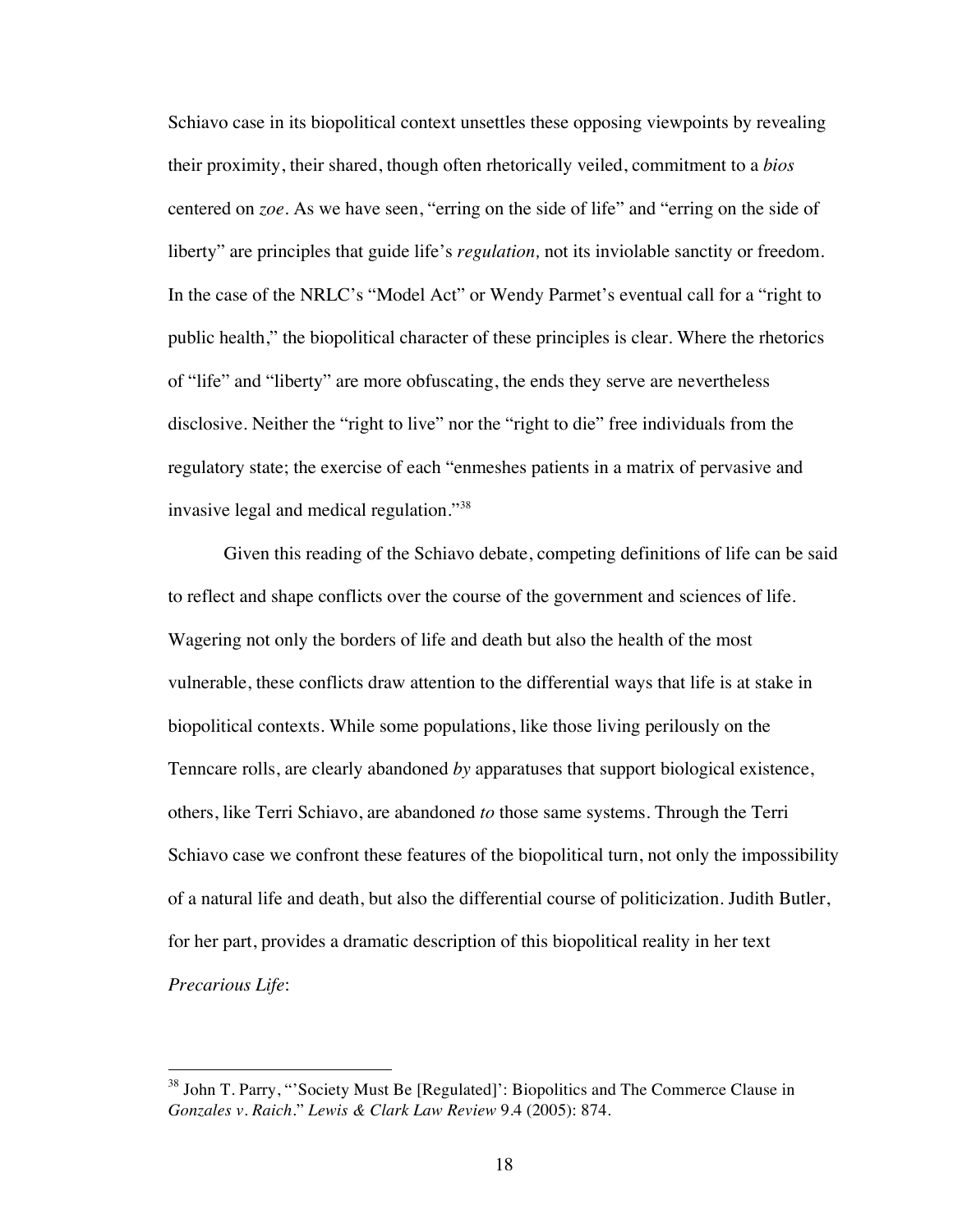Schiavo case in its biopolitical context unsettles these opposing viewpoints by revealing their proximity, their shared, though often rhetorically veiled, commitment to a *bios* centered on *zoe*. As we have seen, "erring on the side of life" and "erring on the side of liberty" are principles that guide life's *regulation,* not its inviolable sanctity or freedom. In the case of the NRLC's "Model Act" or Wendy Parmet's eventual call for a "right to public health," the biopolitical character of these principles is clear. Where the rhetorics of "life" and "liberty" are more obfuscating, the ends they serve are nevertheless disclosive. Neither the "right to live" nor the "right to die" free individuals from the regulatory state; the exercise of each "enmeshes patients in a matrix of pervasive and invasive legal and medical regulation."[38]

Given this reading of the Schiavo debate, competing definitions of life can be said to reflect and shape conflicts over the course of the government and sciences of life. Wagering not only the borders of life and death but also the health of the most vulnerable, these conflicts draw attention to the differential ways that life is at stake in biopolitical contexts. While some populations, like those living perilously on the Tenncare rolls, are clearly abandoned *by* apparatuses that support biological existence, others, like Terri Schiavo, are abandoned *to* those same systems. Through the Terri Schiavo case we confront these features of the biopolitical turn, not only the impossibility of a natural life and death, but also the differential course of politicization. Judith Butler, for her part, provides a dramatic description of this biopolitical reality in her text *Precarious Life*:

---

[38] John T. Parry, "'Society Must Be [Regulated]': Biopolitics and The Commerce Clause in *Gonzales v. Raich*." *Lewis & Clark Law Review* 9.4 (2005): 874.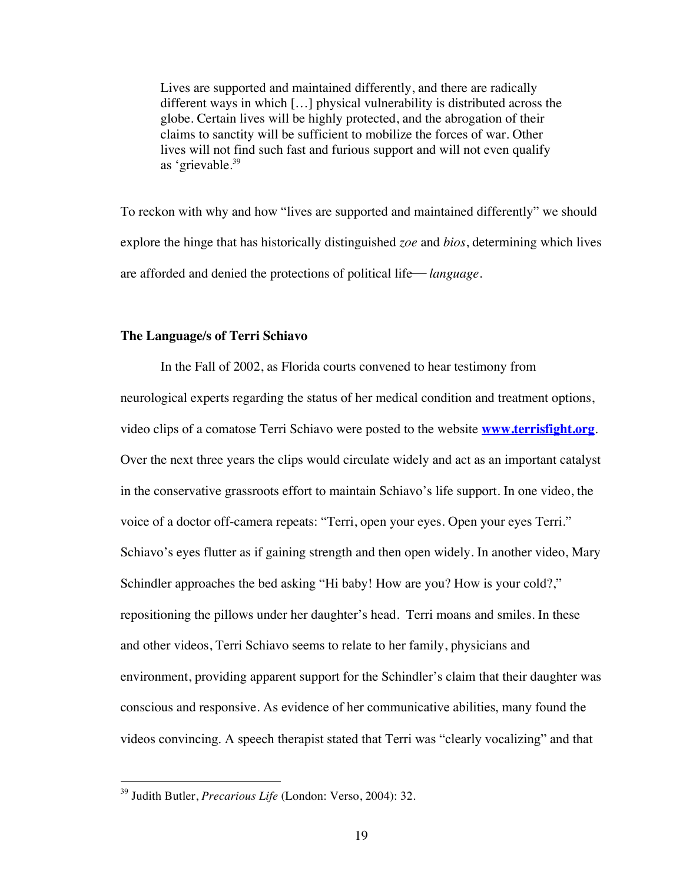> Lives are supported and maintained differently, and there are radically different ways in which […] physical vulnerability is distributed across the globe. Certain lives will be highly protected, and the abrogation of their claims to sanctity will be sufficient to mobilize the forces of war. Other lives will not find such fast and furious support and will not even qualify as 'grievable.[39]

To reckon with why and how "lives are supported and maintained differently" we should explore the hinge that has historically distinguished *zoe* and *bios*, determining which lives are afforded and denied the protections of political life— *language*.

### The Language/s of Terri Schiavo

In the Fall of 2002, as Florida courts convened to hear testimony from neurological experts regarding the status of her medical condition and treatment options, video clips of a comatose Terri Schiavo were posted to the website **[www.terrisfight.org](http://www.terrisfight.org)**. Over the next three years the clips would circulate widely and act as an important catalyst in the conservative grassroots effort to maintain Schiavo's life support. In one video, the voice of a doctor off-camera repeats: "Terri, open your eyes. Open your eyes Terri." Schiavo's eyes flutter as if gaining strength and then open widely. In another video, Mary Schindler approaches the bed asking "Hi baby! How are you? How is your cold?," repositioning the pillows under her daughter's head. Terri moans and smiles. In these and other videos, Terri Schiavo seems to relate to her family, physicians and environment, providing apparent support for the Schindler's claim that their daughter was conscious and responsive. As evidence of her communicative abilities, many found the videos convincing. A speech therapist stated that Terri was "clearly vocalizing" and that

[39] Judith Butler, *Precarious Life* (London: Verso, 2004): 32.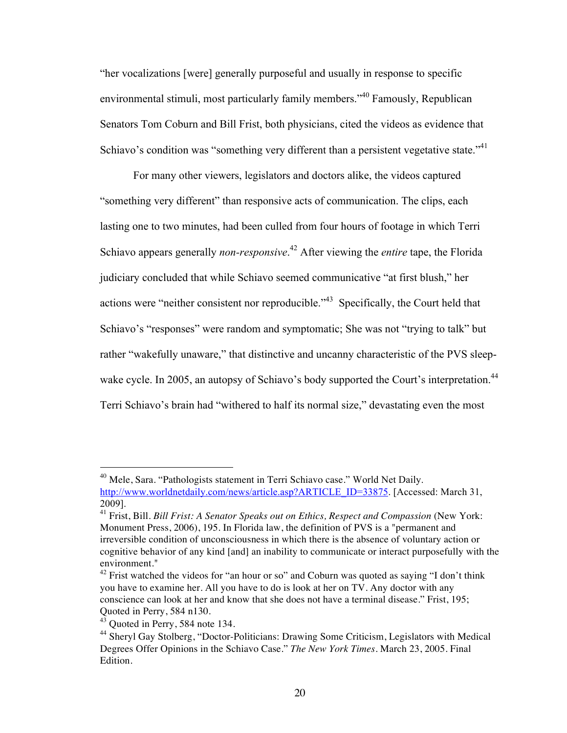"her vocalizations [were] generally purposeful and usually in response to specific environmental stimuli, most particularly family members."[40] Famously, Republican Senators Tom Coburn and Bill Frist, both physicians, cited the videos as evidence that Schiavo's condition was "something very different than a persistent vegetative state."[41]

For many other viewers, legislators and doctors alike, the videos captured "something very different" than responsive acts of communication. The clips, each lasting one to two minutes, had been culled from four hours of footage in which Terri Schiavo appears generally *non-responsive*.[42] After viewing the *entire* tape, the Florida judiciary concluded that while Schiavo seemed communicative "at first blush," her actions were "neither consistent nor reproducible."[43] Specifically, the Court held that Schiavo's "responses" were random and symptomatic; She was not "trying to talk" but rather "wakefully unaware," that distinctive and uncanny characteristic of the PVS sleep-wake cycle. In 2005, an autopsy of Schiavo's body supported the Court's interpretation.[44] Terri Schiavo's brain had "withered to half its normal size," devastating even the most

---

[40] Mele, Sara. "Pathologists statement in Terri Schiavo case." World Net Daily. http://www.worldnetdaily.com/news/article.asp?ARTICLE_ID=33875. [Accessed: March 31, 2009].

[41] Frist, Bill. *Bill Frist: A Senator Speaks out on Ethics, Respect and Compassion* (New York: Monument Press, 2006), 195. In Florida law, the definition of PVS is a "permanent and irreversible condition of unconsciousness in which there is the absence of voluntary action or cognitive behavior of any kind [and] an inability to communicate or interact purposefully with the environment."

[42] Frist watched the videos for "an hour or so" and Coburn was quoted as saying "I don't think you have to examine her. All you have to do is look at her on TV. Any doctor with any conscience can look at her and know that she does not have a terminal disease." Frist, 195; Quoted in Perry, 584 n130.

[43] Quoted in Perry, 584 note 134.

[44] Sheryl Gay Stolberg, "Doctor-Politicians: Drawing Some Criticism, Legislators with Medical Degrees Offer Opinions in the Schiavo Case." *The New York Times*. March 23, 2005. Final Edition.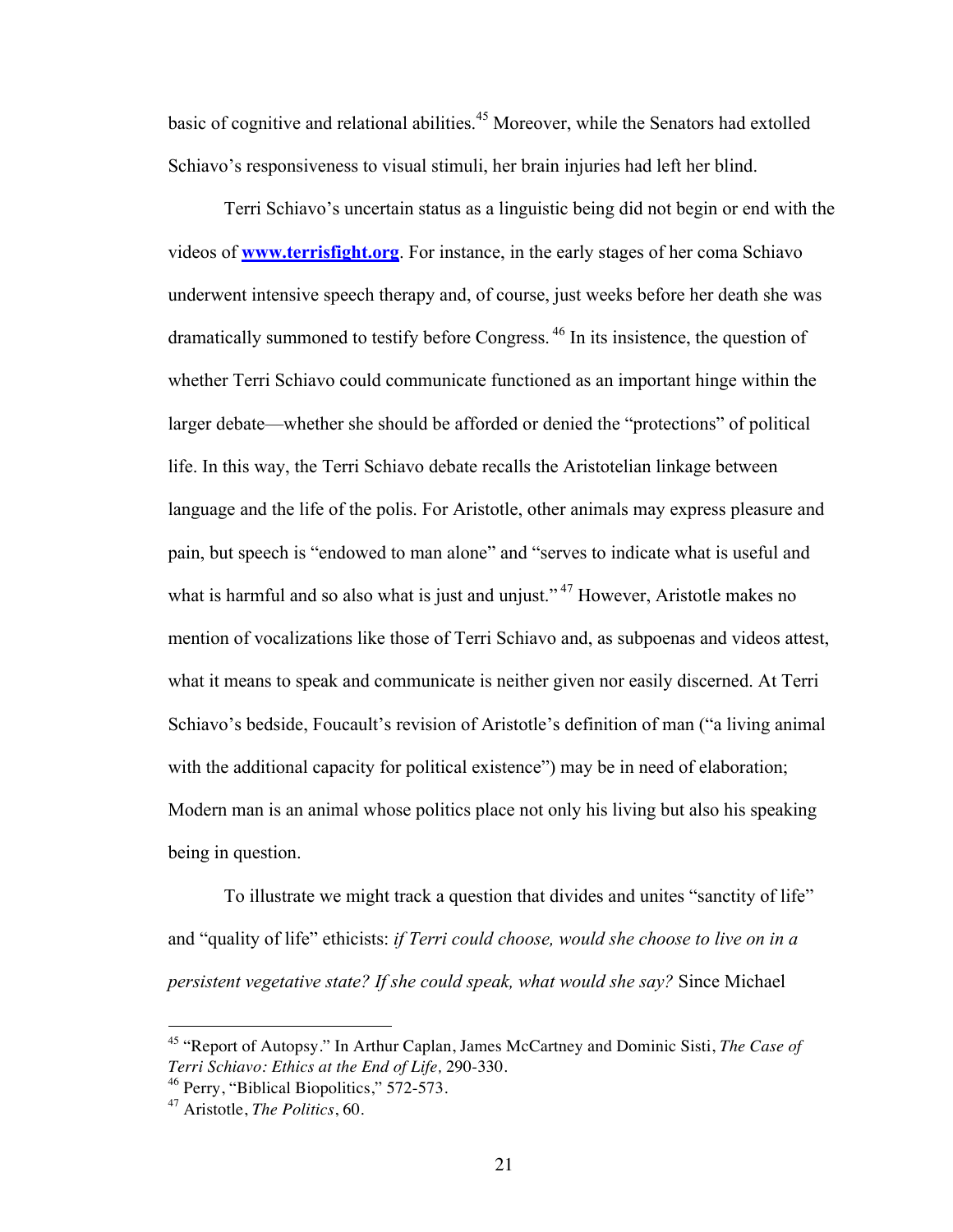basic of cognitive and relational abilities.[45] Moreover, while the Senators had extolled Schiavo's responsiveness to visual stimuli, her brain injuries had left her blind.

Terri Schiavo's uncertain status as a linguistic being did not begin or end with the videos of **www.terrisfight.org**. For instance, in the early stages of her coma Schiavo underwent intensive speech therapy and, of course, just weeks before her death she was dramatically summoned to testify before Congress.[46] In its insistence, the question of whether Terri Schiavo could communicate functioned as an important hinge within the larger debate—whether she should be afforded or denied the "protections" of political life. In this way, the Terri Schiavo debate recalls the Aristotelian linkage between language and the life of the polis. For Aristotle, other animals may express pleasure and pain, but speech is "endowed to man alone" and "serves to indicate what is useful and what is harmful and so also what is just and unjust."[47] However, Aristotle makes no mention of vocalizations like those of Terri Schiavo and, as subpoenas and videos attest, what it means to speak and communicate is neither given nor easily discerned. At Terri Schiavo's bedside, Foucault's revision of Aristotle's definition of man ("a living animal with the additional capacity for political existence") may be in need of elaboration; Modern man is an animal whose politics place not only his living but also his speaking being in question.

To illustrate we might track a question that divides and unites "sanctity of life" and "quality of life" ethicists: *if Terri could choose, would she choose to live on in a persistent vegetative state? If she could speak, what would she say?* Since Michael

---

[45] "Report of Autopsy." In Arthur Caplan, James McCartney and Dominic Sisti, *The Case of Terri Schiavo: Ethics at the End of Life*, 290-330.

[46] Perry, "Biblical Biopolitics," 572-573.

[47] Aristotle, *The Politics*, 60.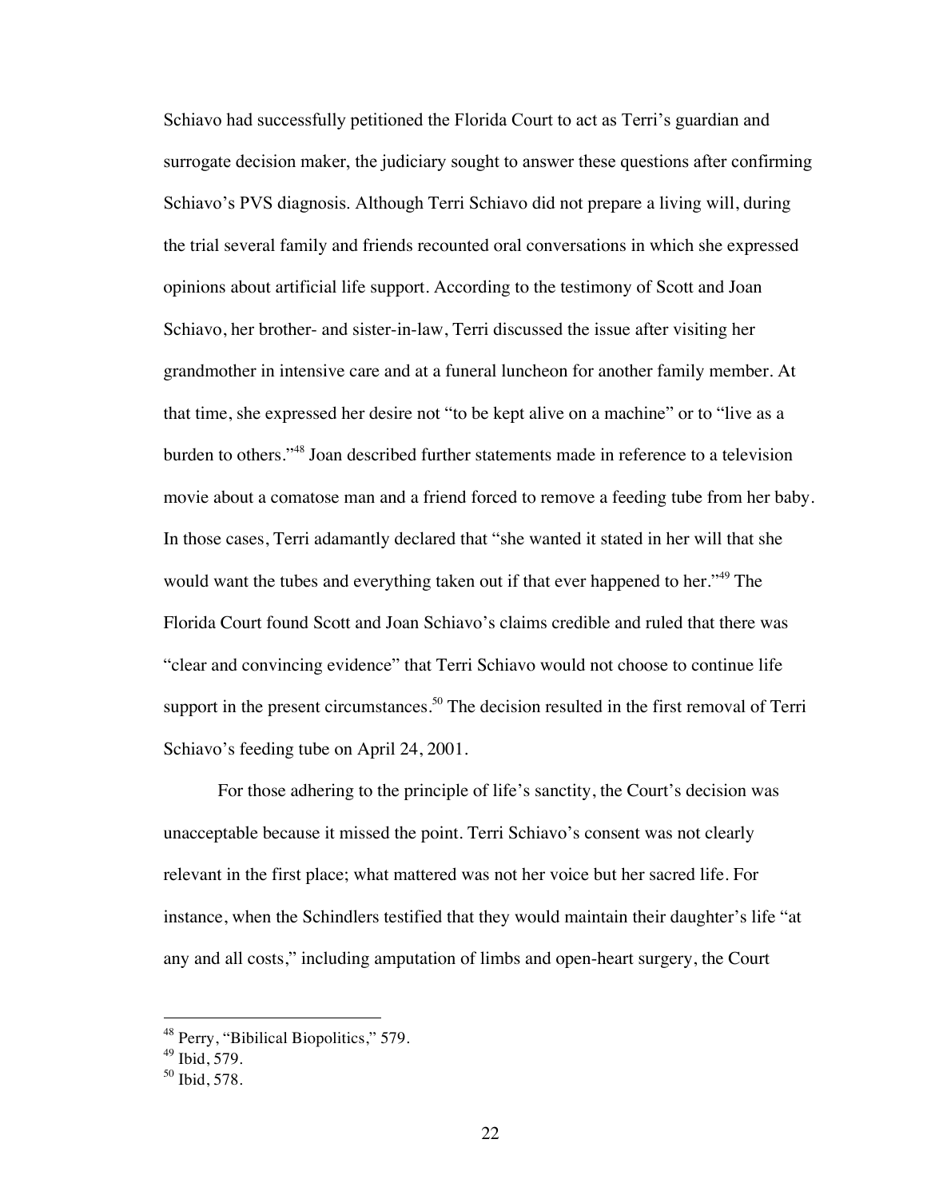Schiavo had successfully petitioned the Florida Court to act as Terri's guardian and surrogate decision maker, the judiciary sought to answer these questions after confirming Schiavo's PVS diagnosis. Although Terri Schiavo did not prepare a living will, during the trial several family and friends recounted oral conversations in which she expressed opinions about artificial life support. According to the testimony of Scott and Joan Schiavo, her brother- and sister-in-law, Terri discussed the issue after visiting her grandmother in intensive care and at a funeral luncheon for another family member. At that time, she expressed her desire not "to be kept alive on a machine" or to "live as a burden to others."[48] Joan described further statements made in reference to a television movie about a comatose man and a friend forced to remove a feeding tube from her baby. In those cases, Terri adamantly declared that "she wanted it stated in her will that she would want the tubes and everything taken out if that ever happened to her."[49] The Florida Court found Scott and Joan Schiavo's claims credible and ruled that there was "clear and convincing evidence" that Terri Schiavo would not choose to continue life support in the present circumstances.[50] The decision resulted in the first removal of Terri Schiavo's feeding tube on April 24, 2001.

For those adhering to the principle of life's sanctity, the Court's decision was unacceptable because it missed the point. Terri Schiavo's consent was not clearly relevant in the first place; what mattered was not her voice but her sacred life. For instance, when the Schindlers testified that they would maintain their daughter's life "at any and all costs," including amputation of limbs and open-heart surgery, the Court

---

[48] Perry, "Bibilical Biopolitics," 579.

[49] Ibid, 579.

[50] Ibid, 578.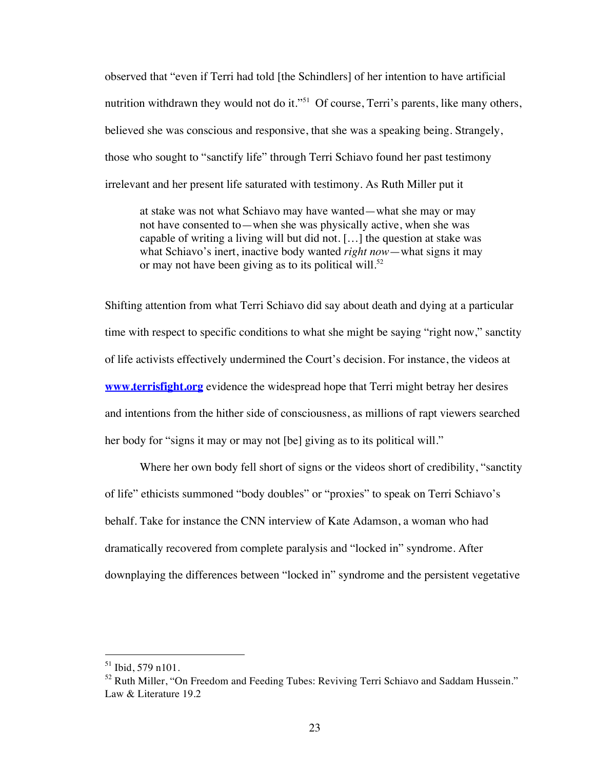observed that "even if Terri had told [the Schindlers] of her intention to have artificial nutrition withdrawn they would not do it."[51] Of course, Terri's parents, like many others, believed she was conscious and responsive, that she was a speaking being. Strangely, those who sought to "sanctify life" through Terri Schiavo found her past testimony irrelevant and her present life saturated with testimony. As Ruth Miller put it

> at stake was not what Schiavo may have wanted—what she may or may not have consented to—when she was physically active, when she was capable of writing a living will but did not. [...] the question at stake was what Schiavo's inert, inactive body wanted *right now*—what signs it may or may not have been giving as to its political will.[52]

Shifting attention from what Terri Schiavo did say about death and dying at a particular time with respect to specific conditions to what she might be saying "right now," sanctity of life activists effectively undermined the Court's decision. For instance, the videos at **www.terrisfight.org** evidence the widespread hope that Terri might betray her desires and intentions from the hither side of consciousness, as millions of rapt viewers searched her body for "signs it may or may not [be] giving as to its political will."

Where her own body fell short of signs or the videos short of credibility, "sanctity of life" ethicists summoned "body doubles" or "proxies" to speak on Terri Schiavo's behalf. Take for instance the CNN interview of Kate Adamson, a woman who had dramatically recovered from complete paralysis and "locked in" syndrome. After downplaying the differences between "locked in" syndrome and the persistent vegetative

---

[51] Ibid, 579 n101.

[52] Ruth Miller, "On Freedom and Feeding Tubes: Reviving Terri Schiavo and Saddam Hussein." Law & Literature 19.2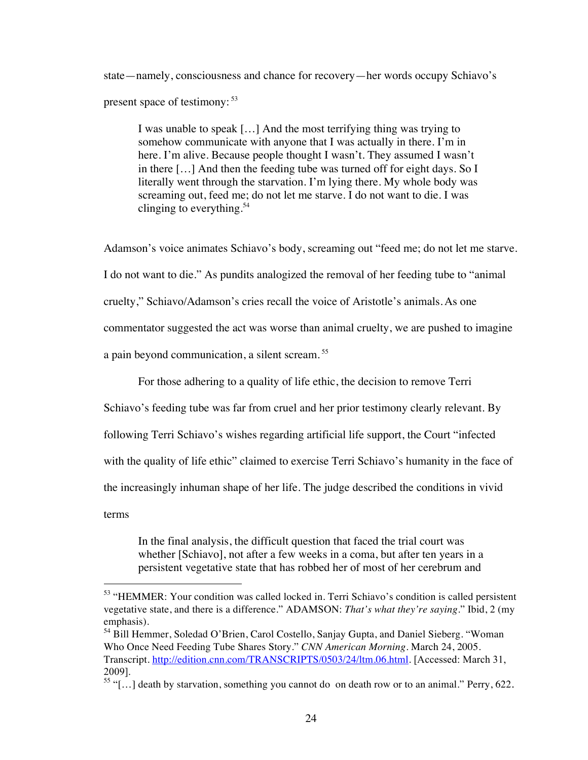state—namely, consciousness and chance for recovery—her words occupy Schiavo's present space of testimony:[53]

> I was unable to speak […] And the most terrifying thing was trying to somehow communicate with anyone that I was actually in there. I'm in here. I'm alive. Because people thought I wasn't. They assumed I wasn't in there […] And then the feeding tube was turned off for eight days. So I literally went through the starvation. I'm lying there. My whole body was screaming out, feed me; do not let me starve. I do not want to die. I was clinging to everything.[54]

Adamson's voice animates Schiavo's body, screaming out "feed me; do not let me starve. I do not want to die." As pundits analogized the removal of her feeding tube to "animal cruelty," Schiavo/Adamson's cries recall the voice of Aristotle's animals. As one commentator suggested the act was worse than animal cruelty, we are pushed to imagine a pain beyond communication, a silent scream.[55]

For those adhering to a quality of life ethic, the decision to remove Terri Schiavo's feeding tube was far from cruel and her prior testimony clearly relevant. By following Terri Schiavo's wishes regarding artificial life support, the Court "infected with the quality of life ethic" claimed to exercise Terri Schiavo's humanity in the face of the increasingly inhuman shape of her life. The judge described the conditions in vivid terms

> In the final analysis, the difficult question that faced the trial court was whether [Schiavo], not after a few weeks in a coma, but after ten years in a persistent vegetative state that has robbed her of most of her cerebrum and

---

[53] "HEMMER: Your condition was called locked in. Terri Schiavo's condition is called persistent vegetative state, and there is a difference." ADAMSON: *That's what they're saying*." Ibid, 2 (my emphasis).

[54] Bill Hemmer, Soledad O'Brien, Carol Costello, Sanjay Gupta, and Daniel Sieberg. "Woman Who Once Need Feeding Tube Shares Story." *CNN American Morning*. March 24, 2005. Transcript. http://edition.cnn.com/TRANSCRIPTS/0503/24/ltm.06.html. [Accessed: March 31, 2009].

[55] "[…] death by starvation, something you cannot do on death row or to an animal." Perry, 622.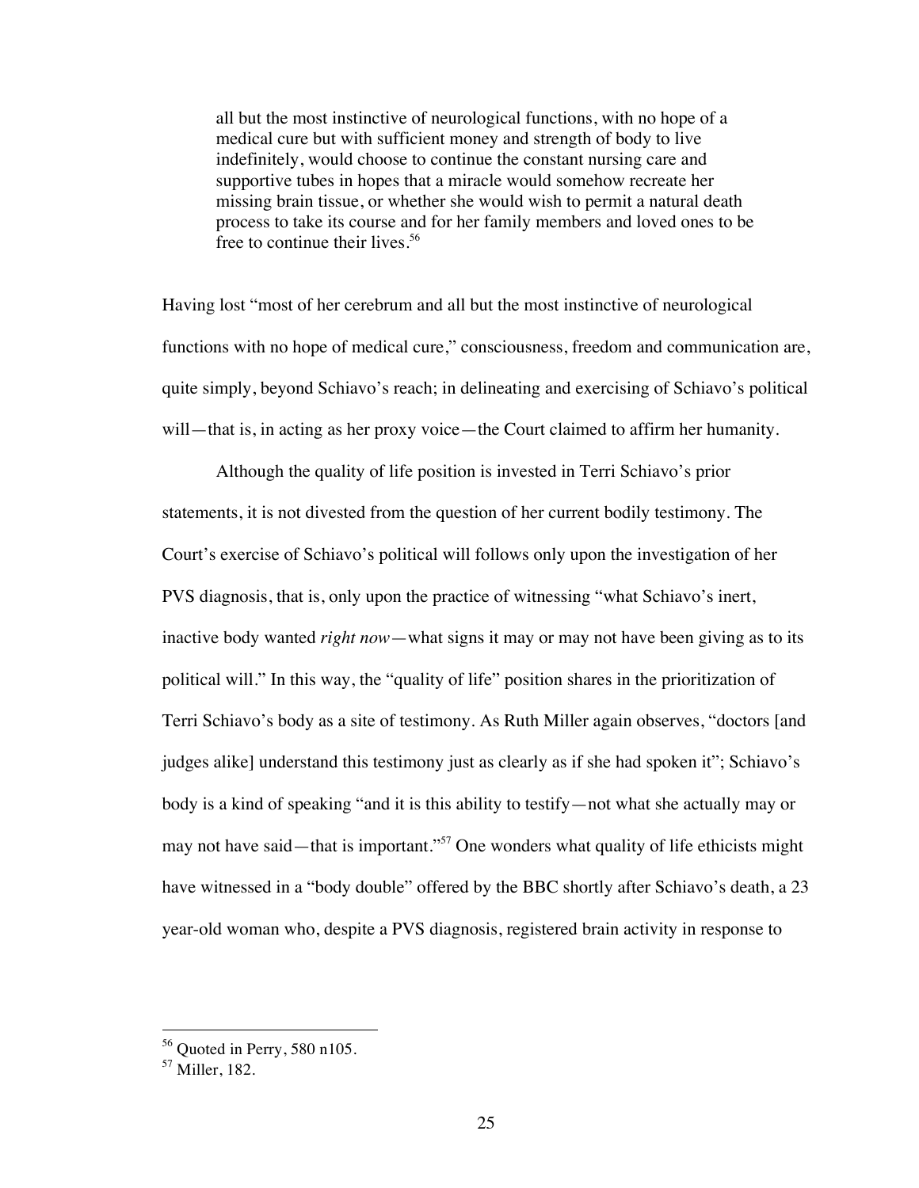> all but the most instinctive of neurological functions, with no hope of a medical cure but with sufficient money and strength of body to live indefinitely, would choose to continue the constant nursing care and supportive tubes in hopes that a miracle would somehow recreate her missing brain tissue, or whether she would wish to permit a natural death process to take its course and for her family members and loved ones to be free to continue their lives.[56]

Having lost "most of her cerebrum and all but the most instinctive of neurological functions with no hope of medical cure," consciousness, freedom and communication are, quite simply, beyond Schiavo's reach; in delineating and exercising of Schiavo's political will—that is, in acting as her proxy voice—the Court claimed to affirm her humanity.

Although the quality of life position is invested in Terri Schiavo's prior statements, it is not divested from the question of her current bodily testimony. The Court's exercise of Schiavo's political will follows only upon the investigation of her PVS diagnosis, that is, only upon the practice of witnessing "what Schiavo's inert, inactive body wanted *right now*—what signs it may or may not have been giving as to its political will." In this way, the "quality of life" position shares in the prioritization of Terri Schiavo's body as a site of testimony. As Ruth Miller again observes, "doctors [and judges alike] understand this testimony just as clearly as if she had spoken it"; Schiavo's body is a kind of speaking "and it is this ability to testify—not what she actually may or may not have said—that is important."[57] One wonders what quality of life ethicists might have witnessed in a "body double" offered by the BBC shortly after Schiavo's death, a 23 year-old woman who, despite a PVS diagnosis, registered brain activity in response to

---

[56] Quoted in Perry, 580 n105.

[57] Miller, 182.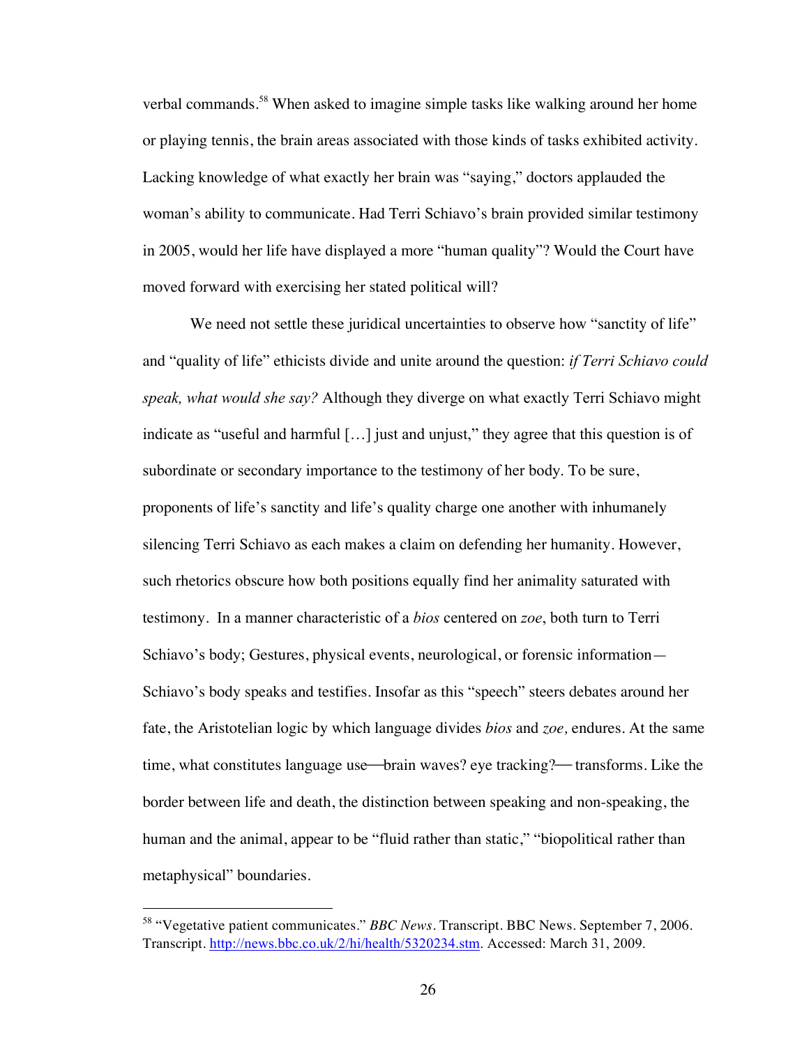verbal commands.[58] When asked to imagine simple tasks like walking around her home or playing tennis, the brain areas associated with those kinds of tasks exhibited activity. Lacking knowledge of what exactly her brain was "saying," doctors applauded the woman's ability to communicate. Had Terri Schiavo's brain provided similar testimony in 2005, would her life have displayed a more "human quality"? Would the Court have moved forward with exercising her stated political will?

We need not settle these juridical uncertainties to observe how "sanctity of life" and "quality of life" ethicists divide and unite around the question: *if Terri Schiavo could speak, what would she say?* Although they diverge on what exactly Terri Schiavo might indicate as "useful and harmful […] just and unjust," they agree that this question is of subordinate or secondary importance to the testimony of her body. To be sure, proponents of life's sanctity and life's quality charge one another with inhumanely silencing Terri Schiavo as each makes a claim on defending her humanity. However, such rhetorics obscure how both positions equally find her animality saturated with testimony. In a manner characteristic of a *bios* centered on *zoe*, both turn to Terri Schiavo's body; Gestures, physical events, neurological, or forensic information— Schiavo's body speaks and testifies. Insofar as this "speech" steers debates around her fate, the Aristotelian logic by which language divides *bios* and *zoe,* endures. At the same time, what constitutes language use—brain waves? eye tracking?— transforms. Like the border between life and death, the distinction between speaking and non-speaking, the human and the animal, appear to be "fluid rather than static," "biopolitical rather than metaphysical" boundaries.

---

[58] "Vegetative patient communicates." *BBC News*. Transcript. BBC News. September 7, 2006. Transcript. http://news.bbc.co.uk/2/hi/health/5320234.stm. Accessed: March 31, 2009.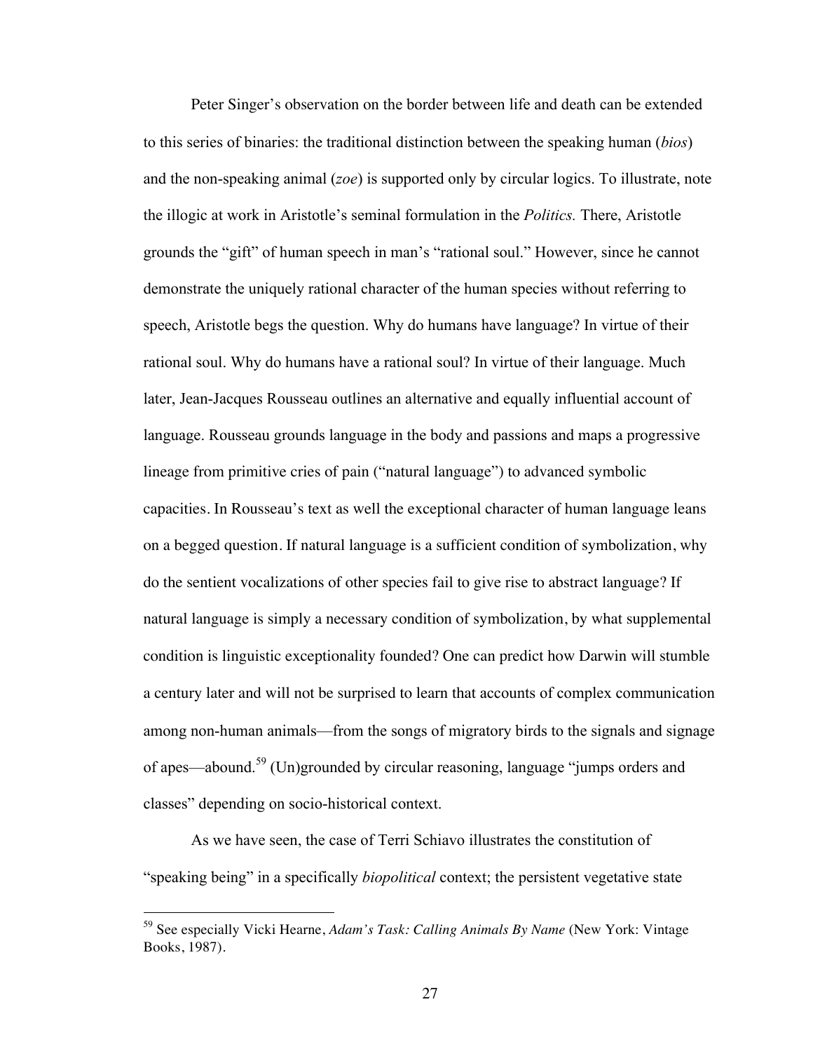Peter Singer's observation on the border between life and death can be extended to this series of binaries: the traditional distinction between the speaking human (*bios*) and the non-speaking animal (*zoe*) is supported only by circular logics. To illustrate, note the illogic at work in Aristotle's seminal formulation in the *Politics.* There, Aristotle grounds the "gift" of human speech in man's "rational soul." However, since he cannot demonstrate the uniquely rational character of the human species without referring to speech, Aristotle begs the question. Why do humans have language? In virtue of their rational soul. Why do humans have a rational soul? In virtue of their language. Much later, Jean-Jacques Rousseau outlines an alternative and equally influential account of language. Rousseau grounds language in the body and passions and maps a progressive lineage from primitive cries of pain ("natural language") to advanced symbolic capacities. In Rousseau's text as well the exceptional character of human language leans on a begged question. If natural language is a sufficient condition of symbolization, why do the sentient vocalizations of other species fail to give rise to abstract language? If natural language is simply a necessary condition of symbolization, by what supplemental condition is linguistic exceptionality founded? One can predict how Darwin will stumble a century later and will not be surprised to learn that accounts of complex communication among non-human animals—from the songs of migratory birds to the signals and signage of apes—abound.[59] (Un)grounded by circular reasoning, language "jumps orders and classes" depending on socio-historical context.

As we have seen, the case of Terri Schiavo illustrates the constitution of "speaking being" in a specifically *biopolitical* context; the persistent vegetative state

[59] See especially Vicki Hearne, *Adam's Task: Calling Animals By Name* (New York: Vintage Books, 1987).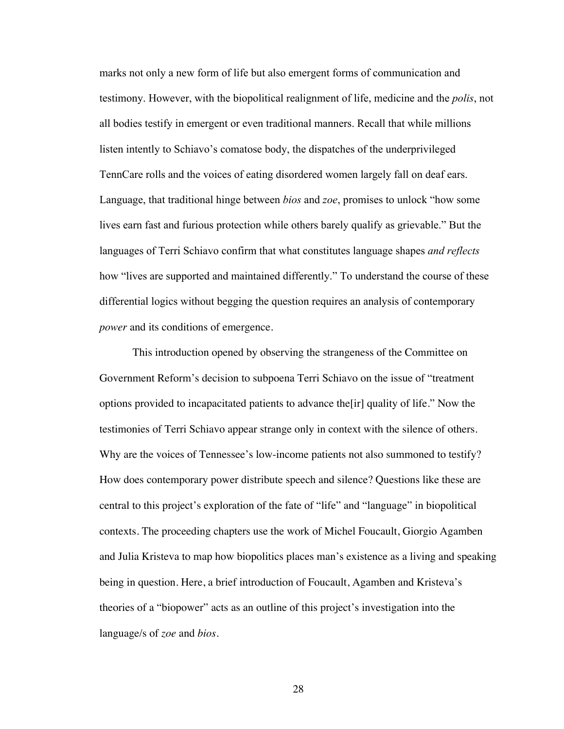marks not only a new form of life but also emergent forms of communication and testimony. However, with the biopolitical realignment of life, medicine and the *polis*, not all bodies testify in emergent or even traditional manners. Recall that while millions listen intently to Schiavo's comatose body, the dispatches of the underprivileged TennCare rolls and the voices of eating disordered women largely fall on deaf ears. Language, that traditional hinge between *bios* and *zoe*, promises to unlock "how some lives earn fast and furious protection while others barely qualify as grievable." But the languages of Terri Schiavo confirm that what constitutes language shapes *and reflects* how "lives are supported and maintained differently." To understand the course of these differential logics without begging the question requires an analysis of contemporary *power* and its conditions of emergence.

This introduction opened by observing the strangeness of the Committee on Government Reform's decision to subpoena Terri Schiavo on the issue of "treatment options provided to incapacitated patients to advance the[ir] quality of life." Now the testimonies of Terri Schiavo appear strange only in context with the silence of others. Why are the voices of Tennessee's low-income patients not also summoned to testify? How does contemporary power distribute speech and silence? Questions like these are central to this project's exploration of the fate of "life" and "language" in biopolitical contexts. The proceeding chapters use the work of Michel Foucault, Giorgio Agamben and Julia Kristeva to map how biopolitics places man's existence as a living and speaking being in question. Here, a brief introduction of Foucault, Agamben and Kristeva's theories of a "biopower" acts as an outline of this project's investigation into the language/s of *zoe* and *bios*.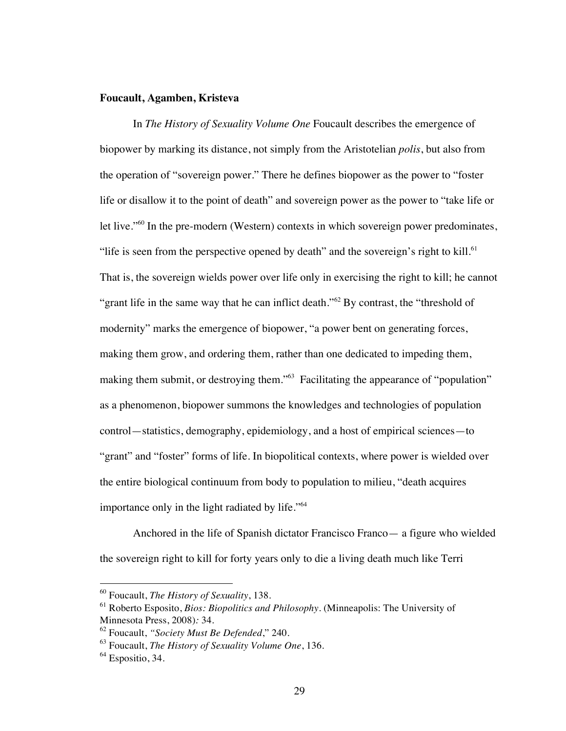**Foucault, Agamben, Kristeva**

In *The History of Sexuality Volume One* Foucault describes the emergence of biopower by marking its distance, not simply from the Aristotelian *polis*, but also from the operation of "sovereign power." There he defines biopower as the power to "foster life or disallow it to the point of death" and sovereign power as the power to "take life or let live."[60] In the pre-modern (Western) contexts in which sovereign power predominates, "life is seen from the perspective opened by death" and the sovereign's right to kill.[61] That is, the sovereign wields power over life only in exercising the right to kill; he cannot "grant life in the same way that he can inflict death."[62] By contrast, the "threshold of modernity" marks the emergence of biopower, "a power bent on generating forces, making them grow, and ordering them, rather than one dedicated to impeding them, making them submit, or destroying them."[63] Facilitating the appearance of "population" as a phenomenon, biopower summons the knowledges and technologies of population control—statistics, demography, epidemiology, and a host of empirical sciences—to "grant" and "foster" forms of life. In biopolitical contexts, where power is wielded over the entire biological continuum from body to population to milieu, "death acquires importance only in the light radiated by life."[64]

Anchored in the life of Spanish dictator Francisco Franco— a figure who wielded the sovereign right to kill for forty years only to die a living death much like Terri

---

[60] Foucault, *The History of Sexuality*, 138.

[61] Roberto Esposito, *Bios: Biopolitics and Philosophy*. (Minneapolis: The University of Minnesota Press, 2008)*:* 34.

[62] Foucault, *"Society Must Be Defended*," 240.

[63] Foucault, *The History of Sexuality Volume One*, 136.

[64] Espositio, 34.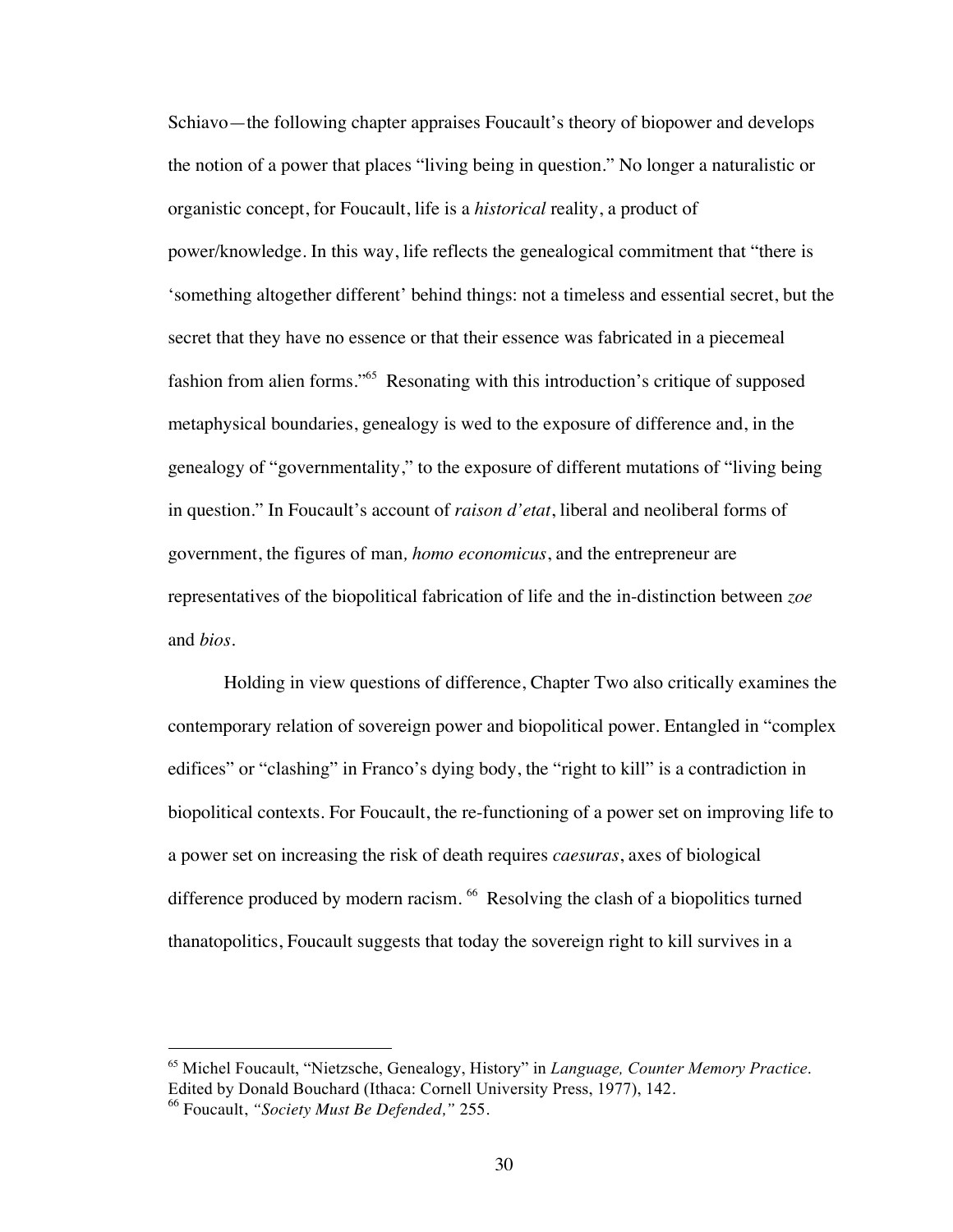Schiavo—the following chapter appraises Foucault's theory of biopower and develops the notion of a power that places "living being in question." No longer a naturalistic or organistic concept, for Foucault, life is a *historical* reality, a product of power/knowledge. In this way, life reflects the genealogical commitment that "there is 'something altogether different' behind things: not a timeless and essential secret, but the secret that they have no essence or that their essence was fabricated in a piecemeal fashion from alien forms."[65] Resonating with this introduction's critique of supposed metaphysical boundaries, genealogy is wed to the exposure of difference and, in the genealogy of "governmentality," to the exposure of different mutations of "living being in question." In Foucault's account of *raison d'etat*, liberal and neoliberal forms of government, the figures of man, *homo economicus*, and the entrepreneur are representatives of the biopolitical fabrication of life and the in-distinction between *zoe* and *bios*.

Holding in view questions of difference, Chapter Two also critically examines the contemporary relation of sovereign power and biopolitical power. Entangled in "complex edifices" or "clashing" in Franco's dying body, the "right to kill" is a contradiction in biopolitical contexts. For Foucault, the re-functioning of a power set on improving life to a power set on increasing the risk of death requires *caesuras*, axes of biological difference produced by modern racism.[66] Resolving the clash of a biopolitics turned thanatopolitics, Foucault suggests that today the sovereign right to kill survives in a

---

[65] Michel Foucault, "Nietzsche, Genealogy, History" in *Language, Counter Memory Practice.* Edited by Donald Bouchard (Ithaca: Cornell University Press, 1977), 142.

[66] Foucault, *"Society Must Be Defended,"* 255.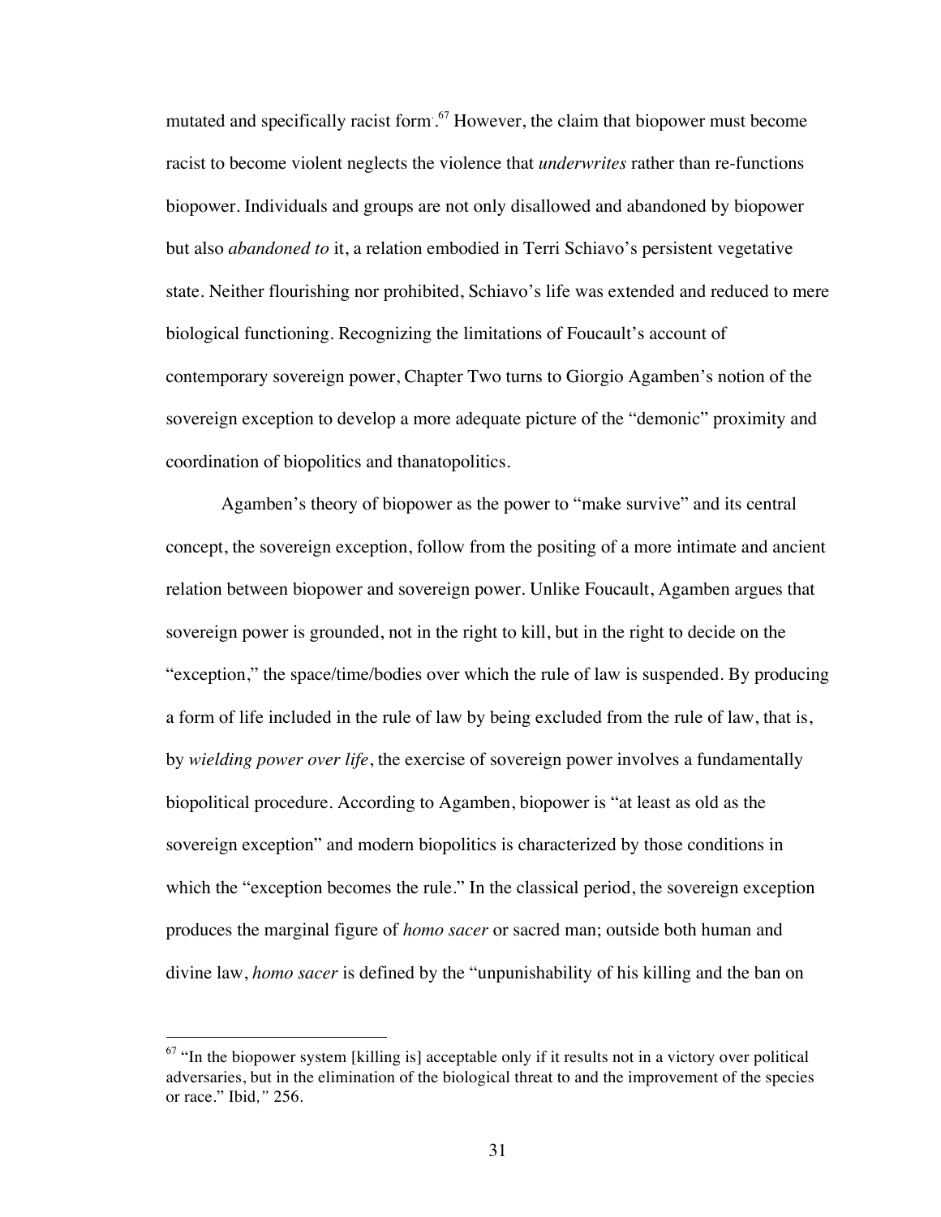mutated and specifically racist form.[67] However, the claim that biopower must become racist to become violent neglects the violence that *underwrites* rather than re-functions biopower. Individuals and groups are not only disallowed and abandoned by biopower but also *abandoned to* it, a relation embodied in Terri Schiavo's persistent vegetative state. Neither flourishing nor prohibited, Schiavo's life was extended and reduced to mere biological functioning. Recognizing the limitations of Foucault's account of contemporary sovereign power, Chapter Two turns to Giorgio Agamben's notion of the sovereign exception to develop a more adequate picture of the "demonic" proximity and coordination of biopolitics and thanatopolitics.

Agamben's theory of biopower as the power to "make survive" and its central concept, the sovereign exception, follow from the positing of a more intimate and ancient relation between biopower and sovereign power. Unlike Foucault, Agamben argues that sovereign power is grounded, not in the right to kill, but in the right to decide on the "exception," the space/time/bodies over which the rule of law is suspended. By producing a form of life included in the rule of law by being excluded from the rule of law, that is, by *wielding power over life*, the exercise of sovereign power involves a fundamentally biopolitical procedure. According to Agamben, biopower is "at least as old as the sovereign exception" and modern biopolitics is characterized by those conditions in which the "exception becomes the rule." In the classical period, the sovereign exception produces the marginal figure of *homo sacer* or sacred man; outside both human and divine law, *homo sacer* is defined by the "unpunishability of his killing and the ban on

---

[67] "In the biopower system [killing is] acceptable only if it results not in a victory over political adversaries, but in the elimination of the biological threat to and the improvement of the species or race." Ibid*,"* 256.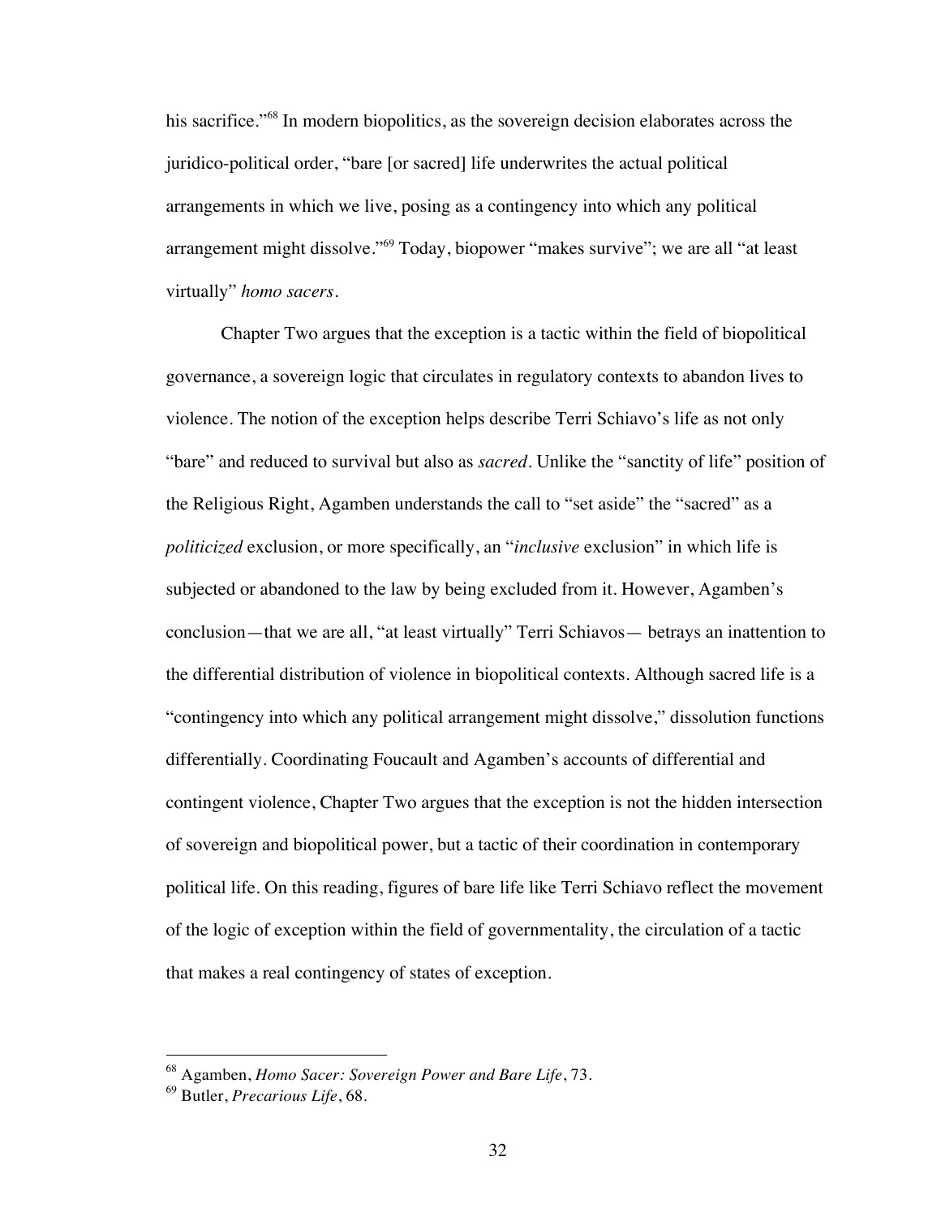his sacrifice."[68] In modern biopolitics, as the sovereign decision elaborates across the juridico-political order, "bare [or sacred] life underwrites the actual political arrangements in which we live, posing as a contingency into which any political arrangement might dissolve."[69] Today, biopower "makes survive"; we are all "at least virtually" *homo sacers*.

Chapter Two argues that the exception is a tactic within the field of biopolitical governance, a sovereign logic that circulates in regulatory contexts to abandon lives to violence. The notion of the exception helps describe Terri Schiavo's life as not only "bare" and reduced to survival but also as *sacred*. Unlike the "sanctity of life" position of the Religious Right, Agamben understands the call to "set aside" the "sacred" as a *politicized* exclusion, or more specifically, an "*inclusive* exclusion" in which life is subjected or abandoned to the law by being excluded from it. However, Agamben's conclusion—that we are all, "at least virtually" Terri Schiavos— betrays an inattention to the differential distribution of violence in biopolitical contexts. Although sacred life is a "contingency into which any political arrangement might dissolve," dissolution functions differentially. Coordinating Foucault and Agamben's accounts of differential and contingent violence, Chapter Two argues that the exception is not the hidden intersection of sovereign and biopolitical power, but a tactic of their coordination in contemporary political life. On this reading, figures of bare life like Terri Schiavo reflect the movement of the logic of exception within the field of governmentality, the circulation of a tactic that makes a real contingency of states of exception.

---

[68] Agamben, *Homo Sacer: Sovereign Power and Bare Life*, 73.

[69] Butler, *Precarious Life*, 68.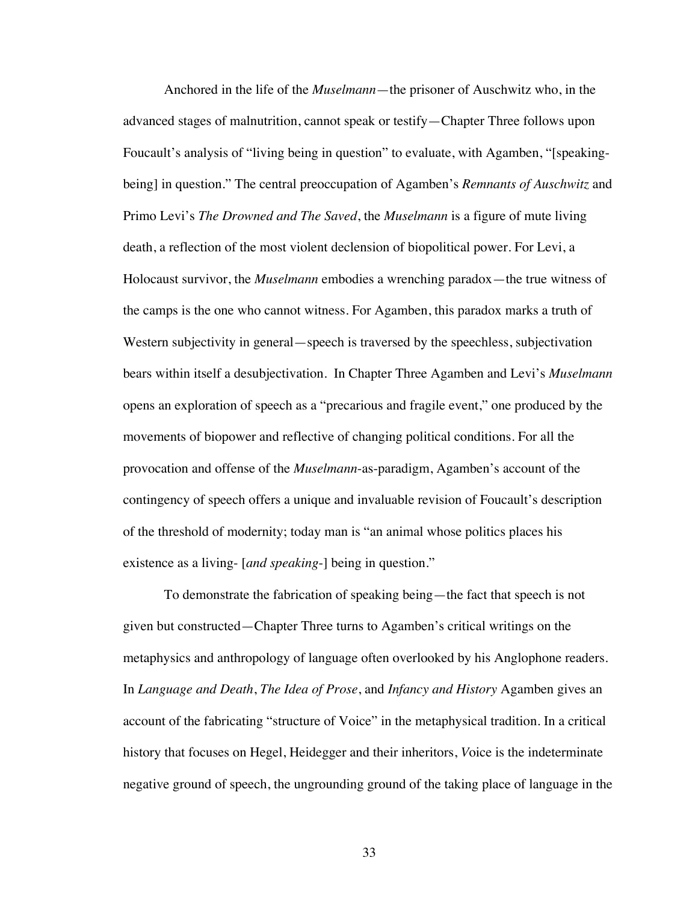Anchored in the life of the *Muselmann*—the prisoner of Auschwitz who, in the advanced stages of malnutrition, cannot speak or testify—Chapter Three follows upon Foucault's analysis of "living being in question" to evaluate, with Agamben, "[speaking-being] in question." The central preoccupation of Agamben's *Remnants of Auschwitz* and Primo Levi's *The Drowned and The Saved*, the *Muselmann* is a figure of mute living death, a reflection of the most violent declension of biopolitical power. For Levi, a Holocaust survivor, the *Muselmann* embodies a wrenching paradox—the true witness of the camps is the one who cannot witness. For Agamben, this paradox marks a truth of Western subjectivity in general—speech is traversed by the speechless, subjectivation bears within itself a desubjectivation. In Chapter Three Agamben and Levi's *Muselmann* opens an exploration of speech as a "precarious and fragile event," one produced by the movements of biopower and reflective of changing political conditions. For all the provocation and offense of the *Muselmann*-as-paradigm, Agamben's account of the contingency of speech offers a unique and invaluable revision of Foucault's description of the threshold of modernity; today man is "an animal whose politics places his existence as a living- [*and speaking-*] being in question."

To demonstrate the fabrication of speaking being—the fact that speech is not given but constructed—Chapter Three turns to Agamben's critical writings on the metaphysics and anthropology of language often overlooked by his Anglophone readers. In *Language and Death*, *The Idea of Prose*, and *Infancy and History* Agamben gives an account of the fabricating "structure of Voice" in the metaphysical tradition. In a critical history that focuses on Hegel, Heidegger and their inheritors, *V*oice is the indeterminate negative ground of speech, the ungrounding ground of the taking place of language in the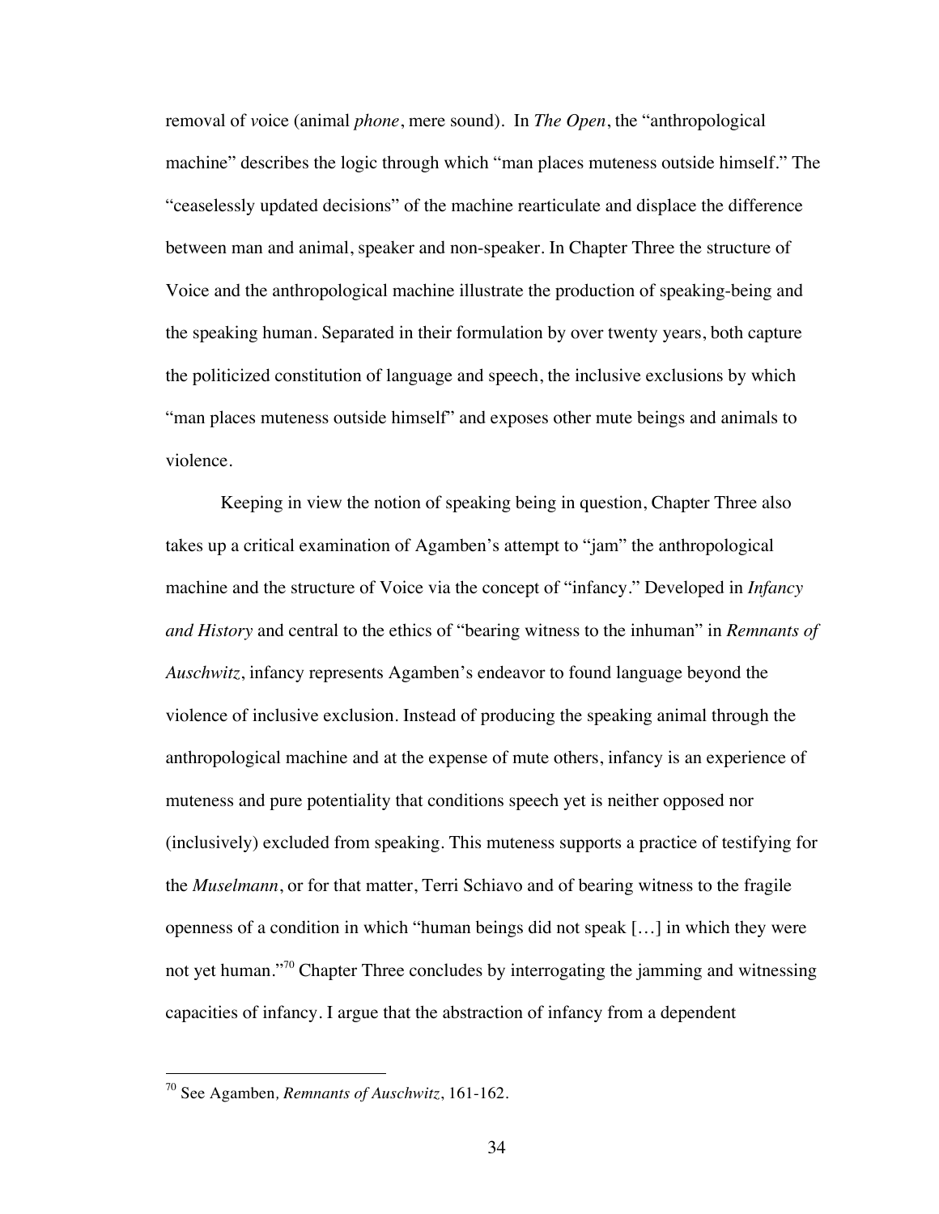removal of *v*oice (animal *phone*, mere sound). In *The Open*, the "anthropological machine" describes the logic through which "man places muteness outside himself." The "ceaselessly updated decisions" of the machine rearticulate and displace the difference between man and animal, speaker and non-speaker. In Chapter Three the structure of Voice and the anthropological machine illustrate the production of speaking-being and the speaking human. Separated in their formulation by over twenty years, both capture the politicized constitution of language and speech, the inclusive exclusions by which "man places muteness outside himself" and exposes other mute beings and animals to violence.

Keeping in view the notion of speaking being in question, Chapter Three also takes up a critical examination of Agamben's attempt to "jam" the anthropological machine and the structure of Voice via the concept of "infancy." Developed in *Infancy and History* and central to the ethics of "bearing witness to the inhuman" in *Remnants of Auschwitz*, infancy represents Agamben's endeavor to found language beyond the violence of inclusive exclusion. Instead of producing the speaking animal through the anthropological machine and at the expense of mute others, infancy is an experience of muteness and pure potentiality that conditions speech yet is neither opposed nor (inclusively) excluded from speaking. This muteness supports a practice of testifying for the *Muselmann*, or for that matter, Terri Schiavo and of bearing witness to the fragile openness of a condition in which "human beings did not speak [...] in which they were not yet human."[70] Chapter Three concludes by interrogating the jamming and witnessing capacities of infancy. I argue that the abstraction of infancy from a dependent

---

[70] See Agamben*, Remnants of Auschwitz*, 161-162.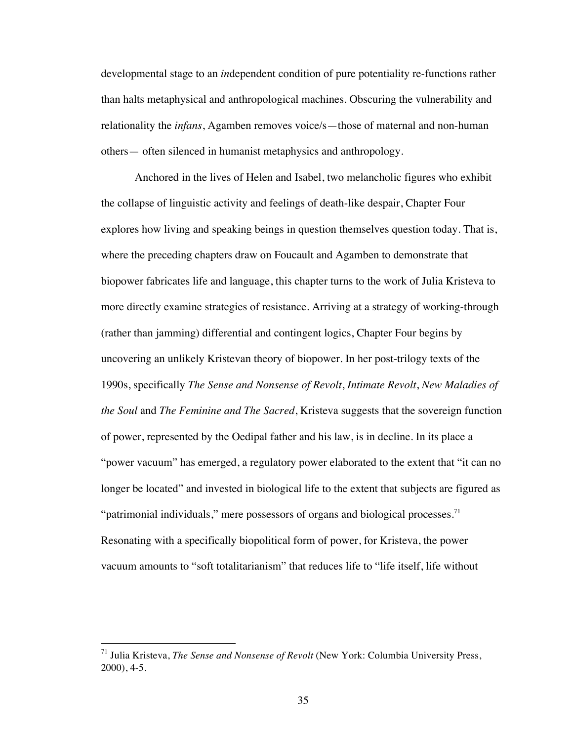developmental stage to an *in*dependent condition of pure potentiality re-functions rather than halts metaphysical and anthropological machines. Obscuring the vulnerability and relationality the *infans*, Agamben removes voice/s—those of maternal and non-human others— often silenced in humanist metaphysics and anthropology.

Anchored in the lives of Helen and Isabel, two melancholic figures who exhibit the collapse of linguistic activity and feelings of death-like despair, Chapter Four explores how living and speaking beings in question themselves question today. That is, where the preceding chapters draw on Foucault and Agamben to demonstrate that biopower fabricates life and language, this chapter turns to the work of Julia Kristeva to more directly examine strategies of resistance. Arriving at a strategy of working-through (rather than jamming) differential and contingent logics, Chapter Four begins by uncovering an unlikely Kristevan theory of biopower. In her post-trilogy texts of the 1990s, specifically *The Sense and Nonsense of Revolt*, *Intimate Revolt*, *New Maladies of the Soul* and *The Feminine and The Sacred*, Kristeva suggests that the sovereign function of power, represented by the Oedipal father and his law, is in decline. In its place a "power vacuum" has emerged, a regulatory power elaborated to the extent that "it can no longer be located" and invested in biological life to the extent that subjects are figured as "patrimonial individuals," mere possessors of organs and biological processes.[71] Resonating with a specifically biopolitical form of power, for Kristeva, the power vacuum amounts to "soft totalitarianism" that reduces life to "life itself, life without

[71] Julia Kristeva, *The Sense and Nonsense of Revolt* (New York: Columbia University Press, 2000), 4-5.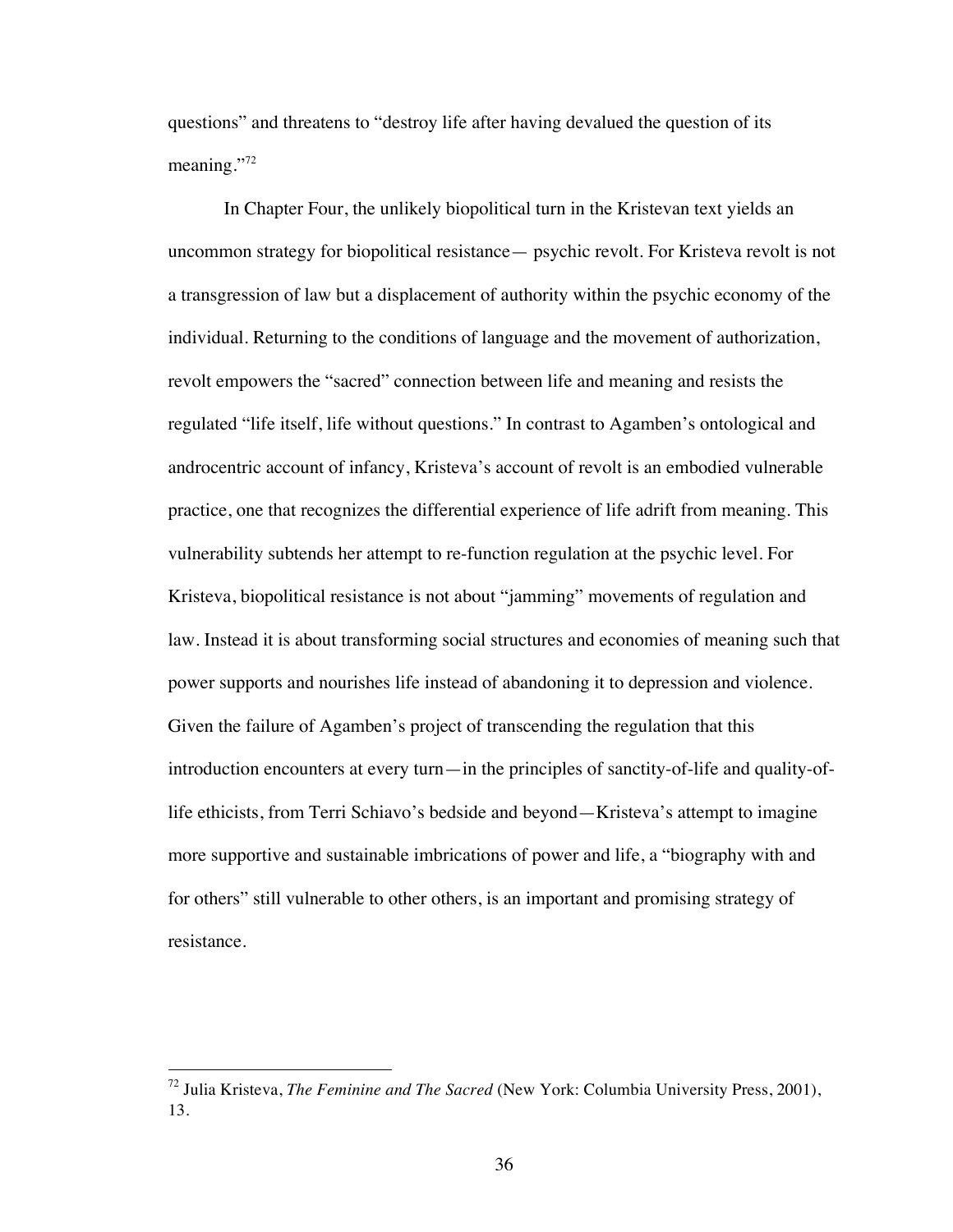questions" and threatens to "destroy life after having devalued the question of its meaning."[72]

In Chapter Four, the unlikely biopolitical turn in the Kristevan text yields an uncommon strategy for biopolitical resistance— psychic revolt. For Kristeva revolt is not a transgression of law but a displacement of authority within the psychic economy of the individual. Returning to the conditions of language and the movement of authorization, revolt empowers the "sacred" connection between life and meaning and resists the regulated "life itself, life without questions." In contrast to Agamben's ontological and androcentric account of infancy, Kristeva's account of revolt is an embodied vulnerable practice, one that recognizes the differential experience of life adrift from meaning. This vulnerability subtends her attempt to re-function regulation at the psychic level. For Kristeva, biopolitical resistance is not about "jamming" movements of regulation and law. Instead it is about transforming social structures and economies of meaning such that power supports and nourishes life instead of abandoning it to depression and violence. Given the failure of Agamben's project of transcending the regulation that this introduction encounters at every turn—in the principles of sanctity-of-life and quality-of-life ethicists, from Terri Schiavo's bedside and beyond—Kristeva's attempt to imagine more supportive and sustainable imbrications of power and life, a "biography with and for others" still vulnerable to other others, is an important and promising strategy of resistance.

---

[72] Julia Kristeva, *The Feminine and The Sacred* (New York: Columbia University Press, 2001), 13.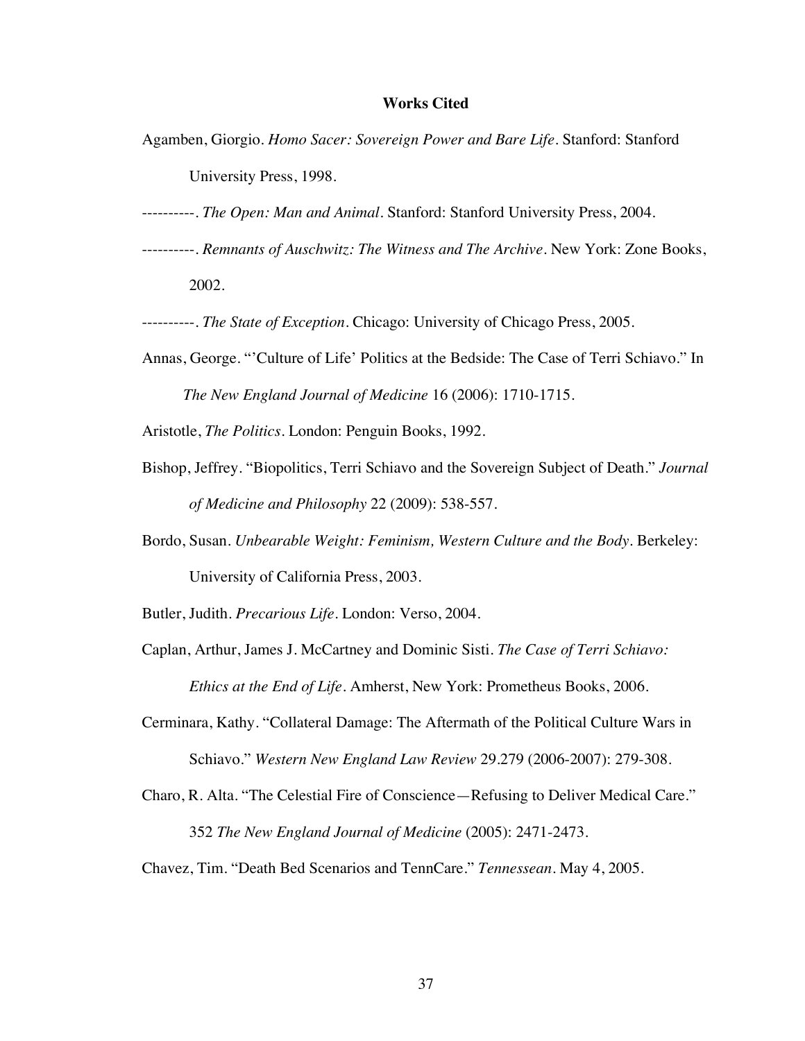**Works Cited**

Agamben, Giorgio. *Homo Sacer: Sovereign Power and Bare Life*. Stanford: Stanford University Press, 1998.

----------. *The Open: Man and Animal*. Stanford: Stanford University Press, 2004.

----------. *Remnants of Auschwitz: The Witness and The Archive*. New York: Zone Books, 2002.

----------. *The State of Exception*. Chicago: University of Chicago Press, 2005.

Annas, George. "'Culture of Life' Politics at the Bedside: The Case of Terri Schiavo." In *The New England Journal of Medicine* 16 (2006): 1710-1715.

Aristotle, *The Politics*. London: Penguin Books, 1992.

Bishop, Jeffrey. "Biopolitics, Terri Schiavo and the Sovereign Subject of Death." *Journal of Medicine and Philosophy* 22 (2009): 538-557.

Bordo, Susan. *Unbearable Weight: Feminism, Western Culture and the Body*. Berkeley: University of California Press, 2003.

Butler, Judith. *Precarious Life*. London: Verso, 2004.

Caplan, Arthur, James J. McCartney and Dominic Sisti. *The Case of Terri Schiavo: Ethics at the End of Life*. Amherst, New York: Prometheus Books, 2006.

Cerminara, Kathy. "Collateral Damage: The Aftermath of the Political Culture Wars in Schiavo." *Western New England Law Review* 29.279 (2006-2007): 279-308.

Charo, R. Alta. "The Celestial Fire of Conscience—Refusing to Deliver Medical Care." 352 *The New England Journal of Medicine* (2005): 2471-2473.

Chavez, Tim. "Death Bed Scenarios and TennCare." *Tennessean*. May 4, 2005.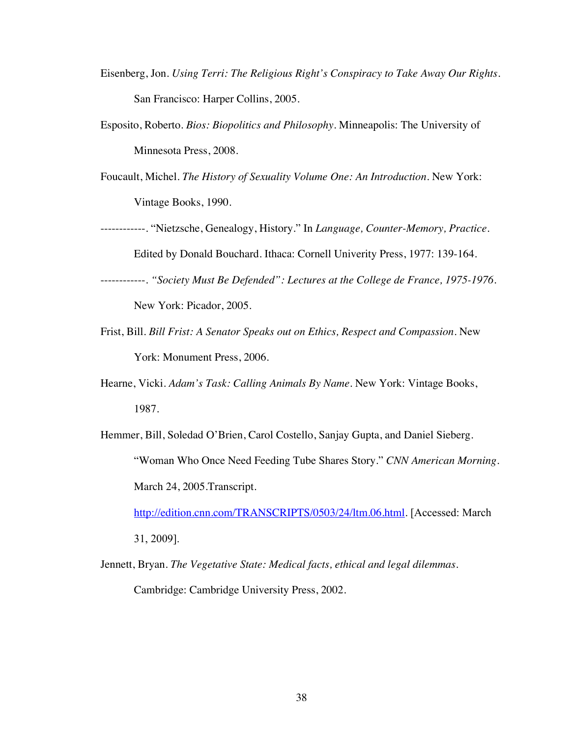Eisenberg, Jon. *Using Terri: The Religious Right's Conspiracy to Take Away Our Rights*. San Francisco: Harper Collins, 2005.

Esposito, Roberto. *Bios: Biopolitics and Philosophy*. Minneapolis: The University of Minnesota Press, 2008.

Foucault, Michel. *The History of Sexuality Volume One: An Introduction*. New York: Vintage Books, 1990.

------------. "Nietzsche, Genealogy, History." In *Language, Counter-Memory, Practice*. Edited by Donald Bouchard. Ithaca: Cornell Univerity Press, 1977: 139-164.

------------. *"Society Must Be Defended": Lectures at the College de France, 1975-1976*. New York: Picador, 2005.

Frist, Bill. *Bill Frist: A Senator Speaks out on Ethics, Respect and Compassion*. New York: Monument Press, 2006.

Hearne, Vicki. *Adam's Task: Calling Animals By Name*. New York: Vintage Books, 1987.

Hemmer, Bill, Soledad O'Brien, Carol Costello, Sanjay Gupta, and Daniel Sieberg. "Woman Who Once Need Feeding Tube Shares Story." *CNN American Morning*. March 24, 2005.Transcript. http://edition.cnn.com/TRANSCRIPTS/0503/24/ltm.06.html. [Accessed: March 31, 2009].

Jennett, Bryan. *The Vegetative State: Medical facts, ethical and legal dilemmas*. Cambridge: Cambridge University Press, 2002.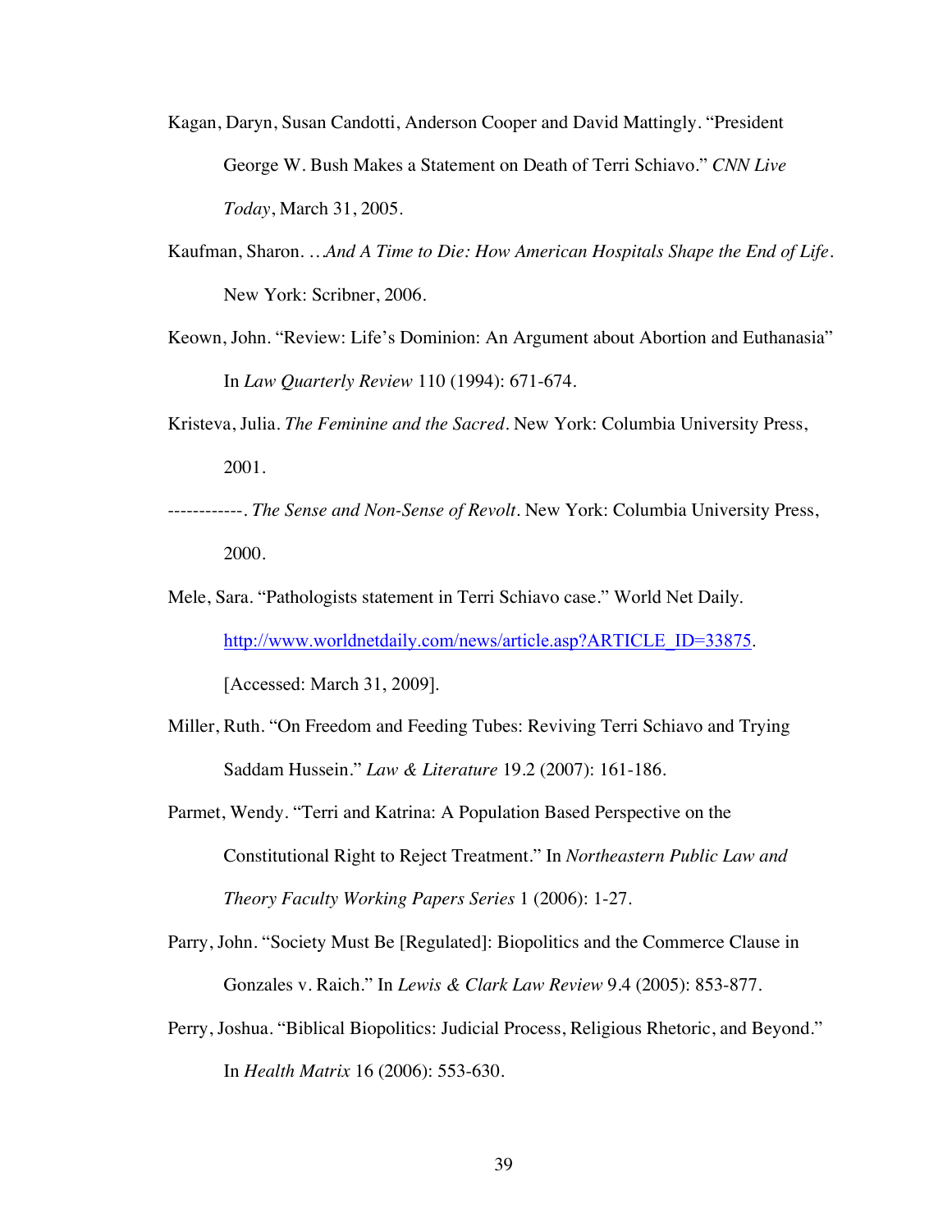Kagan, Daryn, Susan Candotti, Anderson Cooper and David Mattingly. “President George W. Bush Makes a Statement on Death of Terri Schiavo.” *CNN Live Today*, March 31, 2005.

Kaufman, Sharon. *…And A Time to Die: How American Hospitals Shape the End of Life*. New York: Scribner, 2006.

Keown, John. “Review: Life’s Dominion: An Argument about Abortion and Euthanasia” In *Law Quarterly Review* 110 (1994): 671-674.

Kristeva, Julia. *The Feminine and the Sacred*. New York: Columbia University Press, 2001.

------------. *The Sense and Non-Sense of Revolt*. New York: Columbia University Press, 2000.

Mele, Sara. “Pathologists statement in Terri Schiavo case.” World Net Daily. http://www.worldnetdaily.com/news/article.asp?ARTICLE_ID=33875. [Accessed: March 31, 2009].

Miller, Ruth. “On Freedom and Feeding Tubes: Reviving Terri Schiavo and Trying Saddam Hussein.” *Law & Literature* 19.2 (2007): 161-186.

Parmet, Wendy. “Terri and Katrina: A Population Based Perspective on the Constitutional Right to Reject Treatment.” In *Northeastern Public Law and Theory Faculty Working Papers Series* 1 (2006): 1-27.

Parry, John. “Society Must Be [Regulated]: Biopolitics and the Commerce Clause in Gonzales v. Raich.” In *Lewis & Clark Law Review* 9.4 (2005): 853-877.

Perry, Joshua. “Biblical Biopolitics: Judicial Process, Religious Rhetoric, and Beyond.” In *Health Matrix* 16 (2006): 553-630.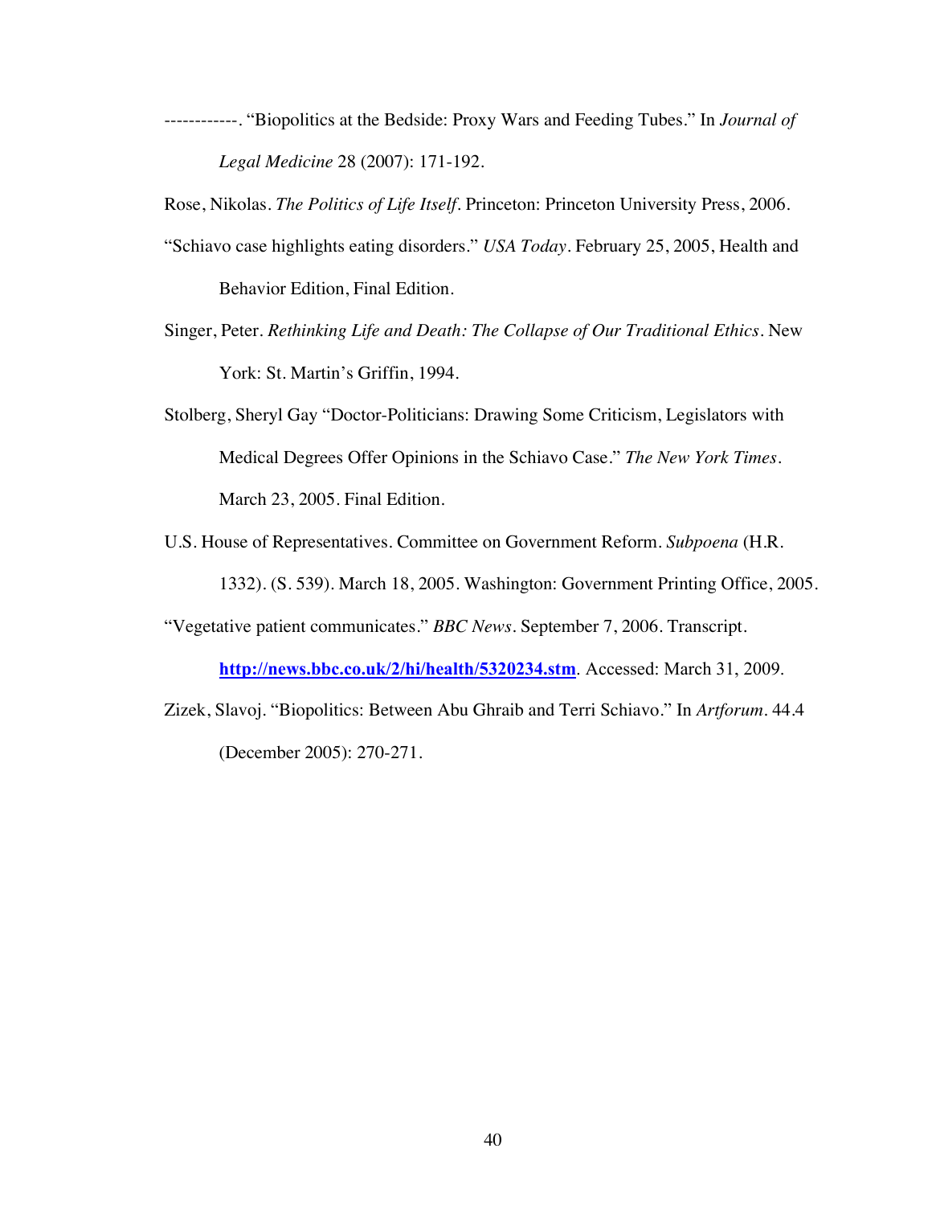------------. “Biopolitics at the Bedside: Proxy Wars and Feeding Tubes.” In *Journal of Legal Medicine* 28 (2007): 171-192.

Rose, Nikolas. *The Politics of Life Itself*. Princeton: Princeton University Press, 2006.

“Schiavo case highlights eating disorders.” *USA Today*. February 25, 2005, Health and Behavior Edition, Final Edition.

Singer, Peter. *Rethinking Life and Death: The Collapse of Our Traditional Ethics*. New York: St. Martin’s Griffin, 1994.

Stolberg, Sheryl Gay “Doctor-Politicians: Drawing Some Criticism, Legislators with Medical Degrees Offer Opinions in the Schiavo Case.” *The New York Times*. March 23, 2005. Final Edition.

U.S. House of Representatives. Committee on Government Reform. *Subpoena* (H.R. 1332). (S. 539). March 18, 2005. Washington: Government Printing Office, 2005.

“Vegetative patient communicates.” *BBC News*. September 7, 2006. Transcript. **http://news.bbc.co.uk/2/hi/health/5320234.stm**. Accessed: March 31, 2009.

Zizek, Slavoj. “Biopolitics: Between Abu Ghraib and Terri Schiavo.” In *Artforum*. 44.4 (December 2005): 270-271.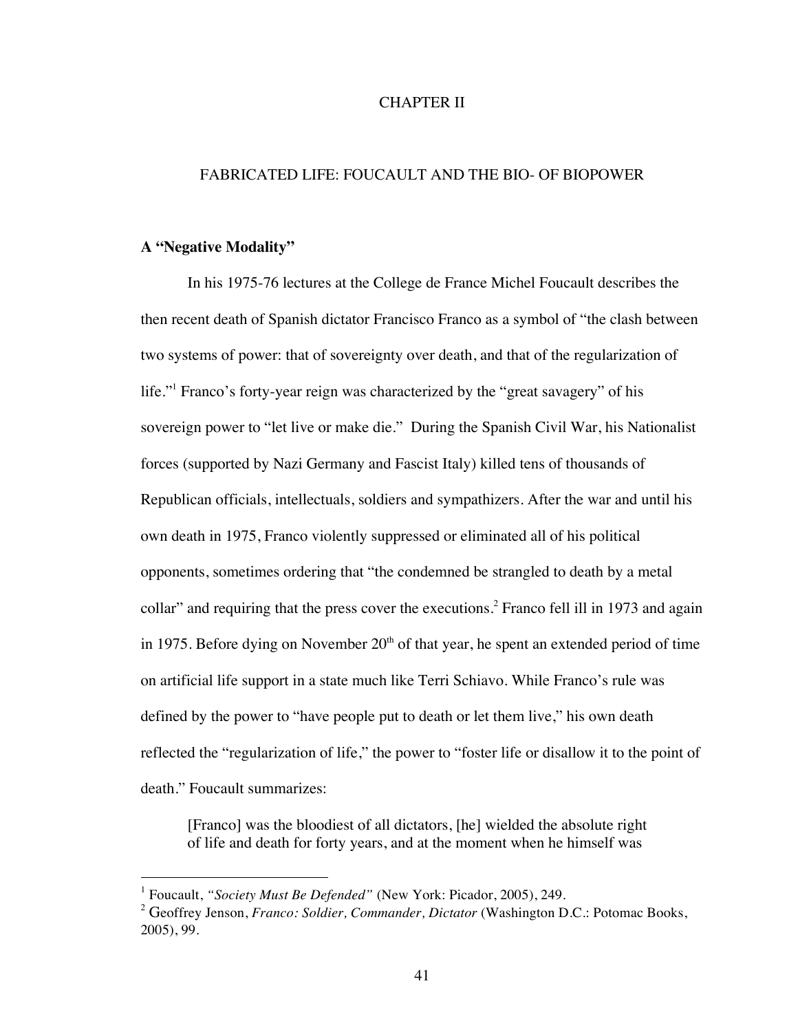# CHAPTER II

## FABRICATED LIFE: FOUCAULT AND THE BIO- OF BIOPOWER

### A "Negative Modality"

In his 1975-76 lectures at the College de France Michel Foucault describes the then recent death of Spanish dictator Francisco Franco as a symbol of "the clash between two systems of power: that of sovereignty over death, and that of the regularization of life."[1] Franco's forty-year reign was characterized by the "great savagery" of his sovereign power to "let live or make die." During the Spanish Civil War, his Nationalist forces (supported by Nazi Germany and Fascist Italy) killed tens of thousands of Republican officials, intellectuals, soldiers and sympathizers. After the war and until his own death in 1975, Franco violently suppressed or eliminated all of his political opponents, sometimes ordering that "the condemned be strangled to death by a metal collar" and requiring that the press cover the executions.[2] Franco fell ill in 1973 and again in 1975. Before dying on November 20th of that year, he spent an extended period of time on artificial life support in a state much like Terri Schiavo. While Franco's rule was defined by the power to "have people put to death or let them live," his own death reflected the "regularization of life," the power to "foster life or disallow it to the point of death." Foucault summarizes:

> [Franco] was the bloodiest of all dictators, [he] wielded the absolute right of life and death for forty years, and at the moment when he himself was

---

[1] Foucault, *"Society Must Be Defended"* (New York: Picador, 2005), 249.

[2] Geoffrey Jenson, *Franco: Soldier, Commander, Dictator* (Washington D.C.: Potomac Books, 2005), 99.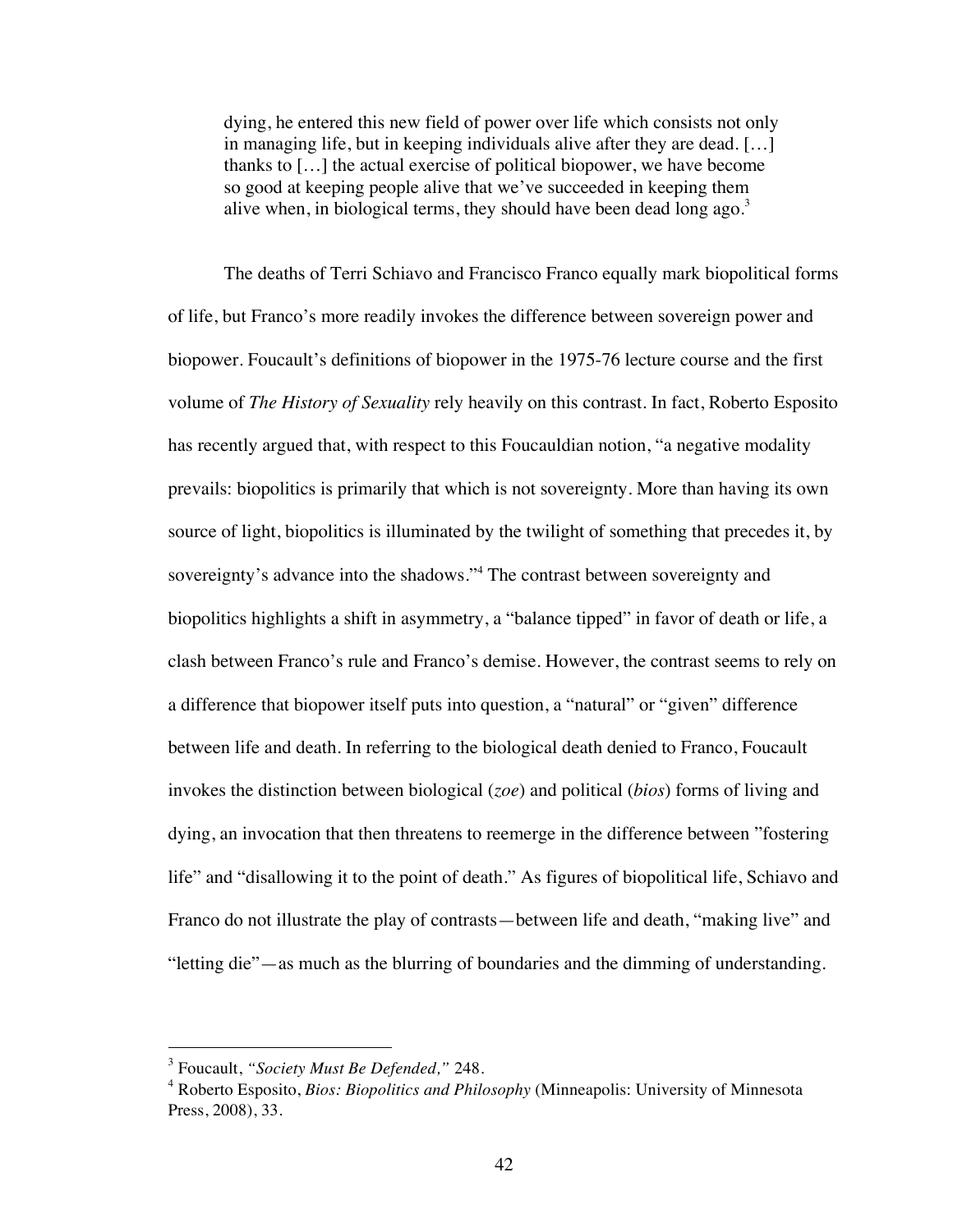> dying, he entered this new field of power over life which consists not only in managing life, but in keeping individuals alive after they are dead. […] thanks to […] the actual exercise of political biopower, we have become so good at keeping people alive that we've succeeded in keeping them alive when, in biological terms, they should have been dead long ago.[3]

The deaths of Terri Schiavo and Francisco Franco equally mark biopolitical forms of life, but Franco's more readily invokes the difference between sovereign power and biopower. Foucault's definitions of biopower in the 1975-76 lecture course and the first volume of *The History of Sexuality* rely heavily on this contrast. In fact, Roberto Esposito has recently argued that, with respect to this Foucauldian notion, "a negative modality prevails: biopolitics is primarily that which is not sovereignty. More than having its own source of light, biopolitics is illuminated by the twilight of something that precedes it, by sovereignty's advance into the shadows."[4] The contrast between sovereignty and biopolitics highlights a shift in asymmetry, a "balance tipped" in favor of death or life, a clash between Franco's rule and Franco's demise. However, the contrast seems to rely on a difference that biopower itself puts into question, a "natural" or "given" difference between life and death. In referring to the biological death denied to Franco, Foucault invokes the distinction between biological (*zoe*) and political (*bios*) forms of living and dying, an invocation that then threatens to reemerge in the difference between "fostering life" and "disallowing it to the point of death." As figures of biopolitical life, Schiavo and Franco do not illustrate the play of contrasts—between life and death, "making live" and "letting die"—as much as the blurring of boundaries and the dimming of understanding.

---

[3] Foucault, *"Society Must Be Defended,"* 248.

[4] Roberto Esposito, *Bios: Biopolitics and Philosophy* (Minneapolis: University of Minnesota Press, 2008), 33.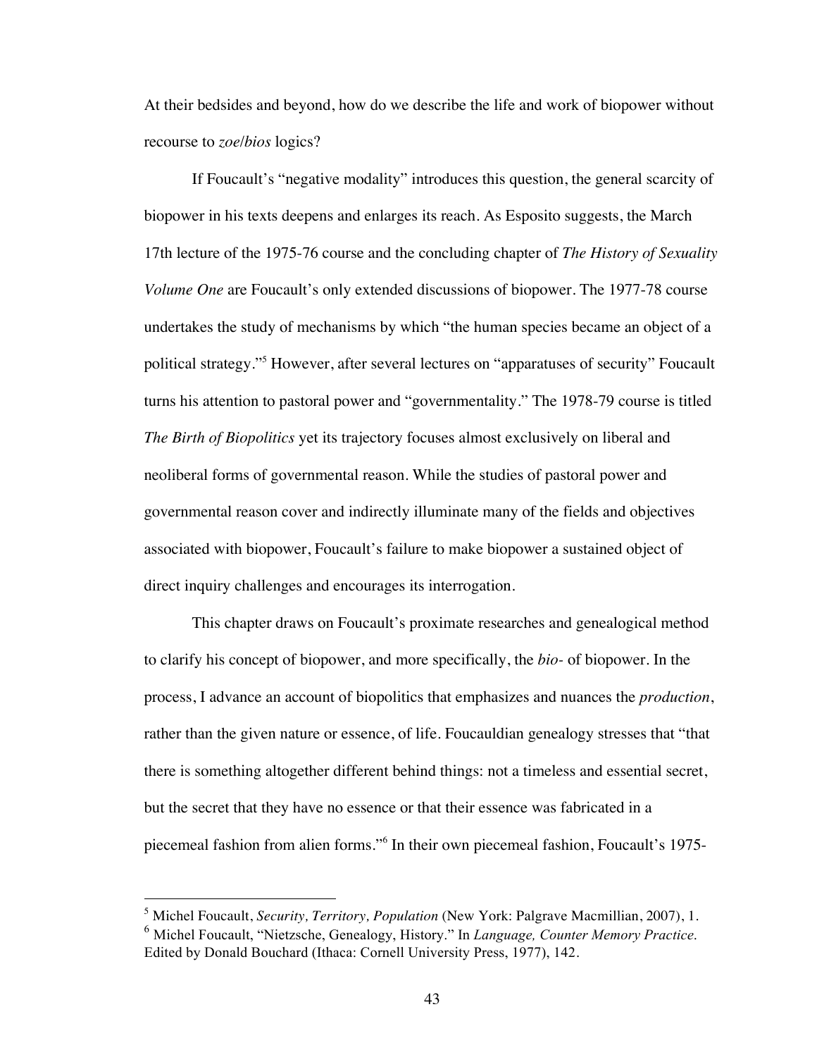At their bedsides and beyond, how do we describe the life and work of biopower without recourse to *zoe*/*bios* logics?

If Foucault's "negative modality" introduces this question, the general scarcity of biopower in his texts deepens and enlarges its reach. As Esposito suggests, the March 17th lecture of the 1975-76 course and the concluding chapter of *The History of Sexuality Volume One* are Foucault's only extended discussions of biopower. The 1977-78 course undertakes the study of mechanisms by which "the human species became an object of a political strategy."[5] However, after several lectures on "apparatuses of security" Foucault turns his attention to pastoral power and "governmentality." The 1978-79 course is titled *The Birth of Biopolitics* yet its trajectory focuses almost exclusively on liberal and neoliberal forms of governmental reason. While the studies of pastoral power and governmental reason cover and indirectly illuminate many of the fields and objectives associated with biopower, Foucault's failure to make biopower a sustained object of direct inquiry challenges and encourages its interrogation.

This chapter draws on Foucault's proximate researches and genealogical method to clarify his concept of biopower, and more specifically, the *bio-* of biopower. In the process, I advance an account of biopolitics that emphasizes and nuances the *production*, rather than the given nature or essence, of life. Foucauldian genealogy stresses that "that there is something altogether different behind things: not a timeless and essential secret, but the secret that they have no essence or that their essence was fabricated in a piecemeal fashion from alien forms."[6] In their own piecemeal fashion, Foucault's 1975-

---

[5] Michel Foucault, *Security, Territory, Population* (New York: Palgrave Macmillian, 2007), 1.

[6] Michel Foucault, "Nietzsche, Genealogy, History." In *Language, Counter Memory Practice.* Edited by Donald Bouchard (Ithaca: Cornell University Press, 1977), 142.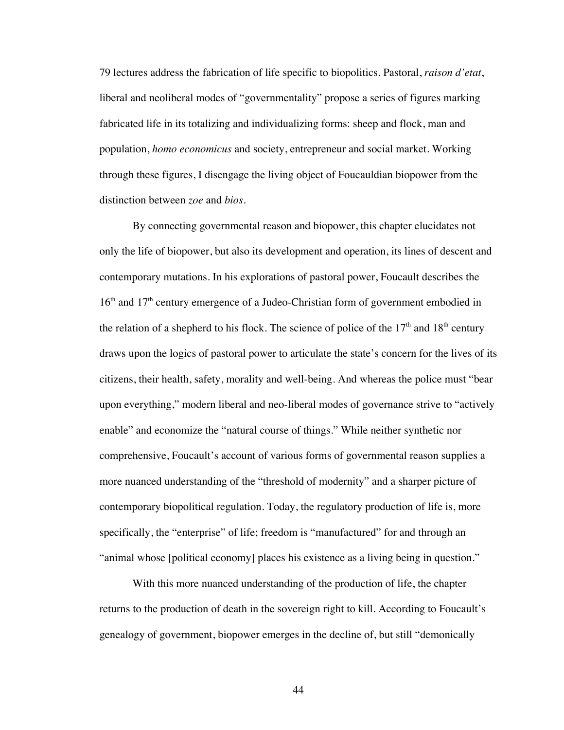79 lectures address the fabrication of life specific to biopolitics. Pastoral, *raison d'etat*, liberal and neoliberal modes of "governmentality" propose a series of figures marking fabricated life in its totalizing and individualizing forms: sheep and flock, man and population, *homo economicus* and society, entrepreneur and social market. Working through these figures, I disengage the living object of Foucauldian biopower from the distinction between *zoe* and *bios*.

By connecting governmental reason and biopower, this chapter elucidates not only the life of biopower, but also its development and operation, its lines of descent and contemporary mutations. In his explorations of pastoral power, Foucault describes the 16th and 17th century emergence of a Judeo-Christian form of government embodied in the relation of a shepherd to his flock. The science of police of the 17th and 18th century draws upon the logics of pastoral power to articulate the state's concern for the lives of its citizens, their health, safety, morality and well-being. And whereas the police must "bear upon everything," modern liberal and neo-liberal modes of governance strive to "actively enable" and economize the "natural course of things." While neither synthetic nor comprehensive, Foucault's account of various forms of governmental reason supplies a more nuanced understanding of the "threshold of modernity" and a sharper picture of contemporary biopolitical regulation. Today, the regulatory production of life is, more specifically, the "enterprise" of life; freedom is "manufactured" for and through an "animal whose [political economy] places his existence as a living being in question."

With this more nuanced understanding of the production of life, the chapter returns to the production of death in the sovereign right to kill. According to Foucault's genealogy of government, biopower emerges in the decline of, but still "demonically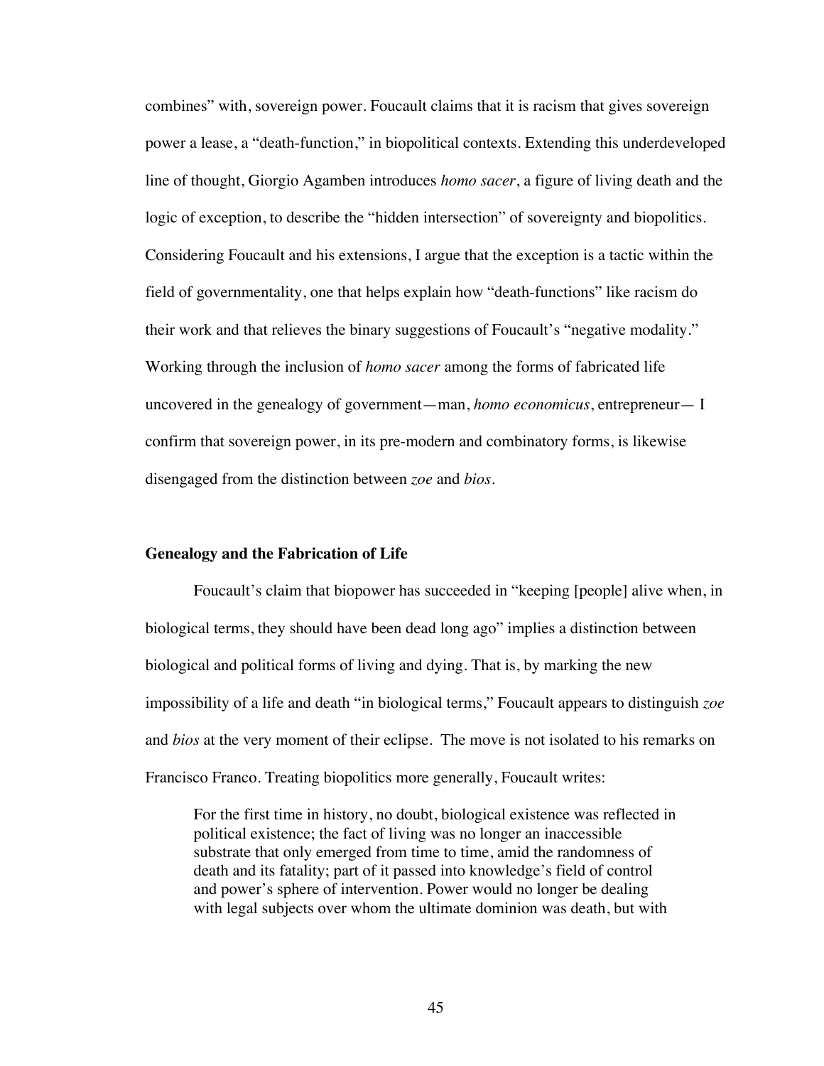combines" with, sovereign power. Foucault claims that it is racism that gives sovereign power a lease, a "death-function," in biopolitical contexts. Extending this underdeveloped line of thought, Giorgio Agamben introduces *homo sacer*, a figure of living death and the logic of exception, to describe the "hidden intersection" of sovereignty and biopolitics. Considering Foucault and his extensions, I argue that the exception is a tactic within the field of governmentality, one that helps explain how "death-functions" like racism do their work and that relieves the binary suggestions of Foucault's "negative modality." Working through the inclusion of *homo sacer* among the forms of fabricated life uncovered in the genealogy of government—man, *homo economicus*, entrepreneur— I confirm that sovereign power, in its pre-modern and combinatory forms, is likewise disengaged from the distinction between *zoe* and *bios*.

### Genealogy and the Fabrication of Life

Foucault's claim that biopower has succeeded in "keeping [people] alive when, in biological terms, they should have been dead long ago" implies a distinction between biological and political forms of living and dying. That is, by marking the new impossibility of a life and death "in biological terms," Foucault appears to distinguish *zoe* and *bios* at the very moment of their eclipse. The move is not isolated to his remarks on Francisco Franco. Treating biopolitics more generally, Foucault writes:

> For the first time in history, no doubt, biological existence was reflected in political existence; the fact of living was no longer an inaccessible substrate that only emerged from time to time, amid the randomness of death and its fatality; part of it passed into knowledge's field of control and power's sphere of intervention. Power would no longer be dealing with legal subjects over whom the ultimate dominion was death, but with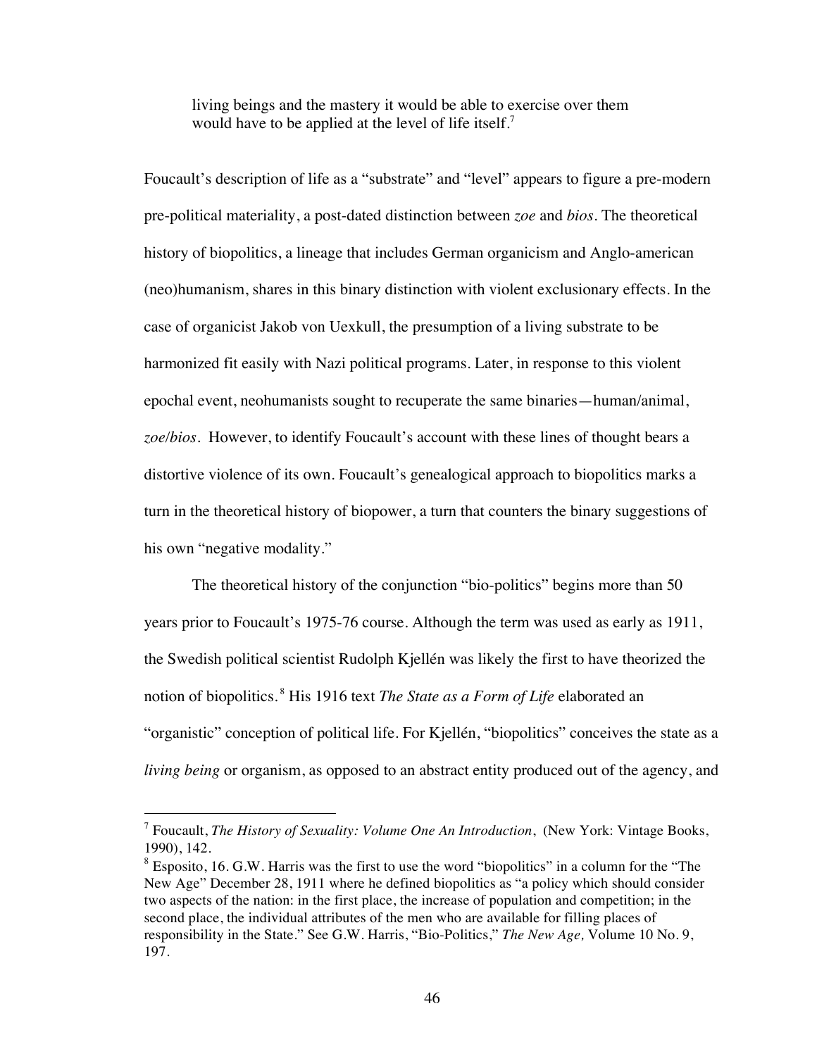> living beings and the mastery it would be able to exercise over them would have to be applied at the level of life itself.[7]

Foucault's description of life as a "substrate" and "level" appears to figure a pre-modern pre-political materiality, a post-dated distinction between *zoe* and *bios*. The theoretical history of biopolitics, a lineage that includes German organicism and Anglo-american (neo)humanism, shares in this binary distinction with violent exclusionary effects. In the case of organicist Jakob von Uexkull, the presumption of a living substrate to be harmonized fit easily with Nazi political programs. Later, in response to this violent epochal event, neohumanists sought to recuperate the same binaries—human/animal, *zoe*/*bios*. However, to identify Foucault's account with these lines of thought bears a distortive violence of its own. Foucault's genealogical approach to biopolitics marks a turn in the theoretical history of biopower, a turn that counters the binary suggestions of his own "negative modality."

The theoretical history of the conjunction "bio-politics" begins more than 50 years prior to Foucault's 1975-76 course. Although the term was used as early as 1911, the Swedish political scientist Rudolph Kjellén was likely the first to have theorized the notion of biopolitics.[8] His 1916 text *The State as a Form of Life* elaborated an "organistic" conception of political life. For Kjellén, "biopolitics" conceives the state as a *living being* or organism, as opposed to an abstract entity produced out of the agency, and

---

[7] Foucault, *The History of Sexuality: Volume One An Introduction*, (New York: Vintage Books, 1990), 142.

[8] Esposito, 16. G.W. Harris was the first to use the word "biopolitics" in a column for the "The New Age" December 28, 1911 where he defined biopolitics as "a policy which should consider two aspects of the nation: in the first place, the increase of population and competition; in the second place, the individual attributes of the men who are available for filling places of responsibility in the State." See G.W. Harris, "Bio-Politics," *The New Age,* Volume 10 No. 9, 197.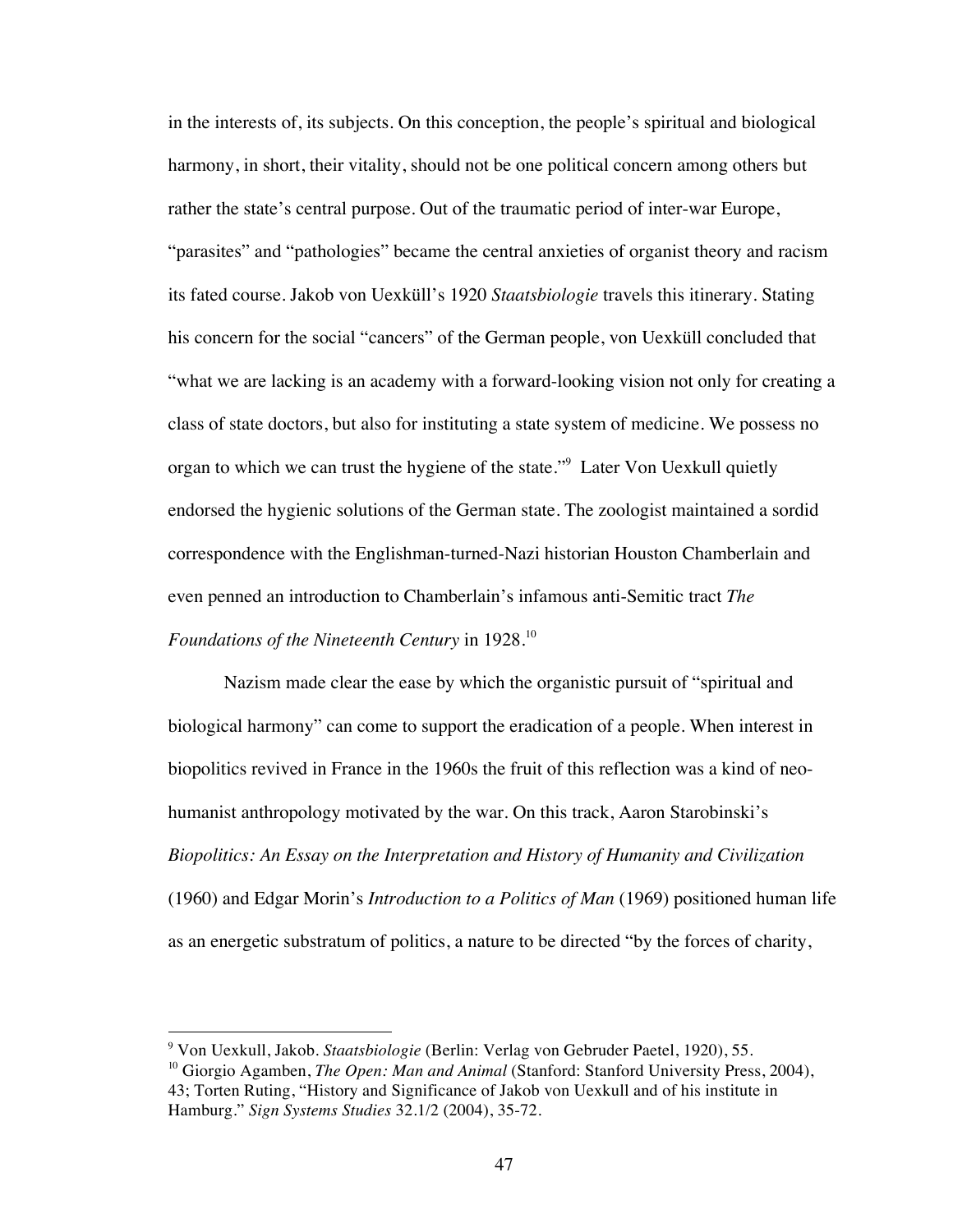in the interests of, its subjects. On this conception, the people's spiritual and biological harmony, in short, their vitality, should not be one political concern among others but rather the state's central purpose. Out of the traumatic period of inter-war Europe, "parasites" and "pathologies" became the central anxieties of organist theory and racism its fated course. Jakob von Uexküll's 1920 *Staatsbiologie* travels this itinerary. Stating his concern for the social "cancers" of the German people, von Uexküll concluded that "what we are lacking is an academy with a forward-looking vision not only for creating a class of state doctors, but also for instituting a state system of medicine. We possess no organ to which we can trust the hygiene of the state."[9] Later Von Uexkull quietly endorsed the hygienic solutions of the German state. The zoologist maintained a sordid correspondence with the Englishman-turned-Nazi historian Houston Chamberlain and even penned an introduction to Chamberlain's infamous anti-Semitic tract *The Foundations of the Nineteenth Century* in 1928.[10]

Nazism made clear the ease by which the organistic pursuit of "spiritual and biological harmony" can come to support the eradication of a people. When interest in biopolitics revived in France in the 1960s the fruit of this reflection was a kind of neo-humanist anthropology motivated by the war. On this track, Aaron Starobinski's *Biopolitics: An Essay on the Interpretation and History of Humanity and Civilization* (1960) and Edgar Morin's *Introduction to a Politics of Man* (1969) positioned human life as an energetic substratum of politics, a nature to be directed "by the forces of charity,

---

[9] Von Uexkull, Jakob. *Staatsbiologie* (Berlin: Verlag von Gebruder Paetel, 1920), 55.

[10] Giorgio Agamben, *The Open: Man and Animal* (Stanford: Stanford University Press, 2004), 43; Torten Ruting, "History and Significance of Jakob von Uexkull and of his institute in Hamburg." *Sign Systems Studies* 32.1/2 (2004), 35-72.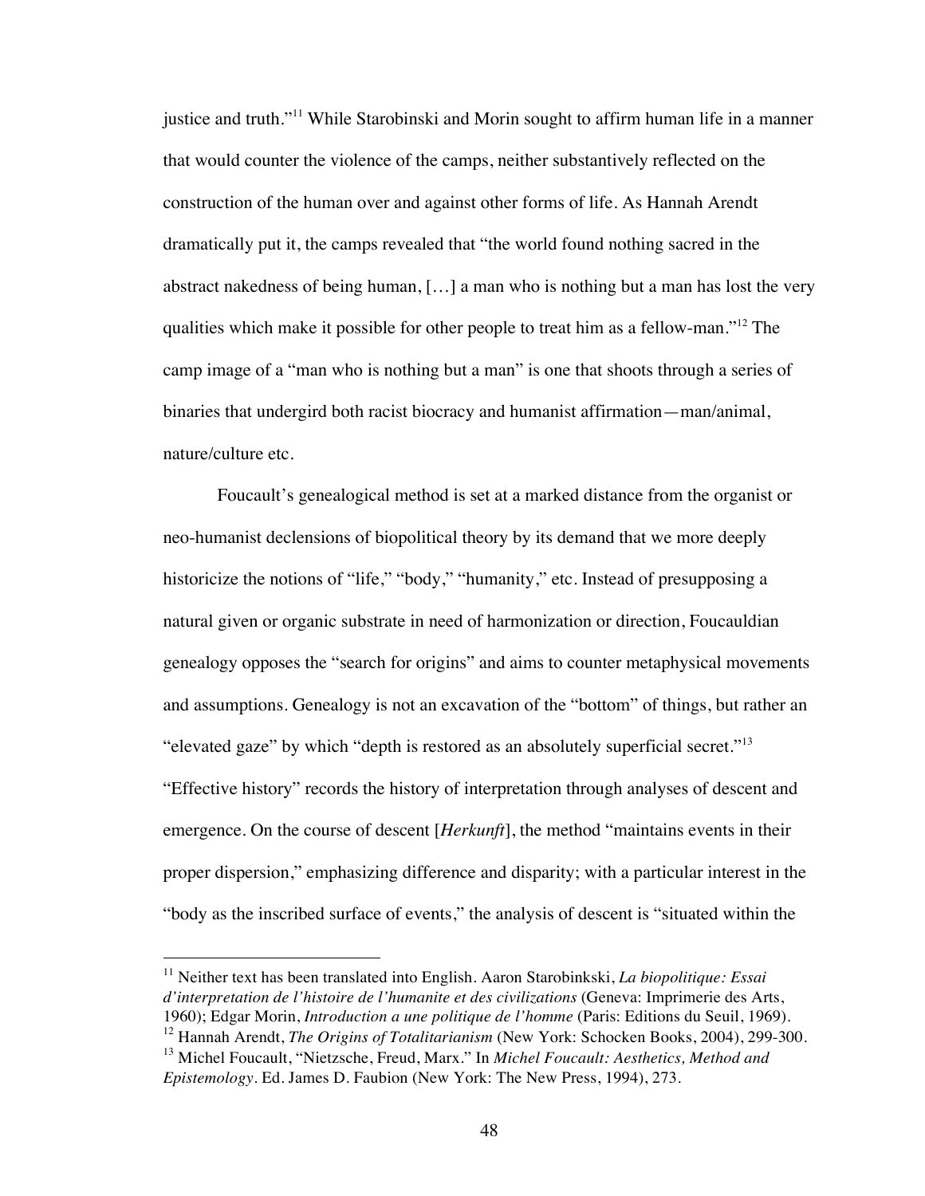justice and truth."[11] While Starobinski and Morin sought to affirm human life in a manner that would counter the violence of the camps, neither substantively reflected on the construction of the human over and against other forms of life. As Hannah Arendt dramatically put it, the camps revealed that "the world found nothing sacred in the abstract nakedness of being human, […] a man who is nothing but a man has lost the very qualities which make it possible for other people to treat him as a fellow-man."[12] The camp image of a "man who is nothing but a man" is one that shoots through a series of binaries that undergird both racist biocracy and humanist affirmation—man/animal, nature/culture etc.

Foucault's genealogical method is set at a marked distance from the organist or neo-humanist declensions of biopolitical theory by its demand that we more deeply historicize the notions of "life," "body," "humanity," etc. Instead of presupposing a natural given or organic substrate in need of harmonization or direction, Foucauldian genealogy opposes the "search for origins" and aims to counter metaphysical movements and assumptions. Genealogy is not an excavation of the "bottom" of things, but rather an "elevated gaze" by which "depth is restored as an absolutely superficial secret."[13] "Effective history" records the history of interpretation through analyses of descent and emergence. On the course of descent [*Herkunft*], the method "maintains events in their proper dispersion," emphasizing difference and disparity; with a particular interest in the "body as the inscribed surface of events," the analysis of descent is "situated within the

---

[11] Neither text has been translated into English. Aaron Starobinkski, *La biopolitique: Essai d'interpretation de l'histoire de l'humanite et des civilizations* (Geneva: Imprimerie des Arts, 1960); Edgar Morin, *Introduction a une politique de l'homme* (Paris: Editions du Seuil, 1969).

[12] Hannah Arendt, *The Origins of Totalitarianism* (New York: Schocken Books, 2004), 299-300.

[13] Michel Foucault, "Nietzsche, Freud, Marx." In *Michel Foucault: Aesthetics, Method and Epistemology*. Ed. James D. Faubion (New York: The New Press, 1994), 273.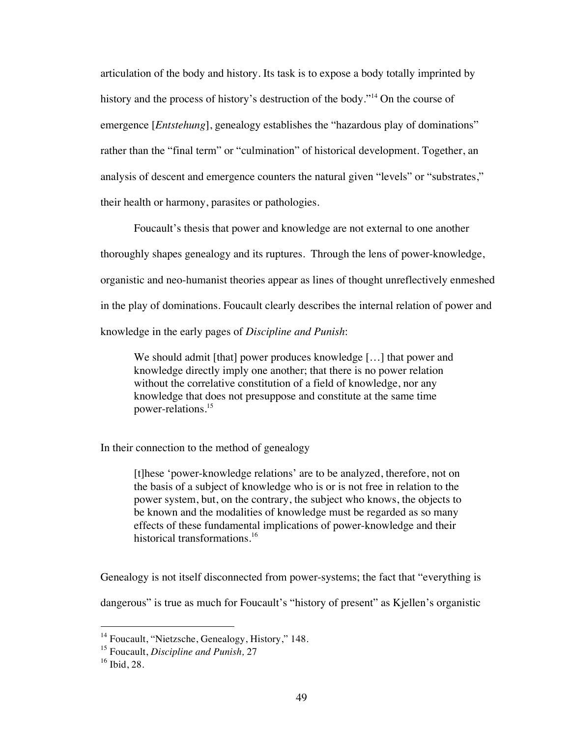articulation of the body and history. Its task is to expose a body totally imprinted by history and the process of history's destruction of the body."[14] On the course of emergence [*Entstehung*], genealogy establishes the "hazardous play of dominations" rather than the "final term" or "culmination" of historical development. Together, an analysis of descent and emergence counters the natural given "levels" or "substrates," their health or harmony, parasites or pathologies.

Foucault's thesis that power and knowledge are not external to one another thoroughly shapes genealogy and its ruptures. Through the lens of power-knowledge, organistic and neo-humanist theories appear as lines of thought unreflectively enmeshed in the play of dominations. Foucault clearly describes the internal relation of power and knowledge in the early pages of *Discipline and Punish*:

> We should admit [that] power produces knowledge […] that power and knowledge directly imply one another; that there is no power relation without the correlative constitution of a field of knowledge, nor any knowledge that does not presuppose and constitute at the same time power-relations.[15]

In their connection to the method of genealogy

> [t]hese 'power-knowledge relations' are to be analyzed, therefore, not on the basis of a subject of knowledge who is or is not free in relation to the power system, but, on the contrary, the subject who knows, the objects to be known and the modalities of knowledge must be regarded as so many effects of these fundamental implications of power-knowledge and their historical transformations.[16]

Genealogy is not itself disconnected from power-systems; the fact that "everything is dangerous" is true as much for Foucault's "history of present" as Kjellen's organistic

---

[14] Foucault, "Nietzsche, Genealogy, History," 148.

[15] Foucault, *Discipline and Punish,* 27

[16] Ibid, 28.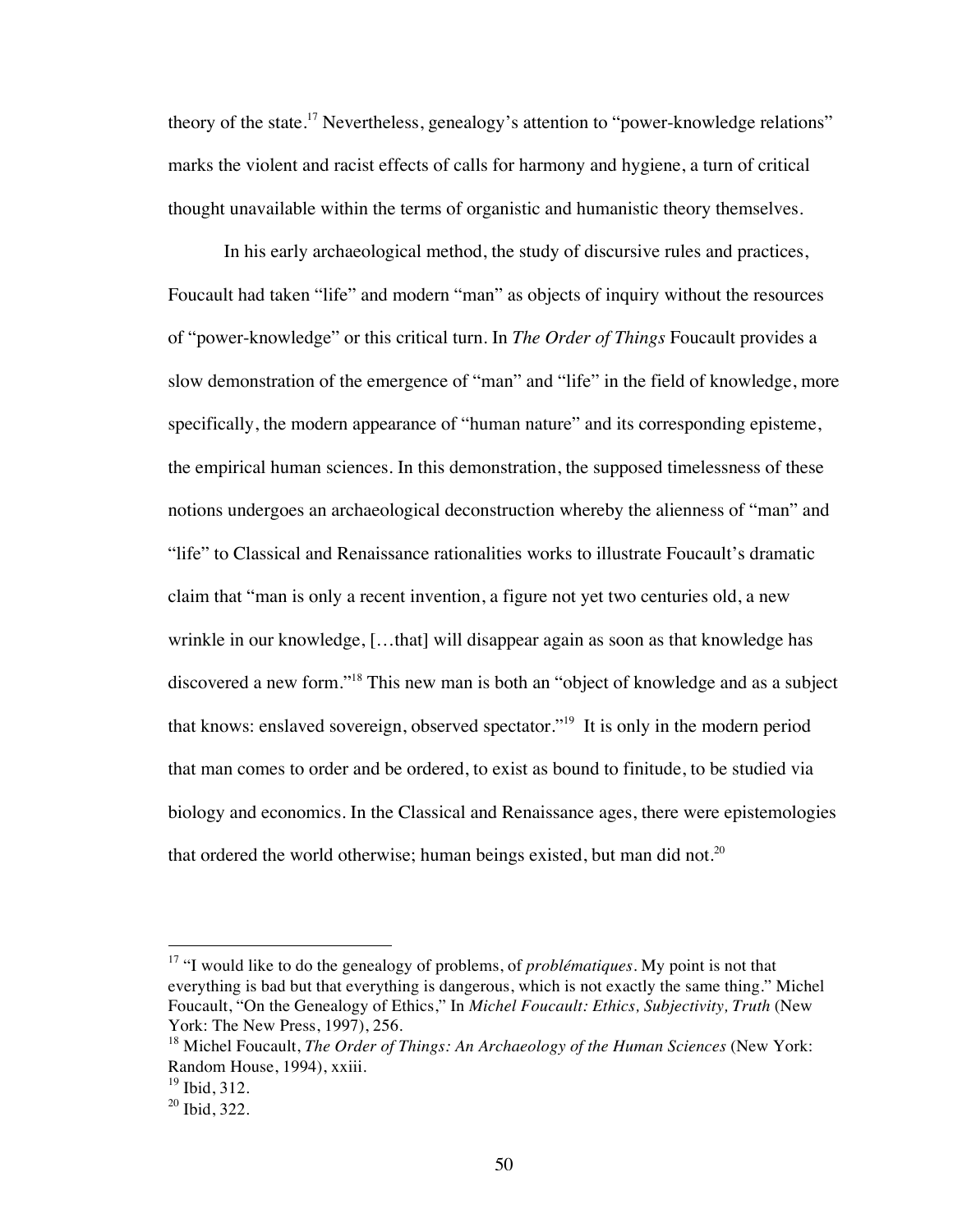theory of the state.[17] Nevertheless, genealogy's attention to "power-knowledge relations" marks the violent and racist effects of calls for harmony and hygiene, a turn of critical thought unavailable within the terms of organistic and humanistic theory themselves.

In his early archaeological method, the study of discursive rules and practices, Foucault had taken "life" and modern "man" as objects of inquiry without the resources of "power-knowledge" or this critical turn. In *The Order of Things* Foucault provides a slow demonstration of the emergence of "man" and "life" in the field of knowledge, more specifically, the modern appearance of "human nature" and its corresponding episteme, the empirical human sciences. In this demonstration, the supposed timelessness of these notions undergoes an archaeological deconstruction whereby the alienness of "man" and "life" to Classical and Renaissance rationalities works to illustrate Foucault's dramatic claim that "man is only a recent invention, a figure not yet two centuries old, a new wrinkle in our knowledge, […that] will disappear again as soon as that knowledge has discovered a new form."[18] This new man is both an "object of knowledge and as a subject that knows: enslaved sovereign, observed spectator."[19] It is only in the modern period that man comes to order and be ordered, to exist as bound to finitude, to be studied via biology and economics. In the Classical and Renaissance ages, there were epistemologies that ordered the world otherwise; human beings existed, but man did not.[20]

---

[17] "I would like to do the genealogy of problems, of *problématiques*. My point is not that everything is bad but that everything is dangerous, which is not exactly the same thing." Michel Foucault, "On the Genealogy of Ethics," In *Michel Foucault: Ethics, Subjectivity, Truth* (New York: The New Press, 1997), 256.

[18] Michel Foucault, *The Order of Things: An Archaeology of the Human Sciences* (New York: Random House, 1994), xxiii.

[19] Ibid, 312.

[20] Ibid, 322.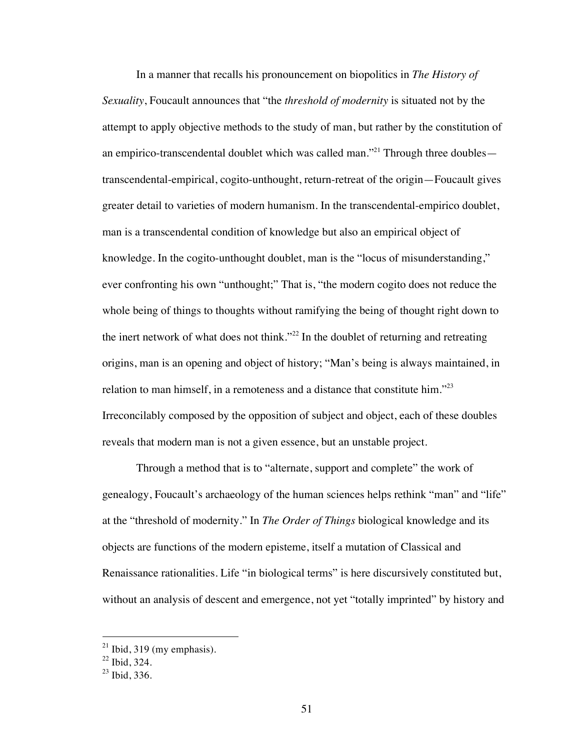In a manner that recalls his pronouncement on biopolitics in *The History of Sexuality*, Foucault announces that "the *threshold of modernity* is situated not by the attempt to apply objective methods to the study of man, but rather by the constitution of an empirico-transcendental doublet which was called man."[21] Through three doubles—transcendental-empirical, cogito-unthought, return-retreat of the origin—Foucault gives greater detail to varieties of modern humanism. In the transcendental-empirico doublet, man is a transcendental condition of knowledge but also an empirical object of knowledge. In the cogito-unthought doublet, man is the "locus of misunderstanding," ever confronting his own "unthought;" That is, "the modern cogito does not reduce the whole being of things to thoughts without ramifying the being of thought right down to the inert network of what does not think."[22] In the doublet of returning and retreating origins, man is an opening and object of history; "Man's being is always maintained, in relation to man himself, in a remoteness and a distance that constitute him."[23] Irreconcilably composed by the opposition of subject and object, each of these doubles reveals that modern man is not a given essence, but an unstable project.

Through a method that is to "alternate, support and complete" the work of genealogy, Foucault's archaeology of the human sciences helps rethink "man" and "life" at the "threshold of modernity." In *The Order of Things* biological knowledge and its objects are functions of the modern episteme, itself a mutation of Classical and Renaissance rationalities. Life "in biological terms" is here discursively constituted but, without an analysis of descent and emergence, not yet "totally imprinted" by history and

---

[21] Ibid, 319 (my emphasis).

[22] Ibid, 324.

[23] Ibid, 336.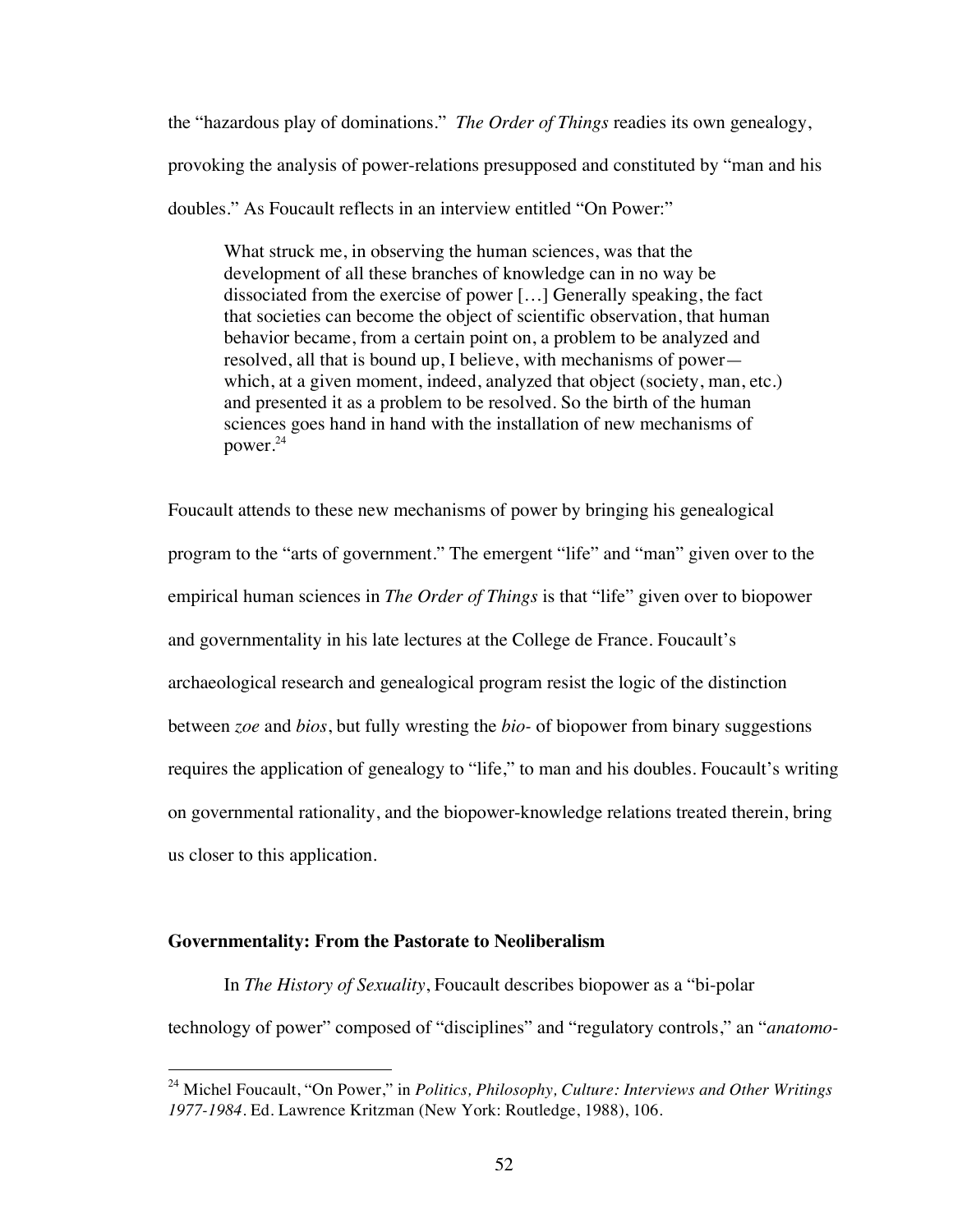the “hazardous play of dominations.” *The Order of Things* readies its own genealogy, provoking the analysis of power-relations presupposed and constituted by “man and his doubles.” As Foucault reflects in an interview entitled “On Power:”

> What struck me, in observing the human sciences, was that the development of all these branches of knowledge can in no way be dissociated from the exercise of power […] Generally speaking, the fact that societies can become the object of scientific observation, that human behavior became, from a certain point on, a problem to be analyzed and resolved, all that is bound up, I believe, with mechanisms of power—which, at a given moment, indeed, analyzed that object (society, man, etc.) and presented it as a problem to be resolved. So the birth of the human sciences goes hand in hand with the installation of new mechanisms of power.[24]

Foucault attends to these new mechanisms of power by bringing his genealogical program to the “arts of government.” The emergent “life” and “man” given over to the empirical human sciences in *The Order of Things* is that “life” given over to biopower and governmentality in his late lectures at the College de France. Foucault’s archaeological research and genealogical program resist the logic of the distinction between *zoe* and *bios*, but fully wresting the *bio-* of biopower from binary suggestions requires the application of genealogy to “life,” to man and his doubles. Foucault’s writing on governmental rationality, and the biopower-knowledge relations treated therein, bring us closer to this application.

### Governmentality: From the Pastorate to Neoliberalism

In *The History of Sexuality*, Foucault describes biopower as a “bi-polar technology of power” composed of “disciplines” and “regulatory controls,” an “*anatomo-*

---

[24] Michel Foucault, “On Power,” in *Politics, Philosophy, Culture: Interviews and Other Writings 1977-1984*. Ed. Lawrence Kritzman (New York: Routledge, 1988), 106.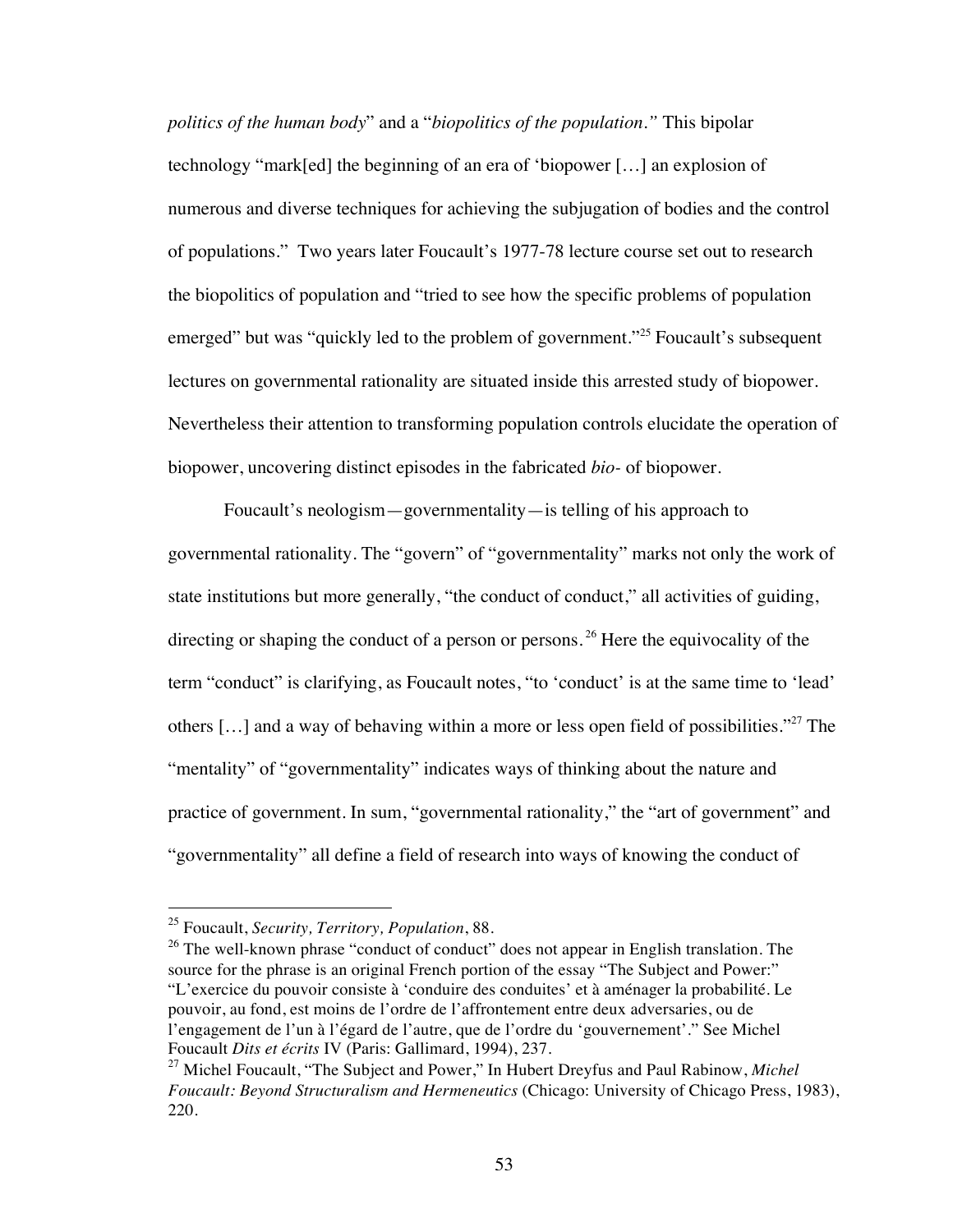*politics of the human body*" and a "*biopolitics of the population.*" This bipolar technology "mark[ed] the beginning of an era of 'biopower […] an explosion of numerous and diverse techniques for achieving the subjugation of bodies and the control of populations." Two years later Foucault's 1977-78 lecture course set out to research the biopolitics of population and "tried to see how the specific problems of population emerged" but was "quickly led to the problem of government."[25] Foucault's subsequent lectures on governmental rationality are situated inside this arrested study of biopower. Nevertheless their attention to transforming population controls elucidate the operation of biopower, uncovering distinct episodes in the fabricated *bio-* of biopower.

Foucault's neologism—governmentality—is telling of his approach to governmental rationality. The "govern" of "governmentality" marks not only the work of state institutions but more generally, "the conduct of conduct," all activities of guiding, directing or shaping the conduct of a person or persons.[26] Here the equivocality of the term "conduct" is clarifying, as Foucault notes, "to 'conduct' is at the same time to 'lead' others […] and a way of behaving within a more or less open field of possibilities."[27] The "mentality" of "governmentality" indicates ways of thinking about the nature and practice of government. In sum, "governmental rationality," the "art of government" and "governmentality" all define a field of research into ways of knowing the conduct of

---

[25] Foucault, *Security, Territory, Population*, 88.

[26] The well-known phrase "conduct of conduct" does not appear in English translation. The source for the phrase is an original French portion of the essay "The Subject and Power:" "L'exercice du pouvoir consiste à 'conduire des conduites' et à aménager la probabilité. Le pouvoir, au fond, est moins de l'ordre de l'affrontement entre deux adversaries, ou de l'engagement de l'un à l'égard de l'autre, que de l'ordre du 'gouvernement'." See Michel Foucault *Dits et écrits* IV (Paris: Gallimard, 1994), 237.

[27] Michel Foucault, "The Subject and Power," In Hubert Dreyfus and Paul Rabinow, *Michel Foucault: Beyond Structuralism and Hermeneutics* (Chicago: University of Chicago Press, 1983), 220.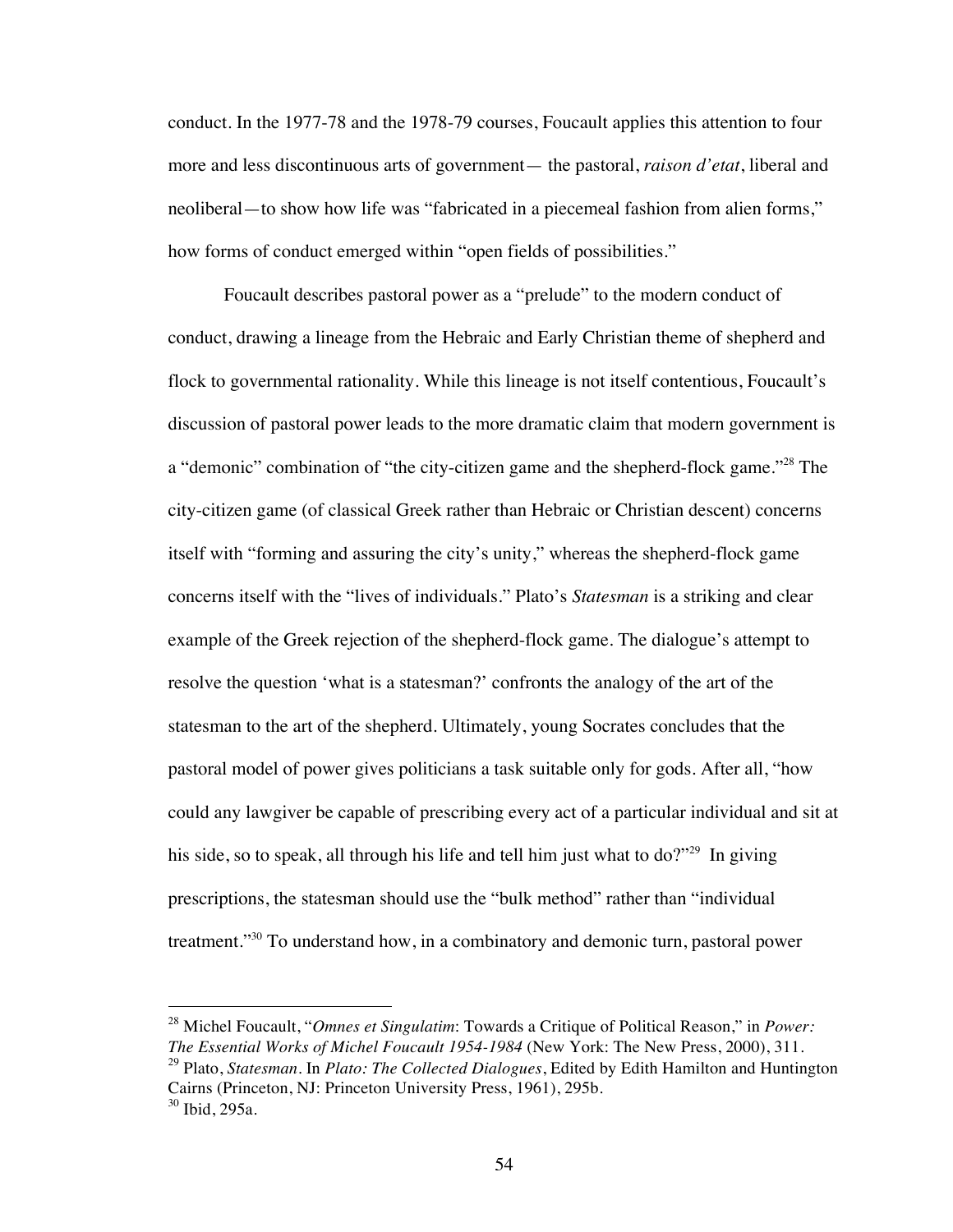conduct. In the 1977-78 and the 1978-79 courses, Foucault applies this attention to four more and less discontinuous arts of government— the pastoral, *raison d'etat*, liberal and neoliberal—to show how life was "fabricated in a piecemeal fashion from alien forms," how forms of conduct emerged within "open fields of possibilities."

Foucault describes pastoral power as a "prelude" to the modern conduct of conduct, drawing a lineage from the Hebraic and Early Christian theme of shepherd and flock to governmental rationality. While this lineage is not itself contentious, Foucault's discussion of pastoral power leads to the more dramatic claim that modern government is a "demonic" combination of "the city-citizen game and the shepherd-flock game."[28] The city-citizen game (of classical Greek rather than Hebraic or Christian descent) concerns itself with "forming and assuring the city's unity," whereas the shepherd-flock game concerns itself with the "lives of individuals." Plato's *Statesman* is a striking and clear example of the Greek rejection of the shepherd-flock game. The dialogue's attempt to resolve the question 'what is a statesman?' confronts the analogy of the art of the statesman to the art of the shepherd. Ultimately, young Socrates concludes that the pastoral model of power gives politicians a task suitable only for gods. After all, "how could any lawgiver be capable of prescribing every act of a particular individual and sit at his side, so to speak, all through his life and tell him just what to do?"[29] In giving prescriptions, the statesman should use the "bulk method" rather than "individual treatment."[30] To understand how, in a combinatory and demonic turn, pastoral power

---

[28] Michel Foucault, "*Omnes et Singulatim*: Towards a Critique of Political Reason," in *Power: The Essential Works of Michel Foucault 1954-1984* (New York: The New Press, 2000), 311.

[29] Plato, *Statesman*. In *Plato: The Collected Dialogues*, Edited by Edith Hamilton and Huntington Cairns (Princeton, NJ: Princeton University Press, 1961), 295b.

[30] Ibid, 295a.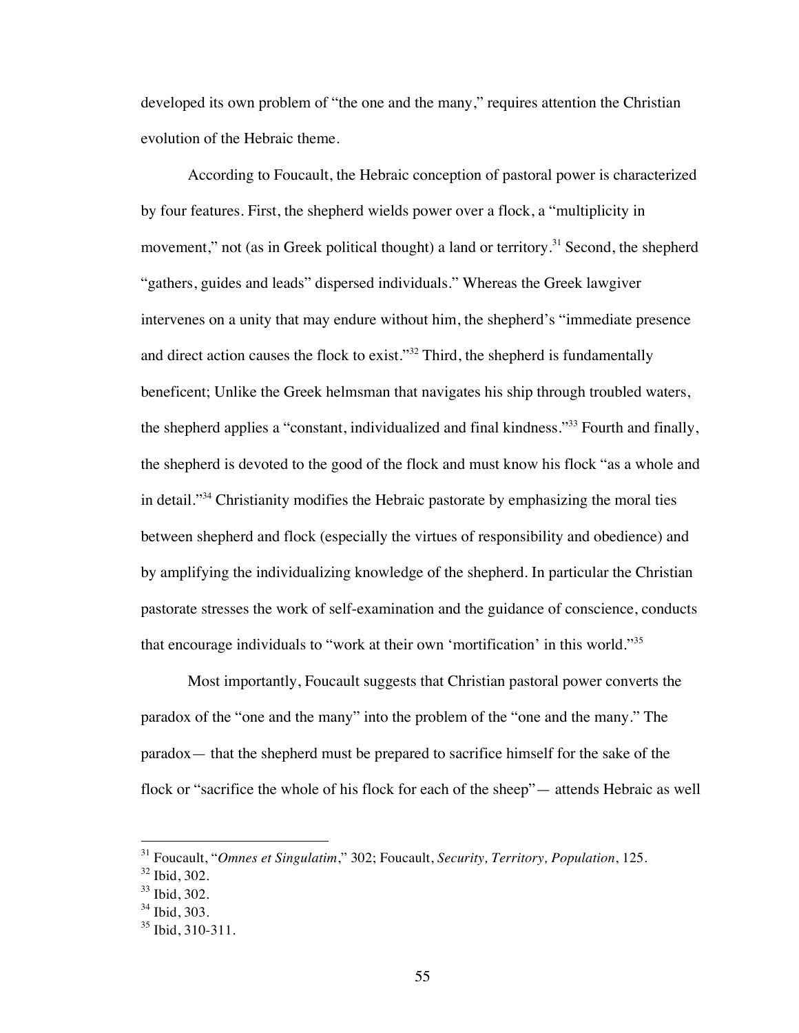developed its own problem of "the one and the many," requires attention the Christian evolution of the Hebraic theme.

According to Foucault, the Hebraic conception of pastoral power is characterized by four features. First, the shepherd wields power over a flock, a "multiplicity in movement," not (as in Greek political thought) a land or territory.[31] Second, the shepherd "gathers, guides and leads" dispersed individuals." Whereas the Greek lawgiver intervenes on a unity that may endure without him, the shepherd's "immediate presence and direct action causes the flock to exist."[32] Third, the shepherd is fundamentally beneficent; Unlike the Greek helmsman that navigates his ship through troubled waters, the shepherd applies a "constant, individualized and final kindness."[33] Fourth and finally, the shepherd is devoted to the good of the flock and must know his flock "as a whole and in detail."[34] Christianity modifies the Hebraic pastorate by emphasizing the moral ties between shepherd and flock (especially the virtues of responsibility and obedience) and by amplifying the individualizing knowledge of the shepherd. In particular the Christian pastorate stresses the work of self-examination and the guidance of conscience, conducts that encourage individuals to "work at their own 'mortification' in this world."[35]

Most importantly, Foucault suggests that Christian pastoral power converts the paradox of the "one and the many" into the problem of the "one and the many." The paradox— that the shepherd must be prepared to sacrifice himself for the sake of the flock or "sacrifice the whole of his flock for each of the sheep"— attends Hebraic as well

---

[31] Foucault, "*Omnes et Singulatim*," 302; Foucault, *Security, Territory, Population*, 125.

[32] Ibid, 302.

[33] Ibid, 302.

[34] Ibid, 303.

[35] Ibid, 310-311.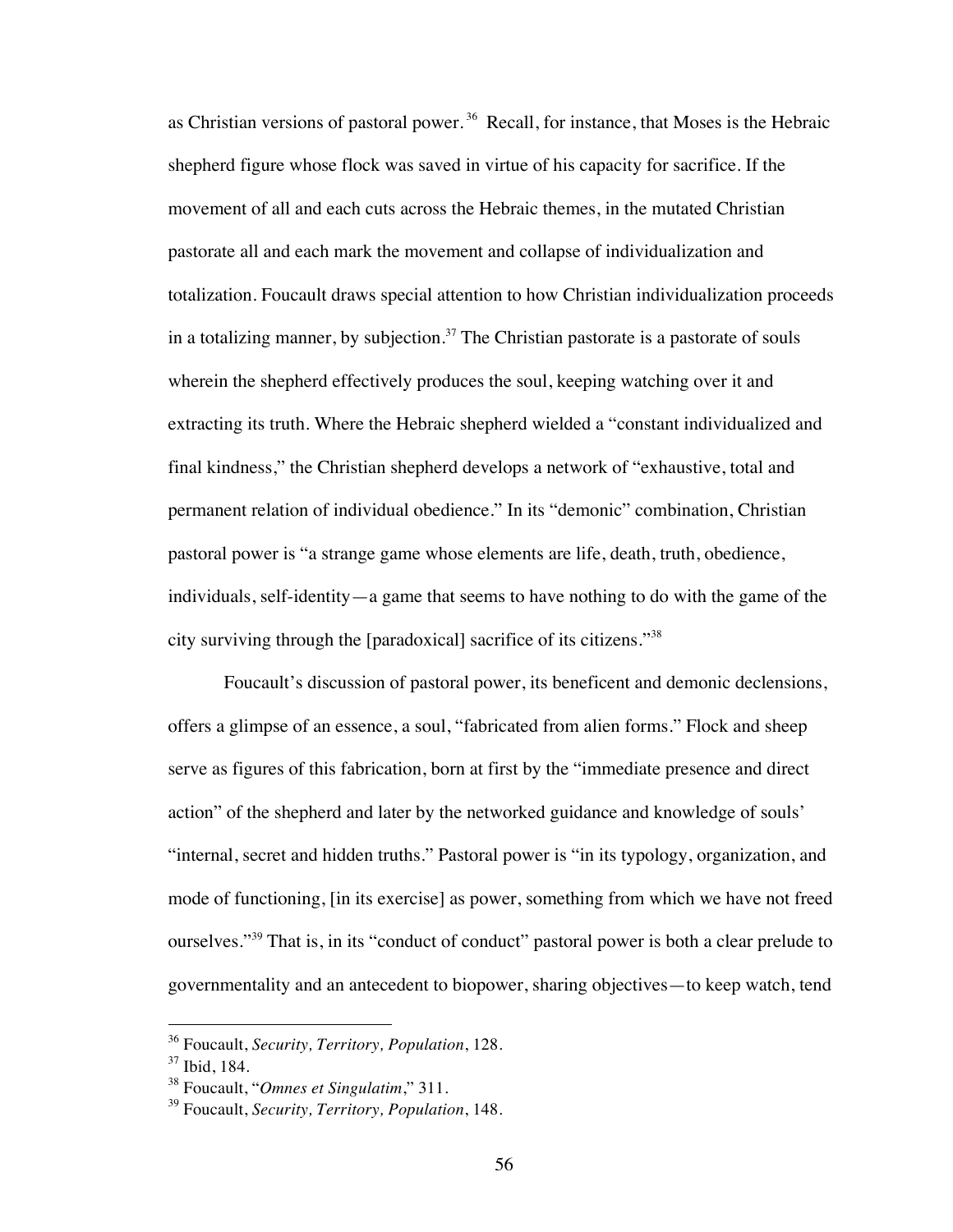as Christian versions of pastoral power.[36] Recall, for instance, that Moses is the Hebraic shepherd figure whose flock was saved in virtue of his capacity for sacrifice. If the movement of all and each cuts across the Hebraic themes, in the mutated Christian pastorate all and each mark the movement and collapse of individualization and totalization. Foucault draws special attention to how Christian individualization proceeds in a totalizing manner, by subjection.[37] The Christian pastorate is a pastorate of souls wherein the shepherd effectively produces the soul, keeping watching over it and extracting its truth. Where the Hebraic shepherd wielded a "constant individualized and final kindness," the Christian shepherd develops a network of "exhaustive, total and permanent relation of individual obedience." In its "demonic" combination, Christian pastoral power is "a strange game whose elements are life, death, truth, obedience, individuals, self-identity—a game that seems to have nothing to do with the game of the city surviving through the [paradoxical] sacrifice of its citizens."[38]

Foucault's discussion of pastoral power, its beneficent and demonic declensions, offers a glimpse of an essence, a soul, "fabricated from alien forms." Flock and sheep serve as figures of this fabrication, born at first by the "immediate presence and direct action" of the shepherd and later by the networked guidance and knowledge of souls' "internal, secret and hidden truths." Pastoral power is "in its typology, organization, and mode of functioning, [in its exercise] as power, something from which we have not freed ourselves."[39] That is, in its "conduct of conduct" pastoral power is both a clear prelude to governmentality and an antecedent to biopower, sharing objectives—to keep watch, tend

[36] Foucault, *Security, Territory, Population*, 128.
[37] Ibid, 184.
[38] Foucault, "*Omnes et Singulatim*," 311.
[39] Foucault, *Security, Territory, Population*, 148.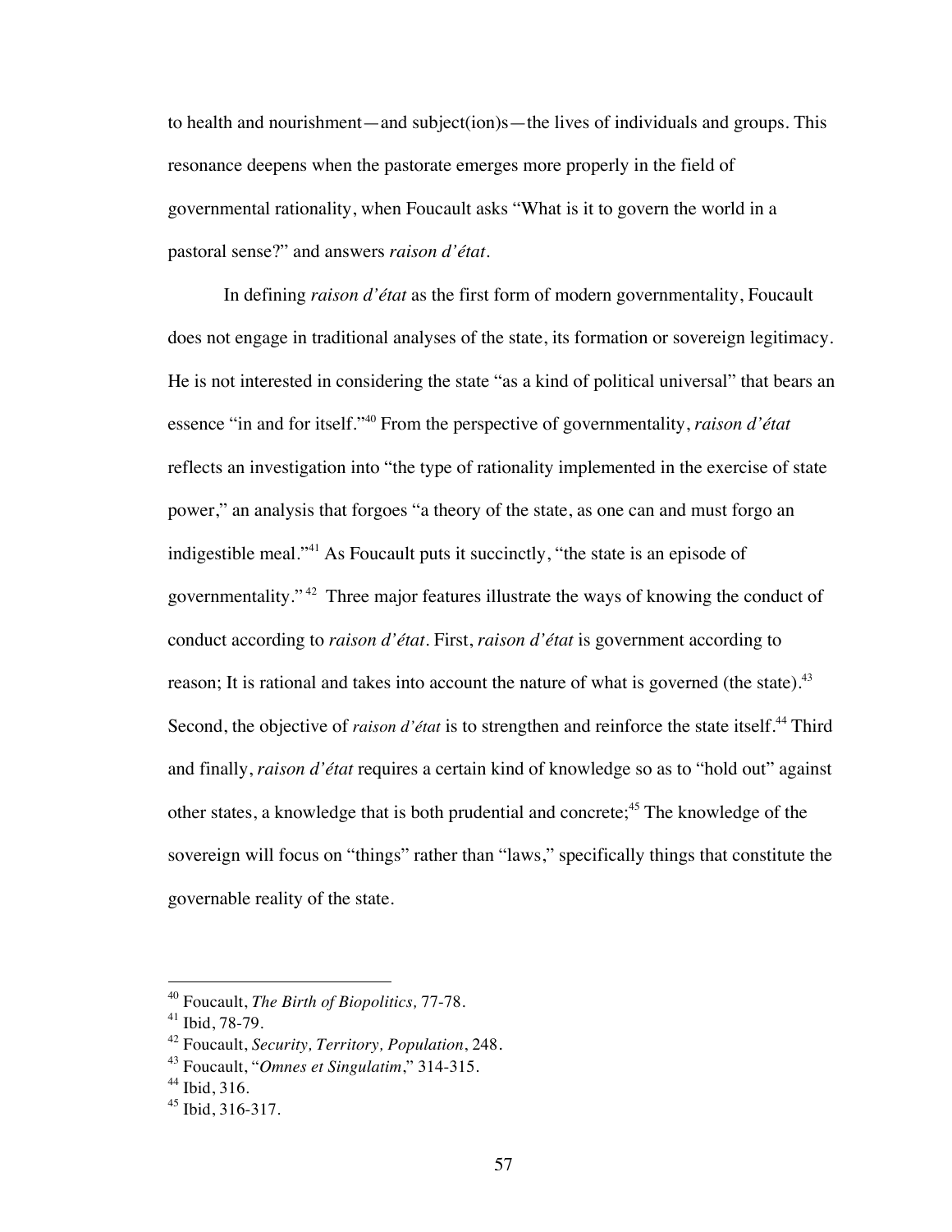to health and nourishment—and subject(ion)s—the lives of individuals and groups. This resonance deepens when the pastorate emerges more properly in the field of governmental rationality, when Foucault asks "What is it to govern the world in a pastoral sense?" and answers *raison d'état*.

In defining *raison d'état* as the first form of modern governmentality, Foucault does not engage in traditional analyses of the state, its formation or sovereign legitimacy. He is not interested in considering the state "as a kind of political universal" that bears an essence "in and for itself."[40] From the perspective of governmentality, *raison d'état* reflects an investigation into "the type of rationality implemented in the exercise of state power," an analysis that forgoes "a theory of the state, as one can and must forgo an indigestible meal."[41] As Foucault puts it succinctly, "the state is an episode of governmentality."[42] Three major features illustrate the ways of knowing the conduct of conduct according to *raison d'état*. First, *raison d'état* is government according to reason; It is rational and takes into account the nature of what is governed (the state).[43] Second, the objective of *raison d'état* is to strengthen and reinforce the state itself.[44] Third and finally, *raison d'état* requires a certain kind of knowledge so as to "hold out" against other states, a knowledge that is both prudential and concrete;[45] The knowledge of the sovereign will focus on "things" rather than "laws," specifically things that constitute the governable reality of the state.

---

[40] Foucault, *The Birth of Biopolitics,* 77-78.
[41] Ibid, 78-79.
[42] Foucault, *Security, Territory, Population*, 248.
[43] Foucault, "*Omnes et Singulatim*," 314-315.
[44] Ibid, 316.
[45] Ibid, 316-317.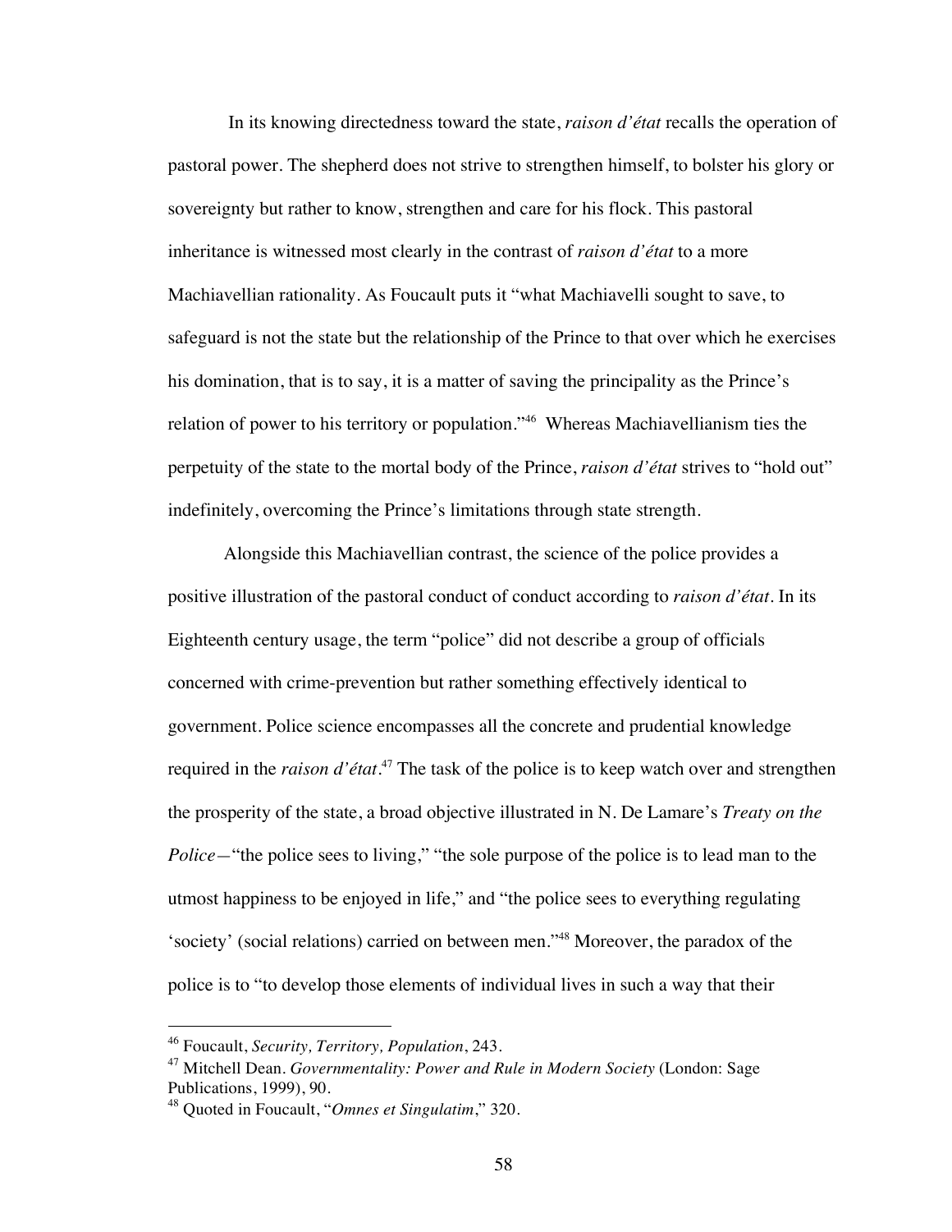In its knowing directedness toward the state, *raison d'état* recalls the operation of pastoral power. The shepherd does not strive to strengthen himself, to bolster his glory or sovereignty but rather to know, strengthen and care for his flock. This pastoral inheritance is witnessed most clearly in the contrast of *raison d'état* to a more Machiavellian rationality. As Foucault puts it "what Machiavelli sought to save, to safeguard is not the state but the relationship of the Prince to that over which he exercises his domination, that is to say, it is a matter of saving the principality as the Prince's relation of power to his territory or population."[46] Whereas Machiavellianism ties the perpetuity of the state to the mortal body of the Prince, *raison d'état* strives to "hold out" indefinitely, overcoming the Prince's limitations through state strength.

Alongside this Machiavellian contrast, the science of the police provides a positive illustration of the pastoral conduct of conduct according to *raison d'état*. In its Eighteenth century usage, the term "police" did not describe a group of officials concerned with crime-prevention but rather something effectively identical to government. Police science encompasses all the concrete and prudential knowledge required in the *raison d'état*.[47] The task of the police is to keep watch over and strengthen the prosperity of the state, a broad objective illustrated in N. De Lamare's *Treaty on the Police*—"the police sees to living," "the sole purpose of the police is to lead man to the utmost happiness to be enjoyed in life," and "the police sees to everything regulating 'society' (social relations) carried on between men."[48] Moreover, the paradox of the police is to "to develop those elements of individual lives in such a way that their

---

[46] Foucault, *Security, Territory, Population*, 243.

[47] Mitchell Dean. *Governmentality: Power and Rule in Modern Society* (London: Sage Publications, 1999), 90.

[48] Quoted in Foucault, "*Omnes et Singulatim*," 320.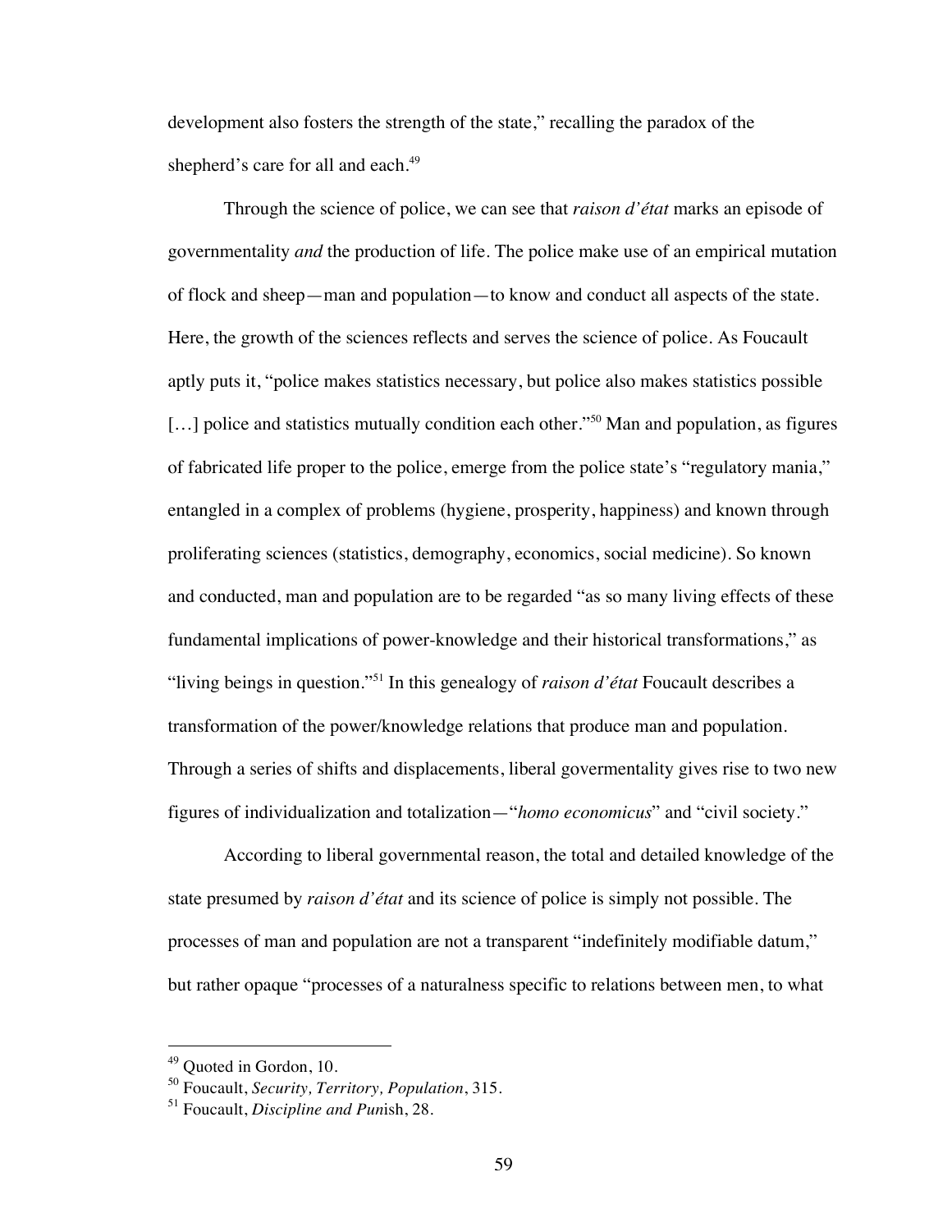development also fosters the strength of the state," recalling the paradox of the shepherd's care for all and each.[49]

Through the science of police, we can see that *raison d'état* marks an episode of governmentality *and* the production of life. The police make use of an empirical mutation of flock and sheep—man and population—to know and conduct all aspects of the state. Here, the growth of the sciences reflects and serves the science of police. As Foucault aptly puts it, "police makes statistics necessary, but police also makes statistics possible [...] police and statistics mutually condition each other."[50] Man and population, as figures of fabricated life proper to the police, emerge from the police state's "regulatory mania," entangled in a complex of problems (hygiene, prosperity, happiness) and known through proliferating sciences (statistics, demography, economics, social medicine). So known and conducted, man and population are to be regarded "as so many living effects of these fundamental implications of power-knowledge and their historical transformations," as "living beings in question."[51] In this genealogy of *raison d'état* Foucault describes a transformation of the power/knowledge relations that produce man and population. Through a series of shifts and displacements, liberal govermentality gives rise to two new figures of individualization and totalization—"*homo economicus*" and "civil society."

According to liberal governmental reason, the total and detailed knowledge of the state presumed by *raison d'état* and its science of police is simply not possible. The processes of man and population are not a transparent "indefinitely modifiable datum," but rather opaque "processes of a naturalness specific to relations between men, to what

---

[49] Quoted in Gordon, 10.

[50] Foucault, *Security, Territory, Population*, 315.

[51] Foucault, *Discipline and Pun*ish, 28.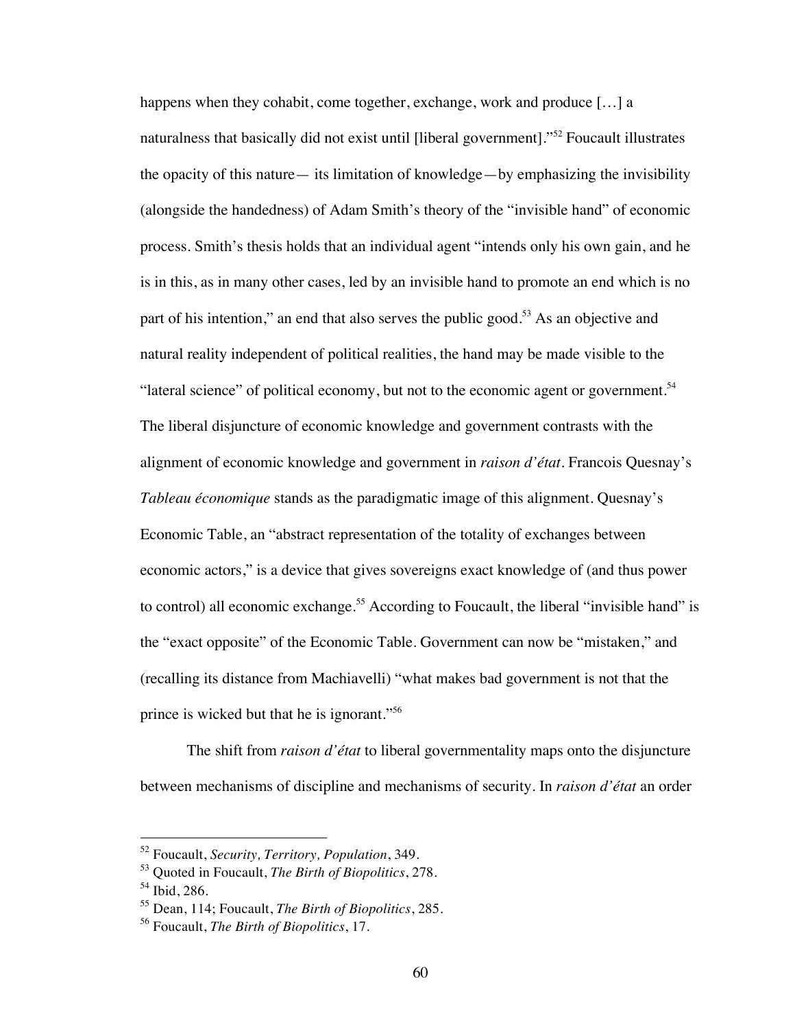happens when they cohabit, come together, exchange, work and produce […] a naturalness that basically did not exist until [liberal government]."[52] Foucault illustrates the opacity of this nature— its limitation of knowledge—by emphasizing the invisibility (alongside the handedness) of Adam Smith's theory of the "invisible hand" of economic process. Smith's thesis holds that an individual agent "intends only his own gain, and he is in this, as in many other cases, led by an invisible hand to promote an end which is no part of his intention," an end that also serves the public good.[53] As an objective and natural reality independent of political realities, the hand may be made visible to the "lateral science" of political economy, but not to the economic agent or government.[54] The liberal disjuncture of economic knowledge and government contrasts with the alignment of economic knowledge and government in *raison d'état*. Francois Quesnay's *Tableau économique* stands as the paradigmatic image of this alignment. Quesnay's Economic Table, an "abstract representation of the totality of exchanges between economic actors," is a device that gives sovereigns exact knowledge of (and thus power to control) all economic exchange.[55] According to Foucault, the liberal "invisible hand" is the "exact opposite" of the Economic Table. Government can now be "mistaken," and (recalling its distance from Machiavelli) "what makes bad government is not that the prince is wicked but that he is ignorant."[56]

The shift from *raison d'état* to liberal governmentality maps onto the disjuncture between mechanisms of discipline and mechanisms of security. In *raison d'état* an order

---

[52] Foucault, *Security, Territory, Population*, 349.

[53] Quoted in Foucault, *The Birth of Biopolitics*, 278.

[54] Ibid, 286.

[55] Dean, 114; Foucault, *The Birth of Biopolitics*, 285.

[56] Foucault, *The Birth of Biopolitics*, 17.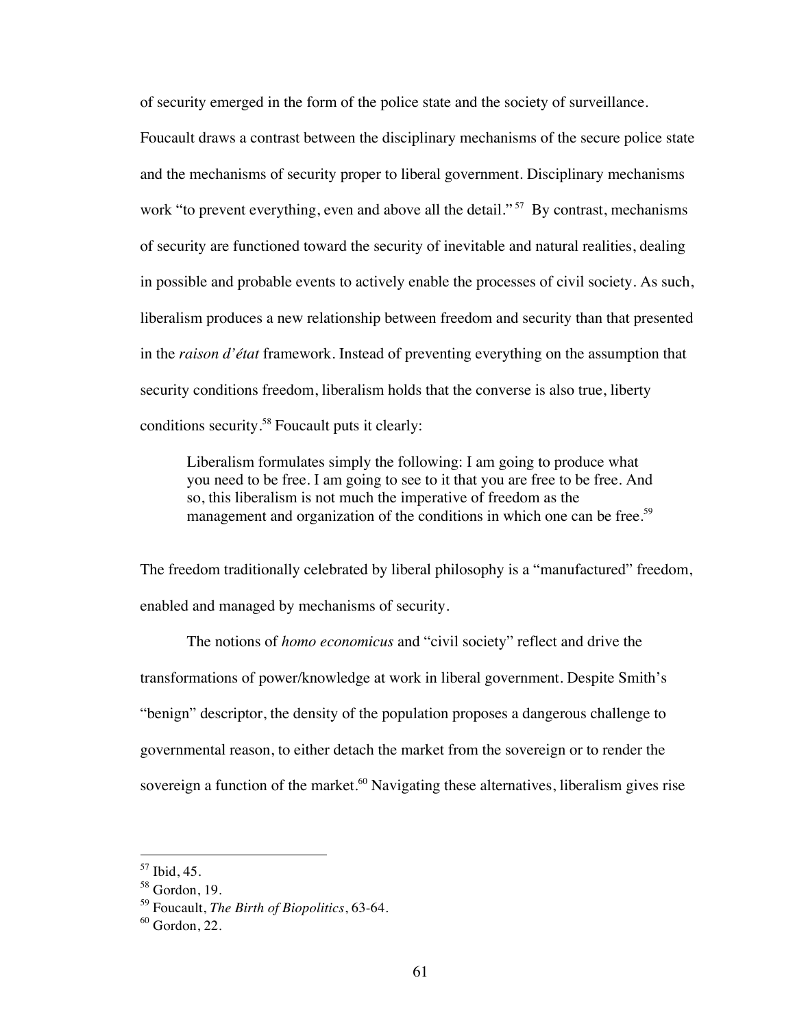of security emerged in the form of the police state and the society of surveillance. Foucault draws a contrast between the disciplinary mechanisms of the secure police state and the mechanisms of security proper to liberal government. Disciplinary mechanisms work "to prevent everything, even and above all the detail." [57] By contrast, mechanisms of security are functioned toward the security of inevitable and natural realities, dealing in possible and probable events to actively enable the processes of civil society. As such, liberalism produces a new relationship between freedom and security than that presented in the *raison d'état* framework. Instead of preventing everything on the assumption that security conditions freedom, liberalism holds that the converse is also true, liberty conditions security.[58] Foucault puts it clearly:

> Liberalism formulates simply the following: I am going to produce what you need to be free. I am going to see to it that you are free to be free. And so, this liberalism is not much the imperative of freedom as the management and organization of the conditions in which one can be free.[59]

The freedom traditionally celebrated by liberal philosophy is a "manufactured" freedom, enabled and managed by mechanisms of security.

The notions of *homo economicus* and "civil society" reflect and drive the transformations of power/knowledge at work in liberal government. Despite Smith's "benign" descriptor, the density of the population proposes a dangerous challenge to governmental reason, to either detach the market from the sovereign or to render the sovereign a function of the market.[60] Navigating these alternatives, liberalism gives rise

---

[57] Ibid, 45.
[58] Gordon, 19.
[59] Foucault, *The Birth of Biopolitics*, 63-64.
[60] Gordon, 22.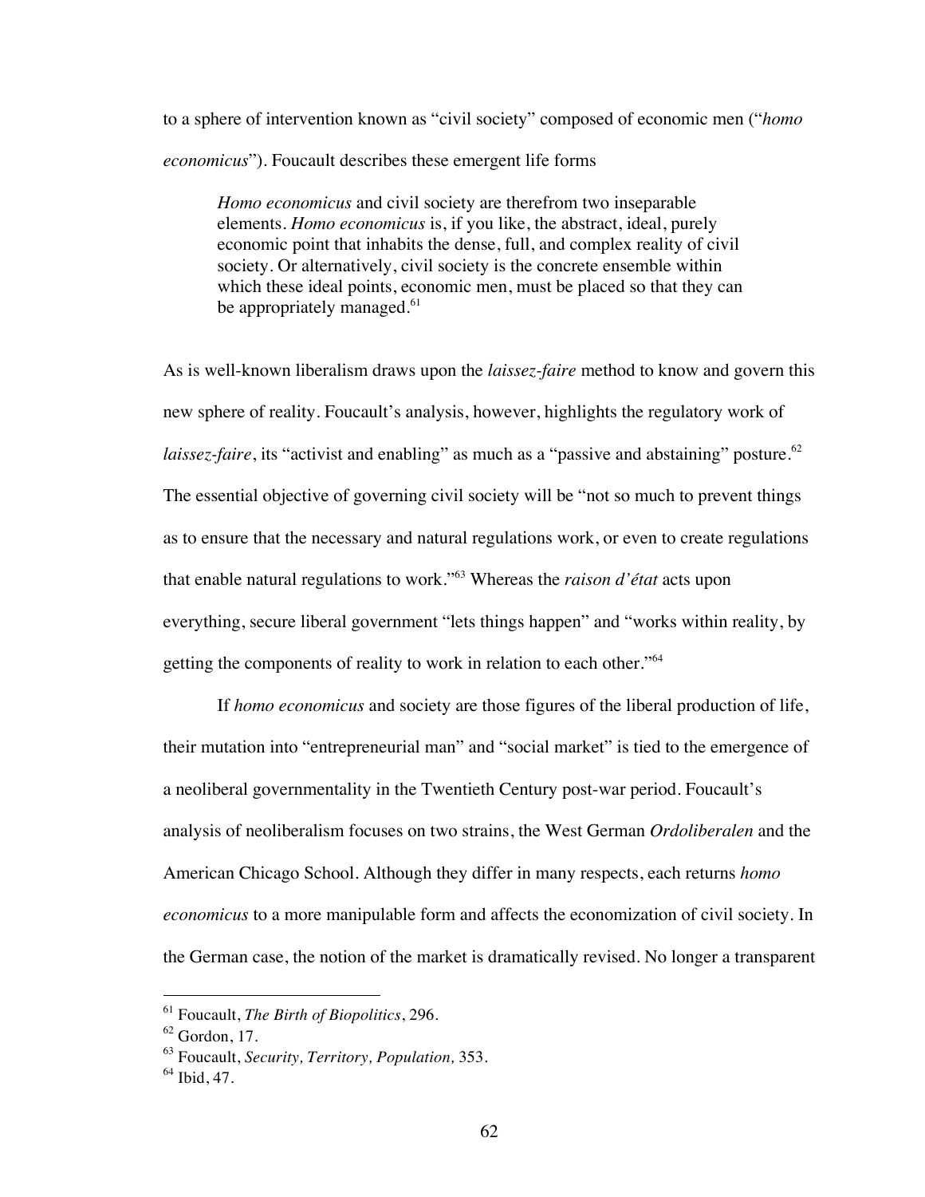to a sphere of intervention known as "civil society" composed of economic men ("*homo economicus*"). Foucault describes these emergent life forms

> *Homo economicus* and civil society are therefrom two inseparable elements. *Homo economicus* is, if you like, the abstract, ideal, purely economic point that inhabits the dense, full, and complex reality of civil society. Or alternatively, civil society is the concrete ensemble within which these ideal points, economic men, must be placed so that they can be appropriately managed.[61]

As is well-known liberalism draws upon the *laissez-faire* method to know and govern this new sphere of reality. Foucault's analysis, however, highlights the regulatory work of *laissez-faire*, its "activist and enabling" as much as a "passive and abstaining" posture.[62] The essential objective of governing civil society will be "not so much to prevent things as to ensure that the necessary and natural regulations work, or even to create regulations that enable natural regulations to work."[63] Whereas the *raison d'état* acts upon everything, secure liberal government "lets things happen" and "works within reality, by getting the components of reality to work in relation to each other."[64]

If *homo economicus* and society are those figures of the liberal production of life, their mutation into "entrepreneurial man" and "social market" is tied to the emergence of a neoliberal governmentality in the Twentieth Century post-war period. Foucault's analysis of neoliberalism focuses on two strains, the West German *Ordoliberalen* and the American Chicago School. Although they differ in many respects, each returns *homo economicus* to a more manipulable form and affects the economization of civil society. In the German case, the notion of the market is dramatically revised. No longer a transparent

---

[61] Foucault, *The Birth of Biopolitics*, 296.

[62] Gordon, 17.

[63] Foucault, *Security, Territory, Population,* 353.

[64] Ibid, 47.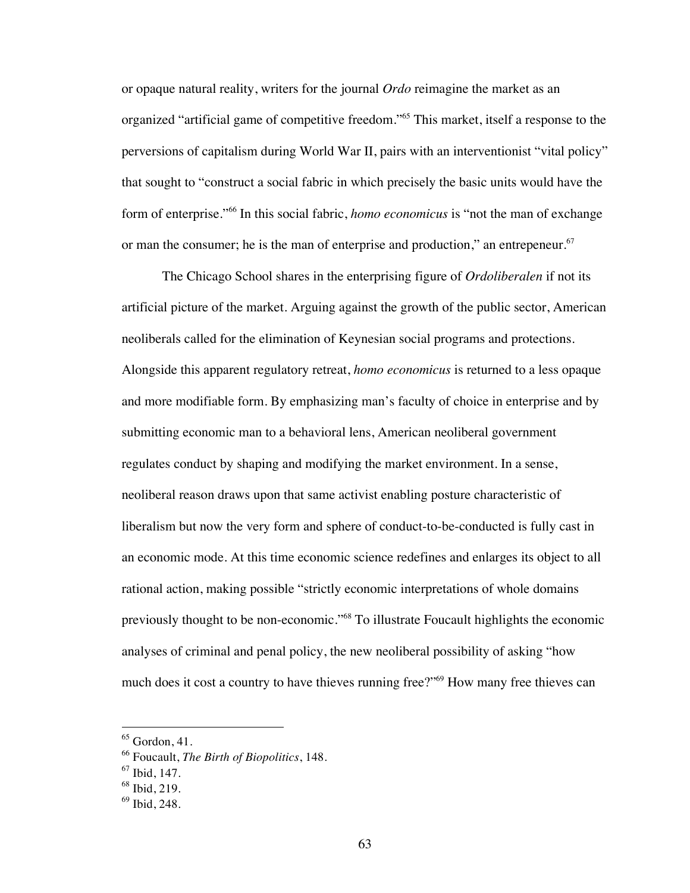or opaque natural reality, writers for the journal *Ordo* reimagine the market as an organized "artificial game of competitive freedom."[65] This market, itself a response to the perversions of capitalism during World War II, pairs with an interventionist "vital policy" that sought to "construct a social fabric in which precisely the basic units would have the form of enterprise."[66] In this social fabric, *homo economicus* is "not the man of exchange or man the consumer; he is the man of enterprise and production," an entrepeneur.[67]

The Chicago School shares in the enterprising figure of *Ordoliberalen* if not its artificial picture of the market. Arguing against the growth of the public sector, American neoliberals called for the elimination of Keynesian social programs and protections. Alongside this apparent regulatory retreat, *homo economicus* is returned to a less opaque and more modifiable form. By emphasizing man's faculty of choice in enterprise and by submitting economic man to a behavioral lens, American neoliberal government regulates conduct by shaping and modifying the market environment. In a sense, neoliberal reason draws upon that same activist enabling posture characteristic of liberalism but now the very form and sphere of conduct-to-be-conducted is fully cast in an economic mode. At this time economic science redefines and enlarges its object to all rational action, making possible "strictly economic interpretations of whole domains previously thought to be non-economic."[68] To illustrate Foucault highlights the economic analyses of criminal and penal policy, the new neoliberal possibility of asking "how much does it cost a country to have thieves running free?"[69] How many free thieves can

---

[65] Gordon, 41.

[66] Foucault, *The Birth of Biopolitics*, 148.

[67] Ibid, 147.

[68] Ibid, 219.

[69] Ibid, 248.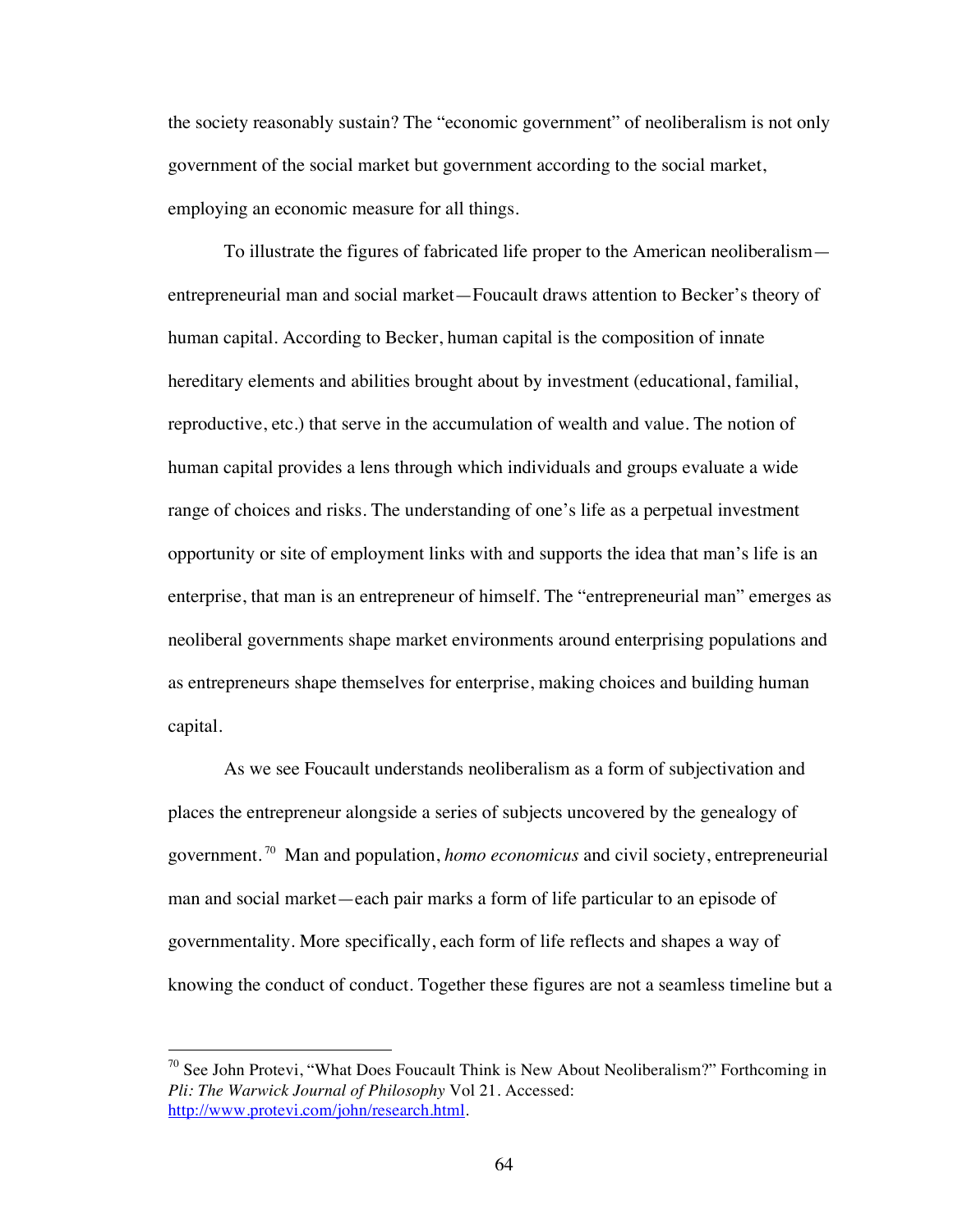the society reasonably sustain? The "economic government" of neoliberalism is not only government of the social market but government according to the social market, employing an economic measure for all things.

To illustrate the figures of fabricated life proper to the American neoliberalism—entrepreneurial man and social market—Foucault draws attention to Becker's theory of human capital. According to Becker, human capital is the composition of innate hereditary elements and abilities brought about by investment (educational, familial, reproductive, etc.) that serve in the accumulation of wealth and value. The notion of human capital provides a lens through which individuals and groups evaluate a wide range of choices and risks. The understanding of one's life as a perpetual investment opportunity or site of employment links with and supports the idea that man's life is an enterprise, that man is an entrepreneur of himself. The "entrepreneurial man" emerges as neoliberal governments shape market environments around enterprising populations and as entrepreneurs shape themselves for enterprise, making choices and building human capital.

As we see Foucault understands neoliberalism as a form of subjectivation and places the entrepreneur alongside a series of subjects uncovered by the genealogy of government.[70] Man and population, *homo economicus* and civil society, entrepreneurial man and social market—each pair marks a form of life particular to an episode of governmentality. More specifically, each form of life reflects and shapes a way of knowing the conduct of conduct. Together these figures are not a seamless timeline but a

[70] See John Protevi, "What Does Foucault Think is New About Neoliberalism?" Forthcoming in *Pli: The Warwick Journal of Philosophy* Vol 21. Accessed: http://www.protevi.com/john/research.html.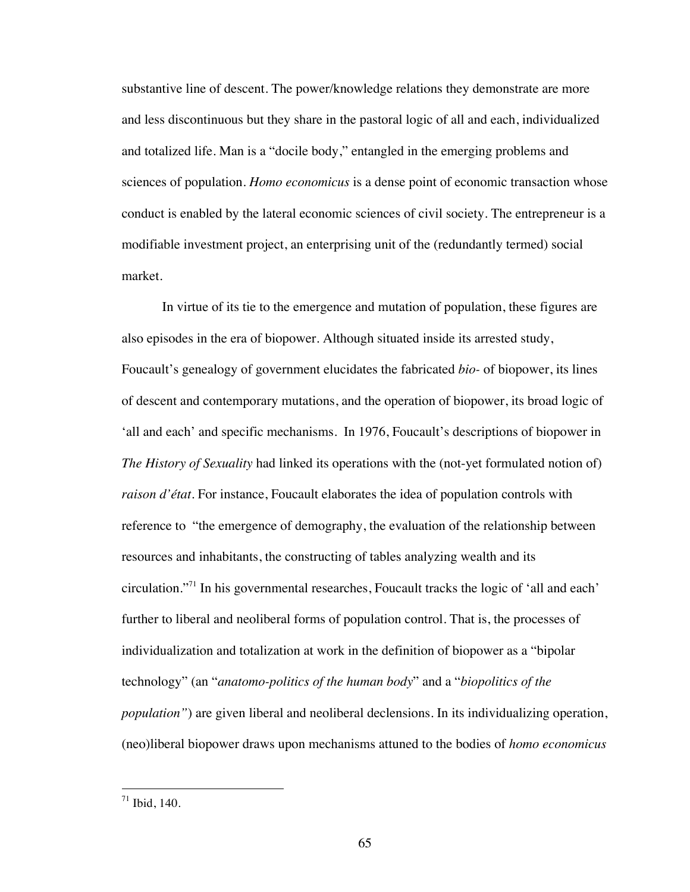substantive line of descent. The power/knowledge relations they demonstrate are more and less discontinuous but they share in the pastoral logic of all and each, individualized and totalized life. Man is a "docile body," entangled in the emerging problems and sciences of population. *Homo economicus* is a dense point of economic transaction whose conduct is enabled by the lateral economic sciences of civil society. The entrepreneur is a modifiable investment project, an enterprising unit of the (redundantly termed) social market.

In virtue of its tie to the emergence and mutation of population, these figures are also episodes in the era of biopower. Although situated inside its arrested study, Foucault's genealogy of government elucidates the fabricated *bio-* of biopower, its lines of descent and contemporary mutations, and the operation of biopower, its broad logic of 'all and each' and specific mechanisms. In 1976, Foucault's descriptions of biopower in *The History of Sexuality* had linked its operations with the (not-yet formulated notion of) *raison d'état*. For instance, Foucault elaborates the idea of population controls with reference to "the emergence of demography, the evaluation of the relationship between resources and inhabitants, the constructing of tables analyzing wealth and its circulation."[71] In his governmental researches, Foucault tracks the logic of 'all and each' further to liberal and neoliberal forms of population control. That is, the processes of individualization and totalization at work in the definition of biopower as a "bipolar technology" (an "*anatomo-politics of the human body*" and a "*biopolitics of the population"*) are given liberal and neoliberal declensions. In its individualizing operation, (neo)liberal biopower draws upon mechanisms attuned to the bodies of *homo economicus*

[71] Ibid, 140.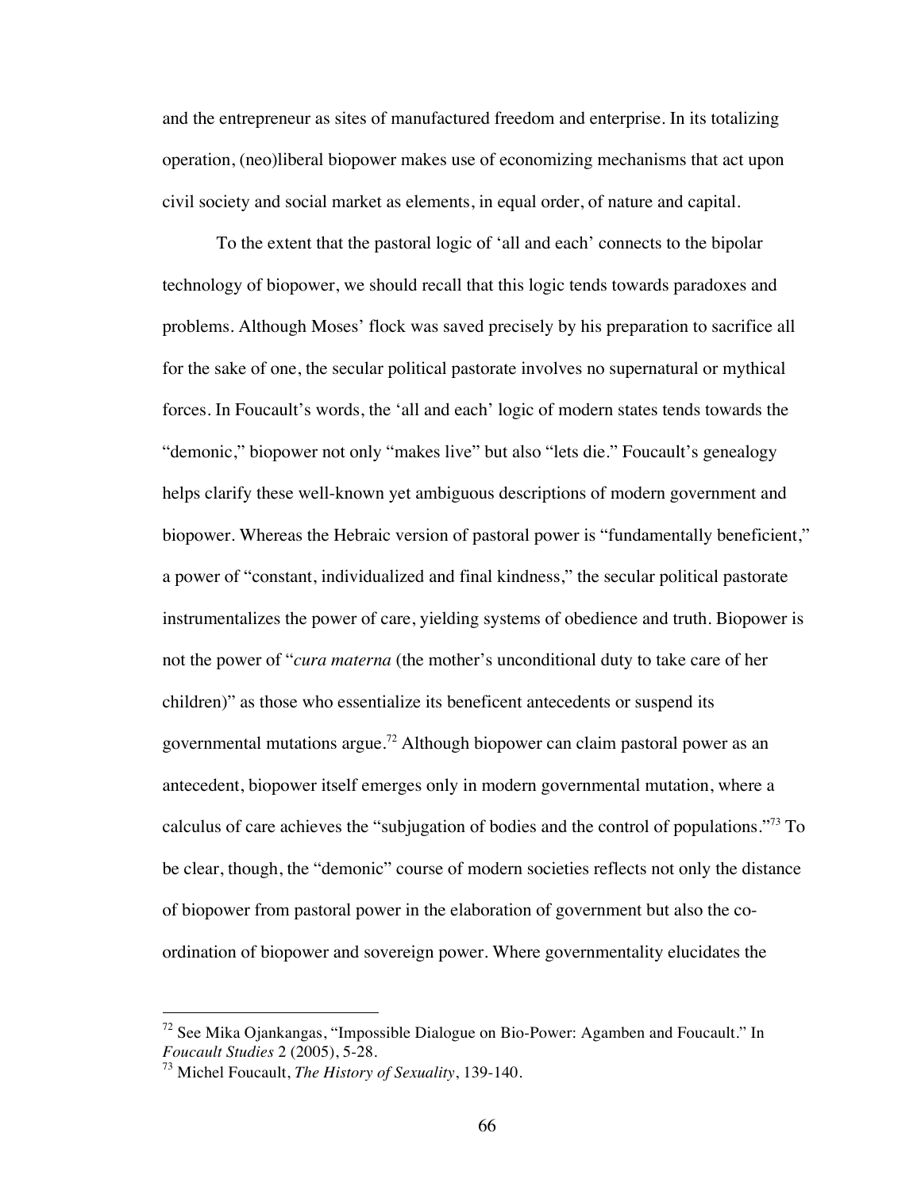and the entrepreneur as sites of manufactured freedom and enterprise. In its totalizing operation, (neo)liberal biopower makes use of economizing mechanisms that act upon civil society and social market as elements, in equal order, of nature and capital.

To the extent that the pastoral logic of 'all and each' connects to the bipolar technology of biopower, we should recall that this logic tends towards paradoxes and problems. Although Moses' flock was saved precisely by his preparation to sacrifice all for the sake of one, the secular political pastorate involves no supernatural or mythical forces. In Foucault's words, the 'all and each' logic of modern states tends towards the "demonic," biopower not only "makes live" but also "lets die." Foucault's genealogy helps clarify these well-known yet ambiguous descriptions of modern government and biopower. Whereas the Hebraic version of pastoral power is "fundamentally beneficient," a power of "constant, individualized and final kindness," the secular political pastorate instrumentalizes the power of care, yielding systems of obedience and truth. Biopower is not the power of "*cura materna* (the mother's unconditional duty to take care of her children)" as those who essentialize its beneficent antecedents or suspend its governmental mutations argue.[72] Although biopower can claim pastoral power as an antecedent, biopower itself emerges only in modern governmental mutation, where a calculus of care achieves the "subjugation of bodies and the control of populations."[73] To be clear, though, the "demonic" course of modern societies reflects not only the distance of biopower from pastoral power in the elaboration of government but also the co-ordination of biopower and sovereign power. Where governmentality elucidates the

---

[72] See Mika Ojankangas, "Impossible Dialogue on Bio-Power: Agamben and Foucault." In *Foucault Studies* 2 (2005), 5-28.

[73] Michel Foucault, *The History of Sexuality*, 139-140.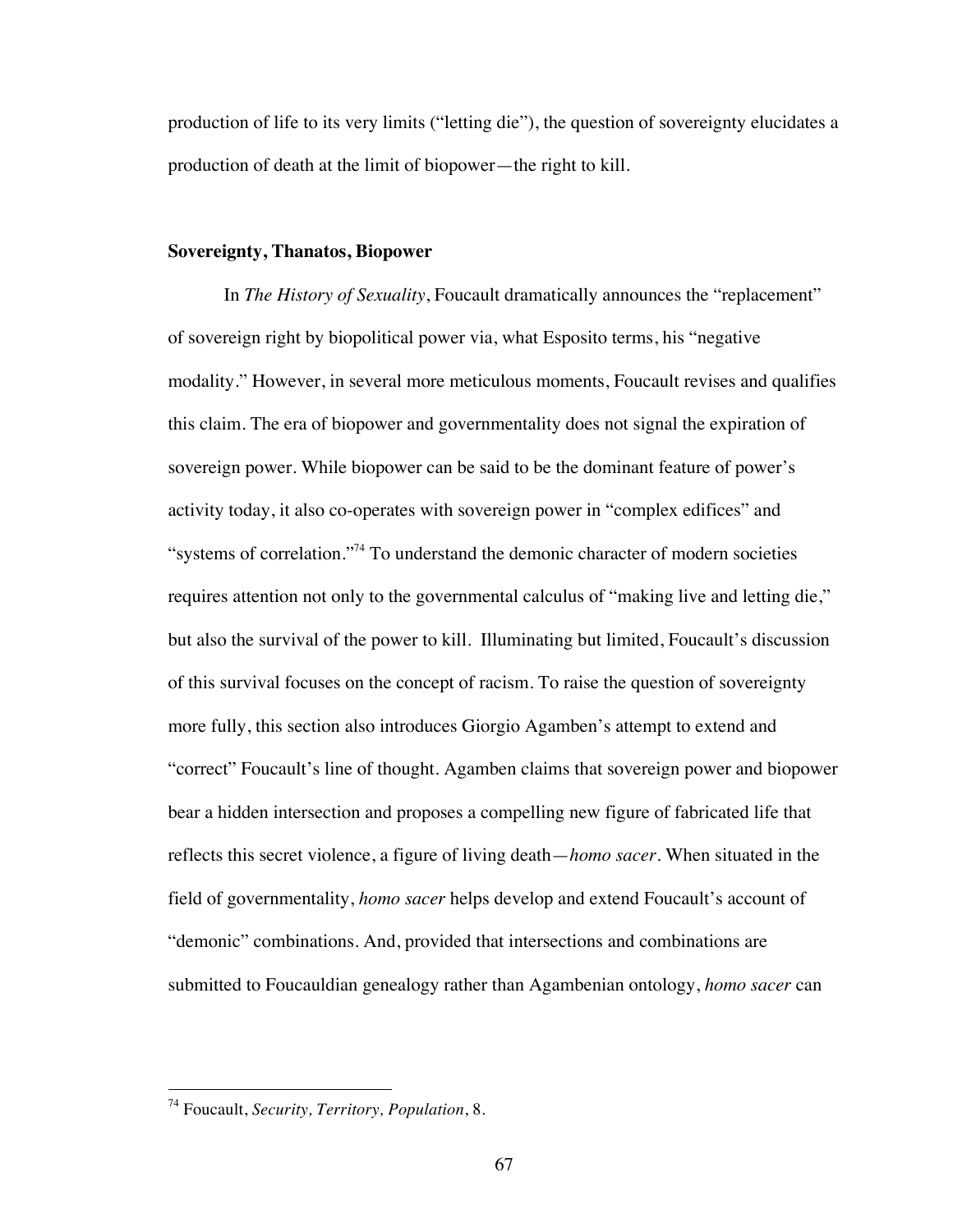production of life to its very limits ("letting die"), the question of sovereignty elucidates a production of death at the limit of biopower—the right to kill.

### Sovereignty, Thanatos, Biopower

In *The History of Sexuality*, Foucault dramatically announces the "replacement" of sovereign right by biopolitical power via, what Esposito terms, his "negative modality." However, in several more meticulous moments, Foucault revises and qualifies this claim. The era of biopower and governmentality does not signal the expiration of sovereign power. While biopower can be said to be the dominant feature of power's activity today, it also co-operates with sovereign power in "complex edifices" and "systems of correlation."[74] To understand the demonic character of modern societies requires attention not only to the governmental calculus of "making live and letting die," but also the survival of the power to kill. Illuminating but limited, Foucault's discussion of this survival focuses on the concept of racism. To raise the question of sovereignty more fully, this section also introduces Giorgio Agamben's attempt to extend and "correct" Foucault's line of thought. Agamben claims that sovereign power and biopower bear a hidden intersection and proposes a compelling new figure of fabricated life that reflects this secret violence, a figure of living death—*homo sacer*. When situated in the field of governmentality, *homo sacer* helps develop and extend Foucault's account of "demonic" combinations. And, provided that intersections and combinations are submitted to Foucauldian genealogy rather than Agambenian ontology, *homo sacer* can

[74] Foucault, *Security, Territory, Population*, 8.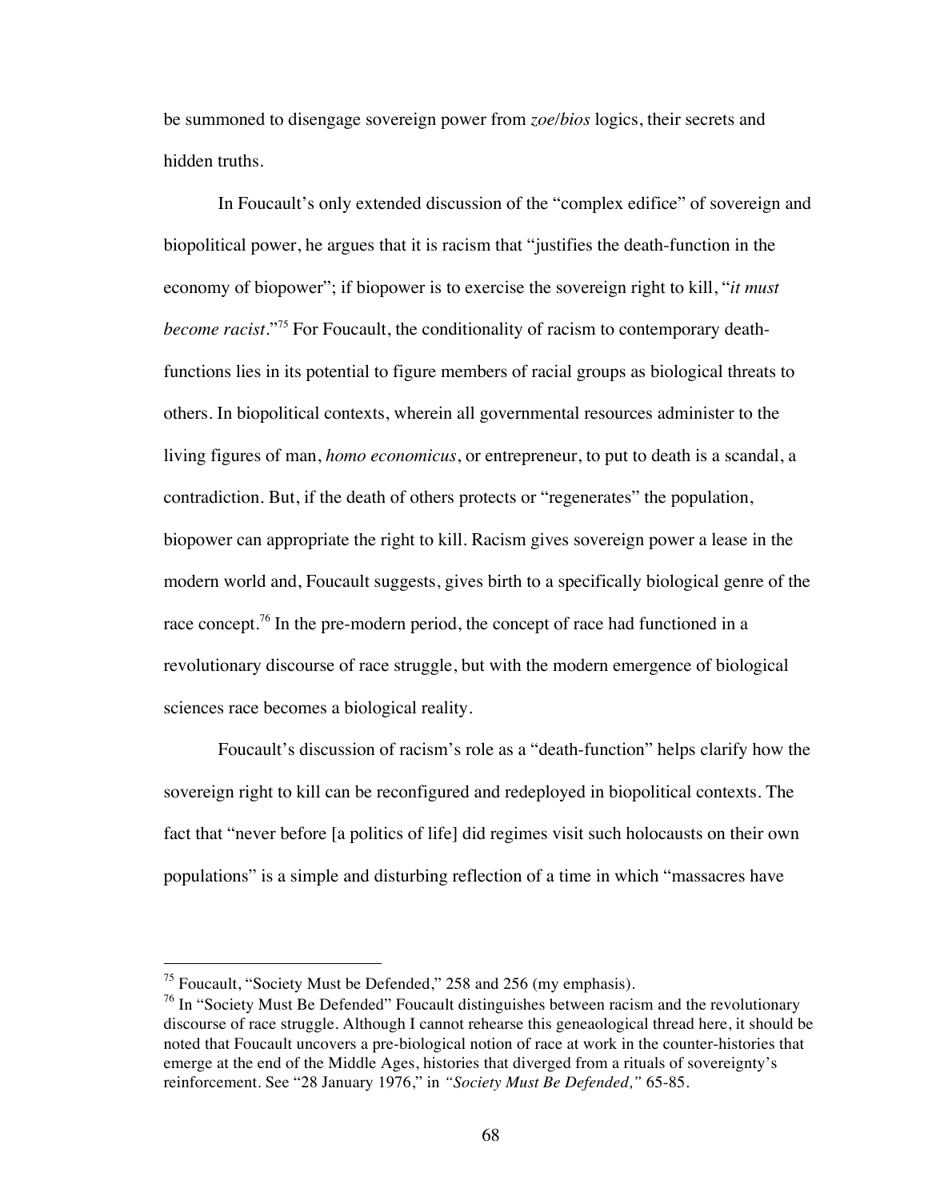be summoned to disengage sovereign power from *zoe*/*bios* logics, their secrets and hidden truths.

In Foucault's only extended discussion of the "complex edifice" of sovereign and biopolitical power, he argues that it is racism that "justifies the death-function in the economy of biopower"; if biopower is to exercise the sovereign right to kill, "*it must become racist*."[75] For Foucault, the conditionality of racism to contemporary death-functions lies in its potential to figure members of racial groups as biological threats to others. In biopolitical contexts, wherein all governmental resources administer to the living figures of man, *homo economicus*, or entrepreneur, to put to death is a scandal, a contradiction. But, if the death of others protects or "regenerates" the population, biopower can appropriate the right to kill. Racism gives sovereign power a lease in the modern world and, Foucault suggests, gives birth to a specifically biological genre of the race concept.[76] In the pre-modern period, the concept of race had functioned in a revolutionary discourse of race struggle, but with the modern emergence of biological sciences race becomes a biological reality.

Foucault's discussion of racism's role as a "death-function" helps clarify how the sovereign right to kill can be reconfigured and redeployed in biopolitical contexts. The fact that "never before [a politics of life] did regimes visit such holocausts on their own populations" is a simple and disturbing reflection of a time in which "massacres have

---

[75] Foucault, "Society Must be Defended," 258 and 256 (my emphasis).

[76] In "Society Must Be Defended" Foucault distinguishes between racism and the revolutionary discourse of race struggle. Although I cannot rehearse this geneaological thread here, it should be noted that Foucault uncovers a pre-biological notion of race at work in the counter-histories that emerge at the end of the Middle Ages, histories that diverged from a rituals of sovereignty's reinforcement. See "28 January 1976," in *"Society Must Be Defended,"* 65-85.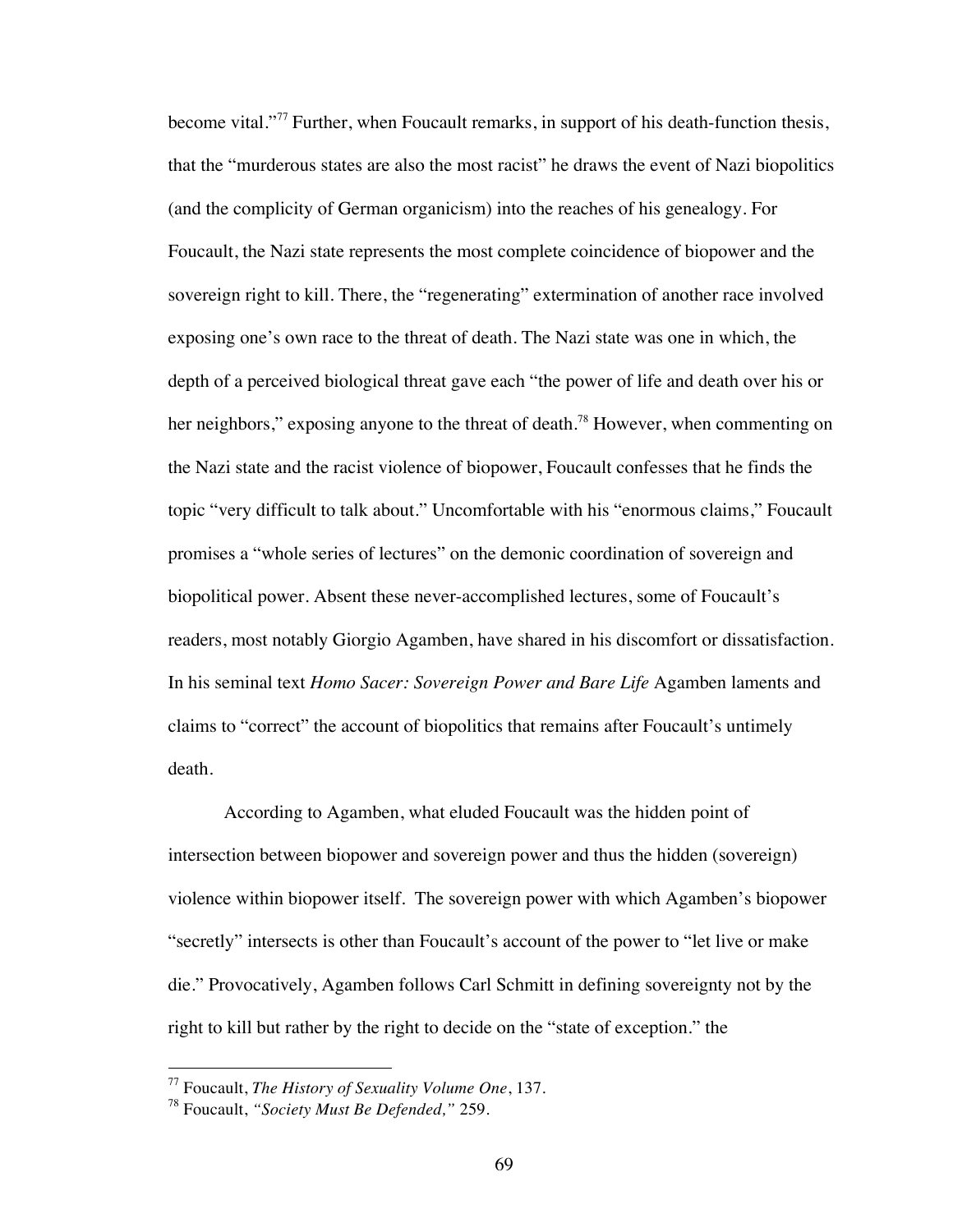become vital."[77] Further, when Foucault remarks, in support of his death-function thesis, that the "murderous states are also the most racist" he draws the event of Nazi biopolitics (and the complicity of German organicism) into the reaches of his genealogy. For Foucault, the Nazi state represents the most complete coincidence of biopower and the sovereign right to kill. There, the "regenerating" extermination of another race involved exposing one's own race to the threat of death. The Nazi state was one in which, the depth of a perceived biological threat gave each "the power of life and death over his or her neighbors," exposing anyone to the threat of death.[78] However, when commenting on the Nazi state and the racist violence of biopower, Foucault confesses that he finds the topic "very difficult to talk about." Uncomfortable with his "enormous claims," Foucault promises a "whole series of lectures" on the demonic coordination of sovereign and biopolitical power. Absent these never-accomplished lectures, some of Foucault's readers, most notably Giorgio Agamben, have shared in his discomfort or dissatisfaction. In his seminal text *Homo Sacer: Sovereign Power and Bare Life* Agamben laments and claims to "correct" the account of biopolitics that remains after Foucault's untimely death.

According to Agamben, what eluded Foucault was the hidden point of intersection between biopower and sovereign power and thus the hidden (sovereign) violence within biopower itself. The sovereign power with which Agamben's biopower "secretly" intersects is other than Foucault's account of the power to "let live or make die." Provocatively, Agamben follows Carl Schmitt in defining sovereignty not by the right to kill but rather by the right to decide on the "state of exception." the

---

[77] Foucault, *The History of Sexuality Volume One*, 137.

[78] Foucault, *"Society Must Be Defended,"* 259.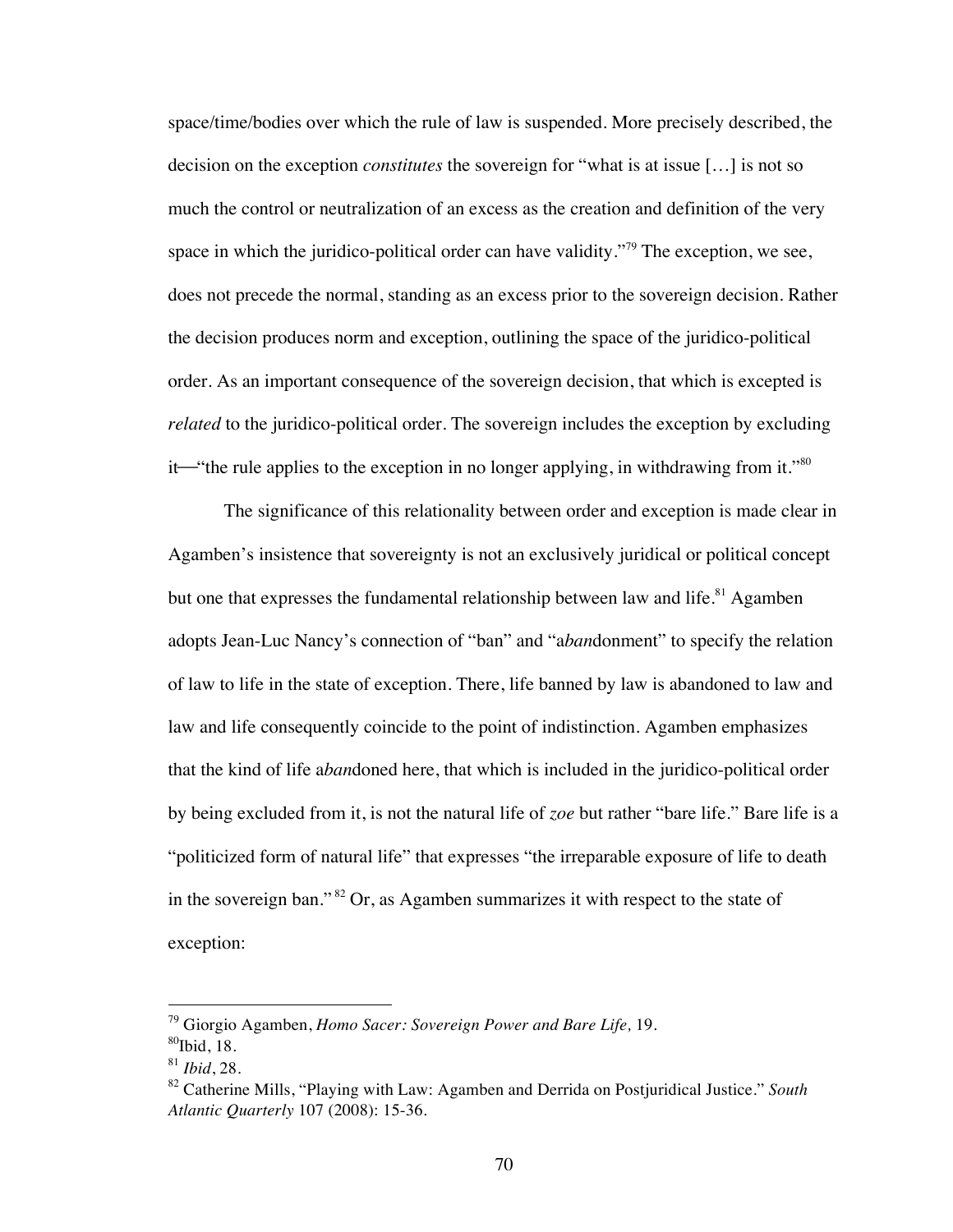space/time/bodies over which the rule of law is suspended. More precisely described, the decision on the exception *constitutes* the sovereign for "what is at issue […] is not so much the control or neutralization of an excess as the creation and definition of the very space in which the juridico-political order can have validity."[79] The exception, we see, does not precede the normal, standing as an excess prior to the sovereign decision. Rather the decision produces norm and exception, outlining the space of the juridico-political order. As an important consequence of the sovereign decision, that which is excepted is *related* to the juridico-political order. The sovereign includes the exception by excluding it—"the rule applies to the exception in no longer applying, in withdrawing from it."[80]

The significance of this relationality between order and exception is made clear in Agamben's insistence that sovereignty is not an exclusively juridical or political concept but one that expresses the fundamental relationship between law and life.[81] Agamben adopts Jean-Luc Nancy's connection of "ban" and "a*ban*donment" to specify the relation of law to life in the state of exception. There, life banned by law is abandoned to law and law and life consequently coincide to the point of indistinction. Agamben emphasizes that the kind of life a*ban*doned here, that which is included in the juridico-political order by being excluded from it, is not the natural life of *zoe* but rather "bare life." Bare life is a "politicized form of natural life" that expresses "the irreparable exposure of life to death in the sovereign ban."[82] Or, as Agamben summarizes it with respect to the state of exception:

---

[79] Giorgio Agamben, *Homo Sacer: Sovereign Power and Bare Life,* 19.

[80] Ibid, 18.

[81] *Ibid*, 28.

[82] Catherine Mills, "Playing with Law: Agamben and Derrida on Postjuridical Justice." *South Atlantic Quarterly* 107 (2008): 15-36.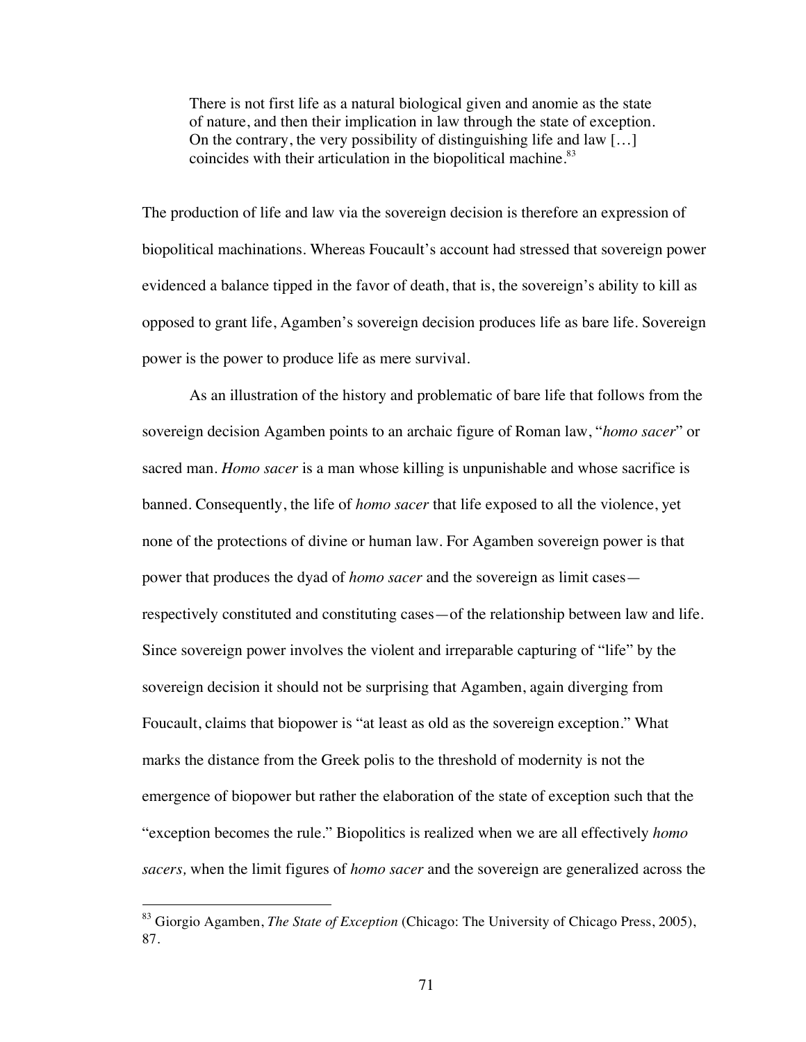> There is not first life as a natural biological given and anomie as the state of nature, and then their implication in law through the state of exception. On the contrary, the very possibility of distinguishing life and law [...] coincides with their articulation in the biopolitical machine.[83]

The production of life and law via the sovereign decision is therefore an expression of biopolitical machinations. Whereas Foucault's account had stressed that sovereign power evidenced a balance tipped in the favor of death, that is, the sovereign's ability to kill as opposed to grant life, Agamben's sovereign decision produces life as bare life. Sovereign power is the power to produce life as mere survival.

As an illustration of the history and problematic of bare life that follows from the sovereign decision Agamben points to an archaic figure of Roman law, "*homo sacer*" or sacred man. *Homo sacer* is a man whose killing is unpunishable and whose sacrifice is banned. Consequently, the life of *homo sacer* that life exposed to all the violence, yet none of the protections of divine or human law. For Agamben sovereign power is that power that produces the dyad of *homo sacer* and the sovereign as limit cases—respectively constituted and constituting cases—of the relationship between law and life. Since sovereign power involves the violent and irreparable capturing of "life" by the sovereign decision it should not be surprising that Agamben, again diverging from Foucault, claims that biopower is "at least as old as the sovereign exception." What marks the distance from the Greek polis to the threshold of modernity is not the emergence of biopower but rather the elaboration of the state of exception such that the "exception becomes the rule." Biopolitics is realized when we are all effectively *homo sacers,* when the limit figures of *homo sacer* and the sovereign are generalized across the

[83] Giorgio Agamben, *The State of Exception* (Chicago: The University of Chicago Press, 2005), 87.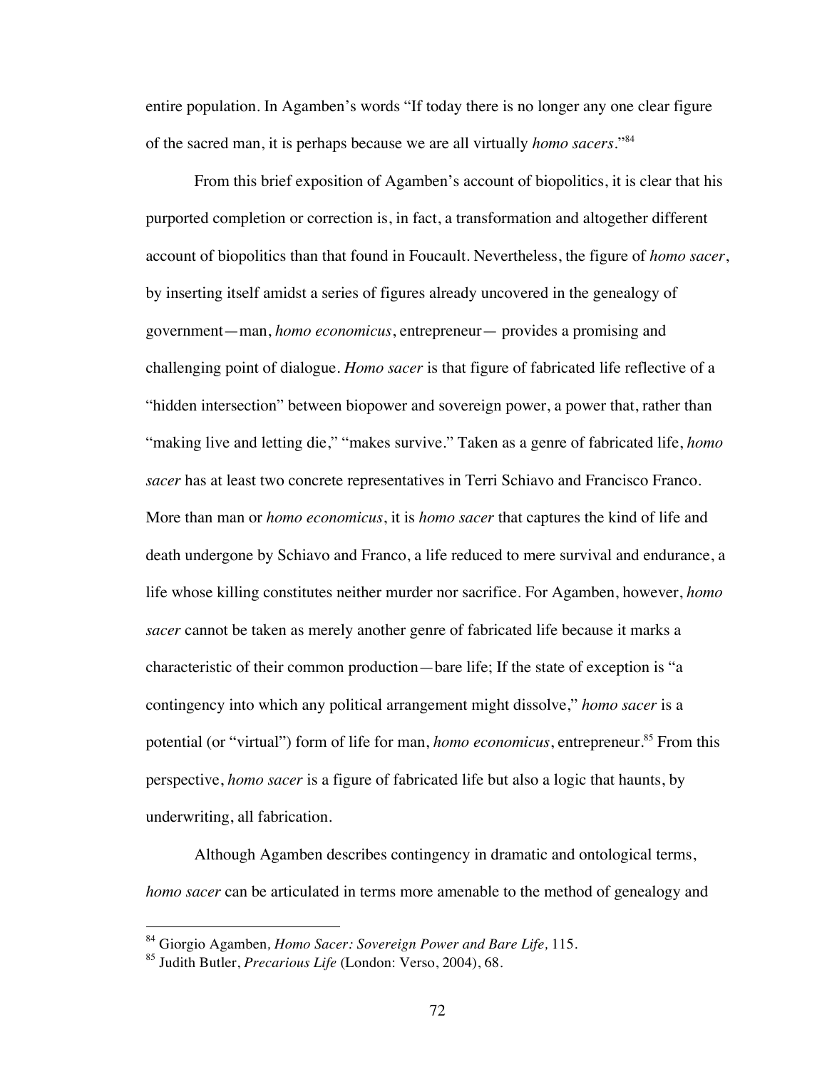entire population. In Agamben's words "If today there is no longer any one clear figure of the sacred man, it is perhaps because we are all virtually *homo sacers*."[84]

From this brief exposition of Agamben's account of biopolitics, it is clear that his purported completion or correction is, in fact, a transformation and altogether different account of biopolitics than that found in Foucault. Nevertheless, the figure of *homo sacer*, by inserting itself amidst a series of figures already uncovered in the genealogy of government—man, *homo economicus*, entrepreneur— provides a promising and challenging point of dialogue. *Homo sacer* is that figure of fabricated life reflective of a "hidden intersection" between biopower and sovereign power, a power that, rather than "making live and letting die," "makes survive." Taken as a genre of fabricated life, *homo sacer* has at least two concrete representatives in Terri Schiavo and Francisco Franco. More than man or *homo economicus*, it is *homo sacer* that captures the kind of life and death undergone by Schiavo and Franco, a life reduced to mere survival and endurance, a life whose killing constitutes neither murder nor sacrifice. For Agamben, however, *homo sacer* cannot be taken as merely another genre of fabricated life because it marks a characteristic of their common production—bare life; If the state of exception is "a contingency into which any political arrangement might dissolve," *homo sacer* is a potential (or "virtual") form of life for man, *homo economicus*, entrepreneur.[85] From this perspective, *homo sacer* is a figure of fabricated life but also a logic that haunts, by underwriting, all fabrication.

Although Agamben describes contingency in dramatic and ontological terms, *homo sacer* can be articulated in terms more amenable to the method of genealogy and

---

[84] Giorgio Agamben, *Homo Sacer: Sovereign Power and Bare Life,* 115.

[85] Judith Butler, *Precarious Life* (London: Verso, 2004), 68.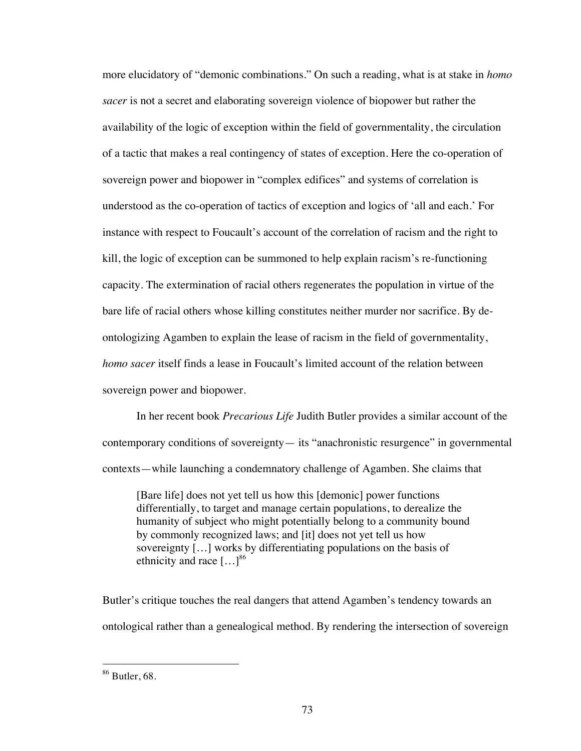more elucidatory of "demonic combinations." On such a reading, what is at stake in *homo sacer* is not a secret and elaborating sovereign violence of biopower but rather the availability of the logic of exception within the field of governmentality, the circulation of a tactic that makes a real contingency of states of exception. Here the co-operation of sovereign power and biopower in "complex edifices" and systems of correlation is understood as the co-operation of tactics of exception and logics of 'all and each.' For instance with respect to Foucault's account of the correlation of racism and the right to kill, the logic of exception can be summoned to help explain racism's re-functioning capacity. The extermination of racial others regenerates the population in virtue of the bare life of racial others whose killing constitutes neither murder nor sacrifice. By de-ontologizing Agamben to explain the lease of racism in the field of governmentality, *homo sacer* itself finds a lease in Foucault's limited account of the relation between sovereign power and biopower.

In her recent book *Precarious Life* Judith Butler provides a similar account of the contemporary conditions of sovereignty— its "anachronistic resurgence" in governmental contexts—while launching a condemnatory challenge of Agamben. She claims that

> [Bare life] does not yet tell us how this [demonic] power functions differentially, to target and manage certain populations, to derealize the humanity of subject who might potentially belong to a community bound by commonly recognized laws; and [it] does not yet tell us how sovereignty […] works by differentiating populations on the basis of ethnicity and race […][86]

Butler's critique touches the real dangers that attend Agamben's tendency towards an ontological rather than a genealogical method. By rendering the intersection of sovereign

---

[86] Butler, 68.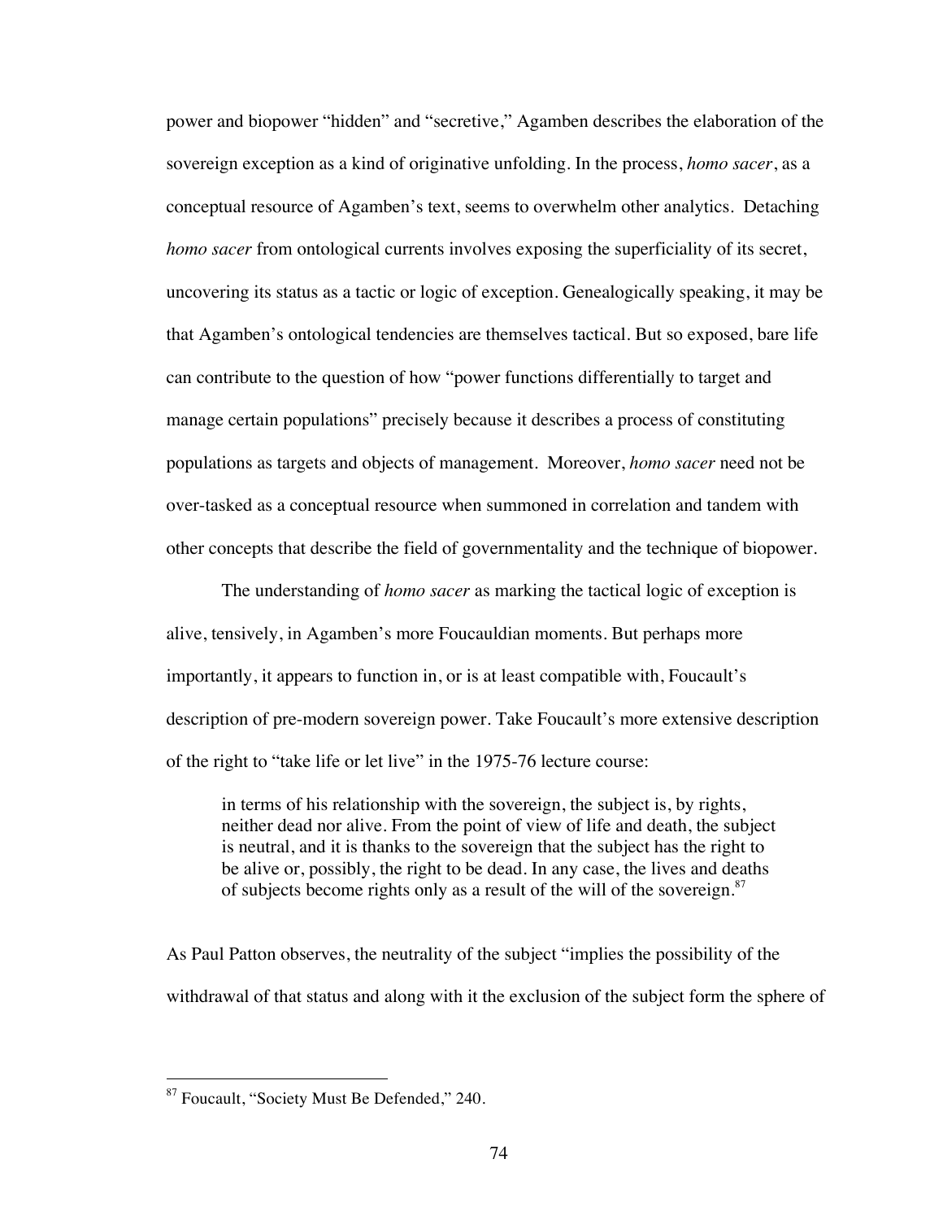power and biopower "hidden" and "secretive," Agamben describes the elaboration of the sovereign exception as a kind of originative unfolding. In the process, *homo sacer*, as a conceptual resource of Agamben's text, seems to overwhelm other analytics. Detaching *homo sacer* from ontological currents involves exposing the superficiality of its secret, uncovering its status as a tactic or logic of exception. Genealogically speaking, it may be that Agamben's ontological tendencies are themselves tactical. But so exposed, bare life can contribute to the question of how "power functions differentially to target and manage certain populations" precisely because it describes a process of constituting populations as targets and objects of management. Moreover, *homo sacer* need not be over-tasked as a conceptual resource when summoned in correlation and tandem with other concepts that describe the field of governmentality and the technique of biopower.

The understanding of *homo sacer* as marking the tactical logic of exception is alive, tensively, in Agamben's more Foucauldian moments. But perhaps more importantly, it appears to function in, or is at least compatible with, Foucault's description of pre-modern sovereign power. Take Foucault's more extensive description of the right to "take life or let live" in the 1975-76 lecture course:

> in terms of his relationship with the sovereign, the subject is, by rights, neither dead nor alive. From the point of view of life and death, the subject is neutral, and it is thanks to the sovereign that the subject has the right to be alive or, possibly, the right to be dead. In any case, the lives and deaths of subjects become rights only as a result of the will of the sovereign.[87]

As Paul Patton observes, the neutrality of the subject "implies the possibility of the withdrawal of that status and along with it the exclusion of the subject form the sphere of

[87] Foucault, "Society Must Be Defended," 240.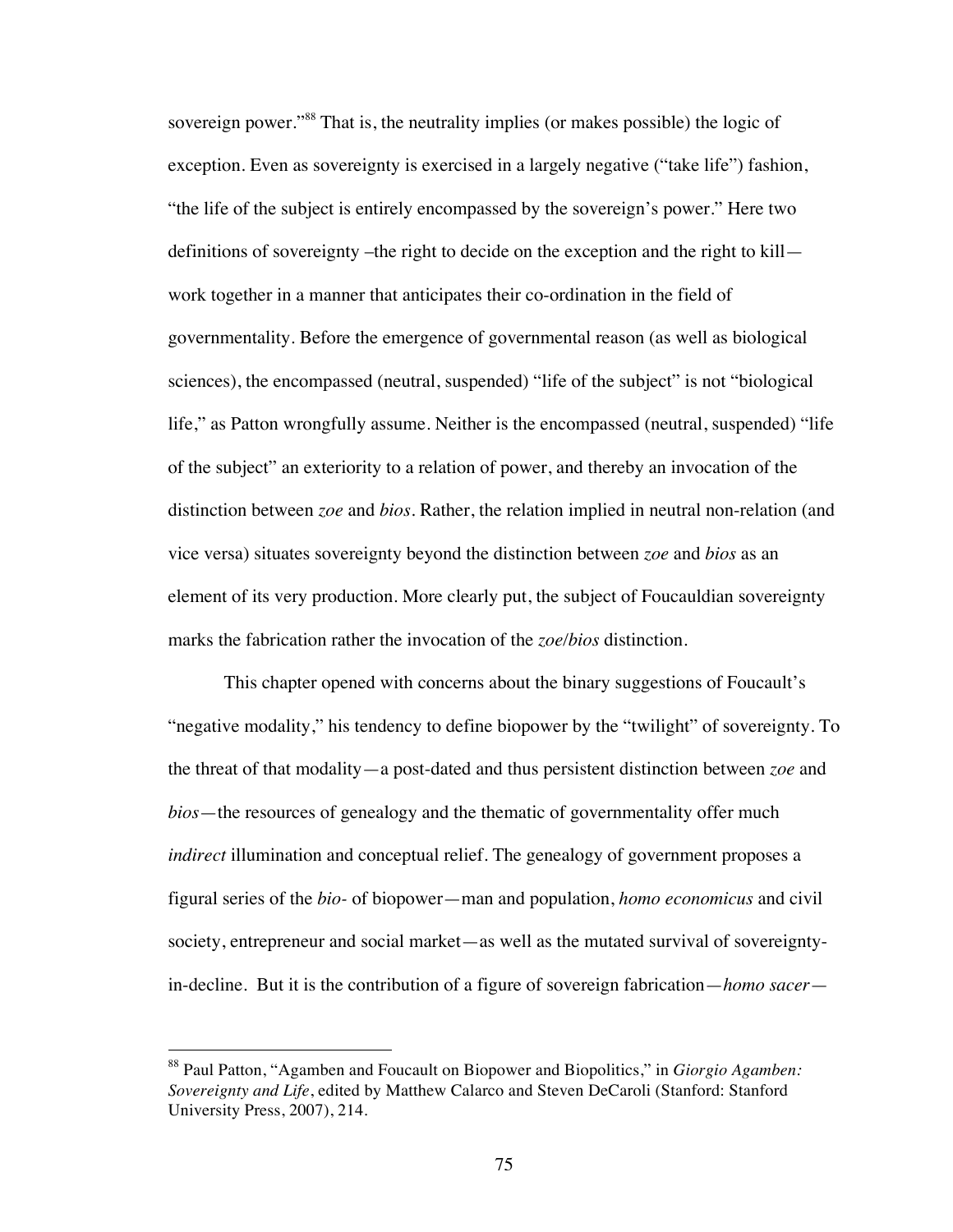sovereign power."[88] That is, the neutrality implies (or makes possible) the logic of exception. Even as sovereignty is exercised in a largely negative ("take life") fashion, "the life of the subject is entirely encompassed by the sovereign's power." Here two definitions of sovereignty –the right to decide on the exception and the right to kill— work together in a manner that anticipates their co-ordination in the field of governmentality. Before the emergence of governmental reason (as well as biological sciences), the encompassed (neutral, suspended) "life of the subject" is not "biological life," as Patton wrongfully assume. Neither is the encompassed (neutral, suspended) "life of the subject" an exteriority to a relation of power, and thereby an invocation of the distinction between *zoe* and *bios*. Rather, the relation implied in neutral non-relation (and vice versa) situates sovereignty beyond the distinction between *zoe* and *bios* as an element of its very production. More clearly put, the subject of Foucauldian sovereignty marks the fabrication rather the invocation of the *zoe/bios* distinction.

This chapter opened with concerns about the binary suggestions of Foucault's "negative modality," his tendency to define biopower by the "twilight" of sovereignty. To the threat of that modality—a post-dated and thus persistent distinction between *zoe* and *bios*—the resources of genealogy and the thematic of governmentality offer much *indirect* illumination and conceptual relief. The genealogy of government proposes a figural series of the *bio-* of biopower—man and population, *homo economicus* and civil society, entrepreneur and social market—as well as the mutated survival of sovereignty-in-decline. But it is the contribution of a figure of sovereign fabrication—*homo sacer*—

[88] Paul Patton, "Agamben and Foucault on Biopower and Biopolitics," in *Giorgio Agamben: Sovereignty and Life*, edited by Matthew Calarco and Steven DeCaroli (Stanford: Stanford University Press, 2007), 214.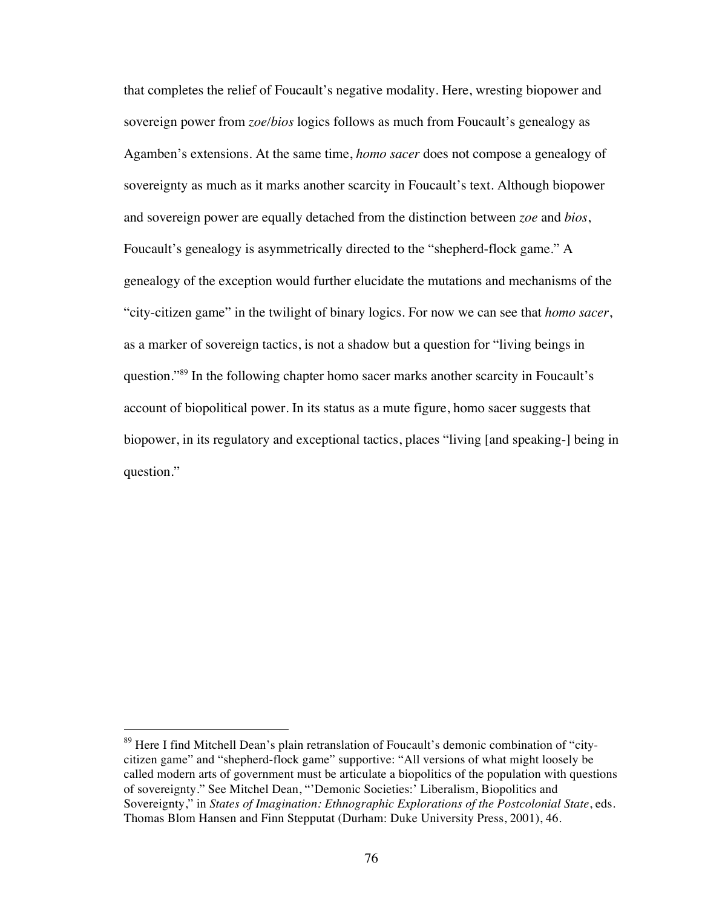that completes the relief of Foucault's negative modality. Here, wresting biopower and sovereign power from *zoe*/*bios* logics follows as much from Foucault's genealogy as Agamben's extensions. At the same time, *homo sacer* does not compose a genealogy of sovereignty as much as it marks another scarcity in Foucault's text. Although biopower and sovereign power are equally detached from the distinction between *zoe* and *bios*, Foucault's genealogy is asymmetrically directed to the "shepherd-flock game." A genealogy of the exception would further elucidate the mutations and mechanisms of the "city-citizen game" in the twilight of binary logics. For now we can see that *homo sacer*, as a marker of sovereign tactics, is not a shadow but a question for "living beings in question."[89] In the following chapter homo sacer marks another scarcity in Foucault's account of biopolitical power. In its status as a mute figure, homo sacer suggests that biopower, in its regulatory and exceptional tactics, places "living [and speaking-] being in question."

---

[89] Here I find Mitchell Dean's plain retranslation of Foucault's demonic combination of "city-citizen game" and "shepherd-flock game" supportive: "All versions of what might loosely be called modern arts of government must be articulate a biopolitics of the population with questions of sovereignty." See Mitchel Dean, "'Demonic Societies:' Liberalism, Biopolitics and Sovereignty," in *States of Imagination: Ethnographic Explorations of the Postcolonial State*, eds. Thomas Blom Hansen and Finn Stepputat (Durham: Duke University Press, 2001), 46.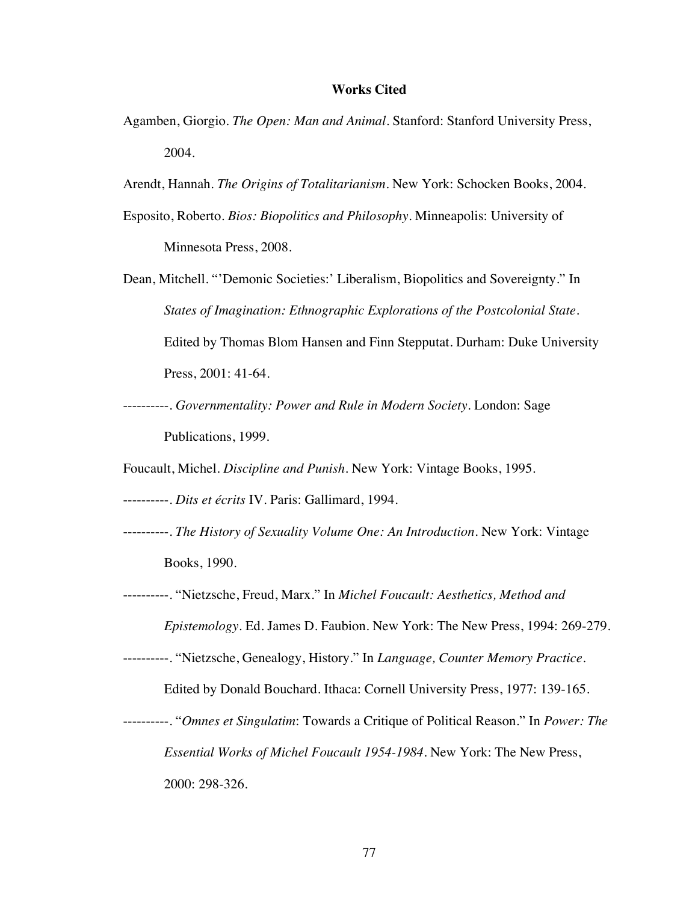# Works Cited

Agamben, Giorgio. *The Open: Man and Animal*. Stanford: Stanford University Press, 2004.

Arendt, Hannah. *The Origins of Totalitarianism*. New York: Schocken Books, 2004.

Esposito, Roberto. *Bios: Biopolitics and Philosophy*. Minneapolis: University of Minnesota Press, 2008.

Dean, Mitchell. "'Demonic Societies:' Liberalism, Biopolitics and Sovereignty." In *States of Imagination: Ethnographic Explorations of the Postcolonial State*. Edited by Thomas Blom Hansen and Finn Stepputat. Durham: Duke University Press, 2001: 41-64.

----------. *Governmentality: Power and Rule in Modern Society*. London: Sage Publications, 1999.

Foucault, Michel. *Discipline and Punish*. New York: Vintage Books, 1995.

----------. *Dits et écrits* IV. Paris: Gallimard, 1994.

----------. *The History of Sexuality Volume One: An Introduction*. New York: Vintage Books, 1990.

----------. "Nietzsche, Freud, Marx." In *Michel Foucault: Aesthetics, Method and Epistemology*. Ed. James D. Faubion. New York: The New Press, 1994: 269-279.

----------. "Nietzsche, Genealogy, History." In *Language, Counter Memory Practice*. Edited by Donald Bouchard. Ithaca: Cornell University Press, 1977: 139-165.

----------. "*Omnes et Singulatim*: Towards a Critique of Political Reason." In *Power: The Essential Works of Michel Foucault 1954-1984*. New York: The New Press, 2000: 298-326.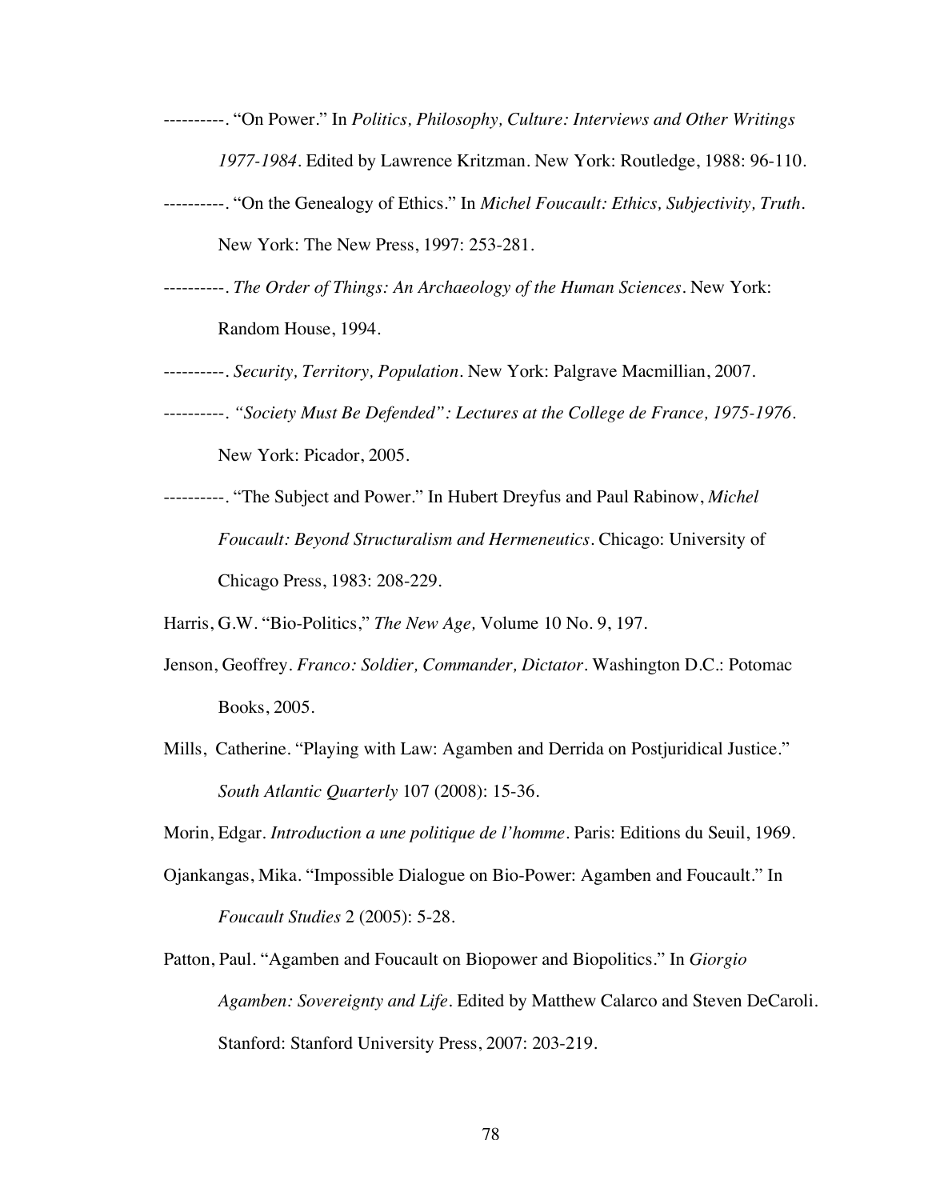----------. "On Power." In *Politics, Philosophy, Culture: Interviews and Other Writings 1977-1984*. Edited by Lawrence Kritzman. New York: Routledge, 1988: 96-110.

----------. "On the Genealogy of Ethics." In *Michel Foucault: Ethics, Subjectivity, Truth*. New York: The New Press, 1997: 253-281.

----------. *The Order of Things: An Archaeology of the Human Sciences*. New York: Random House, 1994.

----------. *Security, Territory, Population*. New York: Palgrave Macmillian, 2007.

----------. *"Society Must Be Defended": Lectures at the College de France, 1975-1976*. New York: Picador, 2005.

----------. "The Subject and Power." In Hubert Dreyfus and Paul Rabinow, *Michel Foucault: Beyond Structuralism and Hermeneutics*. Chicago: University of Chicago Press, 1983: 208-229.

Harris, G.W. "Bio-Politics," *The New Age,* Volume 10 No. 9, 197.

Jenson, Geoffrey. *Franco: Soldier, Commander, Dictator*. Washington D.C.: Potomac Books, 2005.

Mills, Catherine. "Playing with Law: Agamben and Derrida on Postjuridical Justice." *South Atlantic Quarterly* 107 (2008): 15-36.

Morin, Edgar. *Introduction a une politique de l'homme*. Paris: Editions du Seuil, 1969.

Ojankangas, Mika. "Impossible Dialogue on Bio-Power: Agamben and Foucault." In *Foucault Studies* 2 (2005): 5-28.

Patton, Paul. "Agamben and Foucault on Biopower and Biopolitics." In *Giorgio Agamben: Sovereignty and Life*. Edited by Matthew Calarco and Steven DeCaroli. Stanford: Stanford University Press, 2007: 203-219.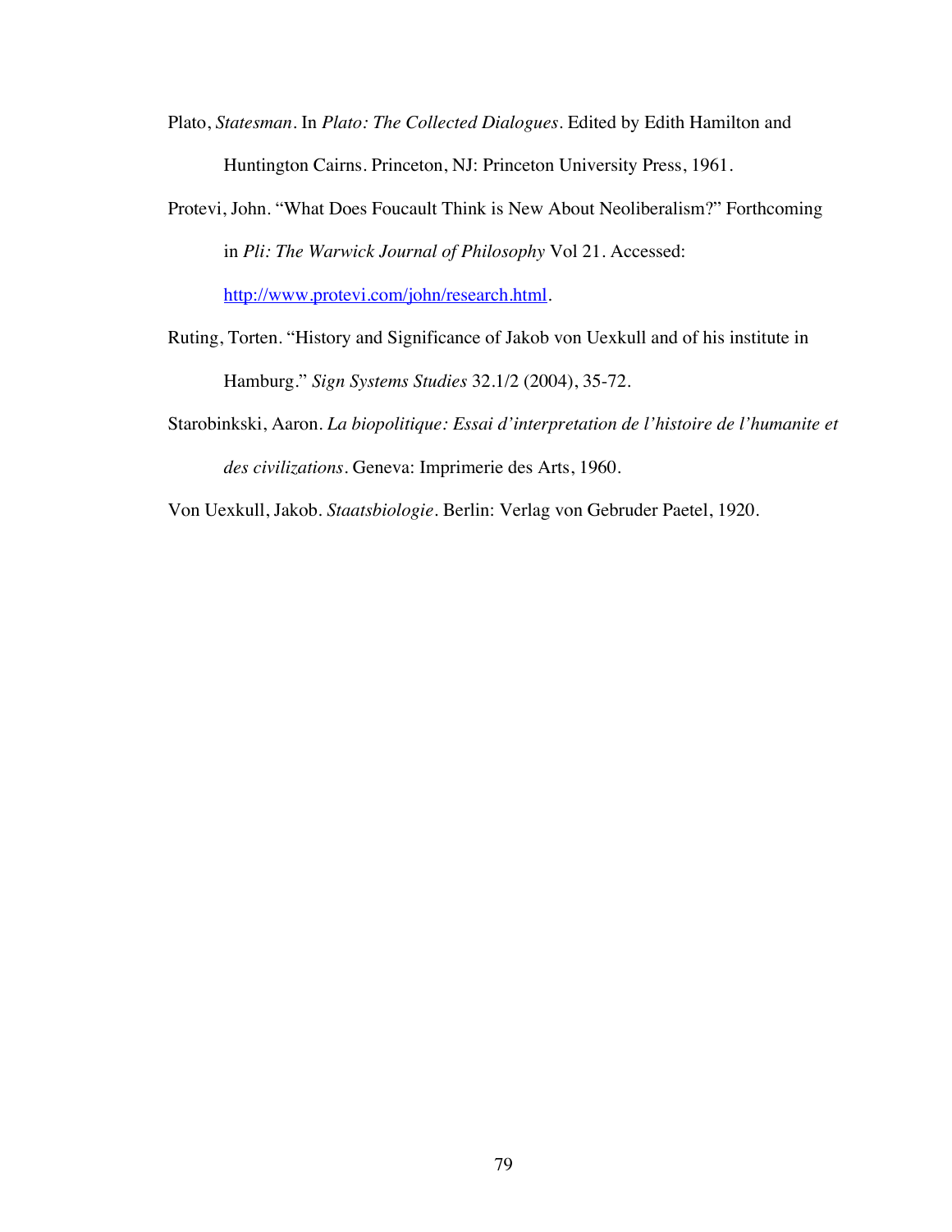Plato, *Statesman*. In *Plato: The Collected Dialogues*. Edited by Edith Hamilton and Huntington Cairns. Princeton, NJ: Princeton University Press, 1961.

Protevi, John. "What Does Foucault Think is New About Neoliberalism?" Forthcoming in *Pli: The Warwick Journal of Philosophy* Vol 21. Accessed: http://www.protevi.com/john/research.html.

Ruting, Torten. "History and Significance of Jakob von Uexkull and of his institute in Hamburg." *Sign Systems Studies* 32.1/2 (2004), 35-72.

Starobinkski, Aaron. *La biopolitique: Essai d'interpretation de l'histoire de l'humanite et des civilizations*. Geneva: Imprimerie des Arts, 1960.

Von Uexkull, Jakob. *Staatsbiologie*. Berlin: Verlag von Gebruder Paetel, 1920.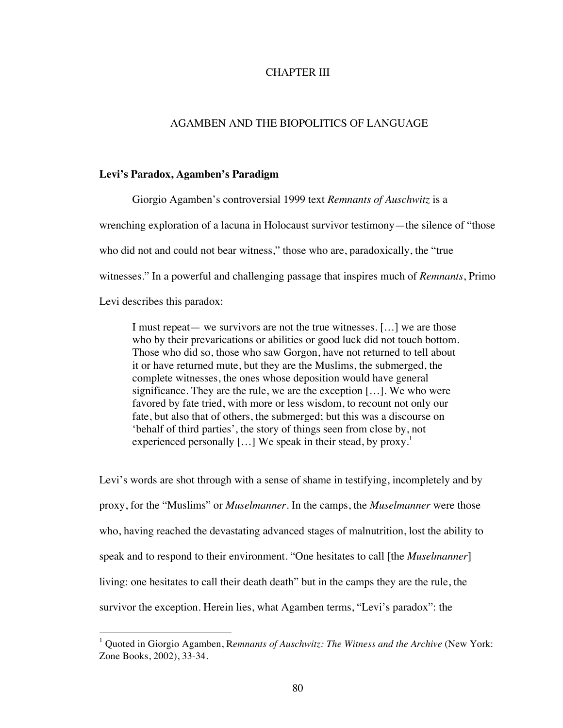# CHAPTER III

## AGAMBEN AND THE BIOPOLITICS OF LANGUAGE

### Levi's Paradox, Agamben's Paradigm

Giorgio Agamben's controversial 1999 text *Remnants of Auschwitz* is a wrenching exploration of a lacuna in Holocaust survivor testimony—the silence of "those who did not and could not bear witness," those who are, paradoxically, the "true witnesses." In a powerful and challenging passage that inspires much of *Remnants*, Primo Levi describes this paradox:

> I must repeat— we survivors are not the true witnesses. […] we are those who by their prevarications or abilities or good luck did not touch bottom. Those who did so, those who saw Gorgon, have not returned to tell about it or have returned mute, but they are the Muslims, the submerged, the complete witnesses, the ones whose deposition would have general significance. They are the rule, we are the exception […]. We who were favored by fate tried, with more or less wisdom, to recount not only our fate, but also that of others, the submerged; but this was a discourse on 'behalf of third parties', the story of things seen from close by, not experienced personally […] We speak in their stead, by proxy.[1]

Levi's words are shot through with a sense of shame in testifying, incompletely and by proxy, for the "Muslims" or *Muselmanner*. In the camps, the *Muselmanner* were those who, having reached the devastating advanced stages of malnutrition, lost the ability to speak and to respond to their environment. "One hesitates to call [the *Muselmanner*] living: one hesitates to call their death death" but in the camps they are the rule, the survivor the exception. Herein lies, what Agamben terms, "Levi's paradox": the

[1] Quoted in Giorgio Agamben, R*emnants of Auschwitz: The Witness and the Archive* (New York: Zone Books, 2002), 33-34.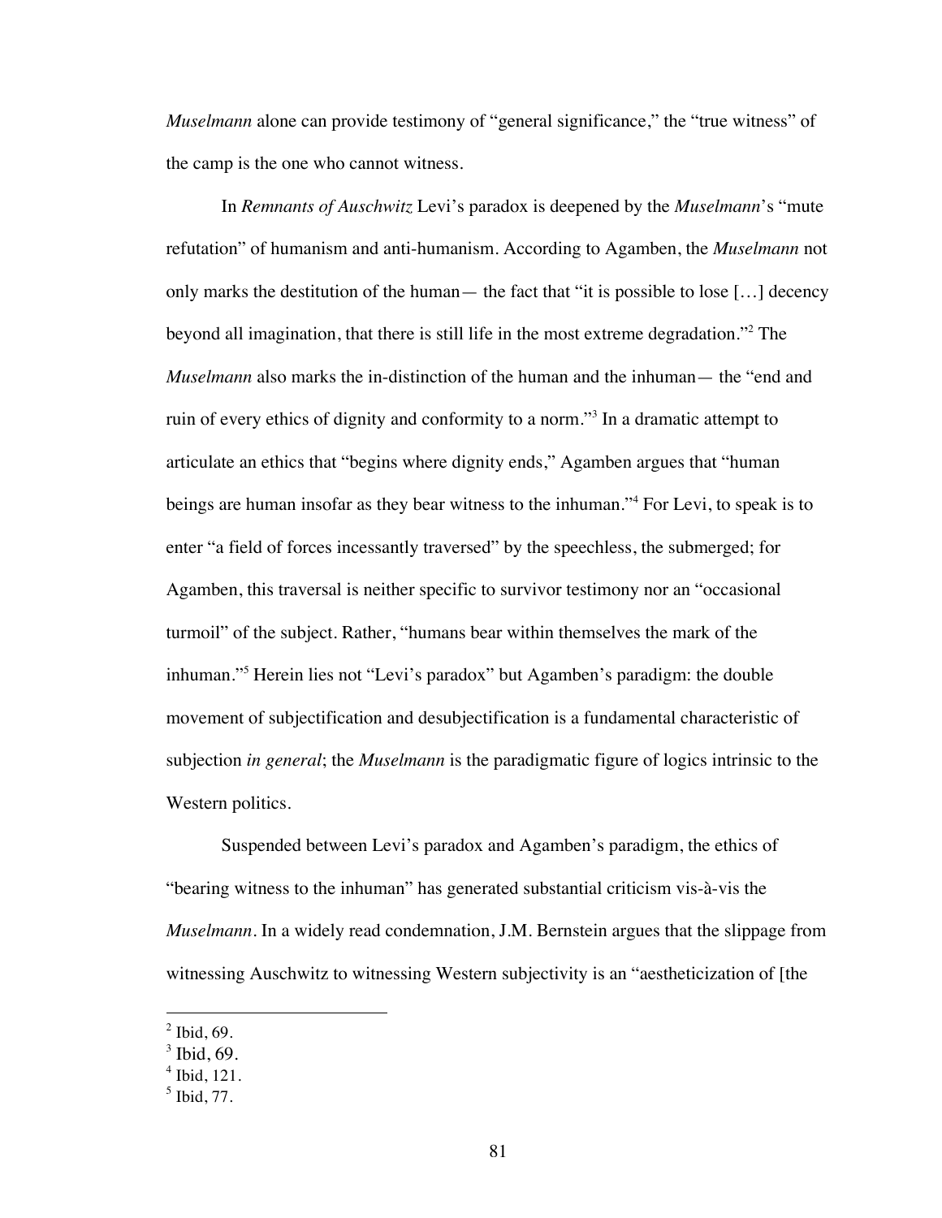*Muselmann* alone can provide testimony of "general significance," the "true witness" of the camp is the one who cannot witness.

In *Remnants of Auschwitz* Levi's paradox is deepened by the *Muselmann*'s "mute refutation" of humanism and anti-humanism. According to Agamben, the *Muselmann* not only marks the destitution of the human— the fact that "it is possible to lose […] decency beyond all imagination, that there is still life in the most extreme degradation."[2] The *Muselmann* also marks the in-distinction of the human and the inhuman— the "end and ruin of every ethics of dignity and conformity to a norm."[3] In a dramatic attempt to articulate an ethics that "begins where dignity ends," Agamben argues that "human beings are human insofar as they bear witness to the inhuman."[4] For Levi, to speak is to enter "a field of forces incessantly traversed" by the speechless, the submerged; for Agamben, this traversal is neither specific to survivor testimony nor an "occasional turmoil" of the subject. Rather, "humans bear within themselves the mark of the inhuman."[5] Herein lies not "Levi's paradox" but Agamben's paradigm: the double movement of subjectification and desubjectification is a fundamental characteristic of subjection *in general*; the *Muselmann* is the paradigmatic figure of logics intrinsic to the Western politics.

Suspended between Levi's paradox and Agamben's paradigm, the ethics of "bearing witness to the inhuman" has generated substantial criticism vis-à-vis the *Muselmann*. In a widely read condemnation, J.M. Bernstein argues that the slippage from witnessing Auschwitz to witnessing Western subjectivity is an "aestheticization of [the

---

[2] Ibid, 69.
[3] Ibid, 69.
[4] Ibid, 121.
[5] Ibid, 77.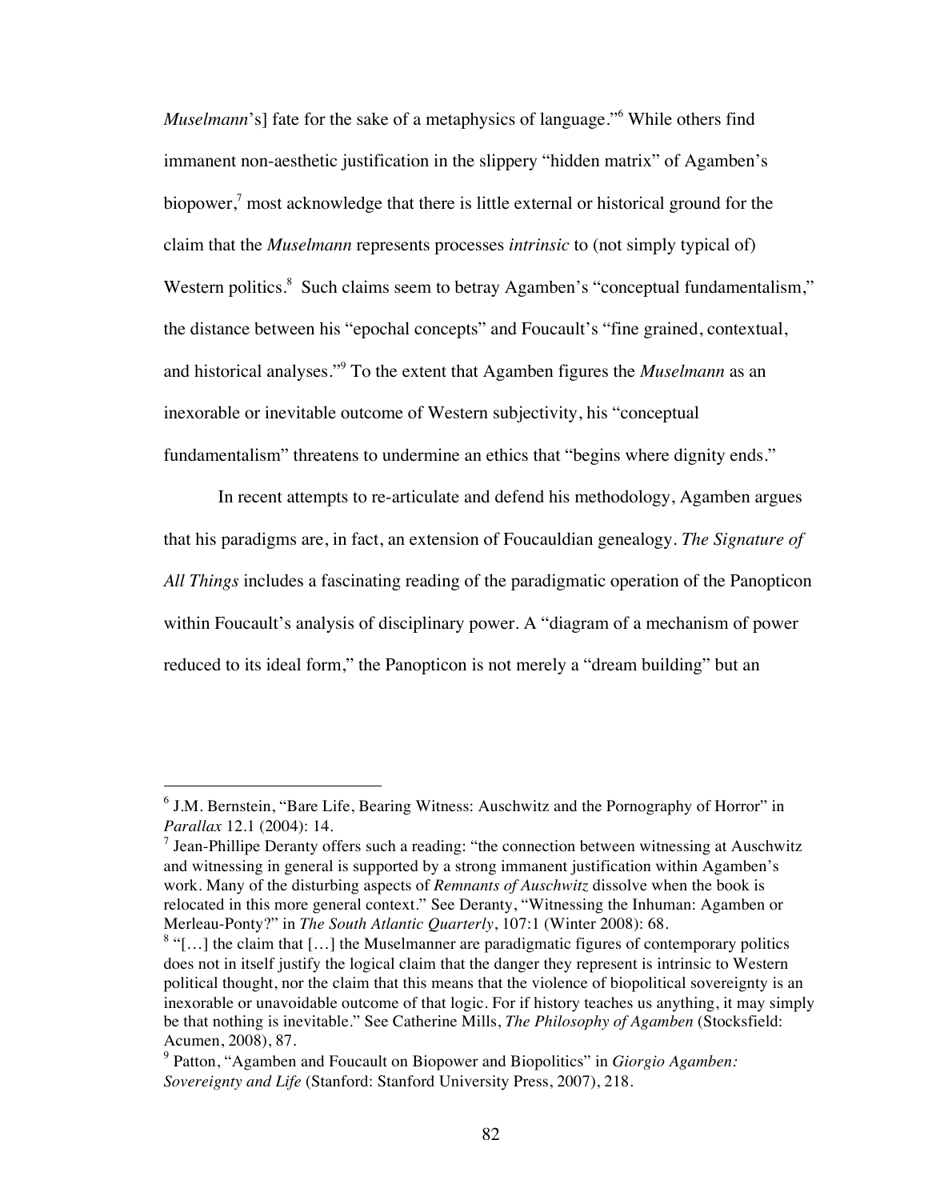*Muselmann*'s] fate for the sake of a metaphysics of language."[6] While others find immanent non-aesthetic justification in the slippery "hidden matrix" of Agamben's biopower,[7] most acknowledge that there is little external or historical ground for the claim that the *Muselmann* represents processes *intrinsic* to (not simply typical of) Western politics.[8] Such claims seem to betray Agamben's "conceptual fundamentalism," the distance between his "epochal concepts" and Foucault's "fine grained, contextual, and historical analyses."[9] To the extent that Agamben figures the *Muselmann* as an inexorable or inevitable outcome of Western subjectivity, his "conceptual fundamentalism" threatens to undermine an ethics that "begins where dignity ends."

In recent attempts to re-articulate and defend his methodology, Agamben argues that his paradigms are, in fact, an extension of Foucauldian genealogy. *The Signature of All Things* includes a fascinating reading of the paradigmatic operation of the Panopticon within Foucault's analysis of disciplinary power. A "diagram of a mechanism of power reduced to its ideal form," the Panopticon is not merely a "dream building" but an

---

[6] J.M. Bernstein, "Bare Life, Bearing Witness: Auschwitz and the Pornography of Horror" in *Parallax* 12.1 (2004): 14.

[7] Jean-Phillipe Deranty offers such a reading: "the connection between witnessing at Auschwitz and witnessing in general is supported by a strong immanent justification within Agamben's work. Many of the disturbing aspects of *Remnants of Auschwitz* dissolve when the book is relocated in this more general context." See Deranty, "Witnessing the Inhuman: Agamben or Merleau-Ponty?" in *The South Atlantic Quarterly*, 107:1 (Winter 2008): 68.

[8] "[…] the claim that […] the Muselmanner are paradigmatic figures of contemporary politics does not in itself justify the logical claim that the danger they represent is intrinsic to Western political thought, nor the claim that this means that the violence of biopolitical sovereignty is an inexorable or unavoidable outcome of that logic. For if history teaches us anything, it may simply be that nothing is inevitable." See Catherine Mills, *The Philosophy of Agamben* (Stocksfield: Acumen, 2008), 87.

[9] Patton, "Agamben and Foucault on Biopower and Biopolitics" in *Giorgio Agamben: Sovereignty and Life* (Stanford: Stanford University Press, 2007), 218.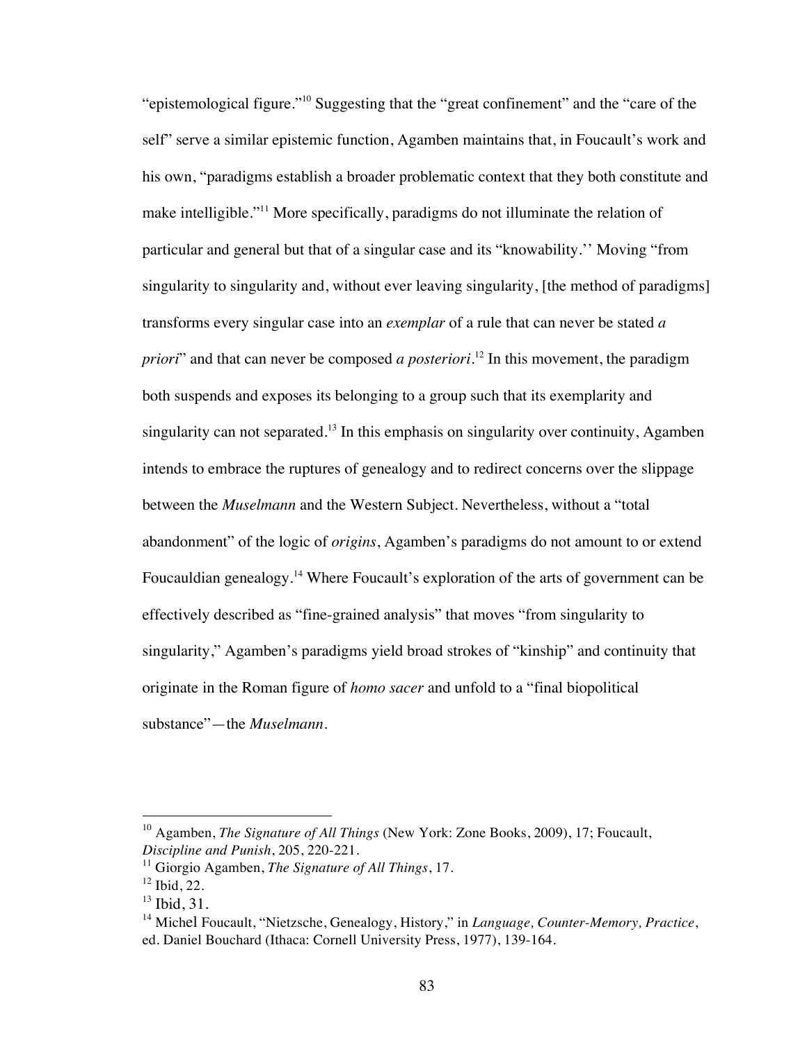"epistemological figure."[10] Suggesting that the "great confinement" and the "care of the self" serve a similar epistemic function, Agamben maintains that, in Foucault's work and his own, "paradigms establish a broader problematic context that they both constitute and make intelligible."[11] More specifically, paradigms do not illuminate the relation of particular and general but that of a singular case and its "knowability.'' Moving "from singularity to singularity and, without ever leaving singularity, [the method of paradigms] transforms every singular case into an *exemplar* of a rule that can never be stated *a priori*" and that can never be composed *a posteriori*.[12] In this movement, the paradigm both suspends and exposes its belonging to a group such that its exemplarity and singularity can not separated.[13] In this emphasis on singularity over continuity, Agamben intends to embrace the ruptures of genealogy and to redirect concerns over the slippage between the *Muselmann* and the Western Subject. Nevertheless, without a "total abandonment" of the logic of *origins*, Agamben's paradigms do not amount to or extend Foucauldian genealogy.[14] Where Foucault's exploration of the arts of government can be effectively described as "fine-grained analysis" that moves "from singularity to singularity," Agamben's paradigms yield broad strokes of "kinship" and continuity that originate in the Roman figure of *homo sacer* and unfold to a "final biopolitical substance"—the *Muselmann*.

---

[10] Agamben, *The Signature of All Things* (New York: Zone Books, 2009), 17; Foucault, *Discipline and Punish*, 205, 220-221.

[11] Giorgio Agamben, *The Signature of All Things*, 17.

[12] Ibid, 22.

[13] Ibid, 31.

[14] Michel Foucault, "Nietzsche, Genealogy, History," in *Language, Counter-Memory, Practice*, ed. Daniel Bouchard (Ithaca: Cornell University Press, 1977), 139-164.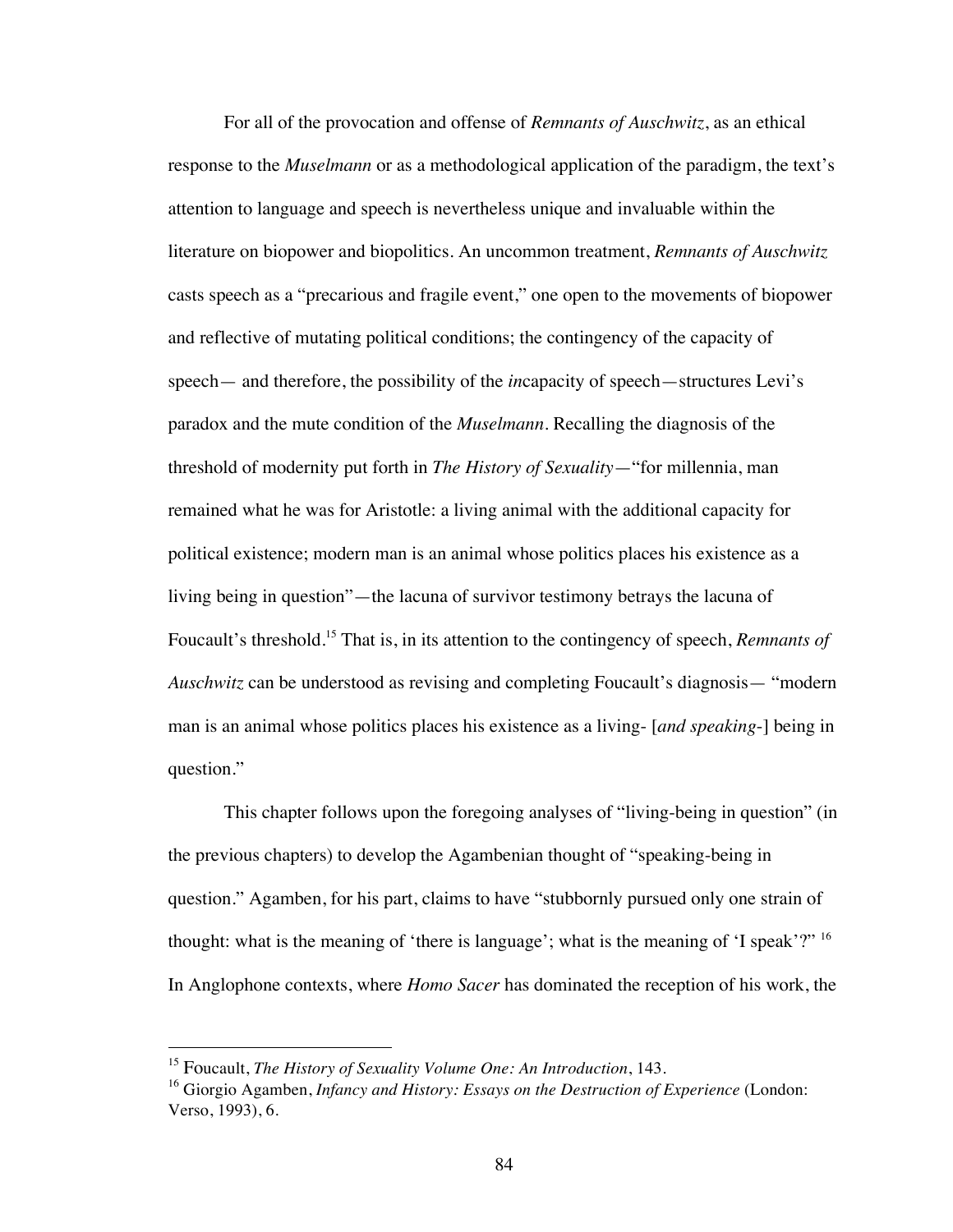For all of the provocation and offense of *Remnants of Auschwitz*, as an ethical response to the *Muselmann* or as a methodological application of the paradigm, the text's attention to language and speech is nevertheless unique and invaluable within the literature on biopower and biopolitics. An uncommon treatment, *Remnants of Auschwitz* casts speech as a "precarious and fragile event," one open to the movements of biopower and reflective of mutating political conditions; the contingency of the capacity of speech— and therefore, the possibility of the *in*capacity of speech—structures Levi's paradox and the mute condition of the *Muselmann*. Recalling the diagnosis of the threshold of modernity put forth in *The History of Sexuality*—"for millennia, man remained what he was for Aristotle: a living animal with the additional capacity for political existence; modern man is an animal whose politics places his existence as a living being in question"—the lacuna of survivor testimony betrays the lacuna of Foucault's threshold.[15] That is, in its attention to the contingency of speech, *Remnants of Auschwitz* can be understood as revising and completing Foucault's diagnosis— "modern man is an animal whose politics places his existence as a living- [*and speaking-*] being in question."

This chapter follows upon the foregoing analyses of "living-being in question" (in the previous chapters) to develop the Agambenian thought of "speaking-being in question." Agamben, for his part, claims to have "stubbornly pursued only one strain of thought: what is the meaning of 'there is language'; what is the meaning of 'I speak'?"[16] In Anglophone contexts, where *Homo Sacer* has dominated the reception of his work, the

---

[15] Foucault, *The History of Sexuality Volume One: An Introduction*, 143.

[16] Giorgio Agamben, *Infancy and History: Essays on the Destruction of Experience* (London: Verso, 1993), 6.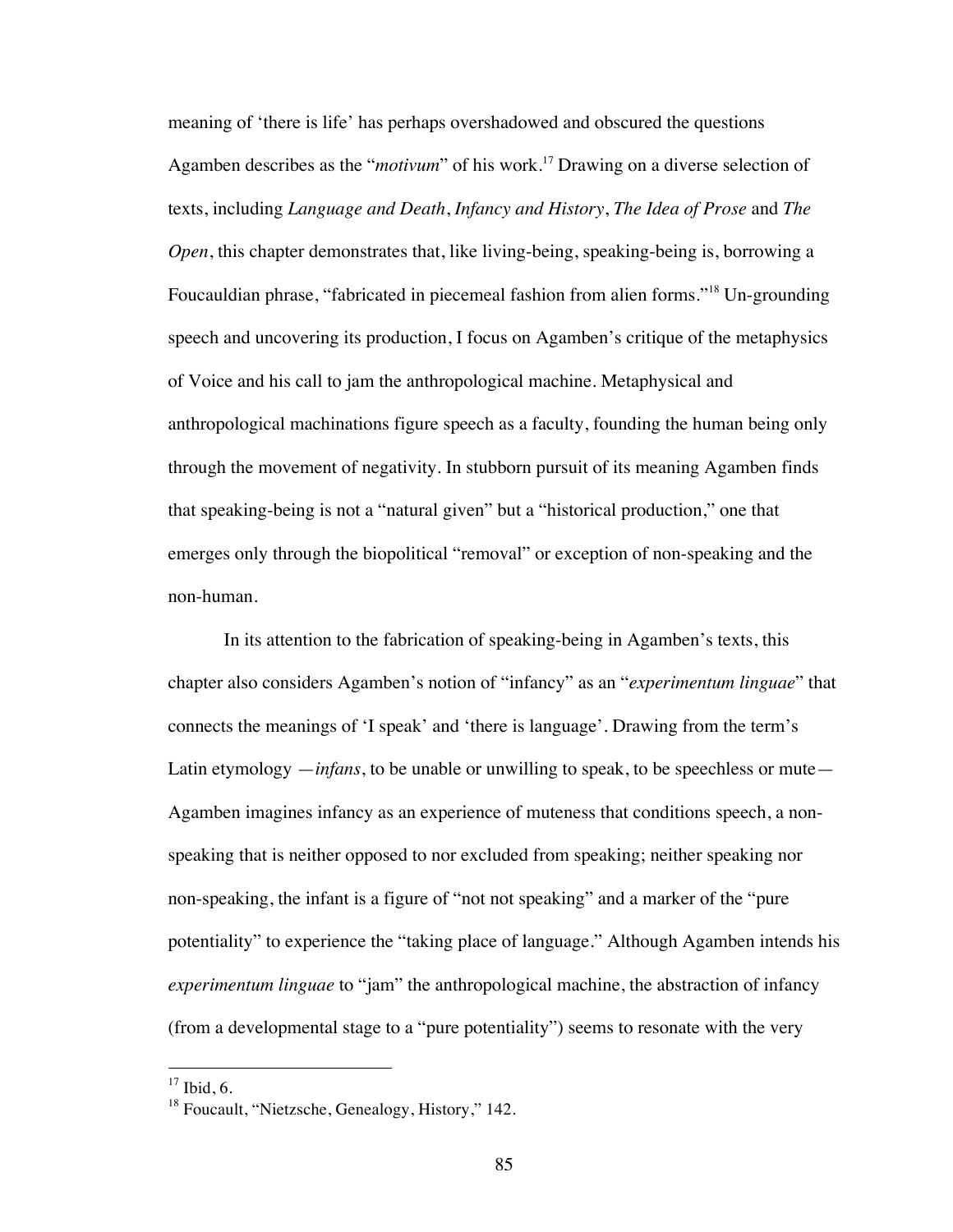meaning of 'there is life' has perhaps overshadowed and obscured the questions Agamben describes as the "*motivum*" of his work.[17] Drawing on a diverse selection of texts, including *Language and Death*, *Infancy and History*, *The Idea of Prose* and *The Open*, this chapter demonstrates that, like living-being, speaking-being is, borrowing a Foucauldian phrase, "fabricated in piecemeal fashion from alien forms."[18] Un-grounding speech and uncovering its production, I focus on Agamben's critique of the metaphysics of Voice and his call to jam the anthropological machine. Metaphysical and anthropological machinations figure speech as a faculty, founding the human being only through the movement of negativity. In stubborn pursuit of its meaning Agamben finds that speaking-being is not a "natural given" but a "historical production," one that emerges only through the biopolitical "removal" or exception of non-speaking and the non-human.

In its attention to the fabrication of speaking-being in Agamben's texts, this chapter also considers Agamben's notion of "infancy" as an "*experimentum linguae*" that connects the meanings of 'I speak' and 'there is language'. Drawing from the term's Latin etymology —*infans*, to be unable or unwilling to speak, to be speechless or mute— Agamben imagines infancy as an experience of muteness that conditions speech, a non-speaking that is neither opposed to nor excluded from speaking; neither speaking nor non-speaking, the infant is a figure of "not not speaking" and a marker of the "pure potentiality" to experience the "taking place of language." Although Agamben intends his *experimentum linguae* to "jam" the anthropological machine, the abstraction of infancy (from a developmental stage to a "pure potentiality") seems to resonate with the very

[17] Ibid, 6.

[18] Foucault, "Nietzsche, Genealogy, History," 142.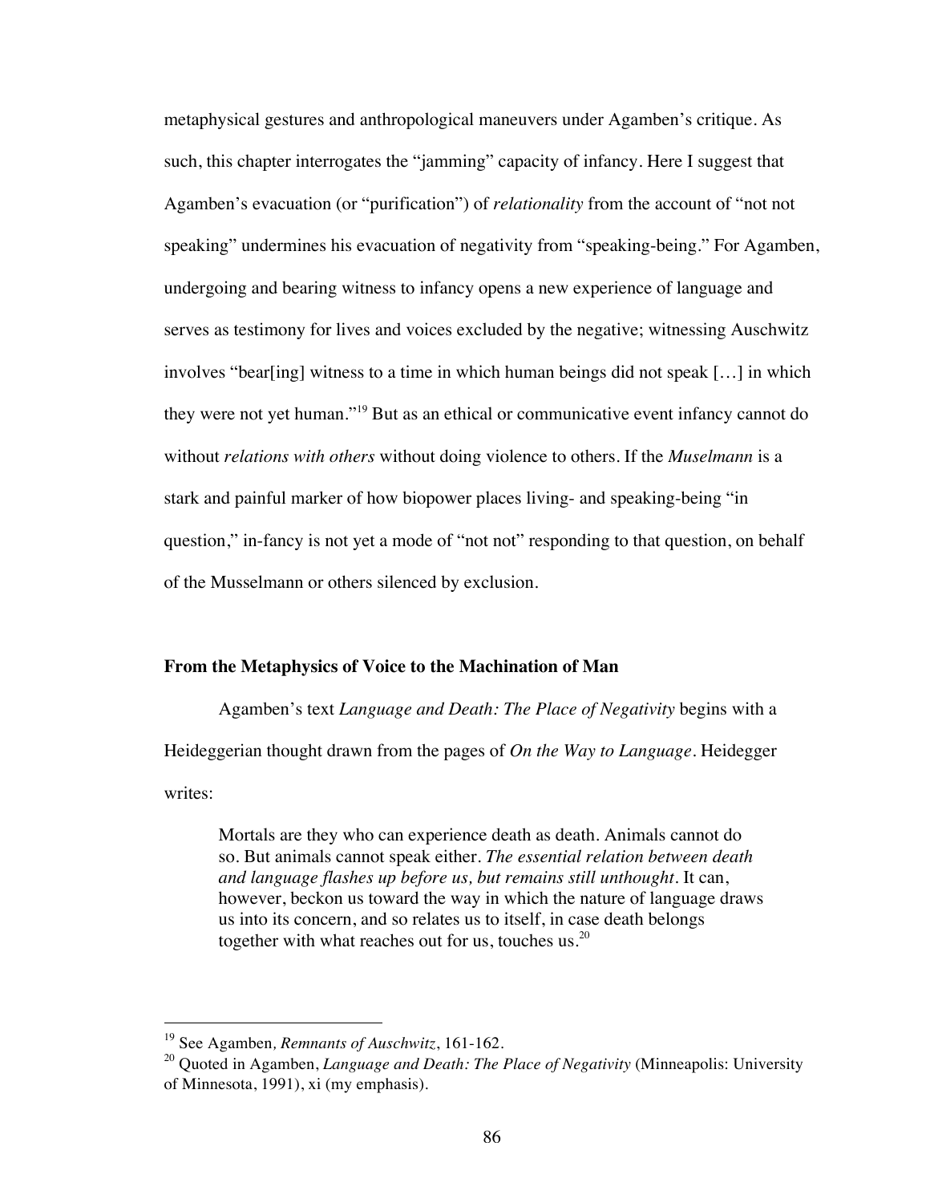metaphysical gestures and anthropological maneuvers under Agamben's critique. As such, this chapter interrogates the "jamming" capacity of infancy. Here I suggest that Agamben's evacuation (or "purification") of *relationality* from the account of "not not speaking" undermines his evacuation of negativity from "speaking-being." For Agamben, undergoing and bearing witness to infancy opens a new experience of language and serves as testimony for lives and voices excluded by the negative; witnessing Auschwitz involves "bear[ing] witness to a time in which human beings did not speak […] in which they were not yet human."[19] But as an ethical or communicative event infancy cannot do without *relations with others* without doing violence to others. If the *Muselmann* is a stark and painful marker of how biopower places living- and speaking-being "in question," in-fancy is not yet a mode of "not not" responding to that question, on behalf of the Musselmann or others silenced by exclusion.

### From the Metaphysics of Voice to the Machination of Man

Agamben's text *Language and Death: The Place of Negativity* begins with a Heideggerian thought drawn from the pages of *On the Way to Language*. Heidegger writes:

> Mortals are they who can experience death as death. Animals cannot do so. But animals cannot speak either. *The essential relation between death and language flashes up before us, but remains still unthought*. It can, however, beckon us toward the way in which the nature of language draws us into its concern, and so relates us to itself, in case death belongs together with what reaches out for us, touches us.[20]

---

[19] See Agamben, *Remnants of Auschwitz*, 161-162.

[20] Quoted in Agamben, *Language and Death: The Place of Negativity* (Minneapolis: University of Minnesota, 1991), xi (my emphasis).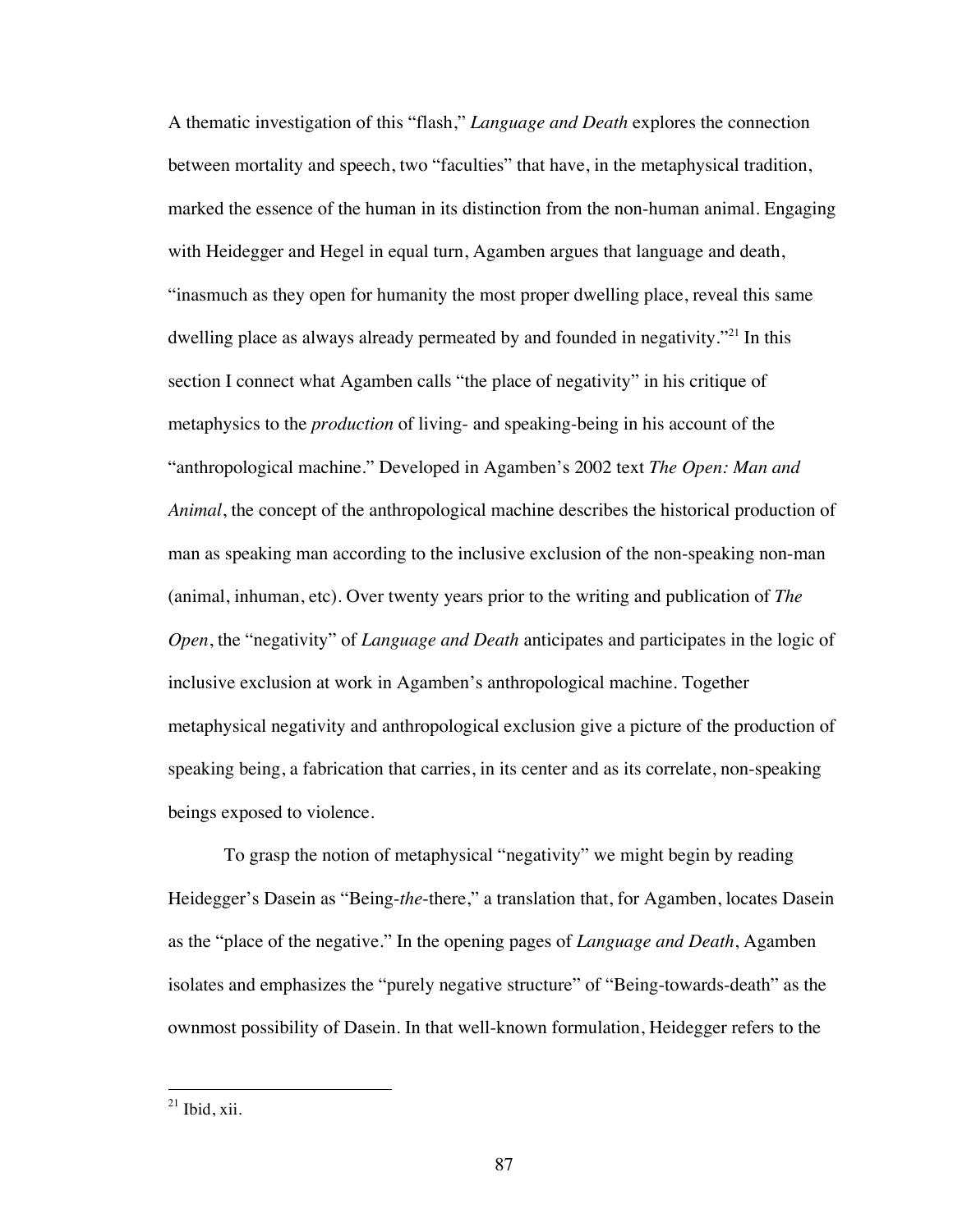A thematic investigation of this "flash," *Language and Death* explores the connection between mortality and speech, two "faculties" that have, in the metaphysical tradition, marked the essence of the human in its distinction from the non-human animal. Engaging with Heidegger and Hegel in equal turn, Agamben argues that language and death, "inasmuch as they open for humanity the most proper dwelling place, reveal this same dwelling place as always already permeated by and founded in negativity."[21] In this section I connect what Agamben calls "the place of negativity" in his critique of metaphysics to the *production* of living- and speaking-being in his account of the "anthropological machine." Developed in Agamben's 2002 text *The Open: Man and Animal*, the concept of the anthropological machine describes the historical production of man as speaking man according to the inclusive exclusion of the non-speaking non-man (animal, inhuman, etc). Over twenty years prior to the writing and publication of *The Open*, the "negativity" of *Language and Death* anticipates and participates in the logic of inclusive exclusion at work in Agamben's anthropological machine. Together metaphysical negativity and anthropological exclusion give a picture of the production of speaking being, a fabrication that carries, in its center and as its correlate, non-speaking beings exposed to violence.

To grasp the notion of metaphysical "negativity" we might begin by reading Heidegger's Dasein as "Being-*the*-there," a translation that, for Agamben, locates Dasein as the "place of the negative." In the opening pages of *Language and Death*, Agamben isolates and emphasizes the "purely negative structure" of "Being-towards-death" as the ownmost possibility of Dasein. In that well-known formulation, Heidegger refers to the

---

[21] Ibid, xii.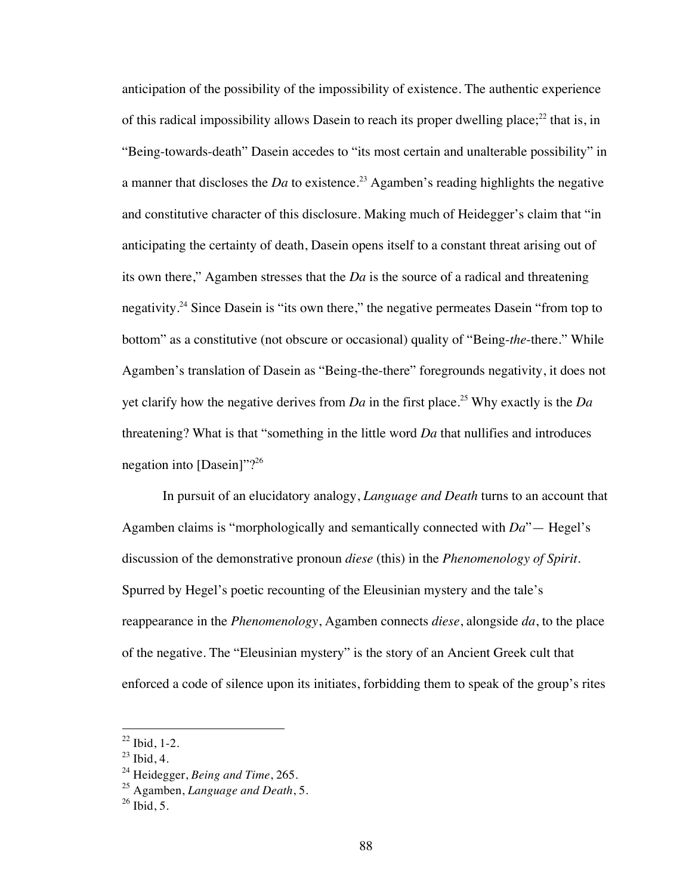anticipation of the possibility of the impossibility of existence. The authentic experience of this radical impossibility allows Dasein to reach its proper dwelling place;[22] that is, in "Being-towards-death" Dasein accedes to "its most certain and unalterable possibility" in a manner that discloses the *Da* to existence.[23] Agamben's reading highlights the negative and constitutive character of this disclosure. Making much of Heidegger's claim that "in anticipating the certainty of death, Dasein opens itself to a constant threat arising out of its own there," Agamben stresses that the *Da* is the source of a radical and threatening negativity.[24] Since Dasein is "its own there," the negative permeates Dasein "from top to bottom" as a constitutive (not obscure or occasional) quality of "Being-*the*-there." While Agamben's translation of Dasein as "Being-the-there" foregrounds negativity, it does not yet clarify how the negative derives from *Da* in the first place.[25] Why exactly is the *Da* threatening? What is that "something in the little word *Da* that nullifies and introduces negation into [Dasein]"?[26]

In pursuit of an elucidatory analogy, *Language and Death* turns to an account that Agamben claims is "morphologically and semantically connected with *Da*"— Hegel's discussion of the demonstrative pronoun *diese* (this) in the *Phenomenology of Spirit*. Spurred by Hegel's poetic recounting of the Eleusinian mystery and the tale's reappearance in the *Phenomenology*, Agamben connects *diese*, alongside *da*, to the place of the negative. The "Eleusinian mystery" is the story of an Ancient Greek cult that enforced a code of silence upon its initiates, forbidding them to speak of the group's rites

---

[22] Ibid, 1-2.

[23] Ibid, 4.

[24] Heidegger, *Being and Time*, 265.

[25] Agamben, *Language and Death*, 5.

[26] Ibid, 5.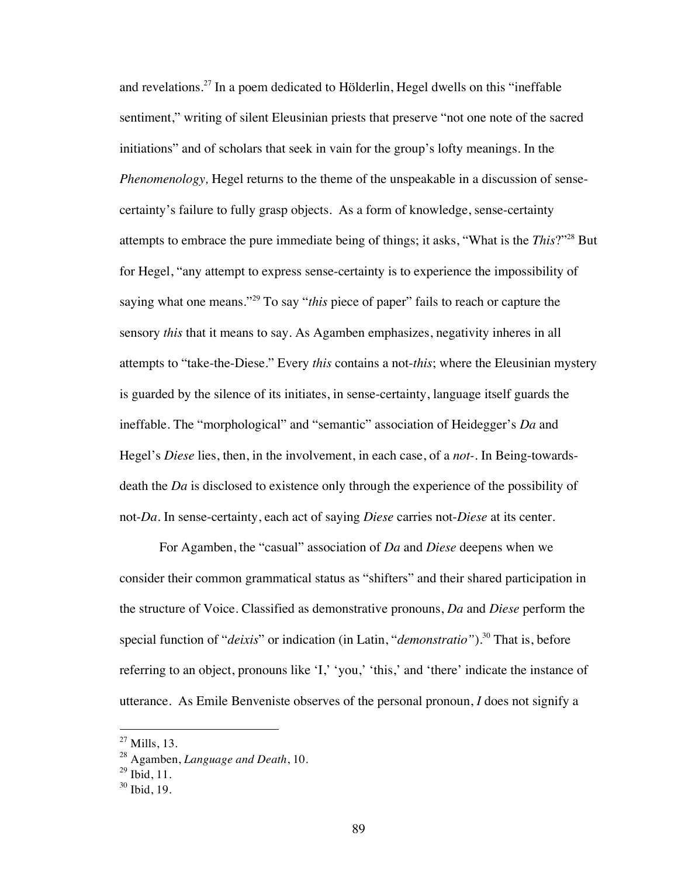and revelations.[27] In a poem dedicated to Hölderlin, Hegel dwells on this "ineffable sentiment," writing of silent Eleusinian priests that preserve "not one note of the sacred initiations" and of scholars that seek in vain for the group's lofty meanings. In the *Phenomenology,* Hegel returns to the theme of the unspeakable in a discussion of sense-certainty's failure to fully grasp objects. As a form of knowledge, sense-certainty attempts to embrace the pure immediate being of things; it asks, "What is the *This*?"[28] But for Hegel, "any attempt to express sense-certainty is to experience the impossibility of saying what one means."[29] To say "*this* piece of paper" fails to reach or capture the sensory *this* that it means to say. As Agamben emphasizes, negativity inheres in all attempts to "take-the-Diese." Every *this* contains a not-*this*; where the Eleusinian mystery is guarded by the silence of its initiates, in sense-certainty, language itself guards the ineffable. The "morphological" and "semantic" association of Heidegger's *Da* and Hegel's *Diese* lies, then, in the involvement, in each case, of a *not-*. In Being-towards-death the *Da* is disclosed to existence only through the experience of the possibility of not-*Da*. In sense-certainty, each act of saying *Diese* carries not-*Diese* at its center.

For Agamben, the "casual" association of *Da* and *Diese* deepens when we consider their common grammatical status as "shifters" and their shared participation in the structure of Voice. Classified as demonstrative pronouns, *Da* and *Diese* perform the special function of "*deixis*" or indication (in Latin, "*demonstratio*").[30] That is, before referring to an object, pronouns like 'I,' 'you,' 'this,' and 'there' indicate the instance of utterance. As Emile Benveniste observes of the personal pronoun, *I* does not signify a

---

[27] Mills, 13.

[28] Agamben, *Language and Death*, 10.

[29] Ibid, 11.

[30] Ibid, 19.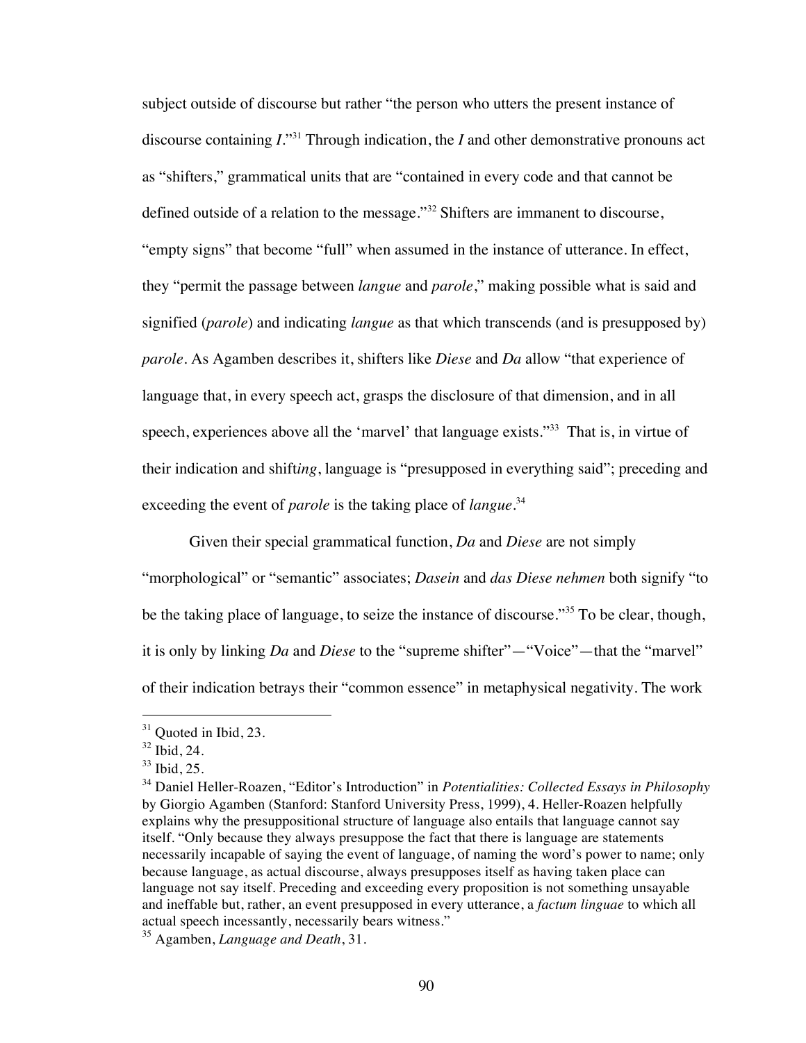subject outside of discourse but rather "the person who utters the present instance of discourse containing *I*."[31] Through indication, the *I* and other demonstrative pronouns act as "shifters," grammatical units that are "contained in every code and that cannot be defined outside of a relation to the message."[32] Shifters are immanent to discourse, "empty signs" that become "full" when assumed in the instance of utterance. In effect, they "permit the passage between *langue* and *parole*," making possible what is said and signified (*parole*) and indicating *langue* as that which transcends (and is presupposed by) *parole*. As Agamben describes it, shifters like *Diese* and *Da* allow "that experience of language that, in every speech act, grasps the disclosure of that dimension, and in all speech, experiences above all the 'marvel' that language exists."[33] That is, in virtue of their indication and shift*ing*, language is "presupposed in everything said"; preceding and exceeding the event of *parole* is the taking place of *langue*.[34]

Given their special grammatical function, *Da* and *Diese* are not simply "morphological" or "semantic" associates; *Dasein* and *das Diese nehmen* both signify "to be the taking place of language, to seize the instance of discourse."[35] To be clear, though, it is only by linking *Da* and *Diese* to the "supreme shifter"—"Voice"—that the "marvel" of their indication betrays their "common essence" in metaphysical negativity. The work

---

[31] Quoted in Ibid, 23.

[32] Ibid, 24.

[33] Ibid, 25.

[34] Daniel Heller-Roazen, "Editor's Introduction" in *Potentialities: Collected Essays in Philosophy* by Giorgio Agamben (Stanford: Stanford University Press, 1999), 4. Heller-Roazen helpfully explains why the presuppositional structure of language also entails that language cannot say itself. "Only because they always presuppose the fact that there is language are statements necessarily incapable of saying the event of language, of naming the word's power to name; only because language, as actual discourse, always presupposes itself as having taken place can language not say itself. Preceding and exceeding every proposition is not something unsayable and ineffable but, rather, an event presupposed in every utterance, a *factum linguae* to which all actual speech incessantly, necessarily bears witness."

[35] Agamben, *Language and Death*, 31.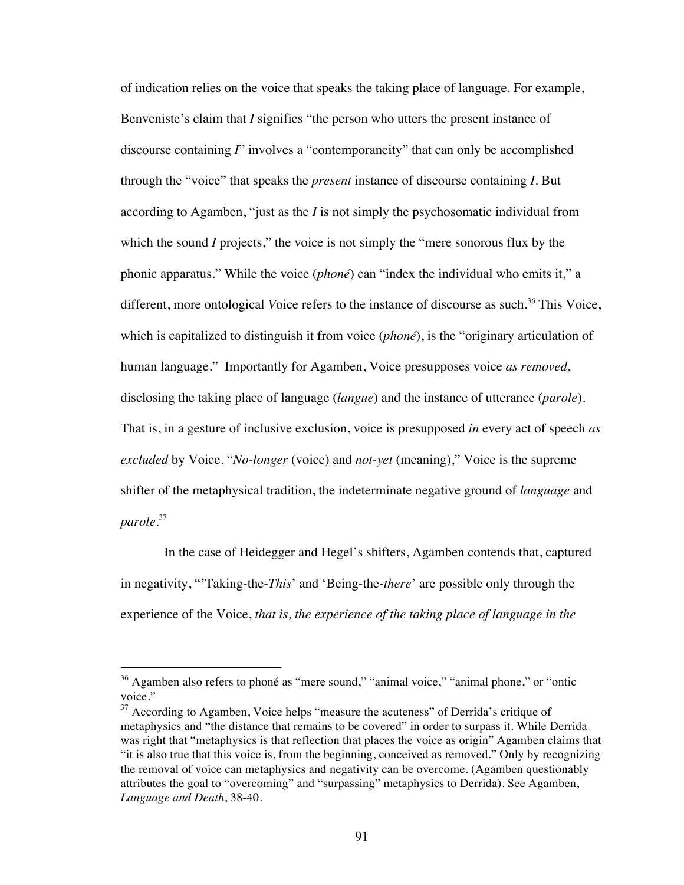of indication relies on the voice that speaks the taking place of language. For example, Benveniste's claim that *I* signifies "the person who utters the present instance of discourse containing *I*" involves a "contemporaneity" that can only be accomplished through the "voice" that speaks the *present* instance of discourse containing *I*. But according to Agamben, "just as the *I* is not simply the psychosomatic individual from which the sound *I* projects," the voice is not simply the "mere sonorous flux by the phonic apparatus." While the voice (*phoné*) can "index the individual who emits it," a different, more ontological *V*oice refers to the instance of discourse as such.[36] This Voice, which is capitalized to distinguish it from voice (*phoné*), is the "originary articulation of human language." Importantly for Agamben, Voice presupposes voice *as removed*, disclosing the taking place of language (*langue*) and the instance of utterance (*parole*). That is, in a gesture of inclusive exclusion, voice is presupposed *in* every act of speech *as excluded* by Voice. "*No-longer* (voice) and *not-yet* (meaning)," Voice is the supreme shifter of the metaphysical tradition, the indeterminate negative ground of *language* and *parole*.[37]

In the case of Heidegger and Hegel's shifters, Agamben contends that, captured in negativity, "'Taking-the-*This*' and 'Being-the-*there*' are possible only through the experience of the Voice, *that is, the experience of the taking place of language in the*

---

[36] Agamben also refers to phoné as "mere sound," "animal voice," "animal phone," or "ontic voice."

[37] According to Agamben, Voice helps "measure the acuteness" of Derrida's critique of metaphysics and "the distance that remains to be covered" in order to surpass it. While Derrida was right that "metaphysics is that reflection that places the voice as origin" Agamben claims that "it is also true that this voice is, from the beginning, conceived as removed." Only by recognizing the removal of voice can metaphysics and negativity can be overcome. (Agamben questionably attributes the goal to "overcoming" and "surpassing" metaphysics to Derrida). See Agamben, *Language and Death*, 38-40.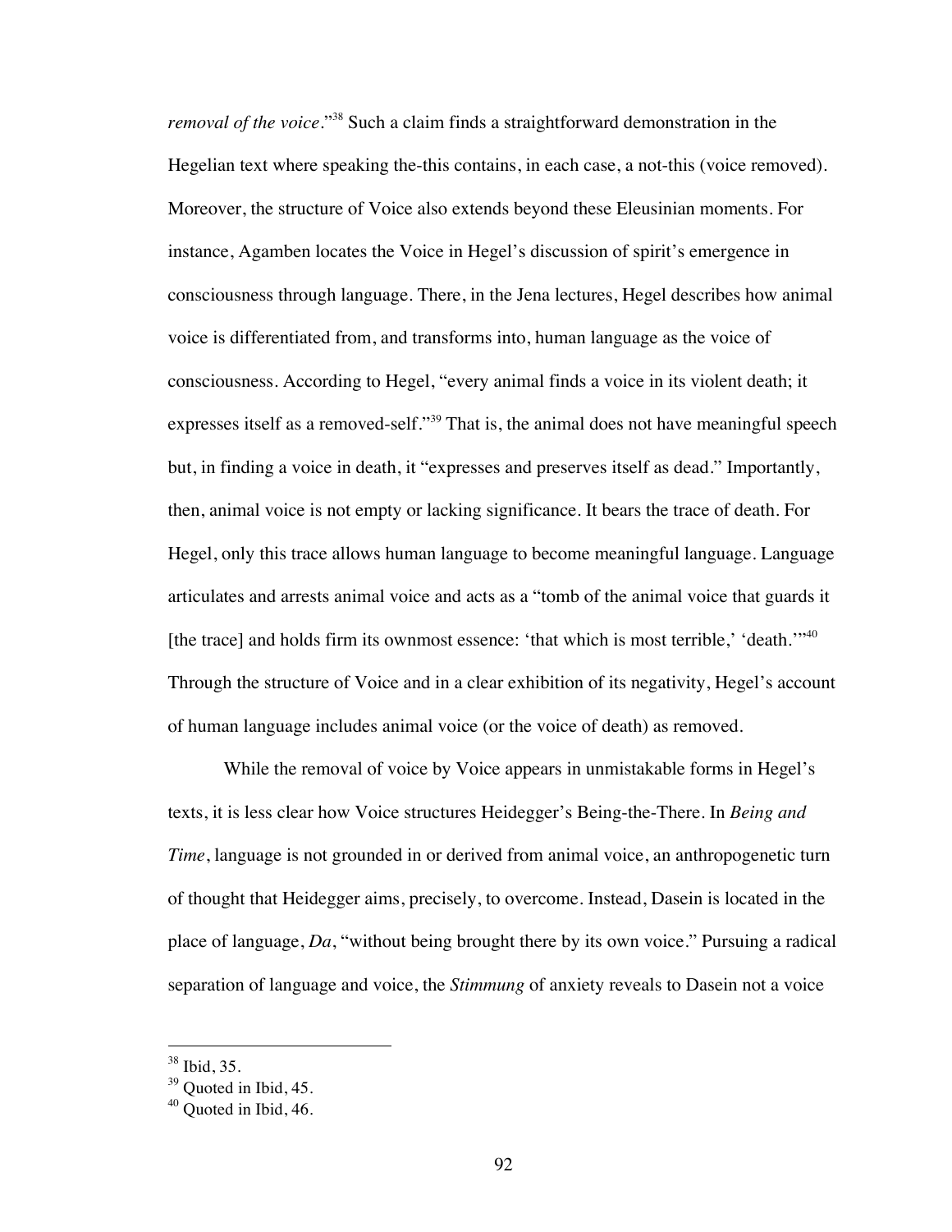*removal of the voice*."[38] Such a claim finds a straightforward demonstration in the Hegelian text where speaking the-this contains, in each case, a not-this (voice removed). Moreover, the structure of Voice also extends beyond these Eleusinian moments. For instance, Agamben locates the Voice in Hegel's discussion of spirit's emergence in consciousness through language. There, in the Jena lectures, Hegel describes how animal voice is differentiated from, and transforms into, human language as the voice of consciousness. According to Hegel, "every animal finds a voice in its violent death; it expresses itself as a removed-self."[39] That is, the animal does not have meaningful speech but, in finding a voice in death, it "expresses and preserves itself as dead." Importantly, then, animal voice is not empty or lacking significance. It bears the trace of death. For Hegel, only this trace allows human language to become meaningful language. Language articulates and arrests animal voice and acts as a "tomb of the animal voice that guards it [the trace] and holds firm its ownmost essence: 'that which is most terrible,' 'death.'"[40] Through the structure of Voice and in a clear exhibition of its negativity, Hegel's account of human language includes animal voice (or the voice of death) as removed.

While the removal of voice by Voice appears in unmistakable forms in Hegel's texts, it is less clear how Voice structures Heidegger's Being-the-There. In *Being and Time*, language is not grounded in or derived from animal voice, an anthropogenetic turn of thought that Heidegger aims, precisely, to overcome. Instead, Dasein is located in the place of language, *Da*, "without being brought there by its own voice." Pursuing a radical separation of language and voice, the *Stimmung* of anxiety reveals to Dasein not a voice

---

[38] Ibid, 35.

[39] Quoted in Ibid, 45.

[40] Quoted in Ibid, 46.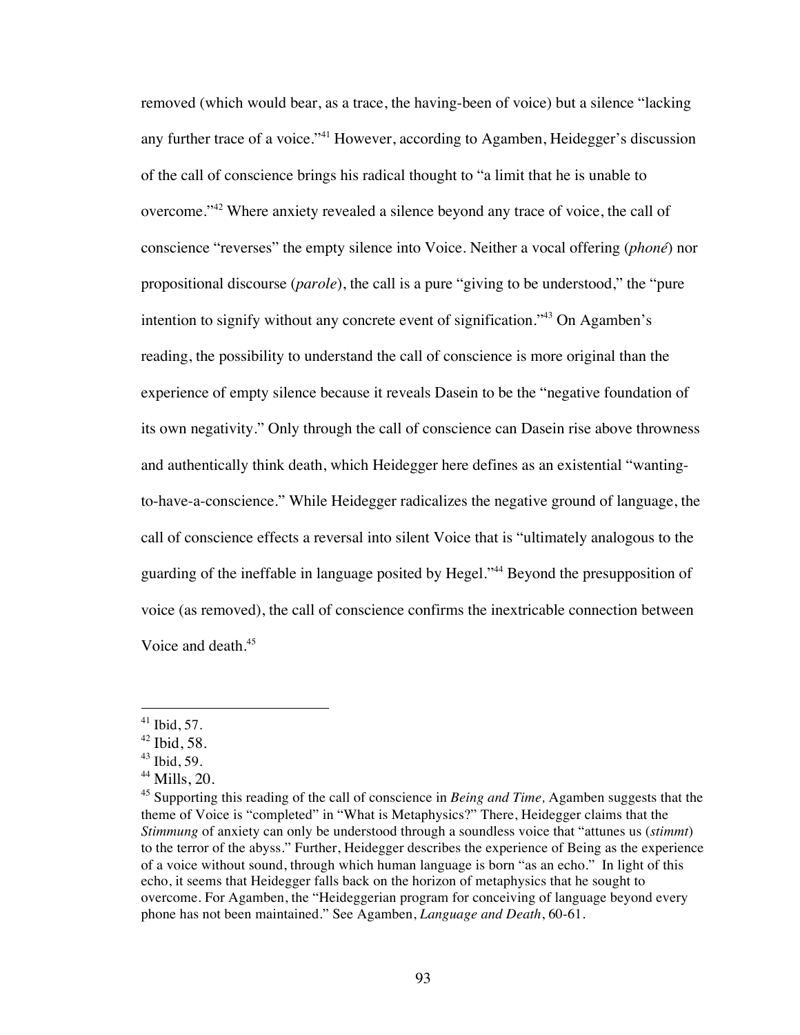removed (which would bear, as a trace, the having-been of voice) but a silence "lacking any further trace of a voice."[41] However, according to Agamben, Heidegger's discussion of the call of conscience brings his radical thought to "a limit that he is unable to overcome."[42] Where anxiety revealed a silence beyond any trace of voice, the call of conscience "reverses" the empty silence into Voice. Neither a vocal offering (*phoné*) nor propositional discourse (*parole*), the call is a pure "giving to be understood," the "pure intention to signify without any concrete event of signification."[43] On Agamben's reading, the possibility to understand the call of conscience is more original than the experience of empty silence because it reveals Dasein to be the "negative foundation of its own negativity." Only through the call of conscience can Dasein rise above thrownness and authentically think death, which Heidegger here defines as an existential "wanting-to-have-a-conscience." While Heidegger radicalizes the negative ground of language, the call of conscience effects a reversal into silent Voice that is "ultimately analogous to the guarding of the ineffable in language posited by Hegel."[44] Beyond the presupposition of voice (as removed), the call of conscience confirms the inextricable connection between Voice and death.[45]

---

[41] Ibid, 57.

[42] Ibid, 58.

[43] Ibid, 59.

[44] Mills, 20.

[45] Supporting this reading of the call of conscience in *Being and Time,* Agamben suggests that the theme of Voice is "completed" in "What is Metaphysics?" There, Heidegger claims that the *Stimmung* of anxiety can only be understood through a soundless voice that "attunes us (*stimmt*) to the terror of the abyss." Further, Heidegger describes the experience of Being as the experience of a voice without sound, through which human language is born "as an echo." In light of this echo, it seems that Heidegger falls back on the horizon of metaphysics that he sought to overcome. For Agamben, the "Heideggerian program for conceiving of language beyond every phone has not been maintained." See Agamben, *Language and Death*, 60-61.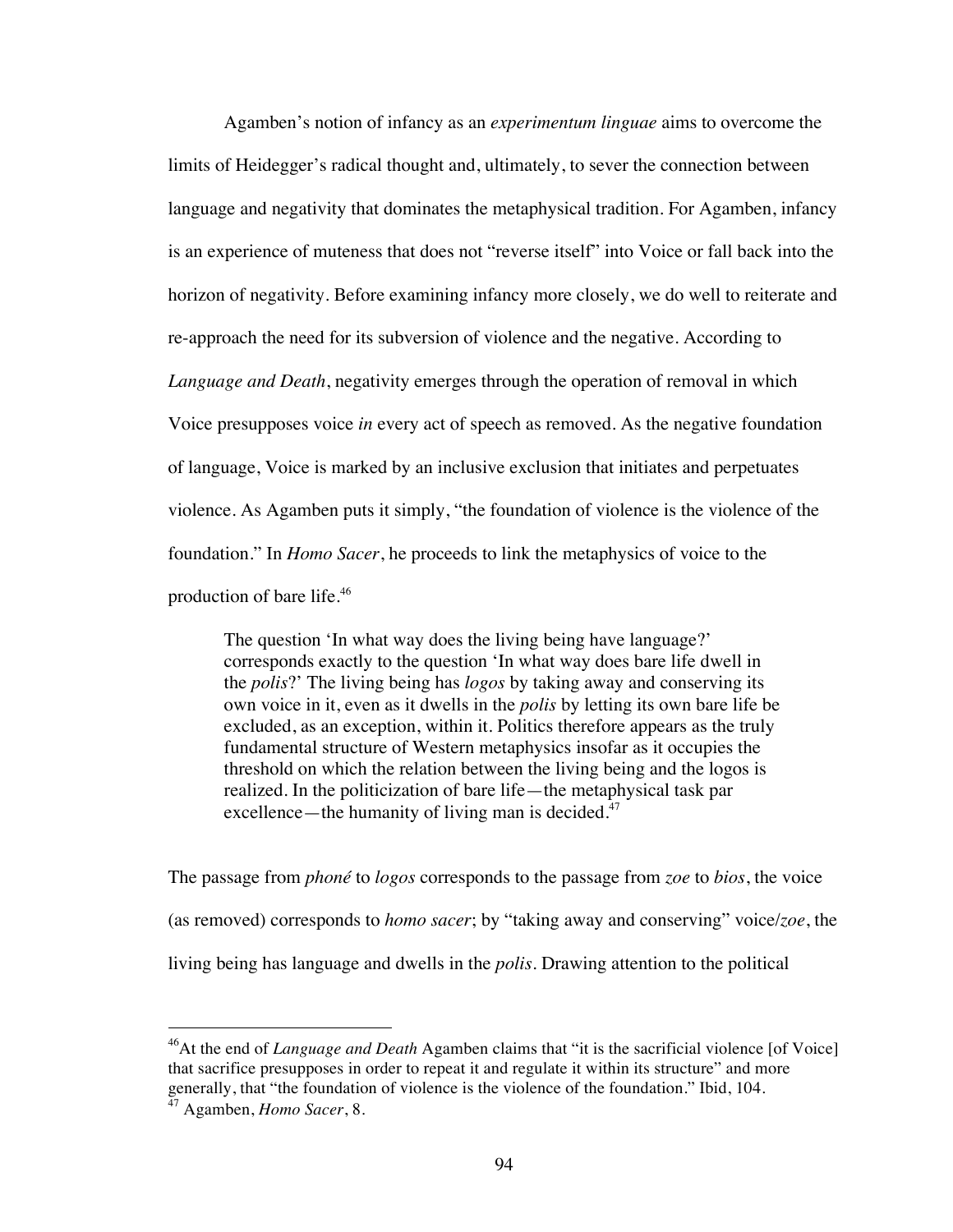Agamben's notion of infancy as an *experimentum linguae* aims to overcome the limits of Heidegger's radical thought and, ultimately, to sever the connection between language and negativity that dominates the metaphysical tradition. For Agamben, infancy is an experience of muteness that does not "reverse itself" into Voice or fall back into the horizon of negativity. Before examining infancy more closely, we do well to reiterate and re-approach the need for its subversion of violence and the negative. According to *Language and Death*, negativity emerges through the operation of removal in which Voice presupposes voice *in* every act of speech as removed. As the negative foundation of language, Voice is marked by an inclusive exclusion that initiates and perpetuates violence. As Agamben puts it simply, "the foundation of violence is the violence of the foundation." In *Homo Sacer*, he proceeds to link the metaphysics of voice to the production of bare life.[46]

> The question 'In what way does the living being have language?' corresponds exactly to the question 'In what way does bare life dwell in the *polis*?' The living being has *logos* by taking away and conserving its own voice in it, even as it dwells in the *polis* by letting its own bare life be excluded, as an exception, within it. Politics therefore appears as the truly fundamental structure of Western metaphysics insofar as it occupies the threshold on which the relation between the living being and the logos is realized. In the politicization of bare life—the metaphysical task par excellence—the humanity of living man is decided.[47]

The passage from *phoné* to *logos* corresponds to the passage from *zoe* to *bios*, the voice (as removed) corresponds to *homo sacer*; by "taking away and conserving" voice/*zoe*, the living being has language and dwells in the *polis*. Drawing attention to the political

---

[46] At the end of *Language and Death* Agamben claims that "it is the sacrificial violence [of Voice] that sacrifice presupposes in order to repeat it and regulate it within its structure" and more generally, that "the foundation of violence is the violence of the foundation." Ibid, 104.

[47] Agamben, *Homo Sacer*, 8.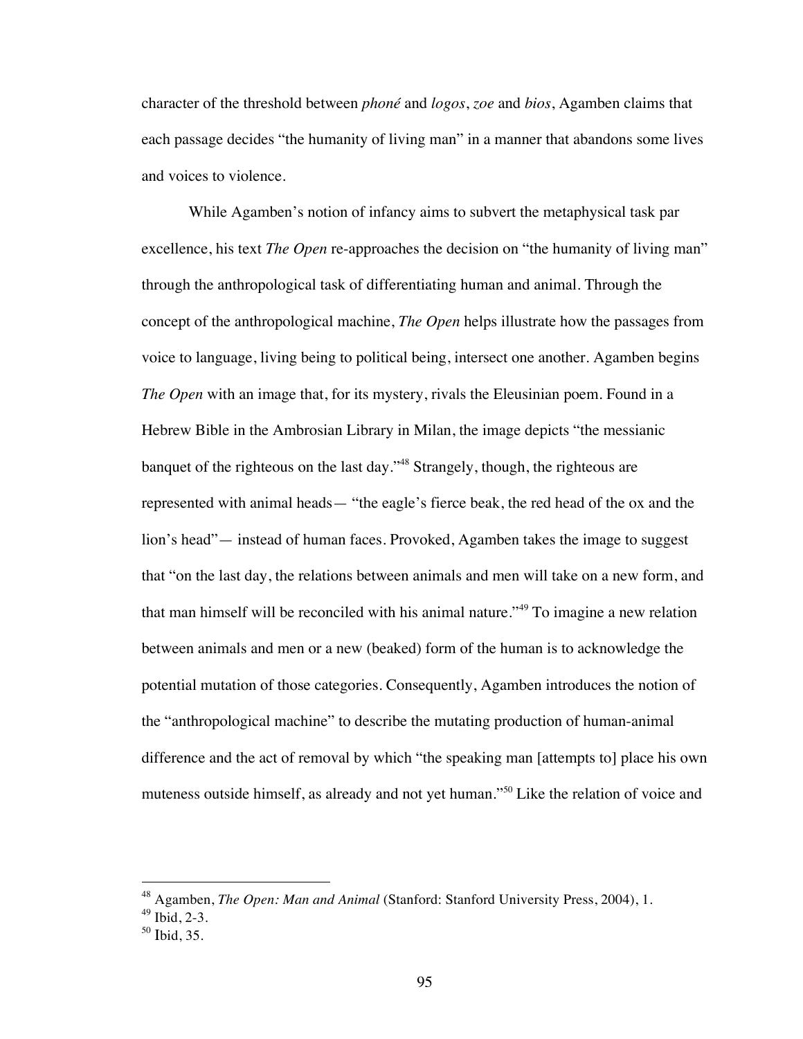character of the threshold between *phoné* and *logos*, *zoe* and *bios*, Agamben claims that each passage decides "the humanity of living man" in a manner that abandons some lives and voices to violence.

While Agamben's notion of infancy aims to subvert the metaphysical task par excellence, his text *The Open* re-approaches the decision on "the humanity of living man" through the anthropological task of differentiating human and animal. Through the concept of the anthropological machine, *The Open* helps illustrate how the passages from voice to language, living being to political being, intersect one another. Agamben begins *The Open* with an image that, for its mystery, rivals the Eleusinian poem. Found in a Hebrew Bible in the Ambrosian Library in Milan, the image depicts "the messianic banquet of the righteous on the last day."[48] Strangely, though, the righteous are represented with animal heads— "the eagle's fierce beak, the red head of the ox and the lion's head"— instead of human faces. Provoked, Agamben takes the image to suggest that "on the last day, the relations between animals and men will take on a new form, and that man himself will be reconciled with his animal nature."[49] To imagine a new relation between animals and men or a new (beaked) form of the human is to acknowledge the potential mutation of those categories. Consequently, Agamben introduces the notion of the "anthropological machine" to describe the mutating production of human-animal difference and the act of removal by which "the speaking man [attempts to] place his own muteness outside himself, as already and not yet human."[50] Like the relation of voice and

---

[48] Agamben, *The Open: Man and Animal* (Stanford: Stanford University Press, 2004), 1.
[49] Ibid, 2-3.
[50] Ibid, 35.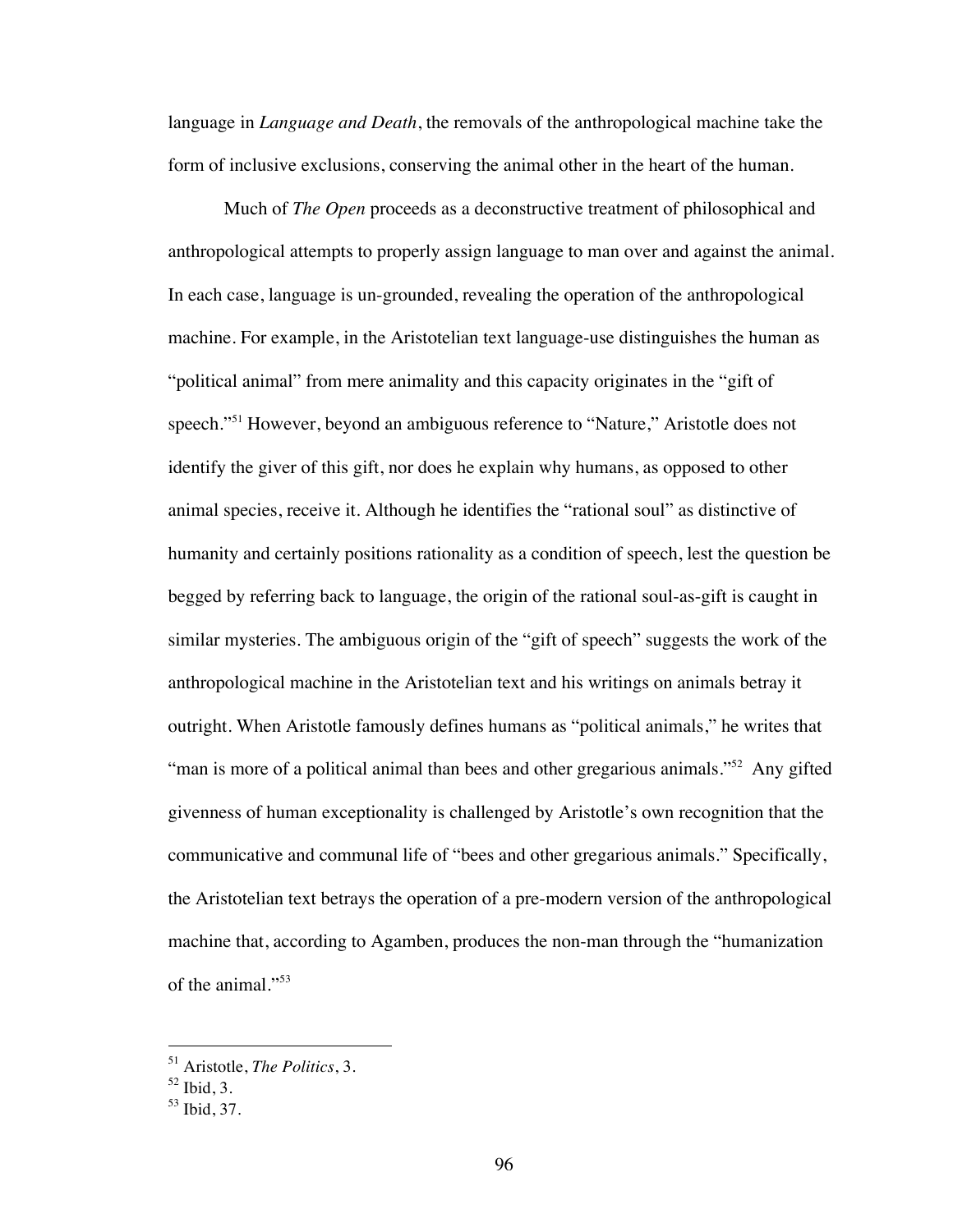language in *Language and Death*, the removals of the anthropological machine take the form of inclusive exclusions, conserving the animal other in the heart of the human.

Much of *The Open* proceeds as a deconstructive treatment of philosophical and anthropological attempts to properly assign language to man over and against the animal. In each case, language is un-grounded, revealing the operation of the anthropological machine. For example, in the Aristotelian text language-use distinguishes the human as "political animal" from mere animality and this capacity originates in the "gift of speech."[51] However, beyond an ambiguous reference to "Nature," Aristotle does not identify the giver of this gift, nor does he explain why humans, as opposed to other animal species, receive it. Although he identifies the "rational soul" as distinctive of humanity and certainly positions rationality as a condition of speech, lest the question be begged by referring back to language, the origin of the rational soul-as-gift is caught in similar mysteries. The ambiguous origin of the "gift of speech" suggests the work of the anthropological machine in the Aristotelian text and his writings on animals betray it outright. When Aristotle famously defines humans as "political animals," he writes that "man is more of a political animal than bees and other gregarious animals."[52] Any gifted givenness of human exceptionality is challenged by Aristotle's own recognition that the communicative and communal life of "bees and other gregarious animals." Specifically, the Aristotelian text betrays the operation of a pre-modern version of the anthropological machine that, according to Agamben, produces the non-man through the "humanization of the animal."[53]

---

[51] Aristotle, *The Politics*, 3.

[52] Ibid, 3.

[53] Ibid, 37.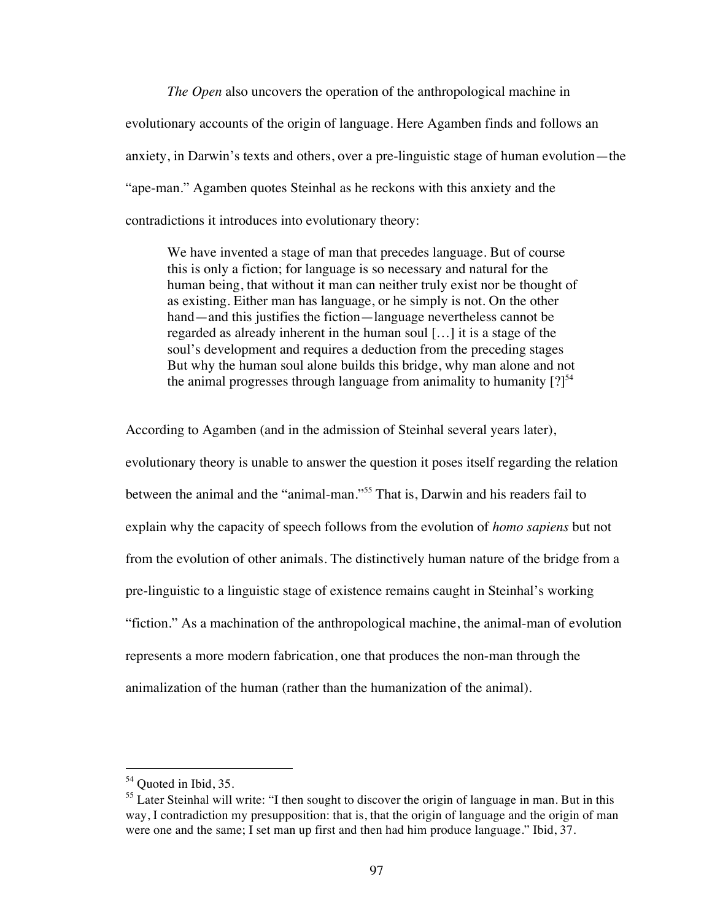*The Open* also uncovers the operation of the anthropological machine in evolutionary accounts of the origin of language. Here Agamben finds and follows an anxiety, in Darwin's texts and others, over a pre-linguistic stage of human evolution—the "ape-man." Agamben quotes Steinhal as he reckons with this anxiety and the contradictions it introduces into evolutionary theory:

> We have invented a stage of man that precedes language. But of course this is only a fiction; for language is so necessary and natural for the human being, that without it man can neither truly exist nor be thought of as existing. Either man has language, or he simply is not. On the other hand—and this justifies the fiction—language nevertheless cannot be regarded as already inherent in the human soul […] it is a stage of the soul's development and requires a deduction from the preceding stages But why the human soul alone builds this bridge, why man alone and not the animal progresses through language from animality to humanity [?][54]

According to Agamben (and in the admission of Steinhal several years later), evolutionary theory is unable to answer the question it poses itself regarding the relation between the animal and the "animal-man."[55] That is, Darwin and his readers fail to explain why the capacity of speech follows from the evolution of *homo sapiens* but not from the evolution of other animals. The distinctively human nature of the bridge from a pre-linguistic to a linguistic stage of existence remains caught in Steinhal's working "fiction." As a machination of the anthropological machine, the animal-man of evolution represents a more modern fabrication, one that produces the non-man through the animalization of the human (rather than the humanization of the animal).

---

[54] Quoted in Ibid, 35.

[55] Later Steinhal will write: "I then sought to discover the origin of language in man. But in this way, I contradiction my presupposition: that is, that the origin of language and the origin of man were one and the same; I set man up first and then had him produce language." Ibid, 37.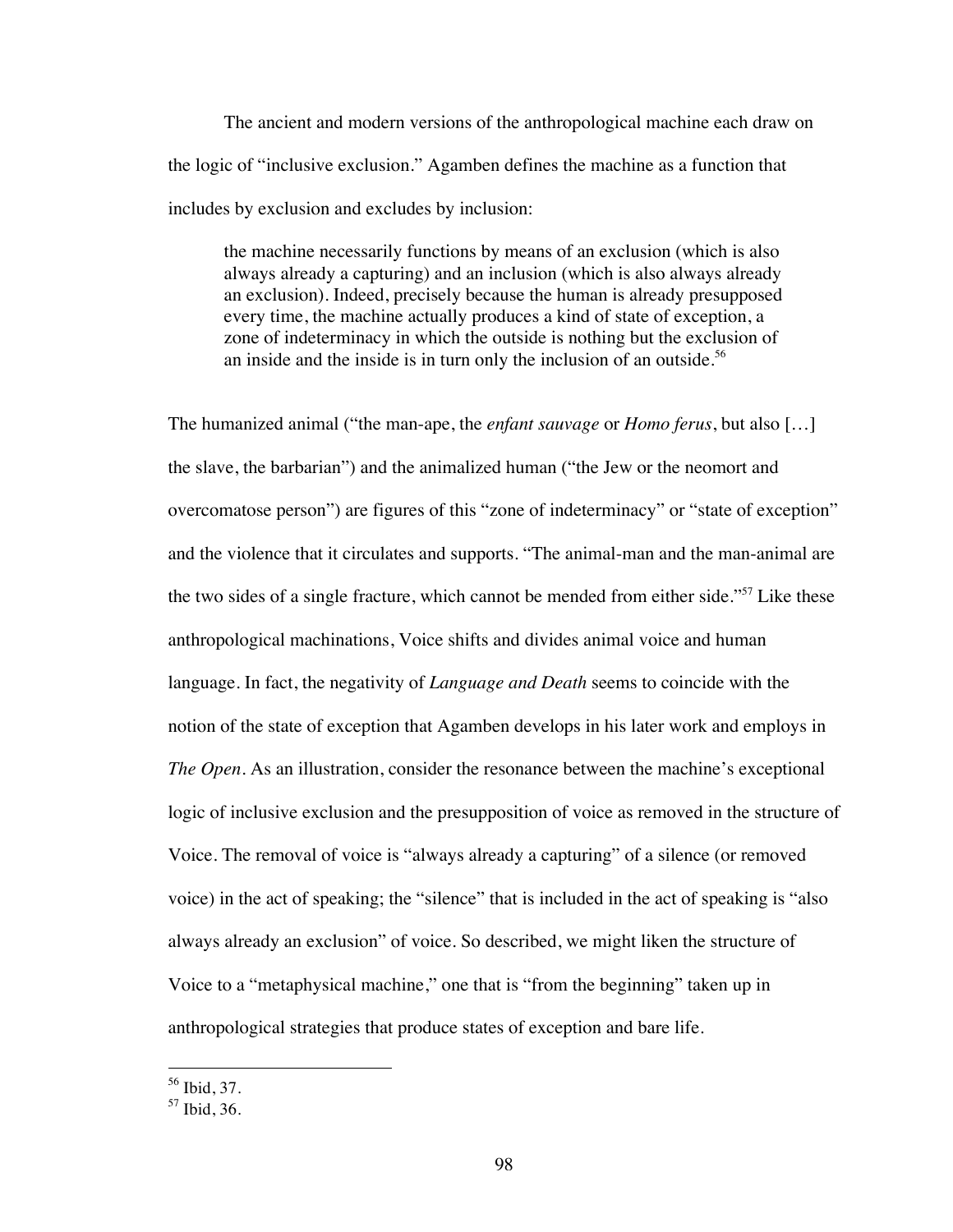The ancient and modern versions of the anthropological machine each draw on the logic of "inclusive exclusion." Agamben defines the machine as a function that includes by exclusion and excludes by inclusion:

> the machine necessarily functions by means of an exclusion (which is also always already a capturing) and an inclusion (which is also always already an exclusion). Indeed, precisely because the human is already presupposed every time, the machine actually produces a kind of state of exception, a zone of indeterminacy in which the outside is nothing but the exclusion of an inside and the inside is in turn only the inclusion of an outside.[56]

The humanized animal ("the man-ape, the *enfant sauvage* or *Homo ferus*, but also […] the slave, the barbarian") and the animalized human ("the Jew or the neomort and overcomatose person") are figures of this "zone of indeterminacy" or "state of exception" and the violence that it circulates and supports. "The animal-man and the man-animal are the two sides of a single fracture, which cannot be mended from either side."[57] Like these anthropological machinations, Voice shifts and divides animal voice and human language. In fact, the negativity of *Language and Death* seems to coincide with the notion of the state of exception that Agamben develops in his later work and employs in *The Open*. As an illustration, consider the resonance between the machine's exceptional logic of inclusive exclusion and the presupposition of voice as removed in the structure of Voice. The removal of voice is "always already a capturing" of a silence (or removed voice) in the act of speaking; the "silence" that is included in the act of speaking is "also always already an exclusion" of voice. So described, we might liken the structure of Voice to a "metaphysical machine," one that is "from the beginning" taken up in anthropological strategies that produce states of exception and bare life.

[56] Ibid, 37.

[57] Ibid, 36.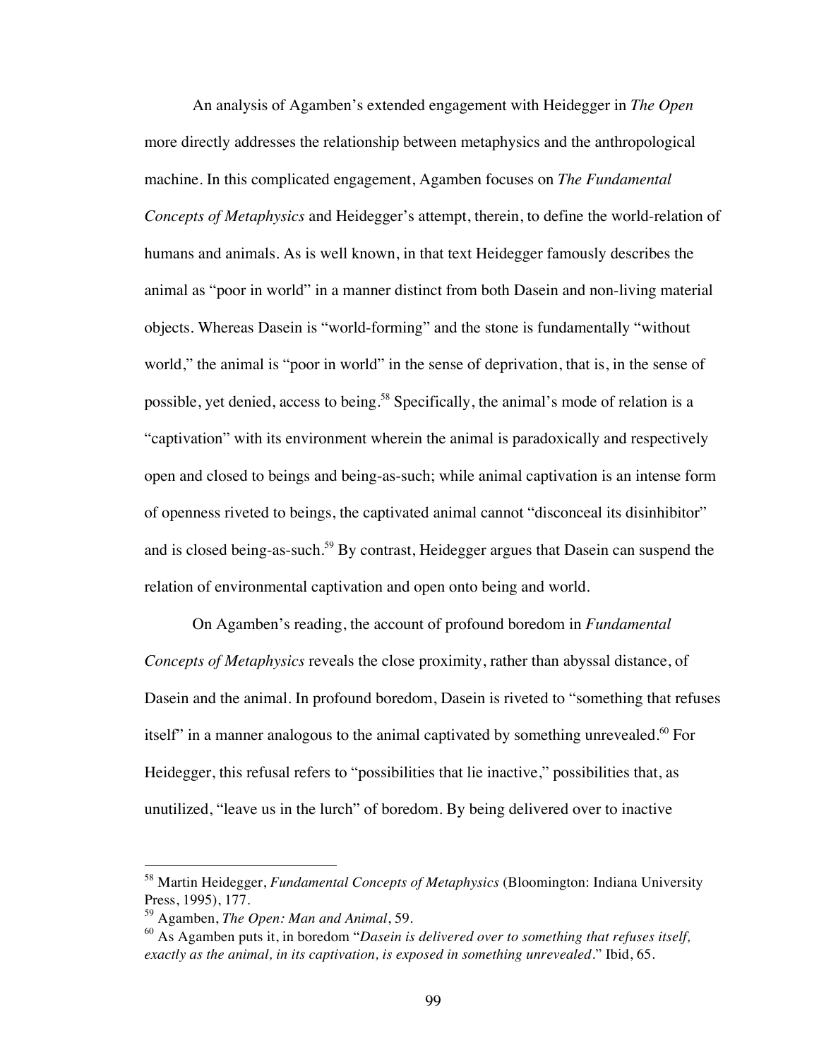An analysis of Agamben's extended engagement with Heidegger in *The Open* more directly addresses the relationship between metaphysics and the anthropological machine. In this complicated engagement, Agamben focuses on *The Fundamental Concepts of Metaphysics* and Heidegger's attempt, therein, to define the world-relation of humans and animals. As is well known, in that text Heidegger famously describes the animal as "poor in world" in a manner distinct from both Dasein and non-living material objects. Whereas Dasein is "world-forming" and the stone is fundamentally "without world," the animal is "poor in world" in the sense of deprivation, that is, in the sense of possible, yet denied, access to being.[58] Specifically, the animal's mode of relation is a "captivation" with its environment wherein the animal is paradoxically and respectively open and closed to beings and being-as-such; while animal captivation is an intense form of openness riveted to beings, the captivated animal cannot "disconceal its disinhibitor" and is closed being-as-such.[59] By contrast, Heidegger argues that Dasein can suspend the relation of environmental captivation and open onto being and world.

On Agamben's reading, the account of profound boredom in *Fundamental Concepts of Metaphysics* reveals the close proximity, rather than abyssal distance, of Dasein and the animal. In profound boredom, Dasein is riveted to "something that refuses itself" in a manner analogous to the animal captivated by something unrevealed.[60] For Heidegger, this refusal refers to "possibilities that lie inactive," possibilities that, as unutilized, "leave us in the lurch" of boredom. By being delivered over to inactive

---

[58] Martin Heidegger, *Fundamental Concepts of Metaphysics* (Bloomington: Indiana University Press, 1995), 177.

[59] Agamben, *The Open: Man and Animal*, 59.

[60] As Agamben puts it, in boredom "*Dasein is delivered over to something that refuses itself, exactly as the animal, in its captivation, is exposed in something unrevealed*." Ibid, 65.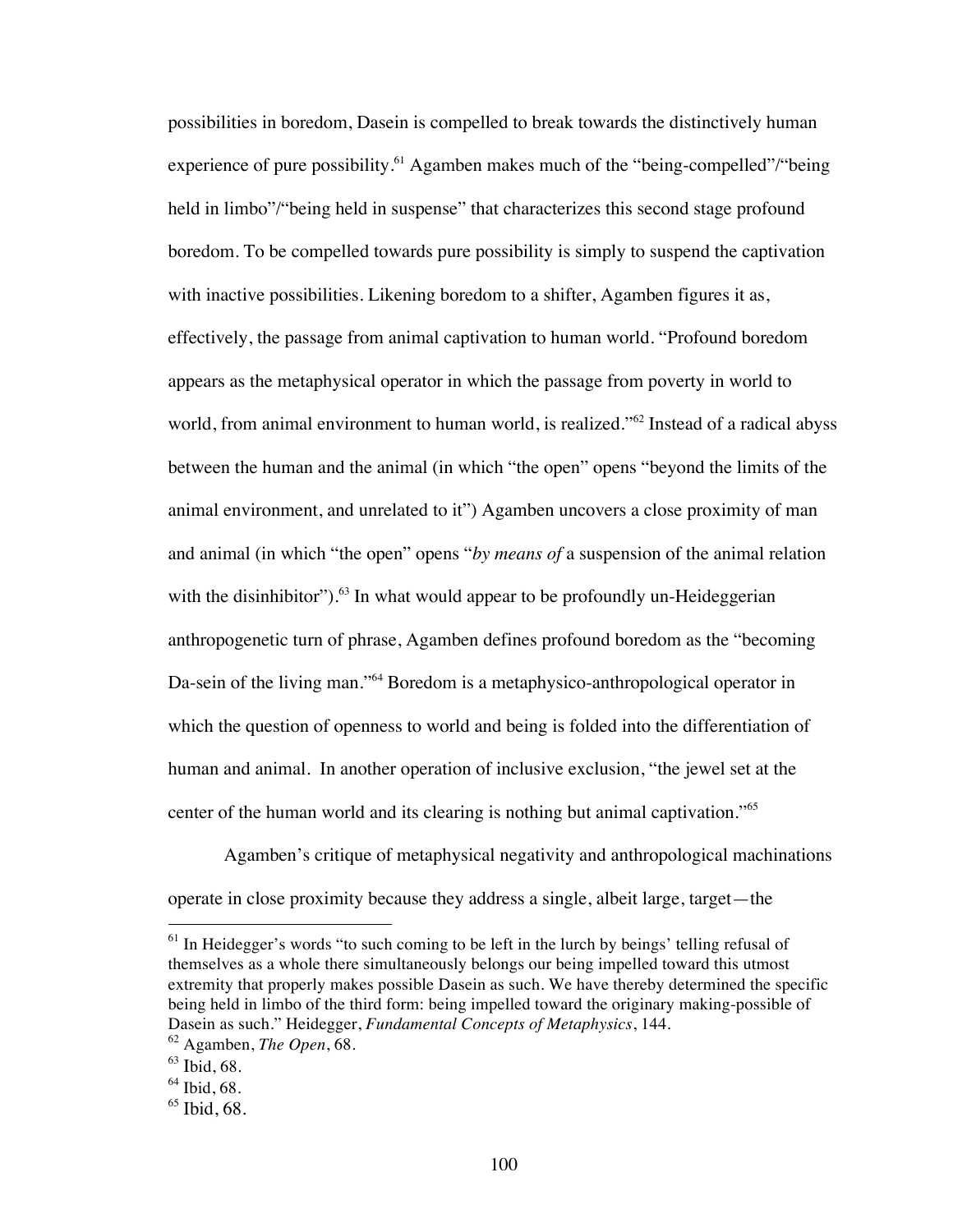possibilities in boredom, Dasein is compelled to break towards the distinctively human experience of pure possibility.[61] Agamben makes much of the "being-compelled"/"being held in limbo"/"being held in suspense" that characterizes this second stage profound boredom. To be compelled towards pure possibility is simply to suspend the captivation with inactive possibilities. Likening boredom to a shifter, Agamben figures it as, effectively, the passage from animal captivation to human world. "Profound boredom appears as the metaphysical operator in which the passage from poverty in world to world, from animal environment to human world, is realized."[62] Instead of a radical abyss between the human and the animal (in which "the open" opens "beyond the limits of the animal environment, and unrelated to it") Agamben uncovers a close proximity of man and animal (in which "the open" opens "*by means of* a suspension of the animal relation with the disinhibitor").[63] In what would appear to be profoundly un-Heideggerian anthropogenetic turn of phrase, Agamben defines profound boredom as the "becoming Da-sein of the living man."[64] Boredom is a metaphysico-anthropological operator in which the question of openness to world and being is folded into the differentiation of human and animal. In another operation of inclusive exclusion, "the jewel set at the center of the human world and its clearing is nothing but animal captivation."[65]

Agamben's critique of metaphysical negativity and anthropological machinations operate in close proximity because they address a single, albeit large, target—the

---

[61] In Heidegger's words "to such coming to be left in the lurch by beings' telling refusal of themselves as a whole there simultaneously belongs our being impelled toward this utmost extremity that properly makes possible Dasein as such. We have thereby determined the specific being held in limbo of the third form: being impelled toward the originary making-possible of Dasein as such." Heidegger, *Fundamental Concepts of Metaphysics*, 144.

[62] Agamben, *The Open*, 68.

[63] Ibid, 68.

[64] Ibid, 68.

[65] Ibid, 68.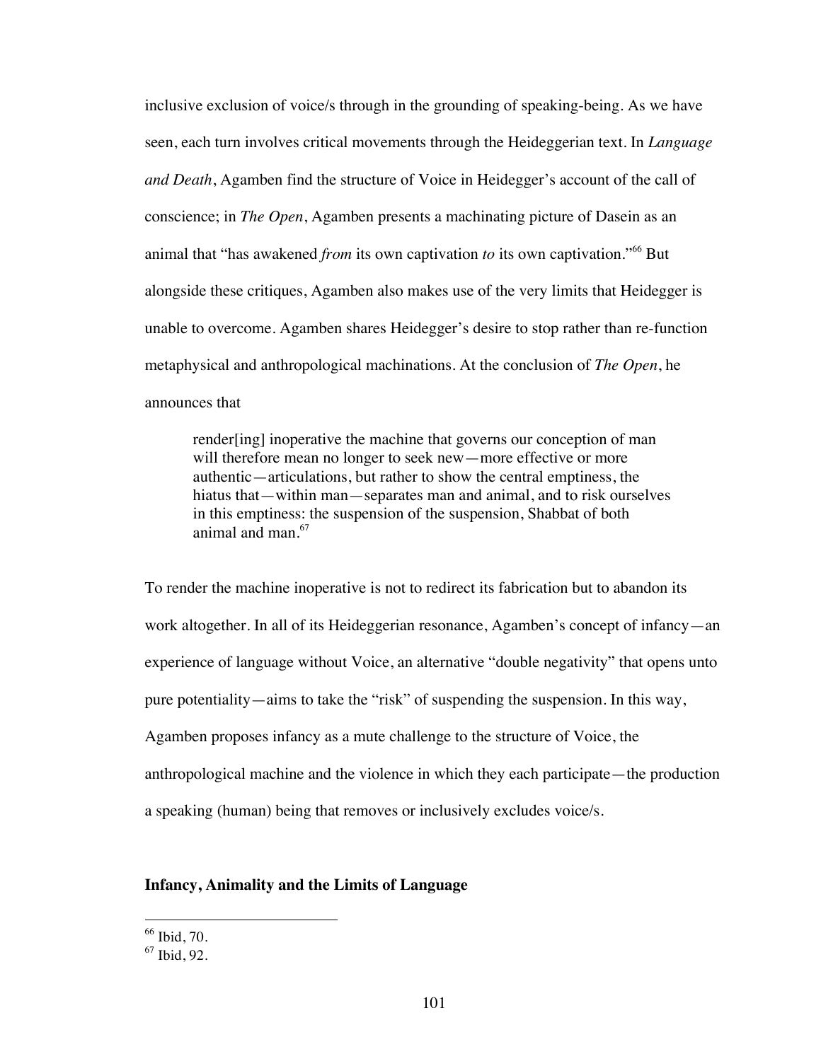inclusive exclusion of voice/s through in the grounding of speaking-being. As we have seen, each turn involves critical movements through the Heideggerian text. In *Language and Death*, Agamben find the structure of Voice in Heidegger's account of the call of conscience; in *The Open*, Agamben presents a machinating picture of Dasein as an animal that "has awakened *from* its own captivation *to* its own captivation."[66] But alongside these critiques, Agamben also makes use of the very limits that Heidegger is unable to overcome. Agamben shares Heidegger's desire to stop rather than re-function metaphysical and anthropological machinations. At the conclusion of *The Open*, he announces that

> render[ing] inoperative the machine that governs our conception of man will therefore mean no longer to seek new—more effective or more authentic—articulations, but rather to show the central emptiness, the hiatus that—within man—separates man and animal, and to risk ourselves in this emptiness: the suspension of the suspension, Shabbat of both animal and man.[67]

To render the machine inoperative is not to redirect its fabrication but to abandon its work altogether. In all of its Heideggerian resonance, Agamben's concept of infancy—an experience of language without Voice, an alternative "double negativity" that opens unto pure potentiality—aims to take the "risk" of suspending the suspension. In this way, Agamben proposes infancy as a mute challenge to the structure of Voice, the anthropological machine and the violence in which they each participate—the production a speaking (human) being that removes or inclusively excludes voice/s.

## Infancy, Animality and the Limits of Language

---

[66] Ibid, 70.

[67] Ibid, 92.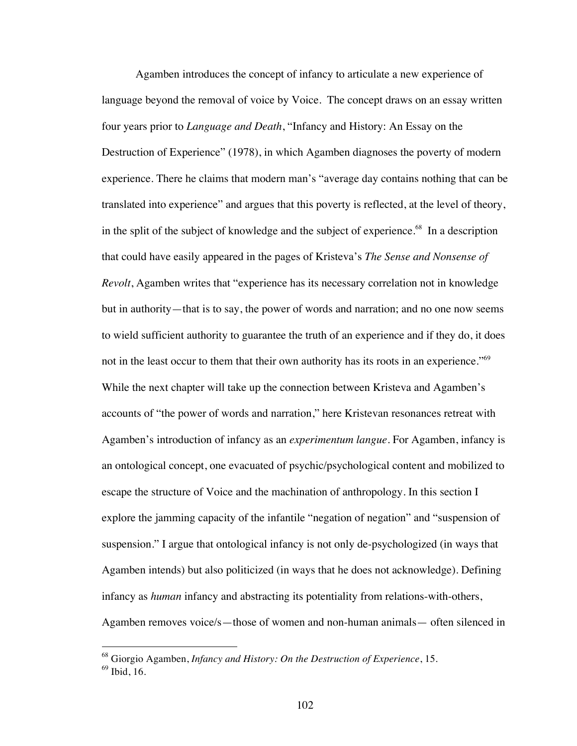Agamben introduces the concept of infancy to articulate a new experience of language beyond the removal of voice by Voice. The concept draws on an essay written four years prior to *Language and Death*, "Infancy and History: An Essay on the Destruction of Experience" (1978), in which Agamben diagnoses the poverty of modern experience. There he claims that modern man's "average day contains nothing that can be translated into experience" and argues that this poverty is reflected, at the level of theory, in the split of the subject of knowledge and the subject of experience.[68] In a description that could have easily appeared in the pages of Kristeva's *The Sense and Nonsense of Revolt*, Agamben writes that "experience has its necessary correlation not in knowledge but in authority—that is to say, the power of words and narration; and no one now seems to wield sufficient authority to guarantee the truth of an experience and if they do, it does not in the least occur to them that their own authority has its roots in an experience."[69] While the next chapter will take up the connection between Kristeva and Agamben's accounts of "the power of words and narration," here Kristevan resonances retreat with Agamben's introduction of infancy as an *experimentum langue*. For Agamben, infancy is an ontological concept, one evacuated of psychic/psychological content and mobilized to escape the structure of Voice and the machination of anthropology. In this section I explore the jamming capacity of the infantile "negation of negation" and "suspension of suspension." I argue that ontological infancy is not only de-psychologized (in ways that Agamben intends) but also politicized (in ways that he does not acknowledge). Defining infancy as *human* infancy and abstracting its potentiality from relations-with-others, Agamben removes voice/s—those of women and non-human animals— often silenced in

---

[68] Giorgio Agamben, *Infancy and History: On the Destruction of Experience*, 15.

[69] Ibid, 16.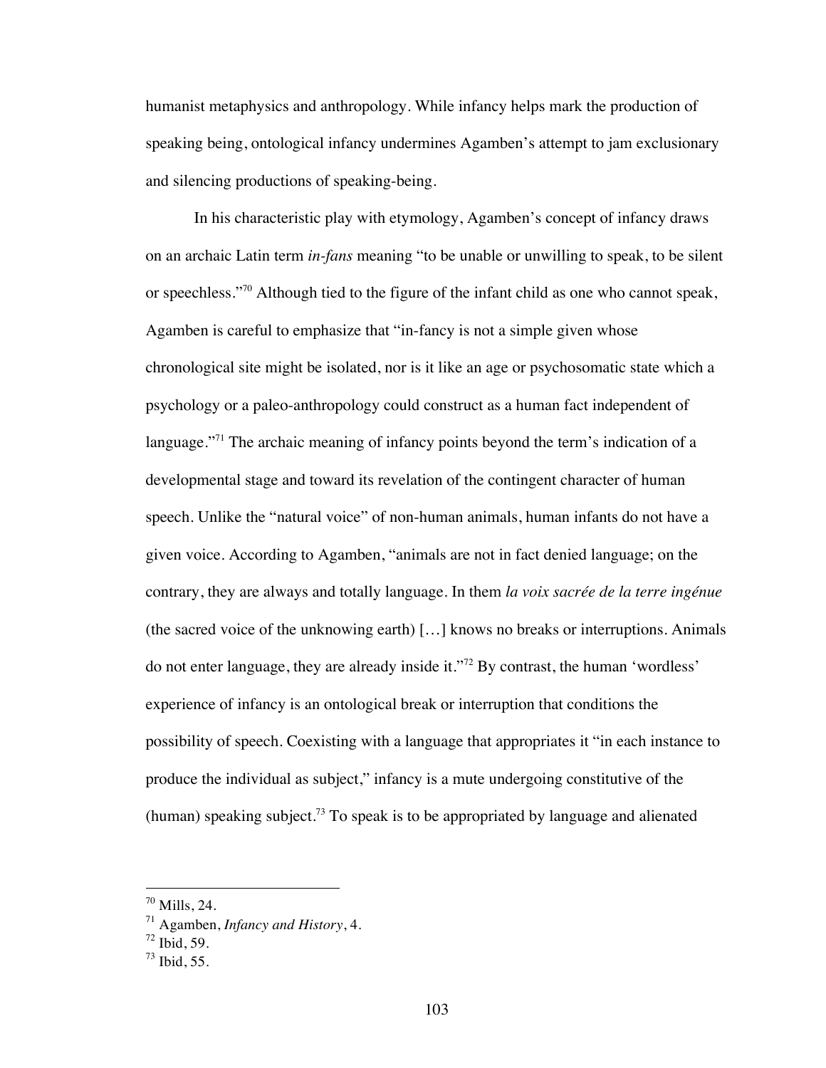humanist metaphysics and anthropology. While infancy helps mark the production of speaking being, ontological infancy undermines Agamben's attempt to jam exclusionary and silencing productions of speaking-being.

In his characteristic play with etymology, Agamben's concept of infancy draws on an archaic Latin term *in-fans* meaning "to be unable or unwilling to speak, to be silent or speechless."[70] Although tied to the figure of the infant child as one who cannot speak, Agamben is careful to emphasize that "in-fancy is not a simple given whose chronological site might be isolated, nor is it like an age or psychosomatic state which a psychology or a paleo-anthropology could construct as a human fact independent of language."[71] The archaic meaning of infancy points beyond the term's indication of a developmental stage and toward its revelation of the contingent character of human speech. Unlike the "natural voice" of non-human animals, human infants do not have a given voice. According to Agamben, "animals are not in fact denied language; on the contrary, they are always and totally language. In them *la voix sacrée de la terre ingénue* (the sacred voice of the unknowing earth) […] knows no breaks or interruptions. Animals do not enter language, they are already inside it."[72] By contrast, the human 'wordless' experience of infancy is an ontological break or interruption that conditions the possibility of speech. Coexisting with a language that appropriates it "in each instance to produce the individual as subject," infancy is a mute undergoing constitutive of the (human) speaking subject.[73] To speak is to be appropriated by language and alienated

---

[70] Mills, 24.

[71] Agamben, *Infancy and History*, 4.

[72] Ibid, 59.

[73] Ibid, 55.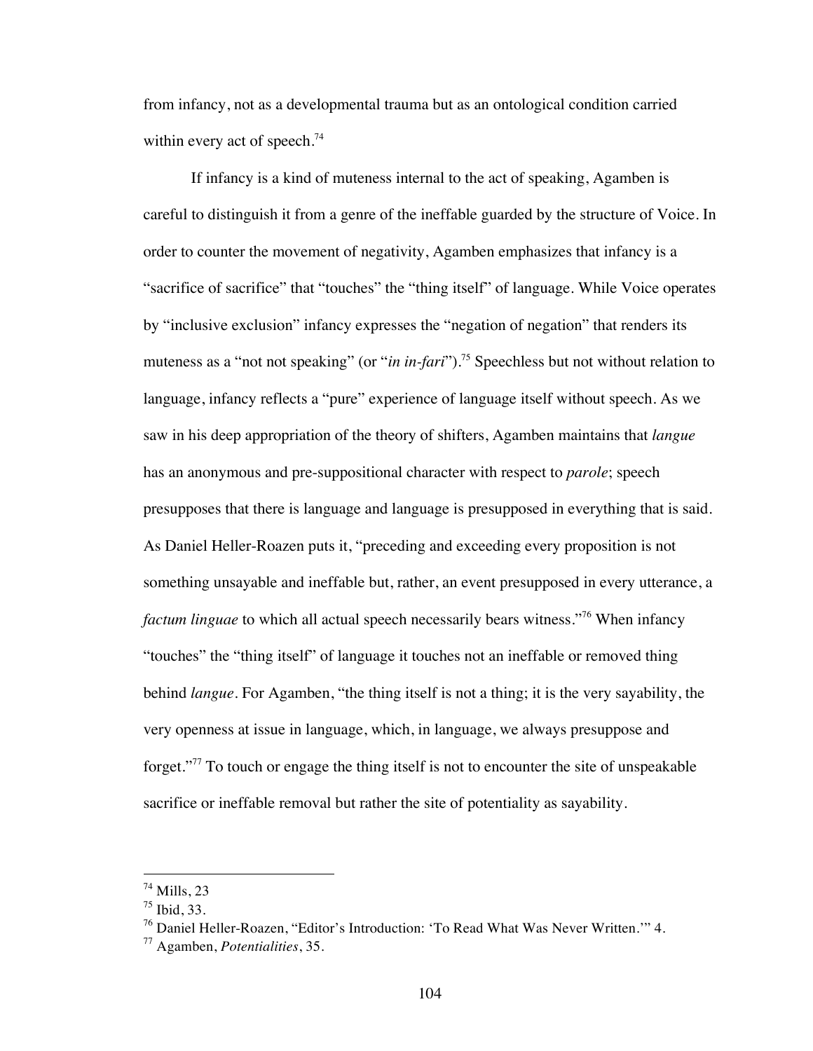from infancy, not as a developmental trauma but as an ontological condition carried within every act of speech.[74]

If infancy is a kind of muteness internal to the act of speaking, Agamben is careful to distinguish it from a genre of the ineffable guarded by the structure of Voice. In order to counter the movement of negativity, Agamben emphasizes that infancy is a "sacrifice of sacrifice" that "touches" the "thing itself" of language. While Voice operates by "inclusive exclusion" infancy expresses the "negation of negation" that renders its muteness as a "not not speaking" (or "*in in-fari*").[75] Speechless but not without relation to language, infancy reflects a "pure" experience of language itself without speech. As we saw in his deep appropriation of the theory of shifters, Agamben maintains that *langue* has an anonymous and pre-suppositional character with respect to *parole*; speech presupposes that there is language and language is presupposed in everything that is said. As Daniel Heller-Roazen puts it, "preceding and exceeding every proposition is not something unsayable and ineffable but, rather, an event presupposed in every utterance, a *factum linguae* to which all actual speech necessarily bears witness."[76] When infancy "touches" the "thing itself" of language it touches not an ineffable or removed thing behind *langue*. For Agamben, "the thing itself is not a thing; it is the very sayability, the very openness at issue in language, which, in language, we always presuppose and forget."[77] To touch or engage the thing itself is not to encounter the site of unspeakable sacrifice or ineffable removal but rather the site of potentiality as sayability.

---

[74] Mills, 23

[75] Ibid, 33.

[76] Daniel Heller-Roazen, "Editor's Introduction: 'To Read What Was Never Written.'" 4.

[77] Agamben, *Potentialities*, 35.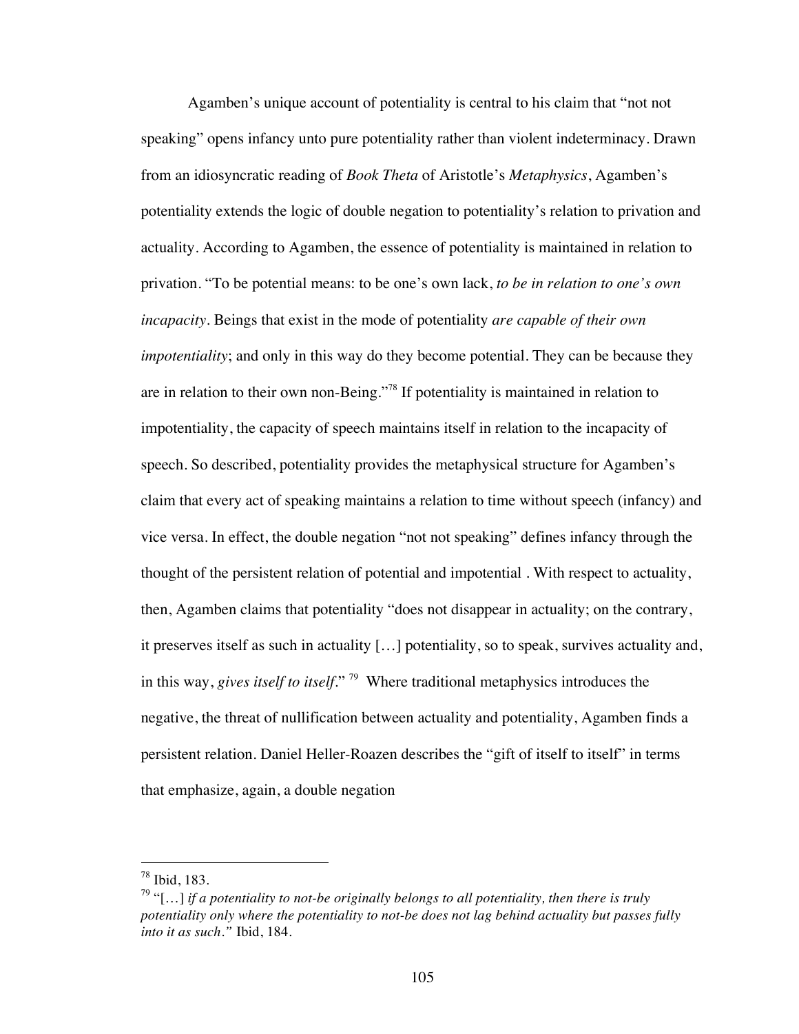Agamben's unique account of potentiality is central to his claim that "not not speaking" opens infancy unto pure potentiality rather than violent indeterminacy. Drawn from an idiosyncratic reading of *Book Theta* of Aristotle's *Metaphysics*, Agamben's potentiality extends the logic of double negation to potentiality's relation to privation and actuality. According to Agamben, the essence of potentiality is maintained in relation to privation. "To be potential means: to be one's own lack, *to be in relation to one's own incapacity*. Beings that exist in the mode of potentiality *are capable of their own impotentiality*; and only in this way do they become potential. They can be because they are in relation to their own non-Being."[78] If potentiality is maintained in relation to impotentiality, the capacity of speech maintains itself in relation to the incapacity of speech. So described, potentiality provides the metaphysical structure for Agamben's claim that every act of speaking maintains a relation to time without speech (infancy) and vice versa. In effect, the double negation "not not speaking" defines infancy through the thought of the persistent relation of potential and impotential . With respect to actuality, then, Agamben claims that potentiality "does not disappear in actuality; on the contrary, it preserves itself as such in actuality […] potentiality, so to speak, survives actuality and, in this way, *gives itself to itself*."[79] Where traditional metaphysics introduces the negative, the threat of nullification between actuality and potentiality, Agamben finds a persistent relation. Daniel Heller-Roazen describes the "gift of itself to itself" in terms that emphasize, again, a double negation

---

[78] Ibid, 183.

[79] "[…] *if a potentiality to not-be originally belongs to all potentiality, then there is truly potentiality only where the potentiality to not-be does not lag behind actuality but passes fully into it as such."* Ibid, 184.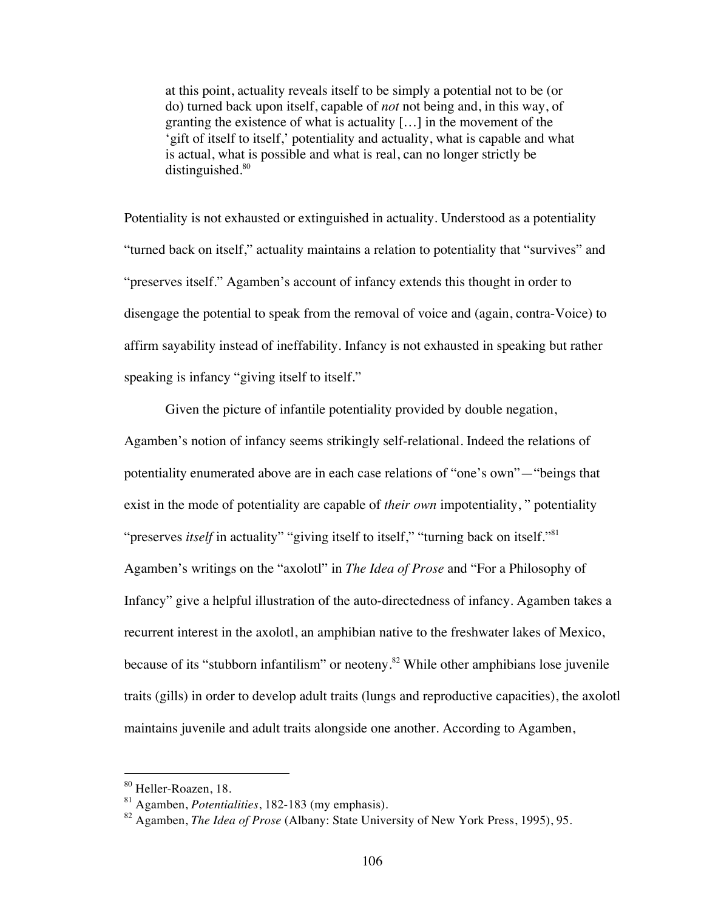> at this point, actuality reveals itself to be simply a potential not to be (or do) turned back upon itself, capable of *not* not being and, in this way, of granting the existence of what is actuality […] in the movement of the 'gift of itself to itself,' potentiality and actuality, what is capable and what is actual, what is possible and what is real, can no longer strictly be distinguished.[80]

Potentiality is not exhausted or extinguished in actuality. Understood as a potentiality "turned back on itself," actuality maintains a relation to potentiality that "survives" and "preserves itself." Agamben's account of infancy extends this thought in order to disengage the potential to speak from the removal of voice and (again, contra-Voice) to affirm sayability instead of ineffability. Infancy is not exhausted in speaking but rather speaking is infancy "giving itself to itself."

Given the picture of infantile potentiality provided by double negation, Agamben's notion of infancy seems strikingly self-relational. Indeed the relations of potentiality enumerated above are in each case relations of "one's own"—"beings that exist in the mode of potentiality are capable of *their own* impotentiality, " potentiality "preserves *itself* in actuality" "giving itself to itself," "turning back on itself."[81] Agamben's writings on the "axolotl" in *The Idea of Prose* and "For a Philosophy of Infancy" give a helpful illustration of the auto-directedness of infancy. Agamben takes a recurrent interest in the axolotl, an amphibian native to the freshwater lakes of Mexico, because of its "stubborn infantilism" or neoteny.[82] While other amphibians lose juvenile traits (gills) in order to develop adult traits (lungs and reproductive capacities), the axolotl maintains juvenile and adult traits alongside one another. According to Agamben,

---

[80] Heller-Roazen, 18.

[81] Agamben, *Potentialities*, 182-183 (my emphasis).

[82] Agamben, *The Idea of Prose* (Albany: State University of New York Press, 1995), 95.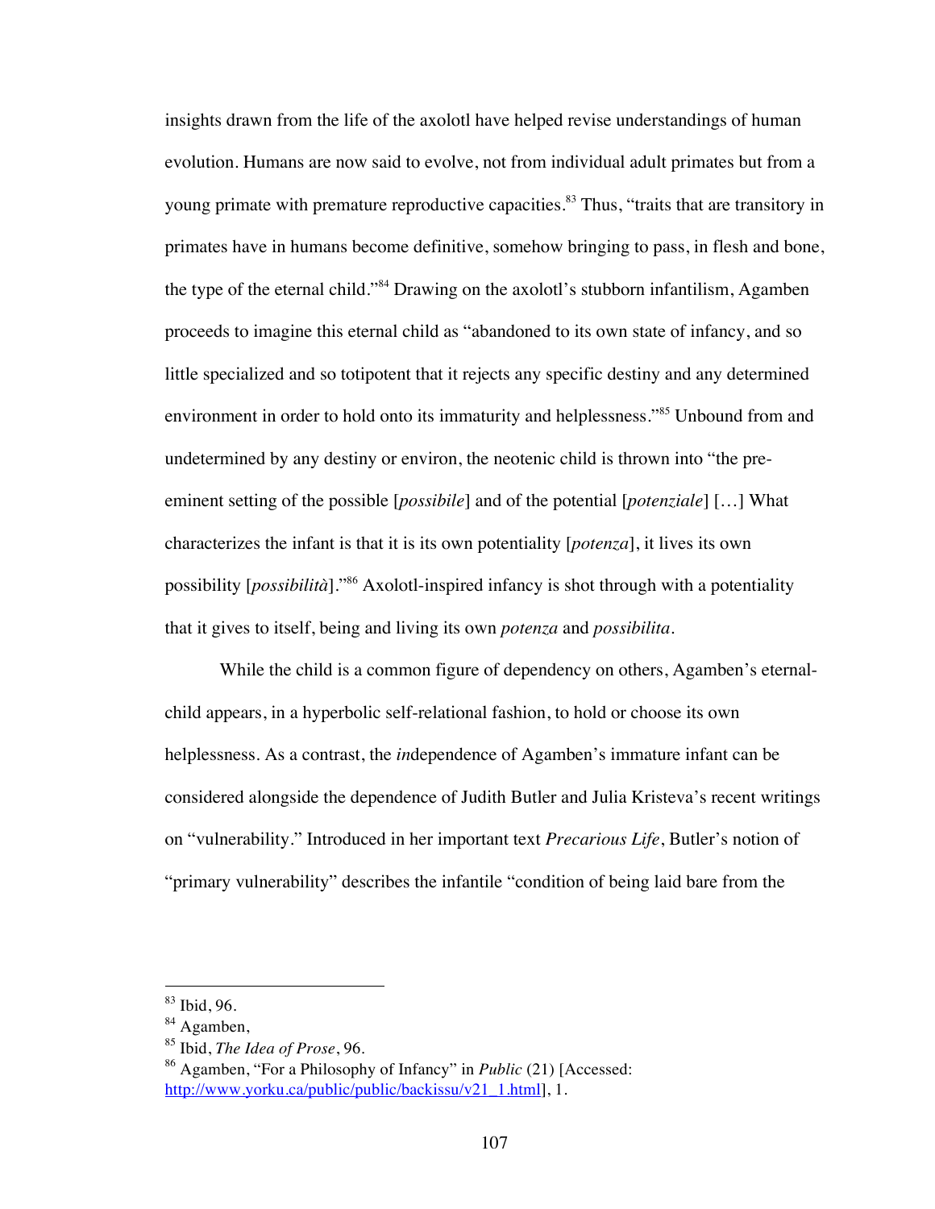insights drawn from the life of the axolotl have helped revise understandings of human evolution. Humans are now said to evolve, not from individual adult primates but from a young primate with premature reproductive capacities.[83] Thus, "traits that are transitory in primates have in humans become definitive, somehow bringing to pass, in flesh and bone, the type of the eternal child."[84] Drawing on the axolotl's stubborn infantilism, Agamben proceeds to imagine this eternal child as "abandoned to its own state of infancy, and so little specialized and so totipotent that it rejects any specific destiny and any determined environment in order to hold onto its immaturity and helplessness."[85] Unbound from and undetermined by any destiny or environ, the neotenic child is thrown into "the pre-eminent setting of the possible [*possibile*] and of the potential [*potenziale*] […] What characterizes the infant is that it is its own potentiality [*potenza*], it lives its own possibility [*possibilità*]."[86] Axolotl-inspired infancy is shot through with a potentiality that it gives to itself, being and living its own *potenza* and *possibilita*.

While the child is a common figure of dependency on others, Agamben's eternal-child appears, in a hyperbolic self-relational fashion, to hold or choose its own helplessness. As a contrast, the *in*dependence of Agamben's immature infant can be considered alongside the dependence of Judith Butler and Julia Kristeva's recent writings on "vulnerability." Introduced in her important text *Precarious Life*, Butler's notion of "primary vulnerability" describes the infantile "condition of being laid bare from the

---

[83] Ibid, 96.

[84] Agamben,

[85] Ibid, *The Idea of Prose*, 96.

[86] Agamben, "For a Philosophy of Infancy" in *Public* (21) [Accessed: http://www.yorku.ca/public/public/backissu/v21_1.html], 1.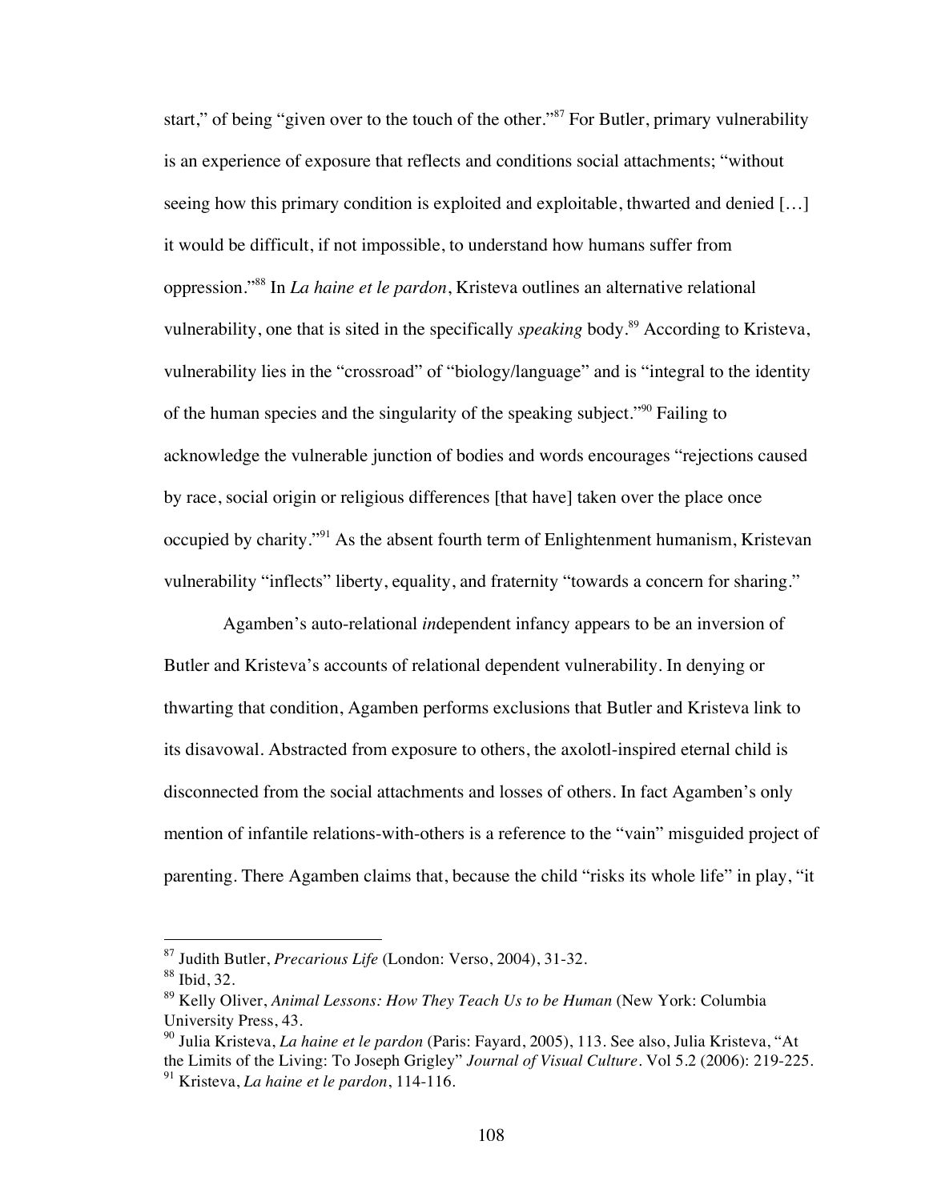start," of being "given over to the touch of the other."[87] For Butler, primary vulnerability is an experience of exposure that reflects and conditions social attachments; "without seeing how this primary condition is exploited and exploitable, thwarted and denied […] it would be difficult, if not impossible, to understand how humans suffer from oppression."[88] In *La haine et le pardon*, Kristeva outlines an alternative relational vulnerability, one that is sited in the specifically *speaking* body.[89] According to Kristeva, vulnerability lies in the "crossroad" of "biology/language" and is "integral to the identity of the human species and the singularity of the speaking subject."[90] Failing to acknowledge the vulnerable junction of bodies and words encourages "rejections caused by race, social origin or religious differences [that have] taken over the place once occupied by charity."[91] As the absent fourth term of Enlightenment humanism, Kristevan vulnerability "inflects" liberty, equality, and fraternity "towards a concern for sharing."

Agamben's auto-relational *in*dependent infancy appears to be an inversion of Butler and Kristeva's accounts of relational dependent vulnerability. In denying or thwarting that condition, Agamben performs exclusions that Butler and Kristeva link to its disavowal. Abstracted from exposure to others, the axolotl-inspired eternal child is disconnected from the social attachments and losses of others. In fact Agamben's only mention of infantile relations-with-others is a reference to the "vain" misguided project of parenting. There Agamben claims that, because the child "risks its whole life" in play, "it

---

[87] Judith Butler, *Precarious Life* (London: Verso, 2004), 31-32.

[88] Ibid, 32.

[89] Kelly Oliver, *Animal Lessons: How They Teach Us to be Human* (New York: Columbia University Press, 43.

[90] Julia Kristeva, *La haine et le pardon* (Paris: Fayard, 2005), 113. See also, Julia Kristeva, "At the Limits of the Living: To Joseph Grigley" *Journal of Visual Culture*. Vol 5.2 (2006): 219-225.

[91] Kristeva, *La haine et le pardon*, 114-116.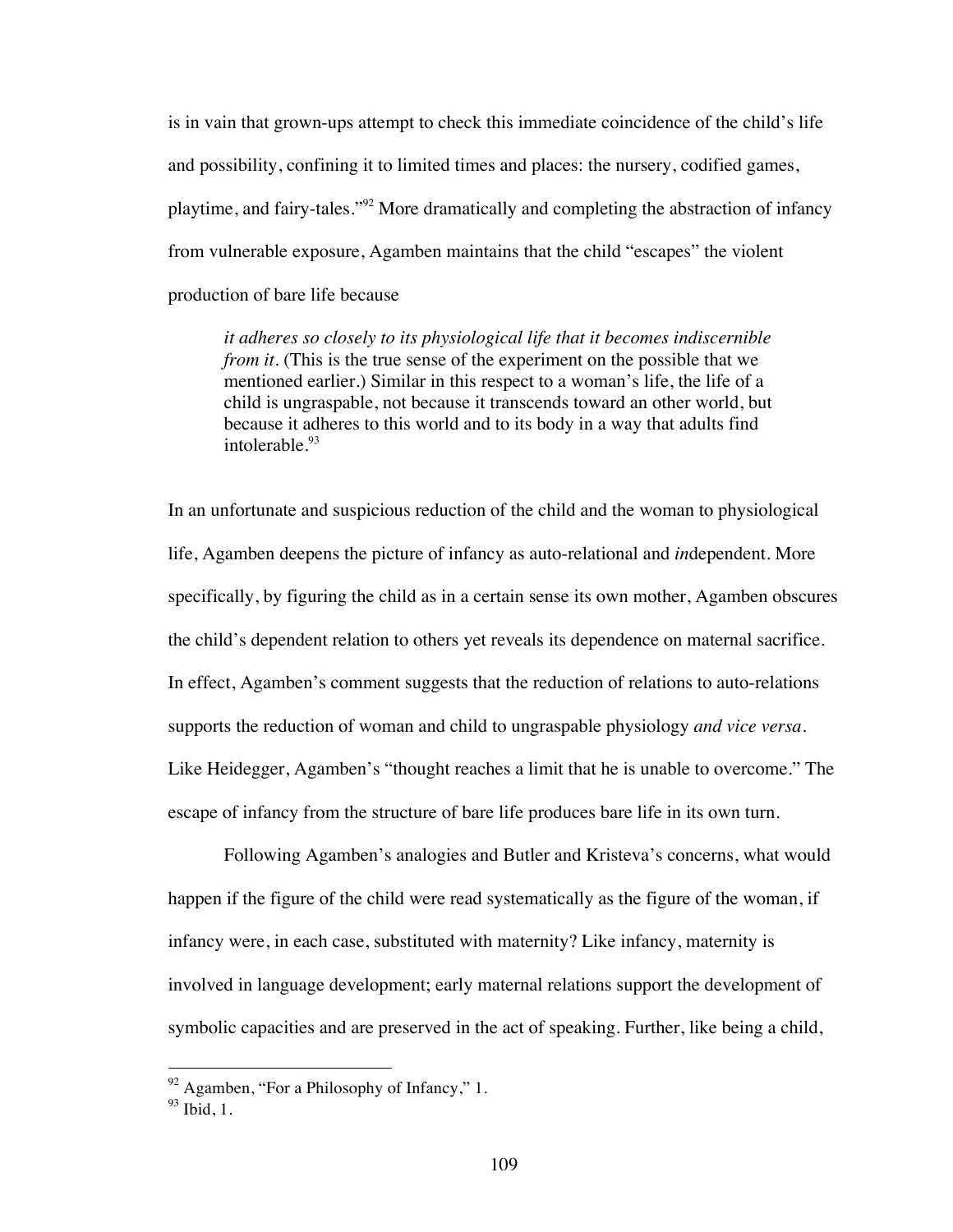is in vain that grown-ups attempt to check this immediate coincidence of the child's life and possibility, confining it to limited times and places: the nursery, codified games, playtime, and fairy-tales."[92] More dramatically and completing the abstraction of infancy from vulnerable exposure, Agamben maintains that the child "escapes" the violent production of bare life because

> *it adheres so closely to its physiological life that it becomes indiscernible from it*. (This is the true sense of the experiment on the possible that we mentioned earlier.) Similar in this respect to a woman's life, the life of a child is ungraspable, not because it transcends toward an other world, but because it adheres to this world and to its body in a way that adults find intolerable.[93]

In an unfortunate and suspicious reduction of the child and the woman to physiological life, Agamben deepens the picture of infancy as auto-relational and *in*dependent. More specifically, by figuring the child as in a certain sense its own mother, Agamben obscures the child's dependent relation to others yet reveals its dependence on maternal sacrifice. In effect, Agamben's comment suggests that the reduction of relations to auto-relations supports the reduction of woman and child to ungraspable physiology *and vice versa*. Like Heidegger, Agamben's "thought reaches a limit that he is unable to overcome." The escape of infancy from the structure of bare life produces bare life in its own turn.

Following Agamben's analogies and Butler and Kristeva's concerns, what would happen if the figure of the child were read systematically as the figure of the woman, if infancy were, in each case, substituted with maternity? Like infancy, maternity is involved in language development; early maternal relations support the development of symbolic capacities and are preserved in the act of speaking. Further, like being a child,

---

[92] Agamben, "For a Philosophy of Infancy," 1.

[93] Ibid, 1.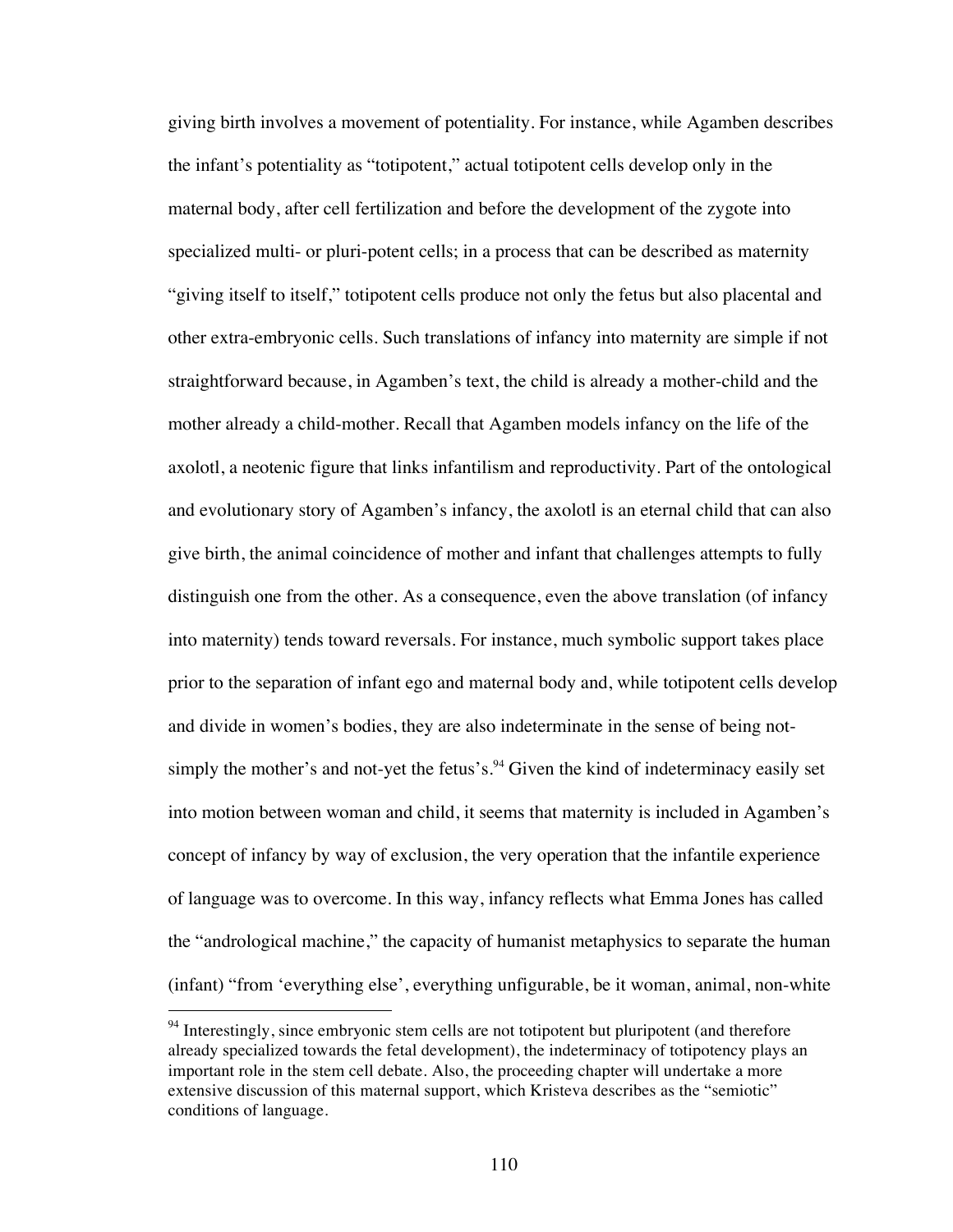giving birth involves a movement of potentiality. For instance, while Agamben describes the infant's potentiality as "totipotent," actual totipotent cells develop only in the maternal body, after cell fertilization and before the development of the zygote into specialized multi- or pluri-potent cells; in a process that can be described as maternity "giving itself to itself," totipotent cells produce not only the fetus but also placental and other extra-embryonic cells. Such translations of infancy into maternity are simple if not straightforward because, in Agamben's text, the child is already a mother-child and the mother already a child-mother. Recall that Agamben models infancy on the life of the axolotl, a neotenic figure that links infantilism and reproductivity. Part of the ontological and evolutionary story of Agamben's infancy, the axolotl is an eternal child that can also give birth, the animal coincidence of mother and infant that challenges attempts to fully distinguish one from the other. As a consequence, even the above translation (of infancy into maternity) tends toward reversals. For instance, much symbolic support takes place prior to the separation of infant ego and maternal body and, while totipotent cells develop and divide in women's bodies, they are also indeterminate in the sense of being not-simply the mother's and not-yet the fetus's.[94] Given the kind of indeterminacy easily set into motion between woman and child, it seems that maternity is included in Agamben's concept of infancy by way of exclusion, the very operation that the infantile experience of language was to overcome. In this way, infancy reflects what Emma Jones has called the "andrological machine," the capacity of humanist metaphysics to separate the human (infant) "from 'everything else', everything unfigurable, be it woman, animal, non-white

---

[94] Interestingly, since embryonic stem cells are not totipotent but pluripotent (and therefore already specialized towards the fetal development), the indeterminacy of totipotency plays an important role in the stem cell debate. Also, the proceeding chapter will undertake a more extensive discussion of this maternal support, which Kristeva describes as the "semiotic" conditions of language.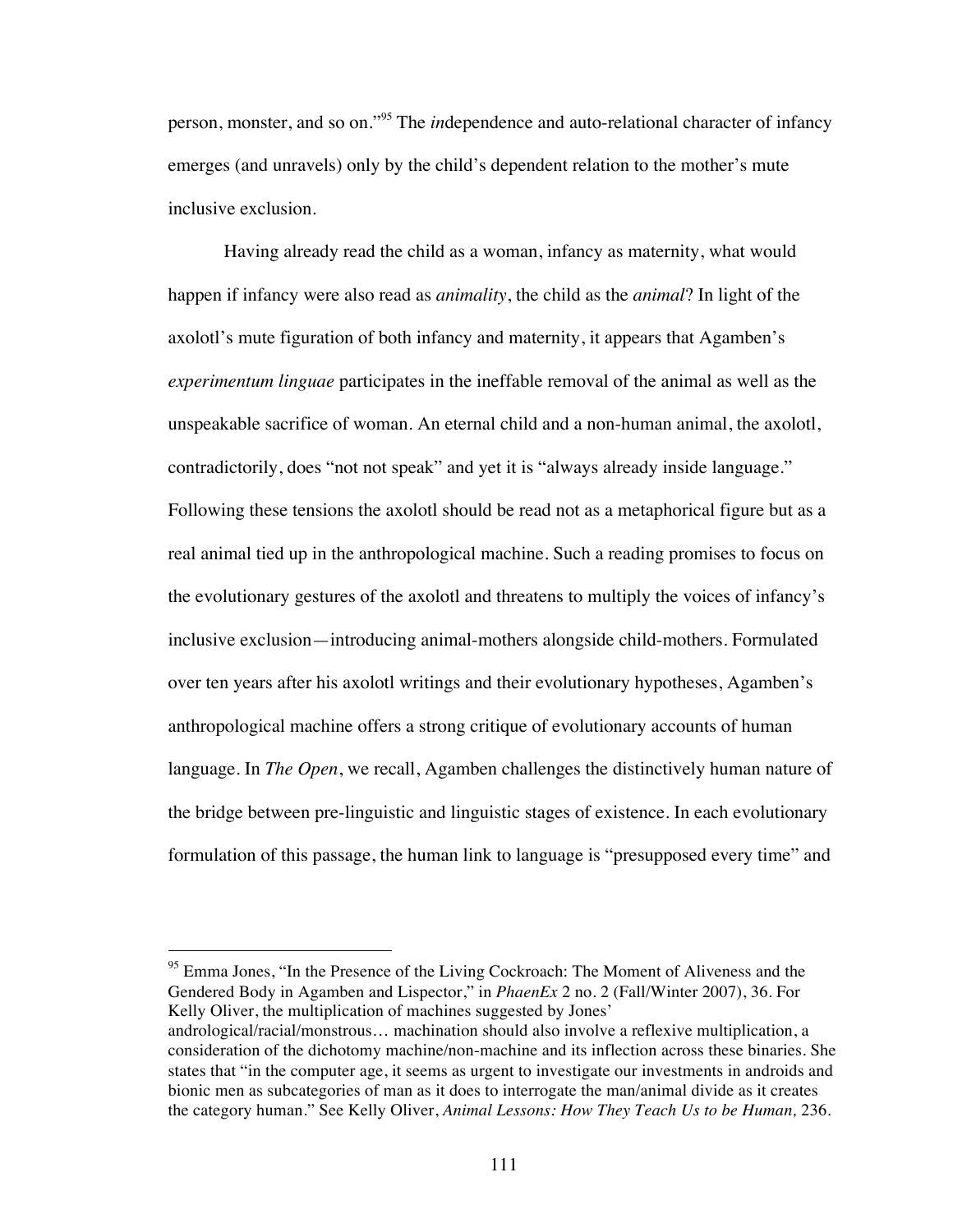person, monster, and so on."[95] The *in*dependence and auto-relational character of infancy emerges (and unravels) only by the child's dependent relation to the mother's mute inclusive exclusion.

Having already read the child as a woman, infancy as maternity, what would happen if infancy were also read as *animality*, the child as the *animal*? In light of the axolotl's mute figuration of both infancy and maternity, it appears that Agamben's *experimentum linguae* participates in the ineffable removal of the animal as well as the unspeakable sacrifice of woman. An eternal child and a non-human animal, the axolotl, contradictorily, does "not not speak" and yet it is "always already inside language." Following these tensions the axolotl should be read not as a metaphorical figure but as a real animal tied up in the anthropological machine. Such a reading promises to focus on the evolutionary gestures of the axolotl and threatens to multiply the voices of infancy's inclusive exclusion—introducing animal-mothers alongside child-mothers. Formulated over ten years after his axolotl writings and their evolutionary hypotheses, Agamben's anthropological machine offers a strong critique of evolutionary accounts of human language. In *The Open*, we recall, Agamben challenges the distinctively human nature of the bridge between pre-linguistic and linguistic stages of existence. In each evolutionary formulation of this passage, the human link to language is "presupposed every time" and

---

[95] Emma Jones, "In the Presence of the Living Cockroach: The Moment of Aliveness and the Gendered Body in Agamben and Lispector," in *PhaenEx* 2 no. 2 (Fall/Winter 2007), 36. For Kelly Oliver, the multiplication of machines suggested by Jones' andrological/racial/monstrous… machination should also involve a reflexive multiplication, a consideration of the dichotomy machine/non-machine and its inflection across these binaries. She states that "in the computer age, it seems as urgent to investigate our investments in androids and bionic men as subcategories of man as it does to interrogate the man/animal divide as it creates the category human." See Kelly Oliver, *Animal Lessons: How They Teach Us to be Human,* 236.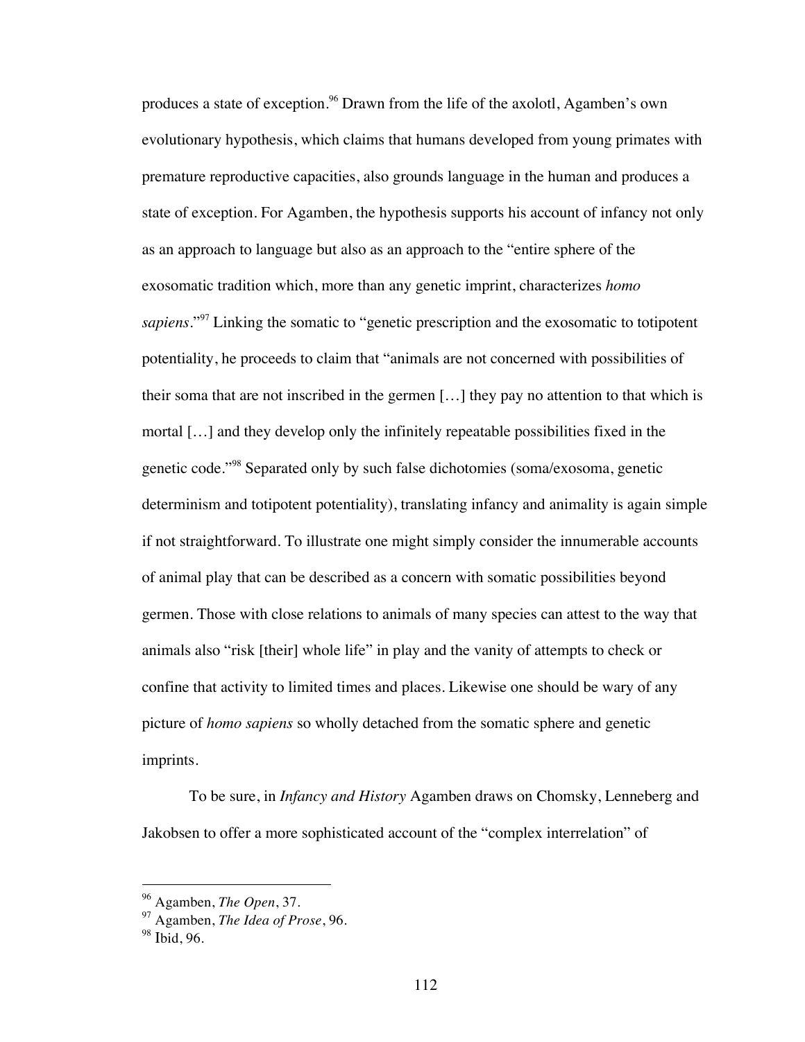produces a state of exception.[96] Drawn from the life of the axolotl, Agamben's own evolutionary hypothesis, which claims that humans developed from young primates with premature reproductive capacities, also grounds language in the human and produces a state of exception. For Agamben, the hypothesis supports his account of infancy not only as an approach to language but also as an approach to the "entire sphere of the exosomatic tradition which, more than any genetic imprint, characterizes *homo sapiens*."[97] Linking the somatic to "genetic prescription and the exosomatic to totipotent potentiality, he proceeds to claim that "animals are not concerned with possibilities of their soma that are not inscribed in the germen […] they pay no attention to that which is mortal […] and they develop only the infinitely repeatable possibilities fixed in the genetic code."[98] Separated only by such false dichotomies (soma/exosoma, genetic determinism and totipotent potentiality), translating infancy and animality is again simple if not straightforward. To illustrate one might simply consider the innumerable accounts of animal play that can be described as a concern with somatic possibilities beyond germen. Those with close relations to animals of many species can attest to the way that animals also "risk [their] whole life" in play and the vanity of attempts to check or confine that activity to limited times and places. Likewise one should be wary of any picture of *homo sapiens* so wholly detached from the somatic sphere and genetic imprints.

To be sure, in *Infancy and History* Agamben draws on Chomsky, Lenneberg and Jakobsen to offer a more sophisticated account of the "complex interrelation" of

---

[96] Agamben, *The Open*, 37.

[97] Agamben, *The Idea of Prose*, 96.

[98] Ibid, 96.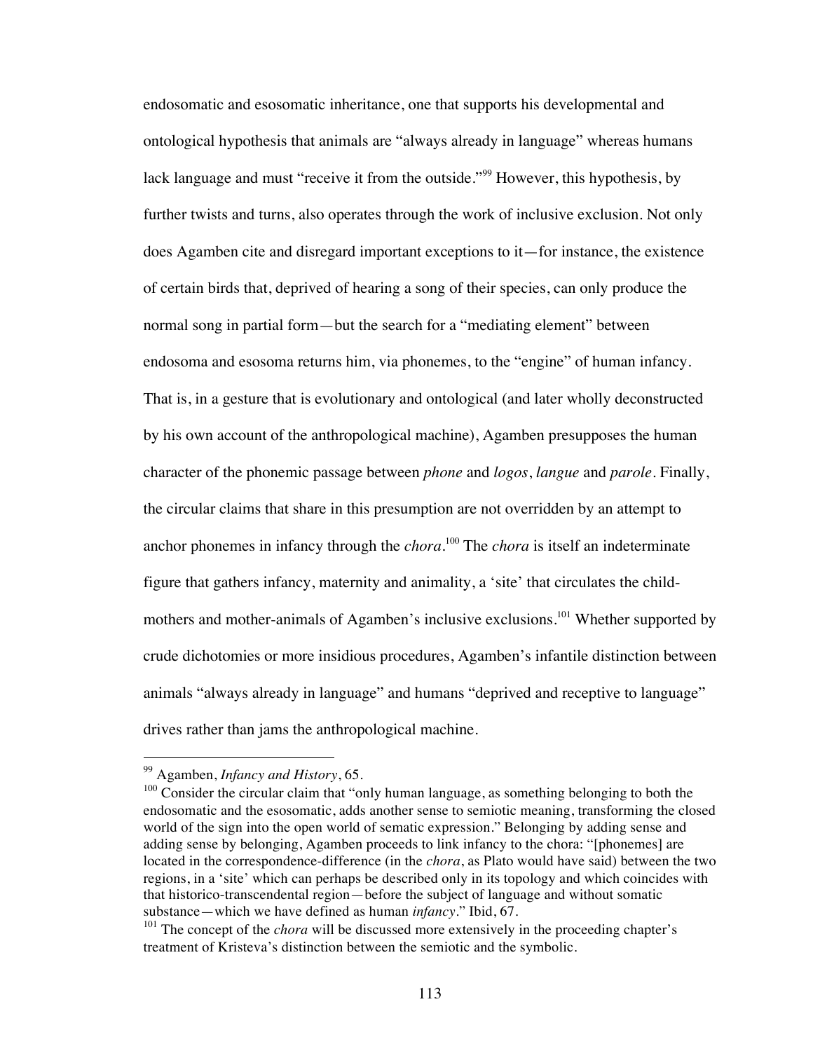endosomatic and esosomatic inheritance, one that supports his developmental and ontological hypothesis that animals are "always already in language" whereas humans lack language and must "receive it from the outside."[99] However, this hypothesis, by further twists and turns, also operates through the work of inclusive exclusion. Not only does Agamben cite and disregard important exceptions to it—for instance, the existence of certain birds that, deprived of hearing a song of their species, can only produce the normal song in partial form—but the search for a "mediating element" between endosoma and esosoma returns him, via phonemes, to the "engine" of human infancy. That is, in a gesture that is evolutionary and ontological (and later wholly deconstructed by his own account of the anthropological machine), Agamben presupposes the human character of the phonemic passage between *phone* and *logos*, *langue* and *parole*. Finally, the circular claims that share in this presumption are not overridden by an attempt to anchor phonemes in infancy through the *chora*.[100] The *chora* is itself an indeterminate figure that gathers infancy, maternity and animality, a 'site' that circulates the child-mothers and mother-animals of Agamben's inclusive exclusions.[101] Whether supported by crude dichotomies or more insidious procedures, Agamben's infantile distinction between animals "always already in language" and humans "deprived and receptive to language" drives rather than jams the anthropological machine.

---

[99] Agamben, *Infancy and History*, 65.

[100] Consider the circular claim that "only human language, as something belonging to both the endosomatic and the esosomatic, adds another sense to semiotic meaning, transforming the closed world of the sign into the open world of sematic expression." Belonging by adding sense and adding sense by belonging, Agamben proceeds to link infancy to the chora: "[phonemes] are located in the correspondence-difference (in the *chora*, as Plato would have said) between the two regions, in a 'site' which can perhaps be described only in its topology and which coincides with that historico-transcendental region—before the subject of language and without somatic substance—which we have defined as human *infancy*." Ibid, 67.

[101] The concept of the *chora* will be discussed more extensively in the proceeding chapter's treatment of Kristeva's distinction between the semiotic and the symbolic.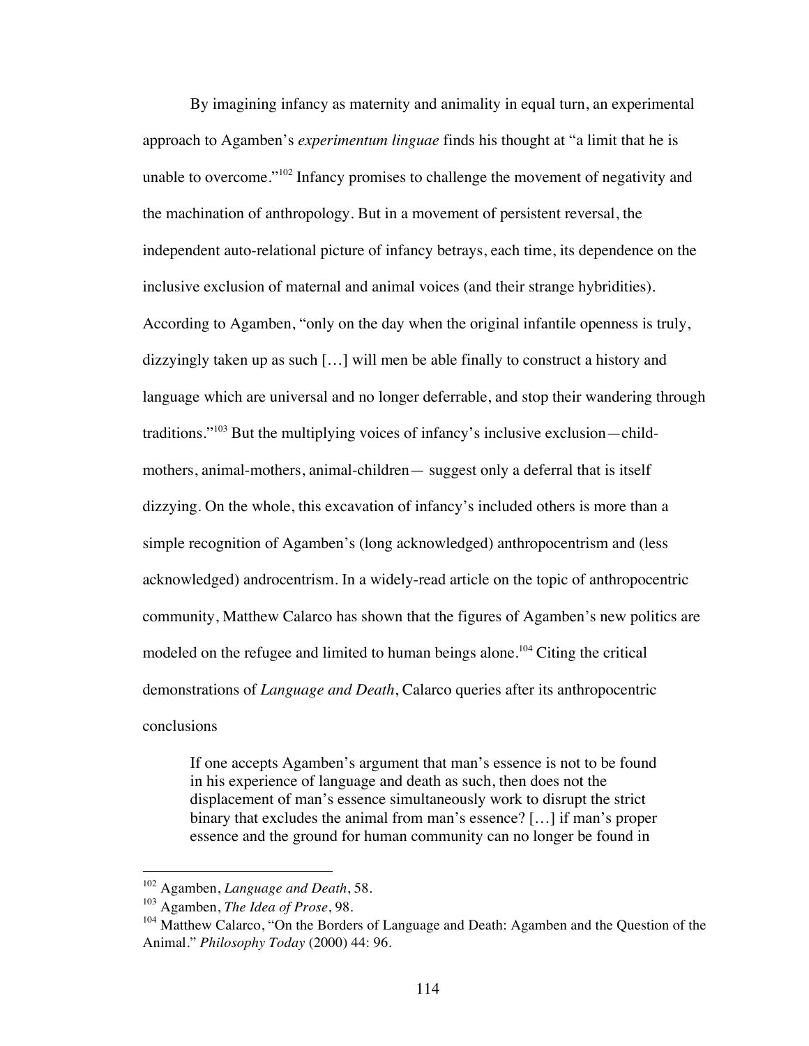By imagining infancy as maternity and animality in equal turn, an experimental approach to Agamben's *experimentum linguae* finds his thought at "a limit that he is unable to overcome."[102] Infancy promises to challenge the movement of negativity and the machination of anthropology. But in a movement of persistent reversal, the independent auto-relational picture of infancy betrays, each time, its dependence on the inclusive exclusion of maternal and animal voices (and their strange hybridities). According to Agamben, "only on the day when the original infantile openness is truly, dizzyingly taken up as such […] will men be able finally to construct a history and language which are universal and no longer deferrable, and stop their wandering through traditions."[103] But the multiplying voices of infancy's inclusive exclusion—child-mothers, animal-mothers, animal-children— suggest only a deferral that is itself dizzying. On the whole, this excavation of infancy's included others is more than a simple recognition of Agamben's (long acknowledged) anthropocentrism and (less acknowledged) androcentrism. In a widely-read article on the topic of anthropocentric community, Matthew Calarco has shown that the figures of Agamben's new politics are modeled on the refugee and limited to human beings alone.[104] Citing the critical demonstrations of *Language and Death*, Calarco queries after its anthropocentric conclusions

> If one accepts Agamben's argument that man's essence is not to be found in his experience of language and death as such, then does not the displacement of man's essence simultaneously work to disrupt the strict binary that excludes the animal from man's essence? […] if man's proper essence and the ground for human community can no longer be found in

---

[102] Agamben, *Language and Death*, 58.

[103] Agamben, *The Idea of Prose*, 98.

[104] Matthew Calarco, "On the Borders of Language and Death: Agamben and the Question of the Animal." *Philosophy Today* (2000) 44: 96.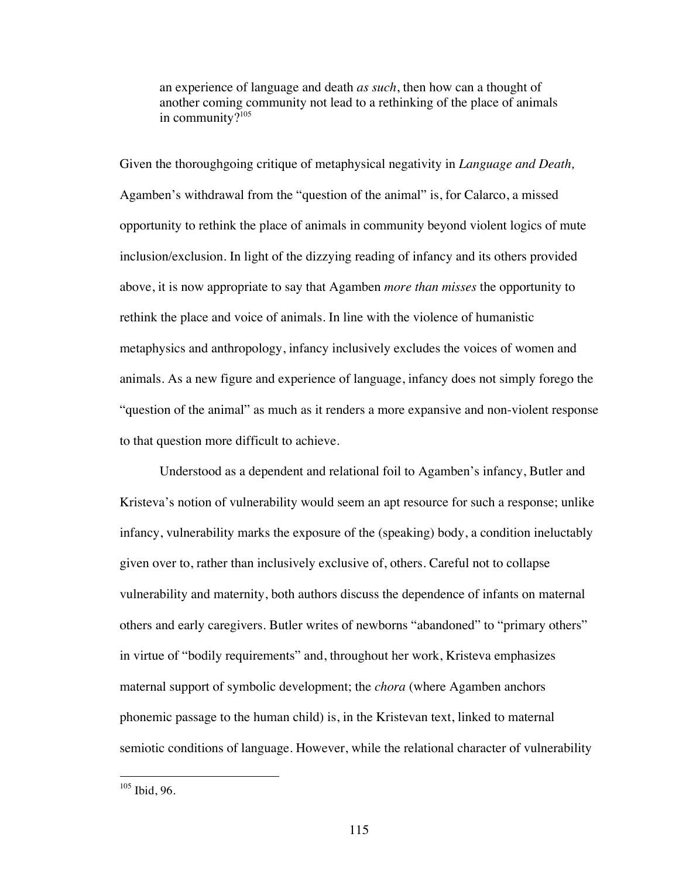> an experience of language and death *as such*, then how can a thought of another coming community not lead to a rethinking of the place of animals in community?[105]

Given the thoroughgoing critique of metaphysical negativity in *Language and Death,* Agamben's withdrawal from the "question of the animal" is, for Calarco, a missed opportunity to rethink the place of animals in community beyond violent logics of mute inclusion/exclusion. In light of the dizzying reading of infancy and its others provided above, it is now appropriate to say that Agamben *more than misses* the opportunity to rethink the place and voice of animals. In line with the violence of humanistic metaphysics and anthropology, infancy inclusively excludes the voices of women and animals. As a new figure and experience of language, infancy does not simply forego the "question of the animal" as much as it renders a more expansive and non-violent response to that question more difficult to achieve.

Understood as a dependent and relational foil to Agamben's infancy, Butler and Kristeva's notion of vulnerability would seem an apt resource for such a response; unlike infancy, vulnerability marks the exposure of the (speaking) body, a condition ineluctably given over to, rather than inclusively exclusive of, others. Careful not to collapse vulnerability and maternity, both authors discuss the dependence of infants on maternal others and early caregivers. Butler writes of newborns "abandoned" to "primary others" in virtue of "bodily requirements" and, throughout her work, Kristeva emphasizes maternal support of symbolic development; the *chora* (where Agamben anchors phonemic passage to the human child) is, in the Kristevan text, linked to maternal semiotic conditions of language. However, while the relational character of vulnerability

---

[105] Ibid, 96.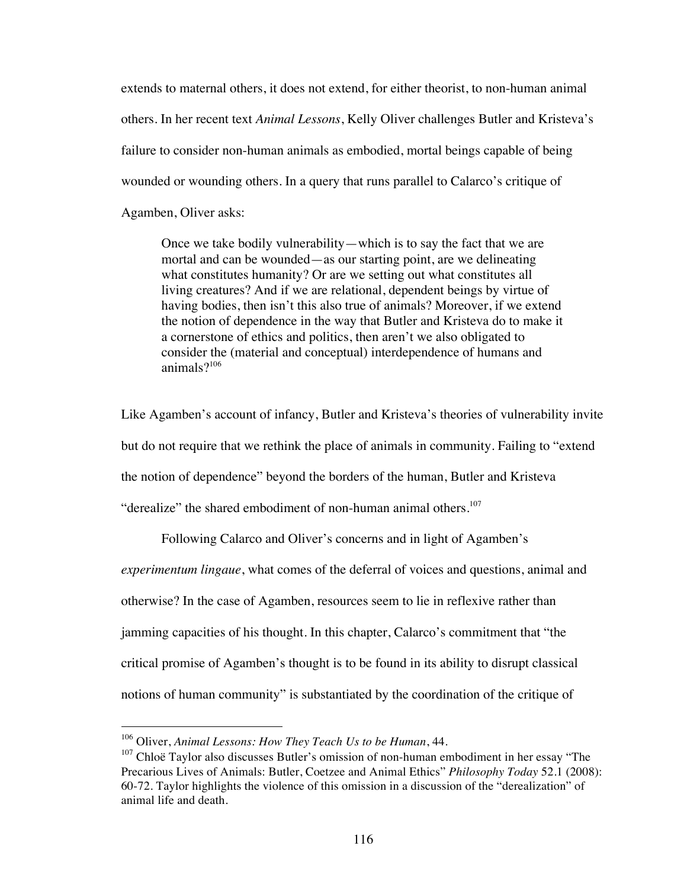extends to maternal others, it does not extend, for either theorist, to non-human animal others. In her recent text *Animal Lessons*, Kelly Oliver challenges Butler and Kristeva's failure to consider non-human animals as embodied, mortal beings capable of being wounded or wounding others. In a query that runs parallel to Calarco's critique of Agamben, Oliver asks:

> Once we take bodily vulnerability—which is to say the fact that we are mortal and can be wounded—as our starting point, are we delineating what constitutes humanity? Or are we setting out what constitutes all living creatures? And if we are relational, dependent beings by virtue of having bodies, then isn't this also true of animals? Moreover, if we extend the notion of dependence in the way that Butler and Kristeva do to make it a cornerstone of ethics and politics, then aren't we also obligated to consider the (material and conceptual) interdependence of humans and animals?[106]

Like Agamben's account of infancy, Butler and Kristeva's theories of vulnerability invite but do not require that we rethink the place of animals in community. Failing to "extend the notion of dependence" beyond the borders of the human, Butler and Kristeva "derealize" the shared embodiment of non-human animal others.[107]

Following Calarco and Oliver's concerns and in light of Agamben's *experimentum lingaue*, what comes of the deferral of voices and questions, animal and otherwise? In the case of Agamben, resources seem to lie in reflexive rather than jamming capacities of his thought. In this chapter, Calarco's commitment that "the critical promise of Agamben's thought is to be found in its ability to disrupt classical notions of human community" is substantiated by the coordination of the critique of

---

[106] Oliver, *Animal Lessons: How They Teach Us to be Human*, 44.

[107] Chloë Taylor also discusses Butler's omission of non-human embodiment in her essay "The Precarious Lives of Animals: Butler, Coetzee and Animal Ethics" *Philosophy Today* 52.1 (2008): 60-72. Taylor highlights the violence of this omission in a discussion of the "derealization" of animal life and death.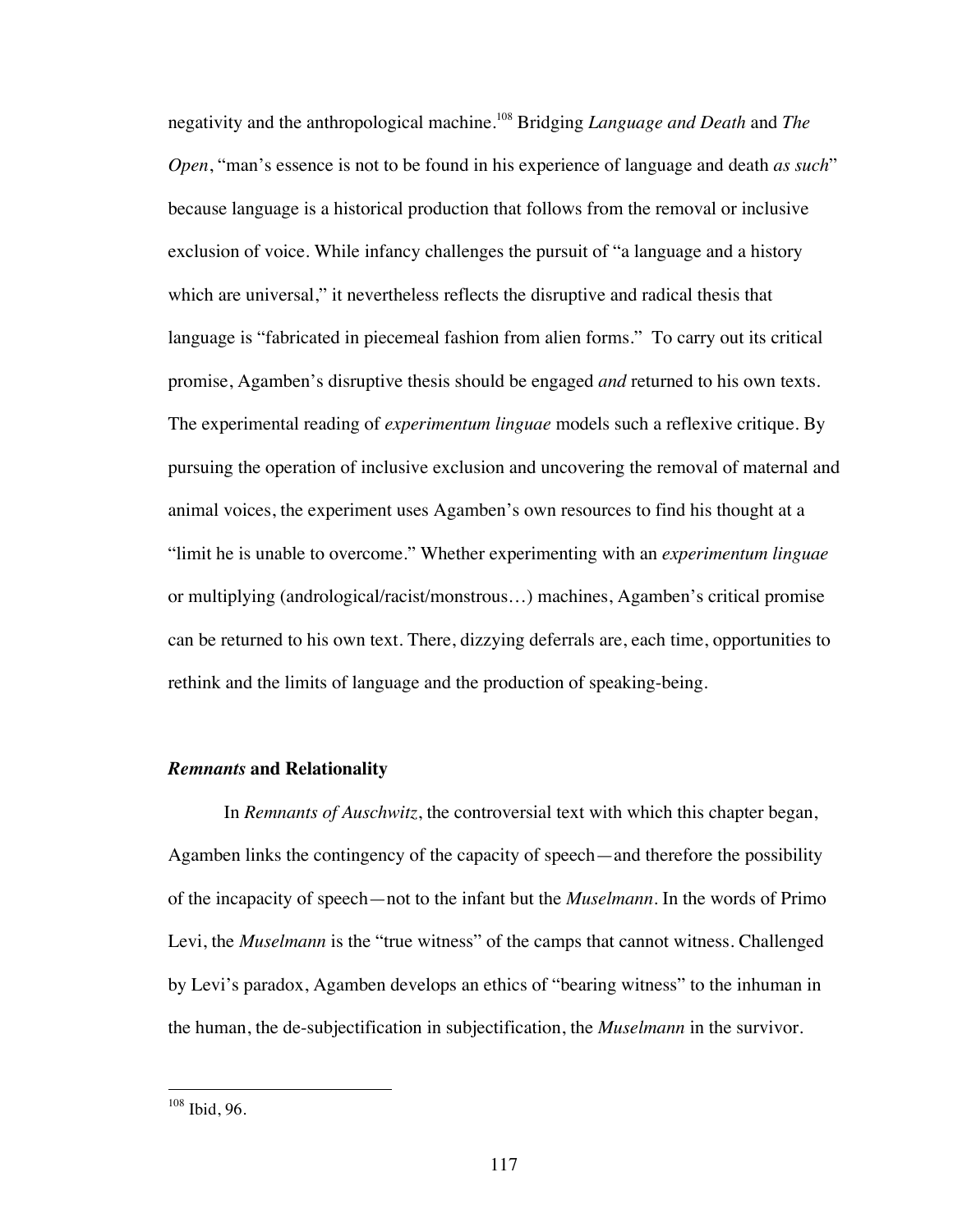negativity and the anthropological machine.[108] Bridging *Language and Death* and *The Open*, "man's essence is not to be found in his experience of language and death *as such*" because language is a historical production that follows from the removal or inclusive exclusion of voice. While infancy challenges the pursuit of "a language and a history which are universal," it nevertheless reflects the disruptive and radical thesis that language is "fabricated in piecemeal fashion from alien forms." To carry out its critical promise, Agamben's disruptive thesis should be engaged *and* returned to his own texts. The experimental reading of *experimentum linguae* models such a reflexive critique. By pursuing the operation of inclusive exclusion and uncovering the removal of maternal and animal voices, the experiment uses Agamben's own resources to find his thought at a "limit he is unable to overcome." Whether experimenting with an *experimentum linguae* or multiplying (andrological/racist/monstrous…) machines, Agamben's critical promise can be returned to his own text. There, dizzying deferrals are, each time, opportunities to rethink and the limits of language and the production of speaking-being.

## ***Remnants* and Relationality**

In *Remnants of Auschwitz*, the controversial text with which this chapter began, Agamben links the contingency of the capacity of speech—and therefore the possibility of the incapacity of speech—not to the infant but the *Muselmann*. In the words of Primo Levi, the *Muselmann* is the "true witness" of the camps that cannot witness. Challenged by Levi's paradox, Agamben develops an ethics of "bearing witness" to the inhuman in the human, the de-subjectification in subjectification, the *Muselmann* in the survivor.

---

[108] Ibid, 96.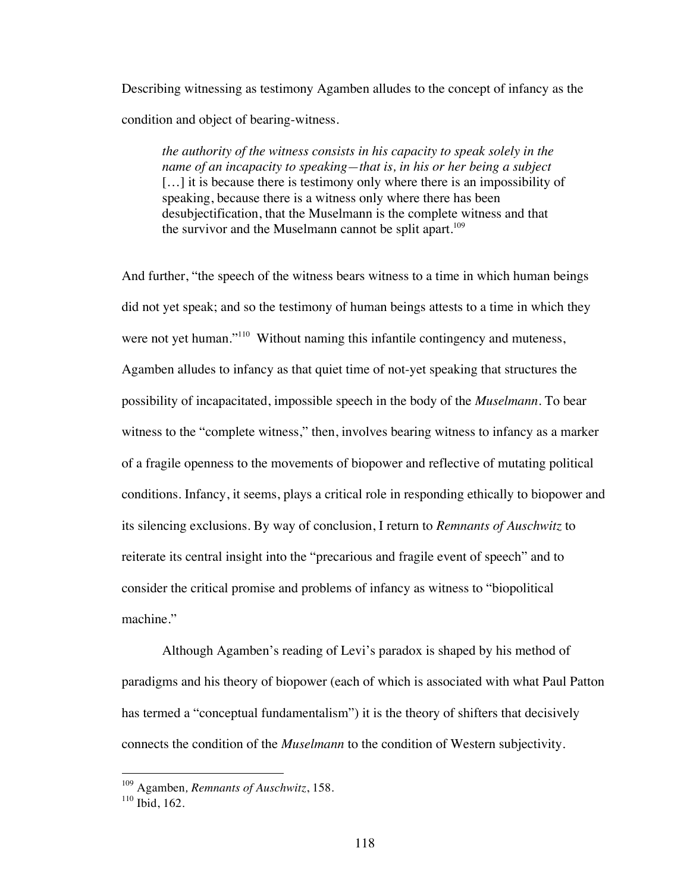Describing witnessing as testimony Agamben alludes to the concept of infancy as the condition and object of bearing-witness.

> *the authority of the witness consists in his capacity to speak solely in the name of an incapacity to speaking—that is, in his or her being a subject* […] it is because there is testimony only where there is an impossibility of speaking, because there is a witness only where there has been desubjectification, that the Muselmann is the complete witness and that the survivor and the Muselmann cannot be split apart.[109]

And further, "the speech of the witness bears witness to a time in which human beings did not yet speak; and so the testimony of human beings attests to a time in which they were not yet human."[110] Without naming this infantile contingency and muteness, Agamben alludes to infancy as that quiet time of not-yet speaking that structures the possibility of incapacitated, impossible speech in the body of the *Muselmann*. To bear witness to the "complete witness," then, involves bearing witness to infancy as a marker of a fragile openness to the movements of biopower and reflective of mutating political conditions. Infancy, it seems, plays a critical role in responding ethically to biopower and its silencing exclusions. By way of conclusion, I return to *Remnants of Auschwitz* to reiterate its central insight into the "precarious and fragile event of speech" and to consider the critical promise and problems of infancy as witness to "biopolitical machine."

Although Agamben's reading of Levi's paradox is shaped by his method of paradigms and his theory of biopower (each of which is associated with what Paul Patton has termed a "conceptual fundamentalism") it is the theory of shifters that decisively connects the condition of the *Muselmann* to the condition of Western subjectivity.

---

[109] Agamben, *Remnants of Auschwitz*, 158.

[110] Ibid, 162.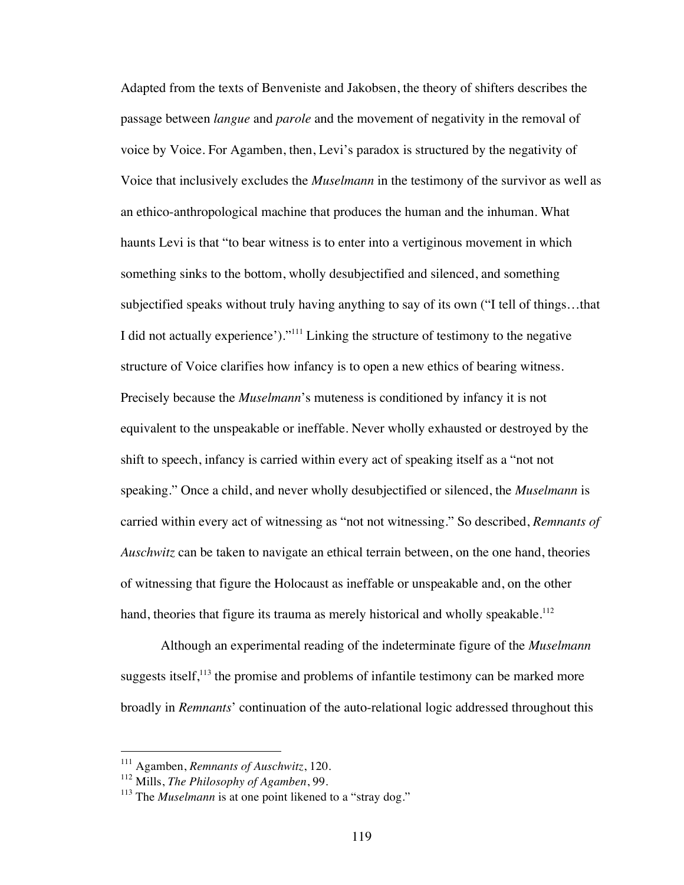Adapted from the texts of Benveniste and Jakobsen, the theory of shifters describes the passage between *langue* and *parole* and the movement of negativity in the removal of voice by Voice. For Agamben, then, Levi's paradox is structured by the negativity of Voice that inclusively excludes the *Muselmann* in the testimony of the survivor as well as an ethico-anthropological machine that produces the human and the inhuman. What haunts Levi is that "to bear witness is to enter into a vertiginous movement in which something sinks to the bottom, wholly desubjectified and silenced, and something subjectified speaks without truly having anything to say of its own ("I tell of things…that I did not actually experience')."[111] Linking the structure of testimony to the negative structure of Voice clarifies how infancy is to open a new ethics of bearing witness. Precisely because the *Muselmann*'s muteness is conditioned by infancy it is not equivalent to the unspeakable or ineffable. Never wholly exhausted or destroyed by the shift to speech, infancy is carried within every act of speaking itself as a "not not speaking." Once a child, and never wholly desubjectified or silenced, the *Muselmann* is carried within every act of witnessing as "not not witnessing." So described, *Remnants of Auschwitz* can be taken to navigate an ethical terrain between, on the one hand, theories of witnessing that figure the Holocaust as ineffable or unspeakable and, on the other hand, theories that figure its trauma as merely historical and wholly speakable.[112]

Although an experimental reading of the indeterminate figure of the *Muselmann* suggests itself,[113] the promise and problems of infantile testimony can be marked more broadly in *Remnants*' continuation of the auto-relational logic addressed throughout this

---

[111] Agamben, *Remnants of Auschwitz*, 120.

[112] Mills, *The Philosophy of Agamben*, 99.

[113] The *Muselmann* is at one point likened to a "stray dog."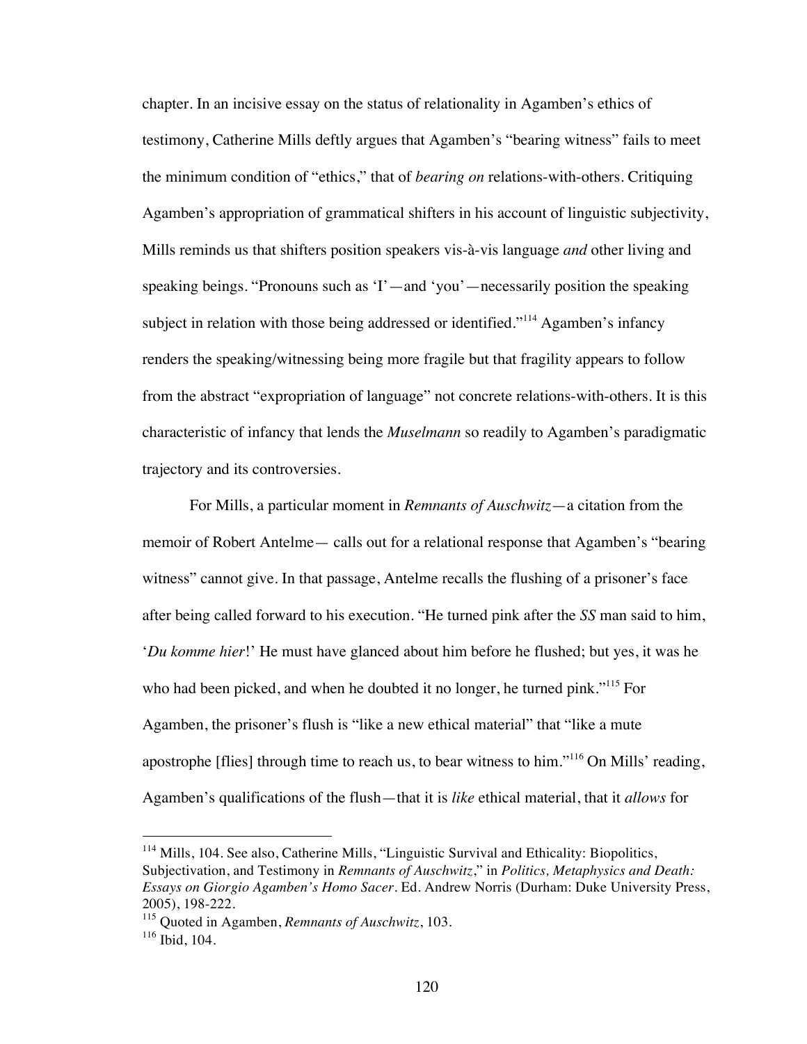chapter. In an incisive essay on the status of relationality in Agamben's ethics of testimony, Catherine Mills deftly argues that Agamben's "bearing witness" fails to meet the minimum condition of "ethics," that of *bearing on* relations-with-others. Critiquing Agamben's appropriation of grammatical shifters in his account of linguistic subjectivity, Mills reminds us that shifters position speakers vis-à-vis language *and* other living and speaking beings. "Pronouns such as 'I'—and 'you'—necessarily position the speaking subject in relation with those being addressed or identified."[114] Agamben's infancy renders the speaking/witnessing being more fragile but that fragility appears to follow from the abstract "expropriation of language" not concrete relations-with-others. It is this characteristic of infancy that lends the *Muselmann* so readily to Agamben's paradigmatic trajectory and its controversies.

For Mills, a particular moment in *Remnants of Auschwitz*—a citation from the memoir of Robert Antelme— calls out for a relational response that Agamben's "bearing witness" cannot give. In that passage, Antelme recalls the flushing of a prisoner's face after being called forward to his execution. "He turned pink after the *SS* man said to him, '*Du komme hier*!' He must have glanced about him before he flushed; but yes, it was he who had been picked, and when he doubted it no longer, he turned pink."[115] For Agamben, the prisoner's flush is "like a new ethical material" that "like a mute apostrophe [flies] through time to reach us, to bear witness to him."[116] On Mills' reading, Agamben's qualifications of the flush—that it is *like* ethical material, that it *allows* for

---

[114] Mills, 104. See also, Catherine Mills, "Linguistic Survival and Ethicality: Biopolitics, Subjectivation, and Testimony in *Remnants of Auschwitz*," in *Politics, Metaphysics and Death: Essays on Giorgio Agamben's Homo Sacer*. Ed. Andrew Norris (Durham: Duke University Press, 2005), 198-222.

[115] Quoted in Agamben, *Remnants of Auschwitz*, 103.

[116] Ibid, 104.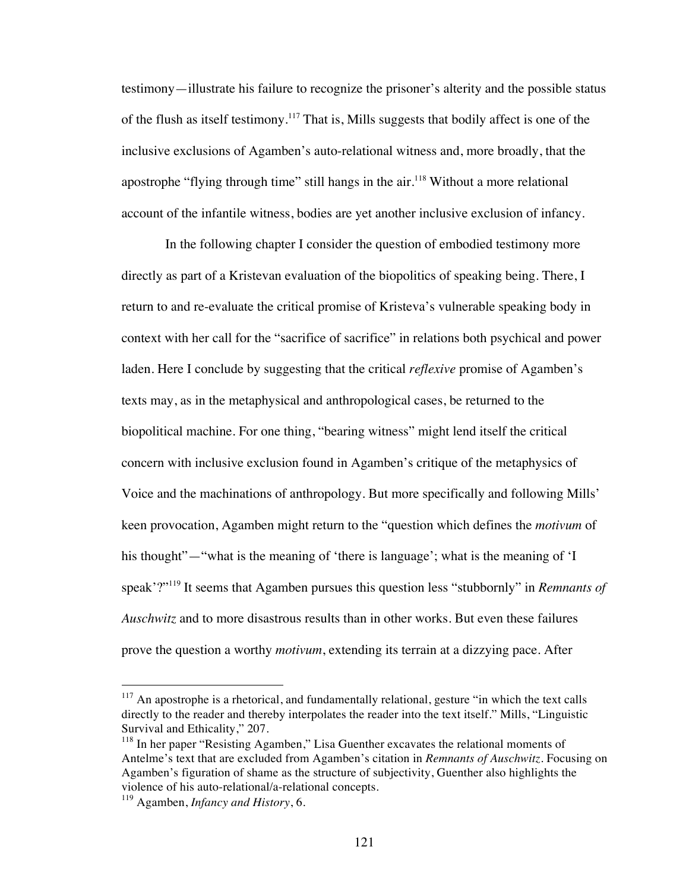testimony—illustrate his failure to recognize the prisoner's alterity and the possible status of the flush as itself testimony.[117] That is, Mills suggests that bodily affect is one of the inclusive exclusions of Agamben's auto-relational witness and, more broadly, that the apostrophe "flying through time" still hangs in the air.[118] Without a more relational account of the infantile witness, bodies are yet another inclusive exclusion of infancy.

In the following chapter I consider the question of embodied testimony more directly as part of a Kristevan evaluation of the biopolitics of speaking being. There, I return to and re-evaluate the critical promise of Kristeva's vulnerable speaking body in context with her call for the "sacrifice of sacrifice" in relations both psychical and power laden. Here I conclude by suggesting that the critical *reflexive* promise of Agamben's texts may, as in the metaphysical and anthropological cases, be returned to the biopolitical machine. For one thing, "bearing witness" might lend itself the critical concern with inclusive exclusion found in Agamben's critique of the metaphysics of Voice and the machinations of anthropology. But more specifically and following Mills' keen provocation, Agamben might return to the "question which defines the *motivum* of his thought"—"what is the meaning of 'there is language'; what is the meaning of 'I speak'?"[119] It seems that Agamben pursues this question less "stubbornly" in *Remnants of Auschwitz* and to more disastrous results than in other works. But even these failures prove the question a worthy *motivum*, extending its terrain at a dizzying pace. After

---

[117] An apostrophe is a rhetorical, and fundamentally relational, gesture "in which the text calls directly to the reader and thereby interpolates the reader into the text itself." Mills, "Linguistic Survival and Ethicality," 207.

[118] In her paper "Resisting Agamben," Lisa Guenther excavates the relational moments of Antelme's text that are excluded from Agamben's citation in *Remnants of Auschwitz*. Focusing on Agamben's figuration of shame as the structure of subjectivity, Guenther also highlights the violence of his auto-relational/a-relational concepts.

[119] Agamben, *Infancy and History*, 6.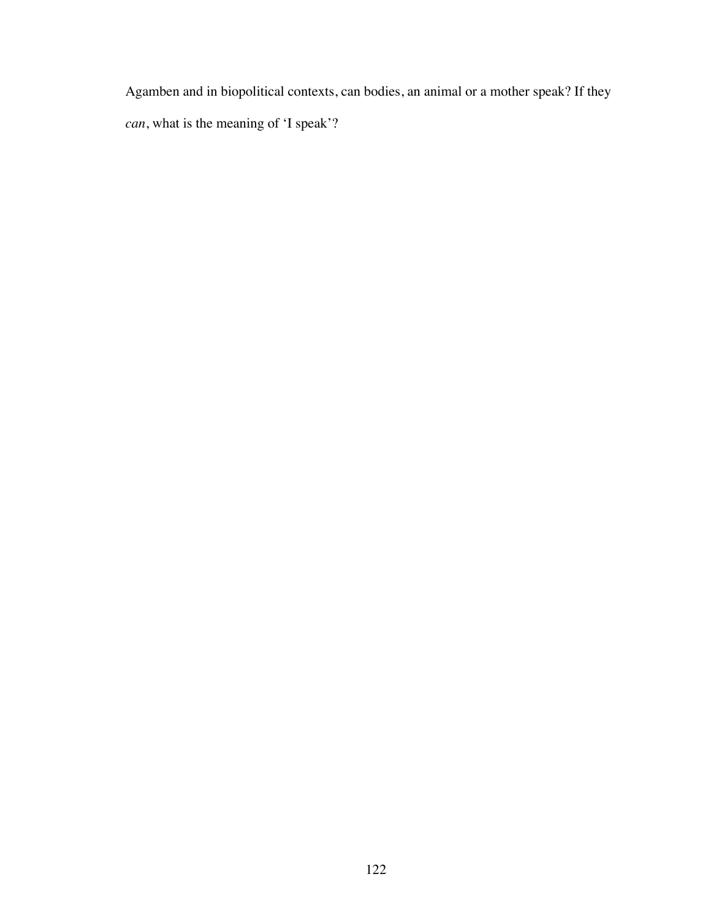Agamben and in biopolitical contexts, can bodies, an animal or a mother speak? If they *can*, what is the meaning of 'I speak'?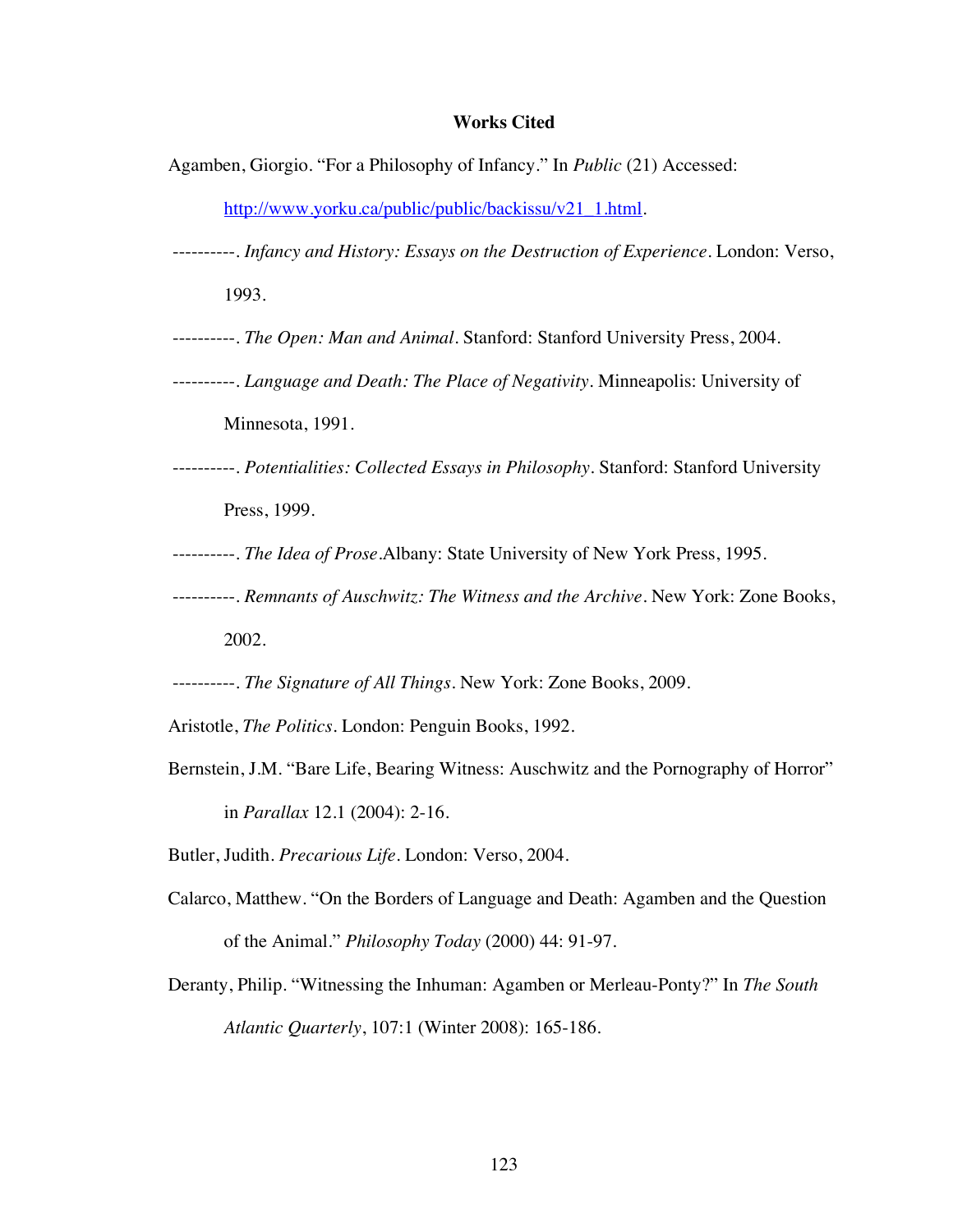## Works Cited

Agamben, Giorgio. "For a Philosophy of Infancy." In *Public* (21) Accessed: http://www.yorku.ca/public/public/backissu/v21_1.html.

----------. *Infancy and History: Essays on the Destruction of Experience*. London: Verso, 1993.

----------. *The Open: Man and Animal*. Stanford: Stanford University Press, 2004.

----------. *Language and Death: The Place of Negativity*. Minneapolis: University of Minnesota, 1991.

----------. *Potentialities: Collected Essays in Philosophy*. Stanford: Stanford University Press, 1999.

----------. *The Idea of Prose*.Albany: State University of New York Press, 1995.

----------. *Remnants of Auschwitz: The Witness and the Archive*. New York: Zone Books, 2002.

----------. *The Signature of All Things*. New York: Zone Books, 2009.

Aristotle, *The Politics*. London: Penguin Books, 1992.

Bernstein, J.M. "Bare Life, Bearing Witness: Auschwitz and the Pornography of Horror" in *Parallax* 12.1 (2004): 2-16.

Butler, Judith. *Precarious Life*. London: Verso, 2004.

Calarco, Matthew. "On the Borders of Language and Death: Agamben and the Question of the Animal." *Philosophy Today* (2000) 44: 91-97.

Deranty, Philip. "Witnessing the Inhuman: Agamben or Merleau-Ponty?" In *The South Atlantic Quarterly*, 107:1 (Winter 2008): 165-186.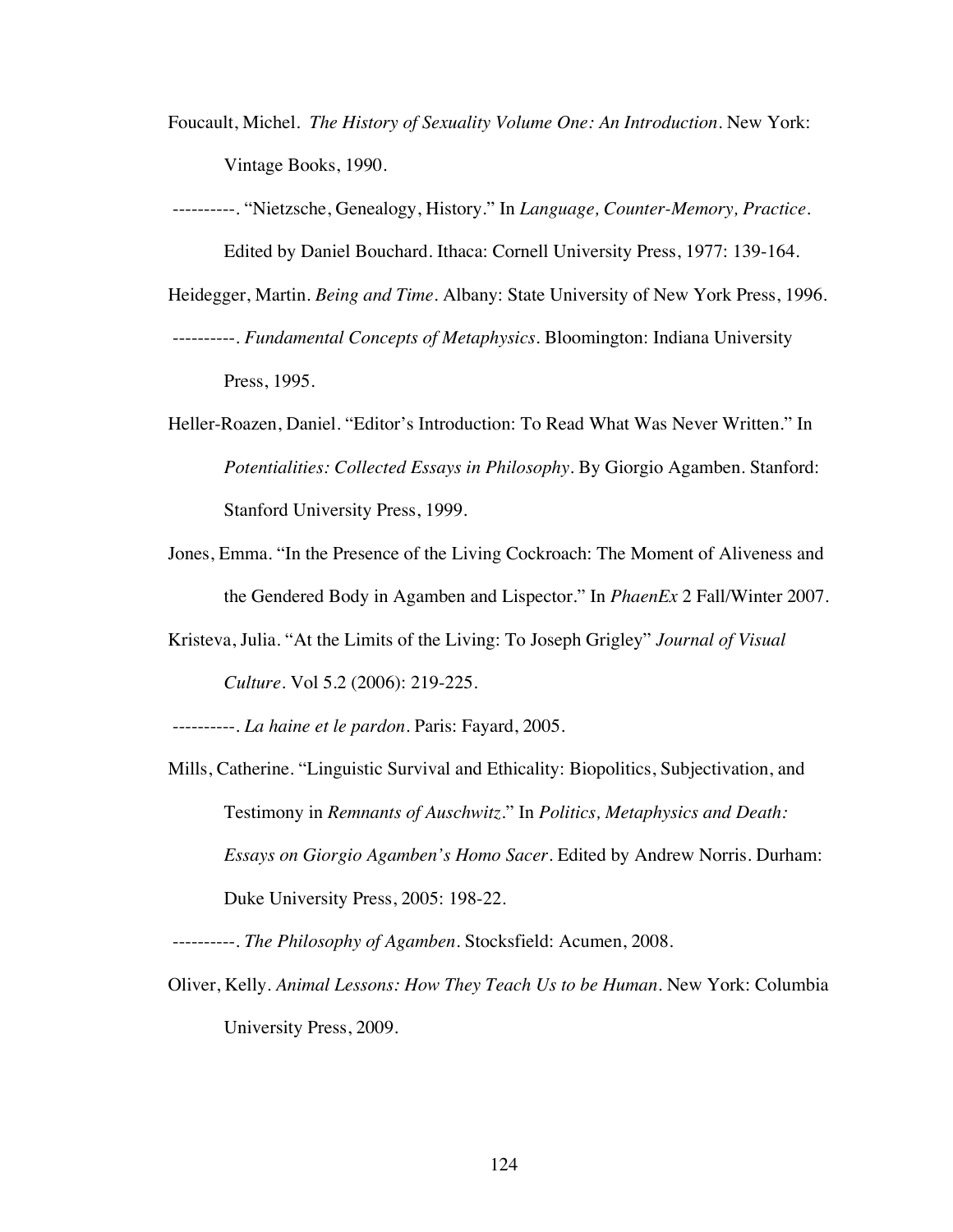Foucault, Michel. *The History of Sexuality Volume One: An Introduction*. New York: Vintage Books, 1990.

----------. "Nietzsche, Genealogy, History." In *Language, Counter-Memory, Practice*. Edited by Daniel Bouchard. Ithaca: Cornell University Press, 1977: 139-164.

Heidegger, Martin. *Being and Time*. Albany: State University of New York Press, 1996.

----------. *Fundamental Concepts of Metaphysics*. Bloomington: Indiana University Press, 1995.

Heller-Roazen, Daniel. "Editor's Introduction: To Read What Was Never Written." In *Potentialities: Collected Essays in Philosophy*. By Giorgio Agamben. Stanford: Stanford University Press, 1999.

Jones, Emma. "In the Presence of the Living Cockroach: The Moment of Aliveness and the Gendered Body in Agamben and Lispector." In *PhaenEx* 2 Fall/Winter 2007.

Kristeva, Julia. "At the Limits of the Living: To Joseph Grigley" *Journal of Visual Culture*. Vol 5.2 (2006): 219-225.

----------. *La haine et le pardon*. Paris: Fayard, 2005.

Mills, Catherine. "Linguistic Survival and Ethicality: Biopolitics, Subjectivation, and Testimony in *Remnants of Auschwitz*." In *Politics, Metaphysics and Death: Essays on Giorgio Agamben's Homo Sacer*. Edited by Andrew Norris. Durham: Duke University Press, 2005: 198-22.

----------. *The Philosophy of Agamben*. Stocksfield: Acumen, 2008.

Oliver, Kelly. *Animal Lessons: How They Teach Us to be Human*. New York: Columbia University Press, 2009.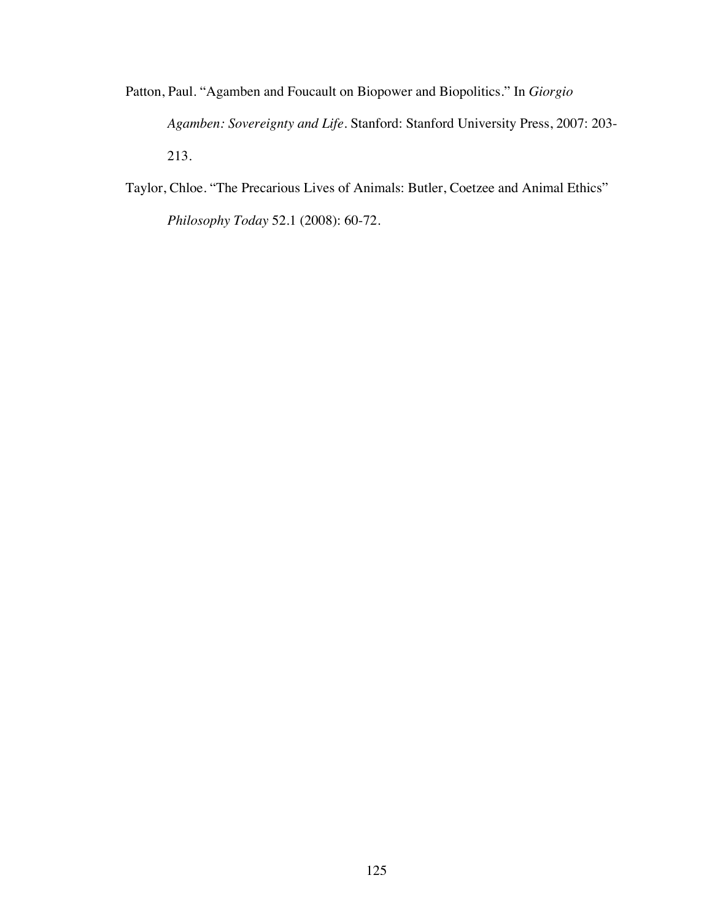Patton, Paul. "Agamben and Foucault on Biopower and Biopolitics." In *Giorgio Agamben: Sovereignty and Life*. Stanford: Stanford University Press, 2007: 203-213.

Taylor, Chloe. "The Precarious Lives of Animals: Butler, Coetzee and Animal Ethics" *Philosophy Today* 52.1 (2008): 60-72.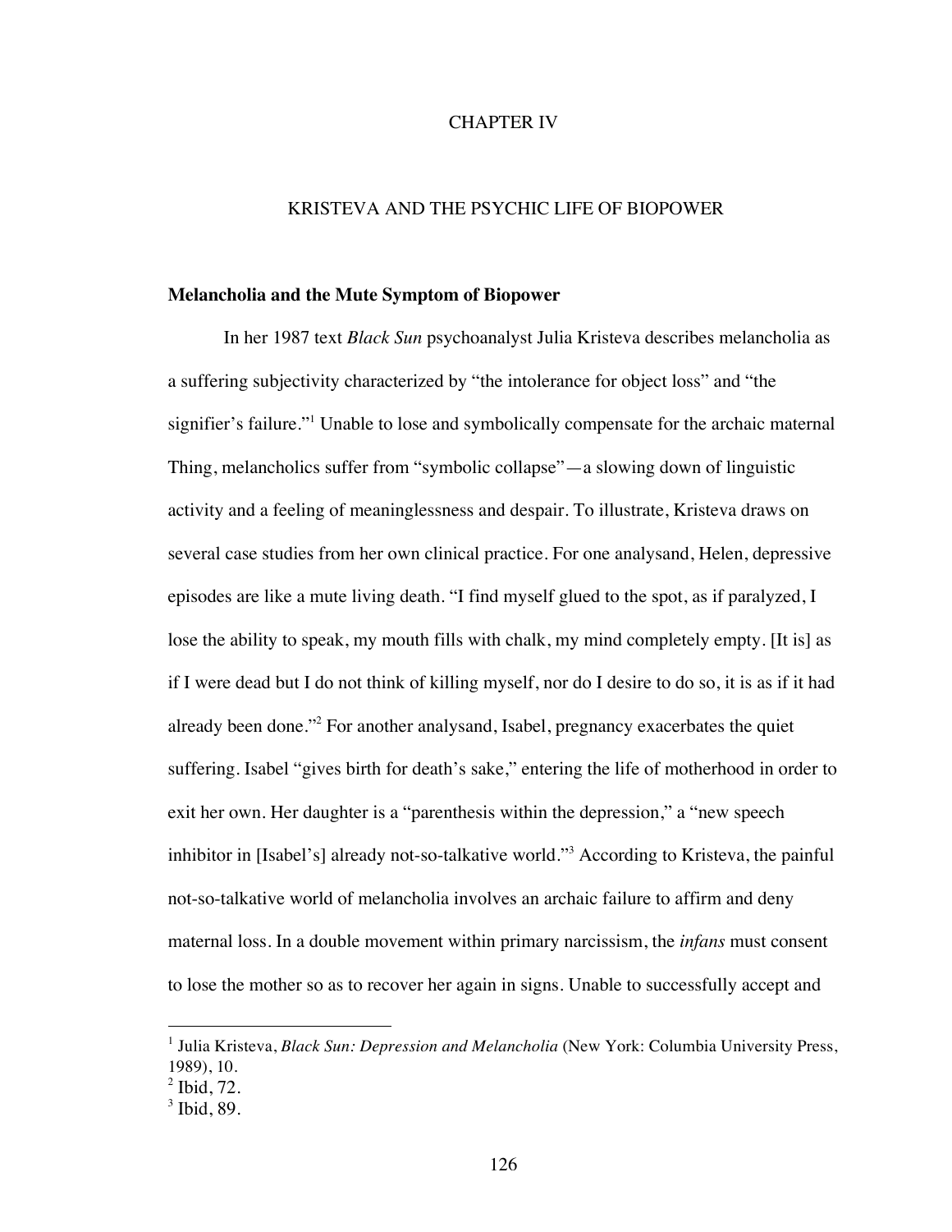# CHAPTER IV

## KRISTEVA AND THE PSYCHIC LIFE OF BIOPOWER

### Melancholia and the Mute Symptom of Biopower

In her 1987 text *Black Sun* psychoanalyst Julia Kristeva describes melancholia as a suffering subjectivity characterized by "the intolerance for object loss" and "the signifier's failure."[1] Unable to lose and symbolically compensate for the archaic maternal Thing, melancholics suffer from "symbolic collapse"—a slowing down of linguistic activity and a feeling of meaninglessness and despair. To illustrate, Kristeva draws on several case studies from her own clinical practice. For one analysand, Helen, depressive episodes are like a mute living death. "I find myself glued to the spot, as if paralyzed, I lose the ability to speak, my mouth fills with chalk, my mind completely empty. [It is] as if I were dead but I do not think of killing myself, nor do I desire to do so, it is as if it had already been done."[2] For another analysand, Isabel, pregnancy exacerbates the quiet suffering. Isabel "gives birth for death's sake," entering the life of motherhood in order to exit her own. Her daughter is a "parenthesis within the depression," a "new speech inhibitor in [Isabel's] already not-so-talkative world."[3] According to Kristeva, the painful not-so-talkative world of melancholia involves an archaic failure to affirm and deny maternal loss. In a double movement within primary narcissism, the *infans* must consent to lose the mother so as to recover her again in signs. Unable to successfully accept and

---

[1] Julia Kristeva, *Black Sun: Depression and Melancholia* (New York: Columbia University Press, 1989), 10.

[2] Ibid, 72.

[3] Ibid, 89.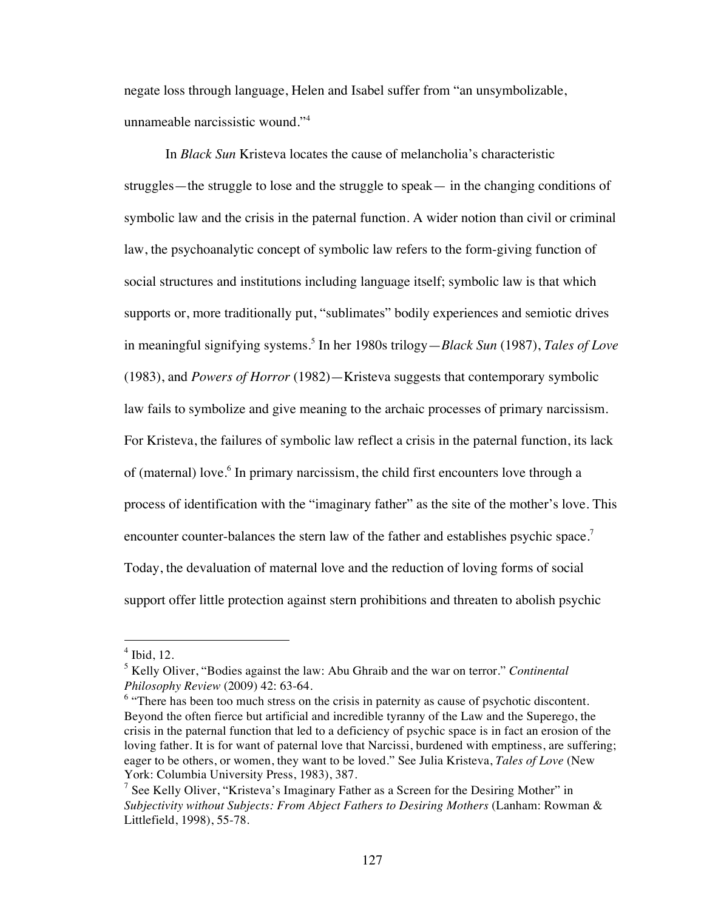negate loss through language, Helen and Isabel suffer from "an unsymbolizable, unnameable narcissistic wound."[4]

In *Black Sun* Kristeva locates the cause of melancholia's characteristic struggles—the struggle to lose and the struggle to speak— in the changing conditions of symbolic law and the crisis in the paternal function. A wider notion than civil or criminal law, the psychoanalytic concept of symbolic law refers to the form-giving function of social structures and institutions including language itself; symbolic law is that which supports or, more traditionally put, "sublimates" bodily experiences and semiotic drives in meaningful signifying systems.[5] In her 1980s trilogy—*Black Sun* (1987), *Tales of Love* (1983), and *Powers of Horror* (1982)—Kristeva suggests that contemporary symbolic law fails to symbolize and give meaning to the archaic processes of primary narcissism. For Kristeva, the failures of symbolic law reflect a crisis in the paternal function, its lack of (maternal) love.[6] In primary narcissism, the child first encounters love through a process of identification with the "imaginary father" as the site of the mother's love. This encounter counter-balances the stern law of the father and establishes psychic space.[7] Today, the devaluation of maternal love and the reduction of loving forms of social support offer little protection against stern prohibitions and threaten to abolish psychic

---

[4] Ibid, 12.

[5] Kelly Oliver, "Bodies against the law: Abu Ghraib and the war on terror." *Continental Philosophy Review* (2009) 42: 63-64.

[6] "There has been too much stress on the crisis in paternity as cause of psychotic discontent. Beyond the often fierce but artificial and incredible tyranny of the Law and the Superego, the crisis in the paternal function that led to a deficiency of psychic space is in fact an erosion of the loving father. It is for want of paternal love that Narcissi, burdened with emptiness, are suffering; eager to be others, or women, they want to be loved." See Julia Kristeva, *Tales of Love* (New York: Columbia University Press, 1983), 387.

[7] See Kelly Oliver, "Kristeva's Imaginary Father as a Screen for the Desiring Mother" in *Subjectivity without Subjects: From Abject Fathers to Desiring Mothers* (Lanham: Rowman & Littlefield, 1998), 55-78.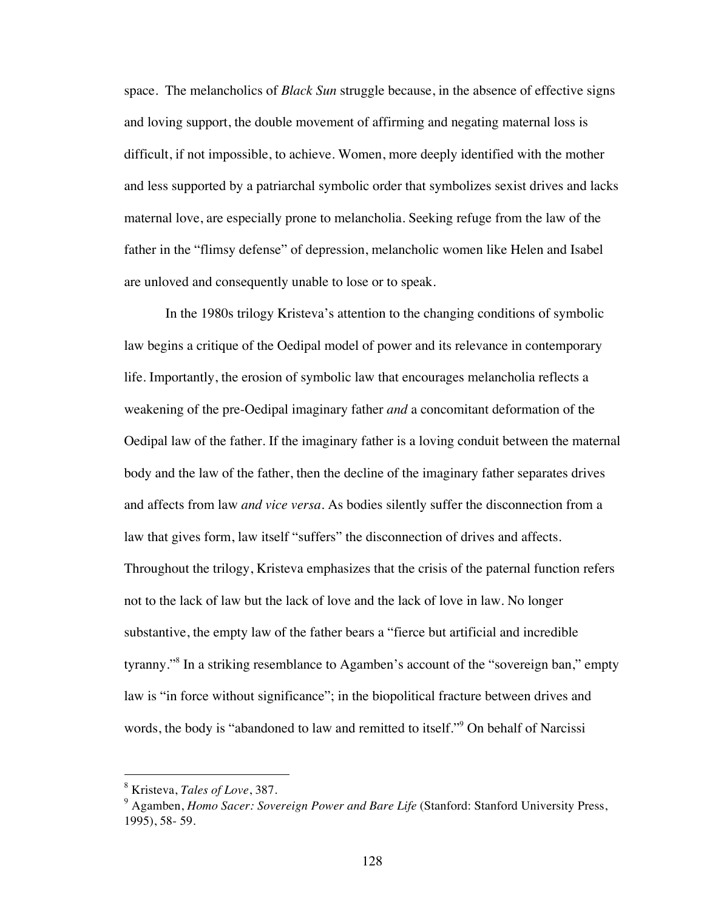space. The melancholics of *Black Sun* struggle because, in the absence of effective signs and loving support, the double movement of affirming and negating maternal loss is difficult, if not impossible, to achieve. Women, more deeply identified with the mother and less supported by a patriarchal symbolic order that symbolizes sexist drives and lacks maternal love, are especially prone to melancholia. Seeking refuge from the law of the father in the "flimsy defense" of depression, melancholic women like Helen and Isabel are unloved and consequently unable to lose or to speak.

In the 1980s trilogy Kristeva's attention to the changing conditions of symbolic law begins a critique of the Oedipal model of power and its relevance in contemporary life. Importantly, the erosion of symbolic law that encourages melancholia reflects a weakening of the pre-Oedipal imaginary father *and* a concomitant deformation of the Oedipal law of the father. If the imaginary father is a loving conduit between the maternal body and the law of the father, then the decline of the imaginary father separates drives and affects from law *and vice versa*. As bodies silently suffer the disconnection from a law that gives form, law itself "suffers" the disconnection of drives and affects. Throughout the trilogy, Kristeva emphasizes that the crisis of the paternal function refers not to the lack of law but the lack of love and the lack of love in law. No longer substantive, the empty law of the father bears a "fierce but artificial and incredible tyranny."[8] In a striking resemblance to Agamben's account of the "sovereign ban," empty law is "in force without significance"; in the biopolitical fracture between drives and words, the body is "abandoned to law and remitted to itself."[9] On behalf of Narcissi

---

[8] Kristeva, *Tales of Love*, 387.

[9] Agamben, *Homo Sacer: Sovereign Power and Bare Life* (Stanford: Stanford University Press, 1995), 58- 59.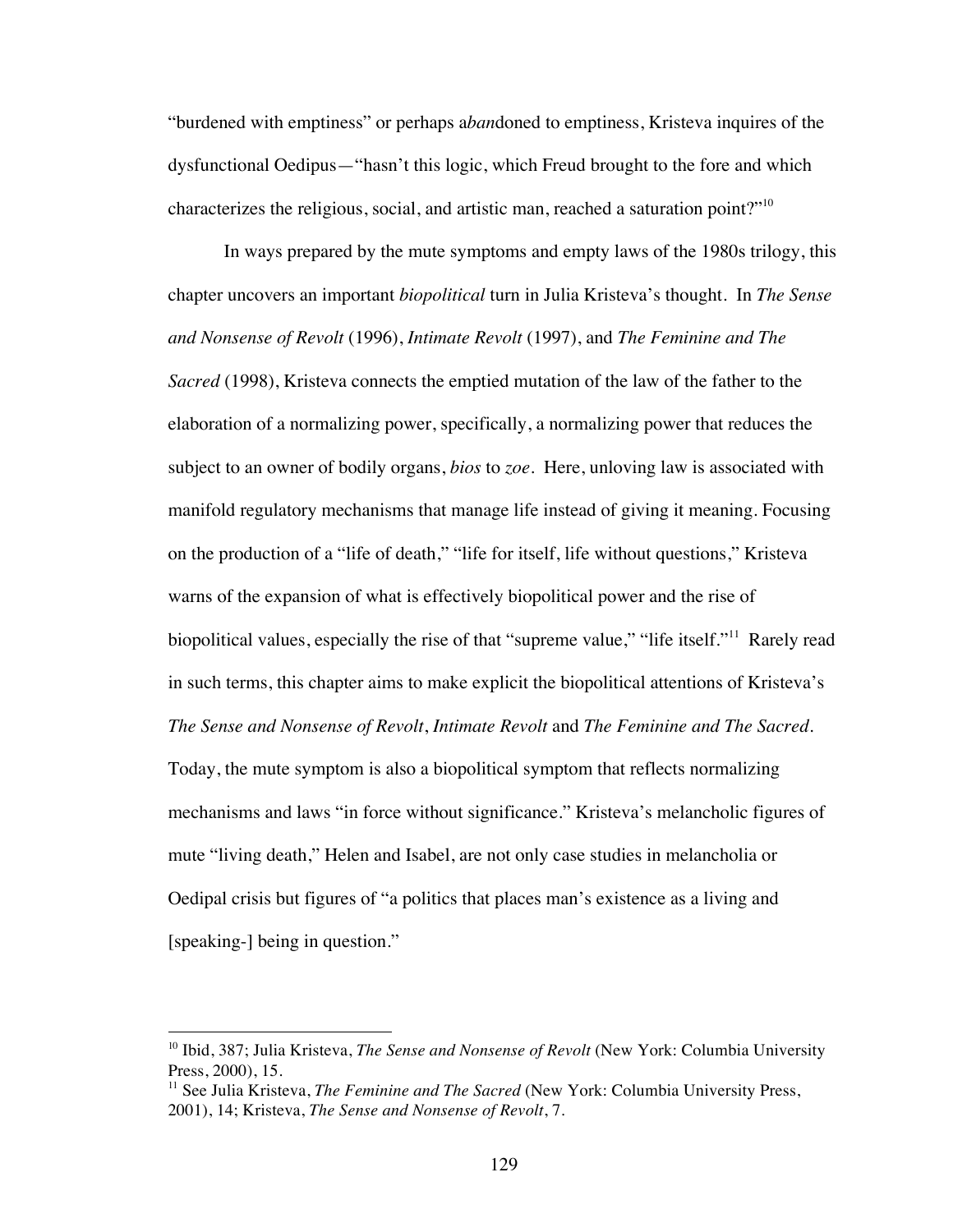"burdened with emptiness" or perhaps a*ban*doned to emptiness, Kristeva inquires of the dysfunctional Oedipus—"hasn't this logic, which Freud brought to the fore and which characterizes the religious, social, and artistic man, reached a saturation point?"[10]

In ways prepared by the mute symptoms and empty laws of the 1980s trilogy, this chapter uncovers an important *biopolitical* turn in Julia Kristeva's thought. In *The Sense and Nonsense of Revolt* (1996), *Intimate Revolt* (1997), and *The Feminine and The Sacred* (1998), Kristeva connects the emptied mutation of the law of the father to the elaboration of a normalizing power, specifically, a normalizing power that reduces the subject to an owner of bodily organs, *bios* to *zoe*. Here, unloving law is associated with manifold regulatory mechanisms that manage life instead of giving it meaning. Focusing on the production of a "life of death," "life for itself, life without questions," Kristeva warns of the expansion of what is effectively biopolitical power and the rise of biopolitical values, especially the rise of that "supreme value," "life itself."[11] Rarely read in such terms, this chapter aims to make explicit the biopolitical attentions of Kristeva's *The Sense and Nonsense of Revolt*, *Intimate Revolt* and *The Feminine and The Sacred*. Today, the mute symptom is also a biopolitical symptom that reflects normalizing mechanisms and laws "in force without significance." Kristeva's melancholic figures of mute "living death," Helen and Isabel, are not only case studies in melancholia or Oedipal crisis but figures of "a politics that places man's existence as a living and [speaking-] being in question."

---

[10] Ibid, 387; Julia Kristeva, *The Sense and Nonsense of Revolt* (New York: Columbia University Press, 2000), 15.

[11] See Julia Kristeva, *The Feminine and The Sacred* (New York: Columbia University Press, 2001), 14; Kristeva, *The Sense and Nonsense of Revolt*, 7.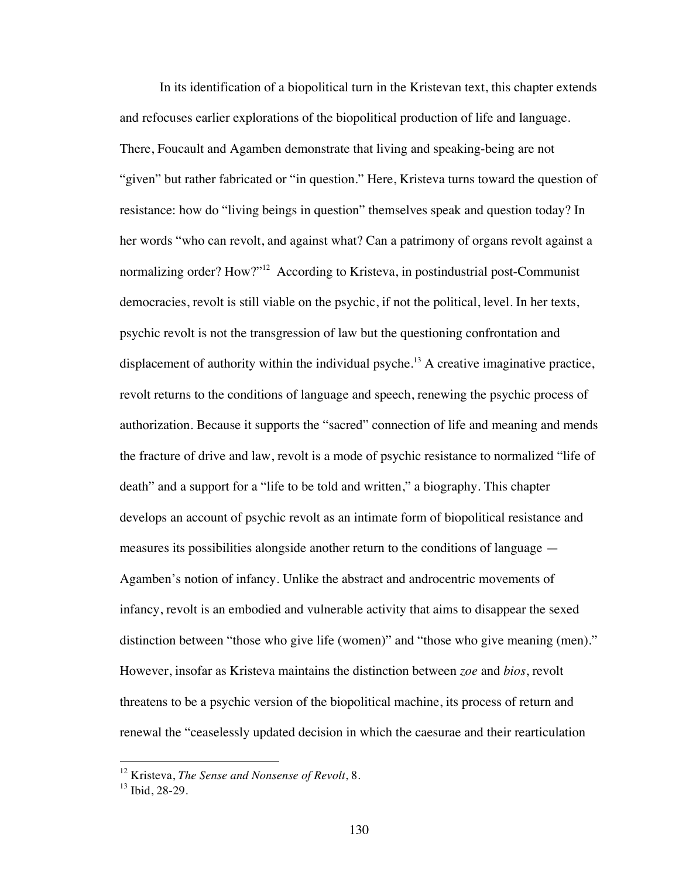In its identification of a biopolitical turn in the Kristevan text, this chapter extends and refocuses earlier explorations of the biopolitical production of life and language. There, Foucault and Agamben demonstrate that living and speaking-being are not "given" but rather fabricated or "in question." Here, Kristeva turns toward the question of resistance: how do "living beings in question" themselves speak and question today? In her words "who can revolt, and against what? Can a patrimony of organs revolt against a normalizing order? How?"[12] According to Kristeva, in postindustrial post-Communist democracies, revolt is still viable on the psychic, if not the political, level. In her texts, psychic revolt is not the transgression of law but the questioning confrontation and displacement of authority within the individual psyche.[13] A creative imaginative practice, revolt returns to the conditions of language and speech, renewing the psychic process of authorization. Because it supports the "sacred" connection of life and meaning and mends the fracture of drive and law, revolt is a mode of psychic resistance to normalized "life of death" and a support for a "life to be told and written," a biography. This chapter develops an account of psychic revolt as an intimate form of biopolitical resistance and measures its possibilities alongside another return to the conditions of language — Agamben's notion of infancy. Unlike the abstract and androcentric movements of infancy, revolt is an embodied and vulnerable activity that aims to disappear the sexed distinction between "those who give life (women)" and "those who give meaning (men)." However, insofar as Kristeva maintains the distinction between *zoe* and *bios*, revolt threatens to be a psychic version of the biopolitical machine, its process of return and renewal the "ceaselessly updated decision in which the caesurae and their rearticulation

---

[12] Kristeva, *The Sense and Nonsense of Revolt*, 8.

[13] Ibid, 28-29.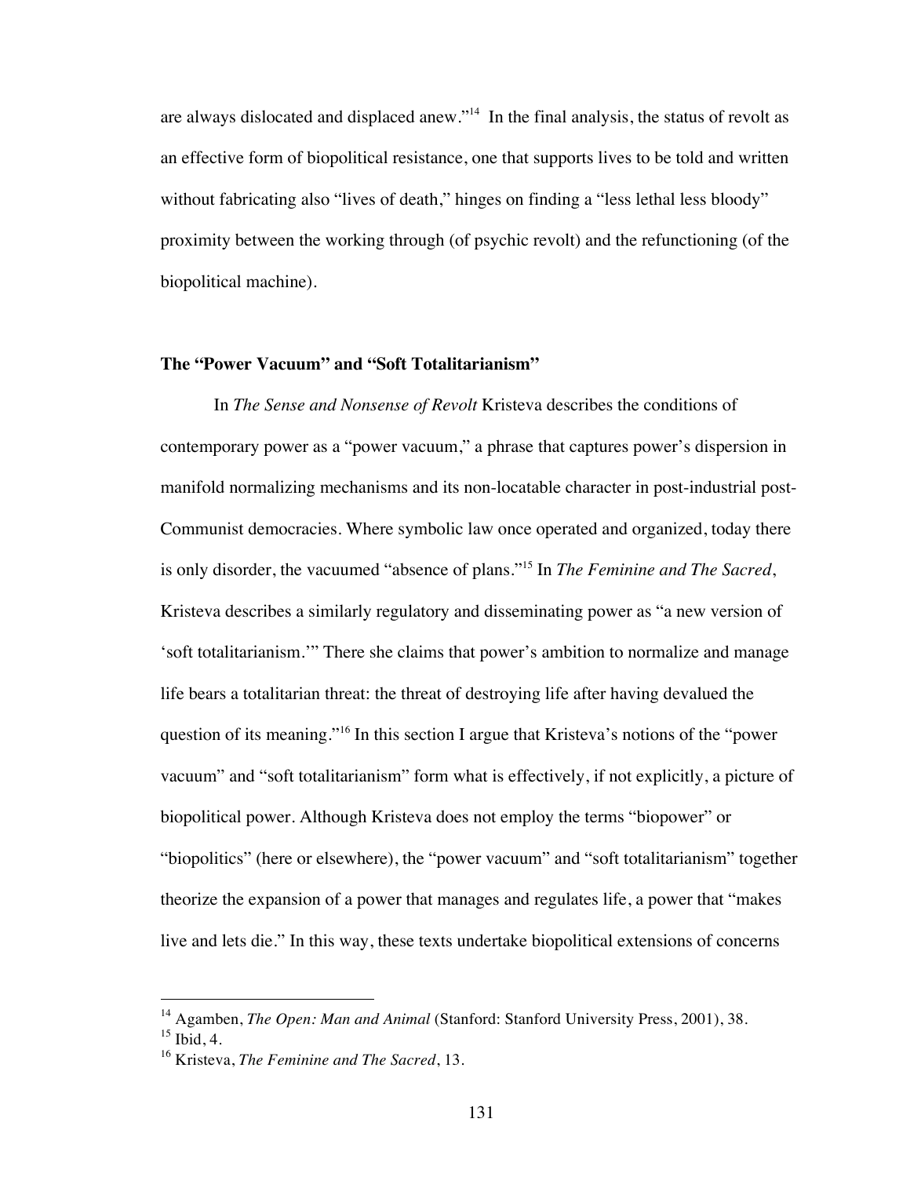are always dislocated and displaced anew."[14] In the final analysis, the status of revolt as an effective form of biopolitical resistance, one that supports lives to be told and written without fabricating also "lives of death," hinges on finding a "less lethal less bloody" proximity between the working through (of psychic revolt) and the refunctioning (of the biopolitical machine).

### The "Power Vacuum" and "Soft Totalitarianism"

In *The Sense and Nonsense of Revolt* Kristeva describes the conditions of contemporary power as a "power vacuum," a phrase that captures power's dispersion in manifold normalizing mechanisms and its non-locatable character in post-industrial post-Communist democracies. Where symbolic law once operated and organized, today there is only disorder, the vacuumed "absence of plans."[15] In *The Feminine and The Sacred*, Kristeva describes a similarly regulatory and disseminating power as "a new version of 'soft totalitarianism.'" There she claims that power's ambition to normalize and manage life bears a totalitarian threat: the threat of destroying life after having devalued the question of its meaning."[16] In this section I argue that Kristeva's notions of the "power vacuum" and "soft totalitarianism" form what is effectively, if not explicitly, a picture of biopolitical power. Although Kristeva does not employ the terms "biopower" or "biopolitics" (here or elsewhere), the "power vacuum" and "soft totalitarianism" together theorize the expansion of a power that manages and regulates life, a power that "makes live and lets die." In this way, these texts undertake biopolitical extensions of concerns

---

[14] Agamben, *The Open: Man and Animal* (Stanford: Stanford University Press, 2001), 38.

[15] Ibid, 4.

[16] Kristeva, *The Feminine and The Sacred*, 13.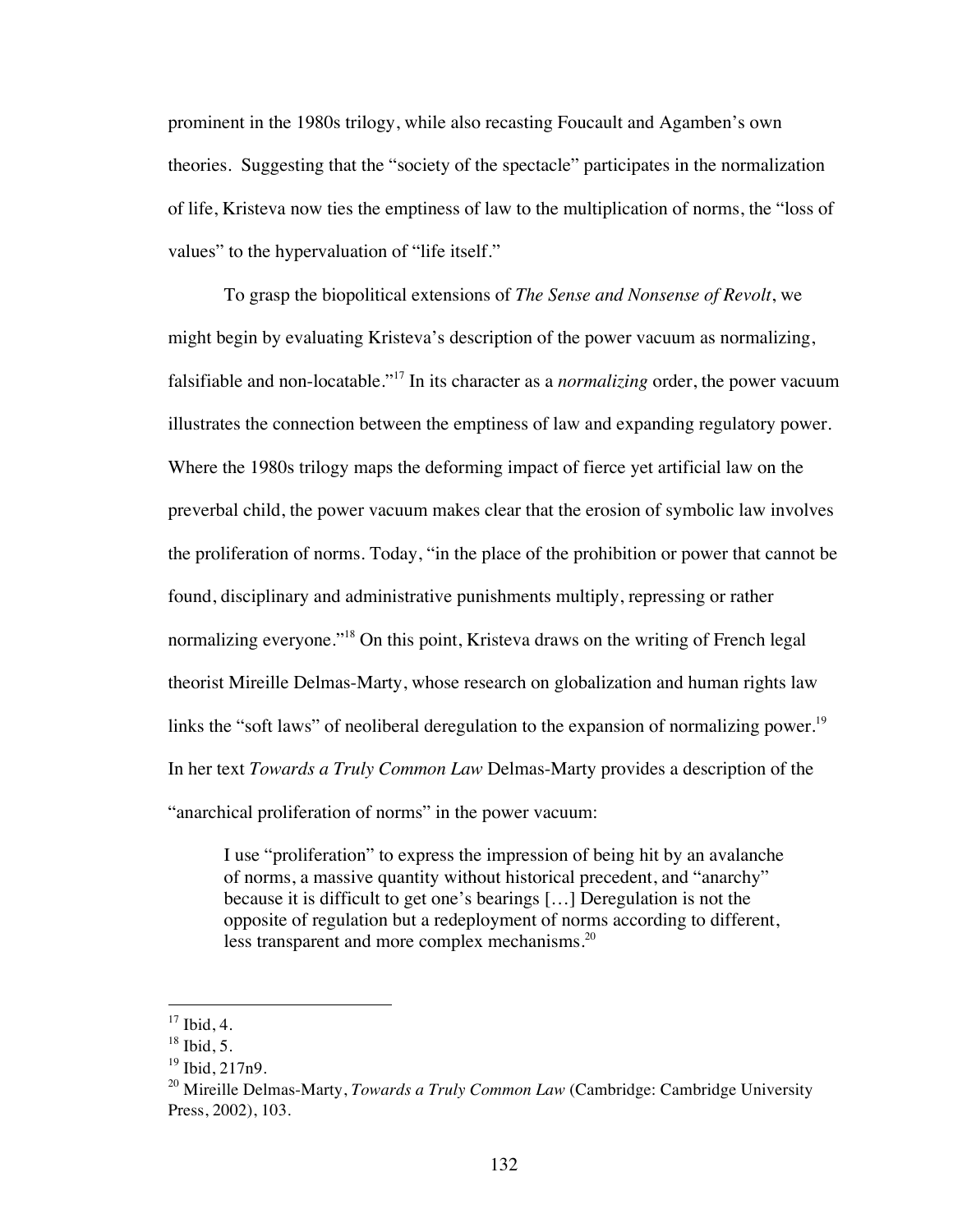prominent in the 1980s trilogy, while also recasting Foucault and Agamben's own theories. Suggesting that the "society of the spectacle" participates in the normalization of life, Kristeva now ties the emptiness of law to the multiplication of norms, the "loss of values" to the hypervaluation of "life itself."

To grasp the biopolitical extensions of *The Sense and Nonsense of Revolt*, we might begin by evaluating Kristeva's description of the power vacuum as normalizing, falsifiable and non-locatable."[17] In its character as a *normalizing* order, the power vacuum illustrates the connection between the emptiness of law and expanding regulatory power. Where the 1980s trilogy maps the deforming impact of fierce yet artificial law on the preverbal child, the power vacuum makes clear that the erosion of symbolic law involves the proliferation of norms. Today, "in the place of the prohibition or power that cannot be found, disciplinary and administrative punishments multiply, repressing or rather normalizing everyone."[18] On this point, Kristeva draws on the writing of French legal theorist Mireille Delmas-Marty, whose research on globalization and human rights law links the "soft laws" of neoliberal deregulation to the expansion of normalizing power.[19] In her text *Towards a Truly Common Law* Delmas-Marty provides a description of the "anarchical proliferation of norms" in the power vacuum:

> I use "proliferation" to express the impression of being hit by an avalanche of norms, a massive quantity without historical precedent, and "anarchy" because it is difficult to get one's bearings [...] Deregulation is not the opposite of regulation but a redeployment of norms according to different, less transparent and more complex mechanisms.[20]

---

[17] Ibid, 4.

[18] Ibid, 5.

[19] Ibid, 217n9.

[20] Mireille Delmas-Marty, *Towards a Truly Common Law* (Cambridge: Cambridge University Press, 2002), 103.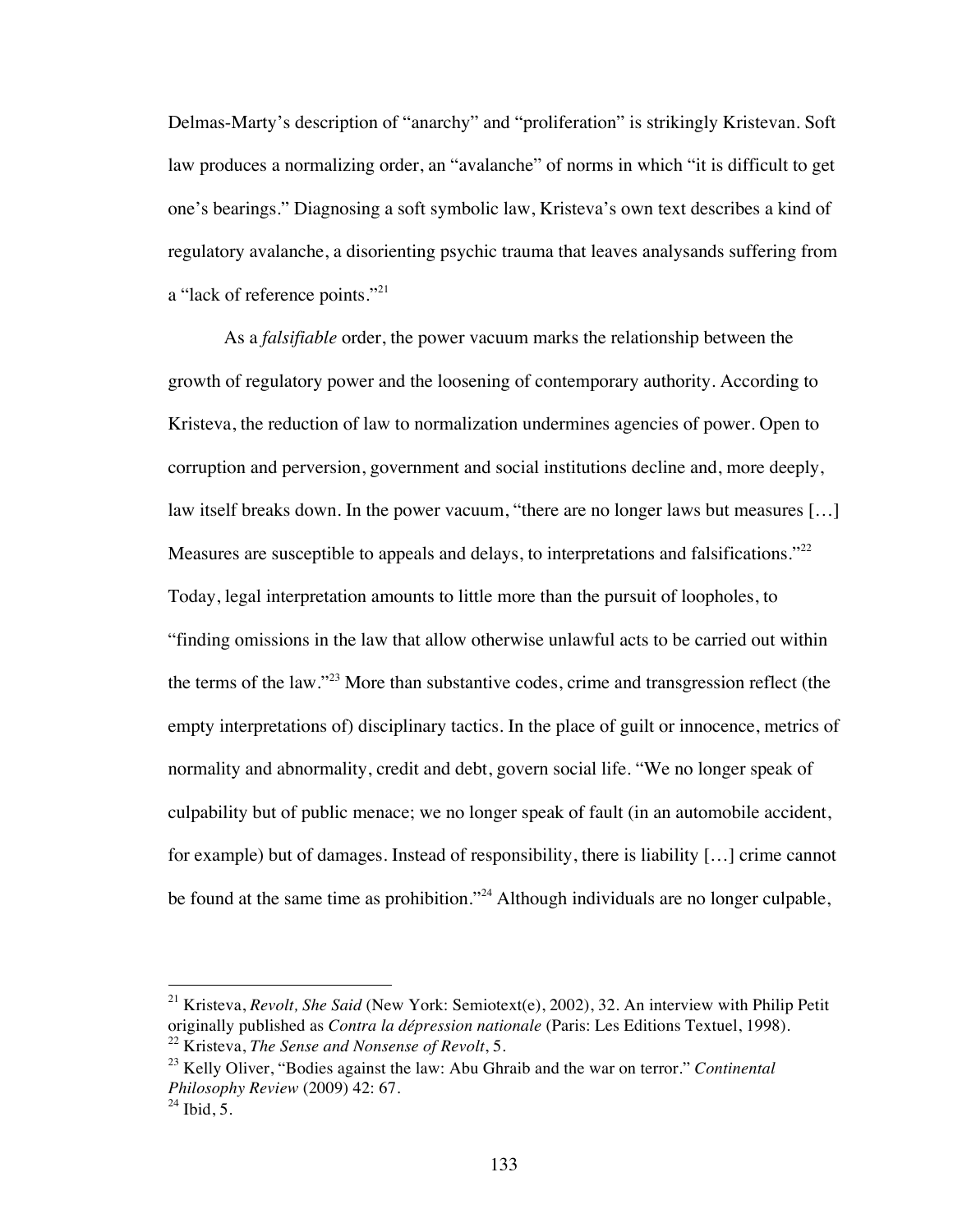Delmas-Marty's description of "anarchy" and "proliferation" is strikingly Kristevan. Soft law produces a normalizing order, an "avalanche" of norms in which "it is difficult to get one's bearings." Diagnosing a soft symbolic law, Kristeva's own text describes a kind of regulatory avalanche, a disorienting psychic trauma that leaves analysands suffering from a "lack of reference points."[21]

As a *falsifiable* order, the power vacuum marks the relationship between the growth of regulatory power and the loosening of contemporary authority. According to Kristeva, the reduction of law to normalization undermines agencies of power. Open to corruption and perversion, government and social institutions decline and, more deeply, law itself breaks down. In the power vacuum, "there are no longer laws but measures […] Measures are susceptible to appeals and delays, to interpretations and falsifications."[22] Today, legal interpretation amounts to little more than the pursuit of loopholes, to "finding omissions in the law that allow otherwise unlawful acts to be carried out within the terms of the law."[23] More than substantive codes, crime and transgression reflect (the empty interpretations of) disciplinary tactics. In the place of guilt or innocence, metrics of normality and abnormality, credit and debt, govern social life. "We no longer speak of culpability but of public menace; we no longer speak of fault (in an automobile accident, for example) but of damages. Instead of responsibility, there is liability […] crime cannot be found at the same time as prohibition."[24] Although individuals are no longer culpable,

---

[21] Kristeva, *Revolt, She Said* (New York: Semiotext(e), 2002), 32. An interview with Philip Petit originally published as *Contra la dépression nationale* (Paris: Les Editions Textuel, 1998).

[22] Kristeva, *The Sense and Nonsense of Revolt*, 5.

[23] Kelly Oliver, "Bodies against the law: Abu Ghraib and the war on terror." *Continental Philosophy Review* (2009) 42: 67.

[24] Ibid, 5.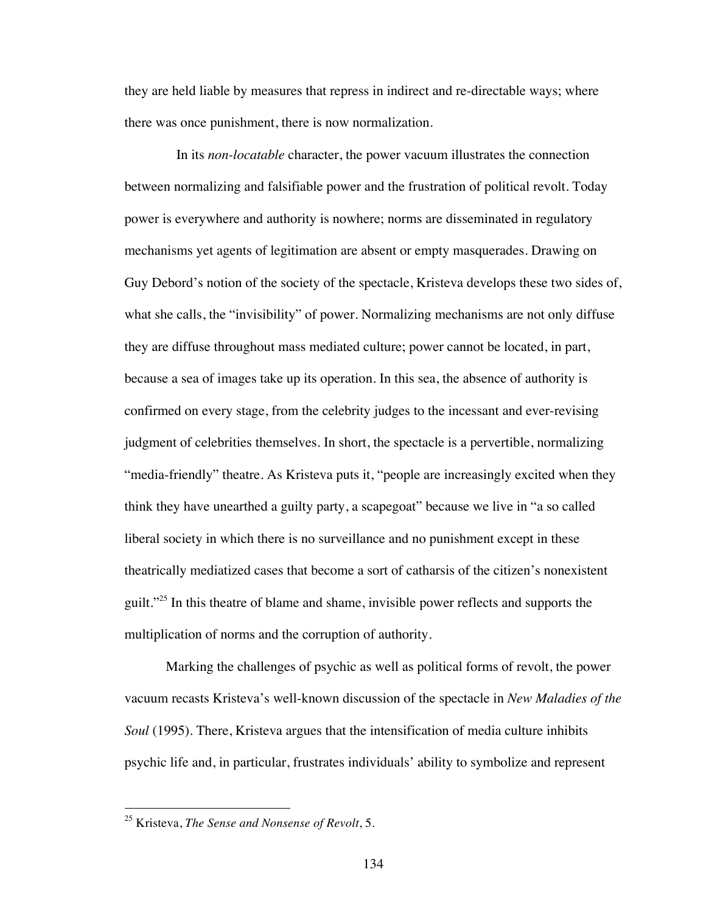they are held liable by measures that repress in indirect and re-directable ways; where there was once punishment, there is now normalization.

In its *non-locatable* character, the power vacuum illustrates the connection between normalizing and falsifiable power and the frustration of political revolt. Today power is everywhere and authority is nowhere; norms are disseminated in regulatory mechanisms yet agents of legitimation are absent or empty masquerades. Drawing on Guy Debord's notion of the society of the spectacle, Kristeva develops these two sides of, what she calls, the "invisibility" of power. Normalizing mechanisms are not only diffuse they are diffuse throughout mass mediated culture; power cannot be located, in part, because a sea of images take up its operation. In this sea, the absence of authority is confirmed on every stage, from the celebrity judges to the incessant and ever-revising judgment of celebrities themselves. In short, the spectacle is a pervertible, normalizing "media-friendly" theatre. As Kristeva puts it, "people are increasingly excited when they think they have unearthed a guilty party, a scapegoat" because we live in "a so called liberal society in which there is no surveillance and no punishment except in these theatrically mediatized cases that become a sort of catharsis of the citizen's nonexistent guilt."[25] In this theatre of blame and shame, invisible power reflects and supports the multiplication of norms and the corruption of authority.

Marking the challenges of psychic as well as political forms of revolt, the power vacuum recasts Kristeva's well-known discussion of the spectacle in *New Maladies of the Soul* (1995). There, Kristeva argues that the intensification of media culture inhibits psychic life and, in particular, frustrates individuals' ability to symbolize and represent

---

[25] Kristeva, *The Sense and Nonsense of Revolt*, 5.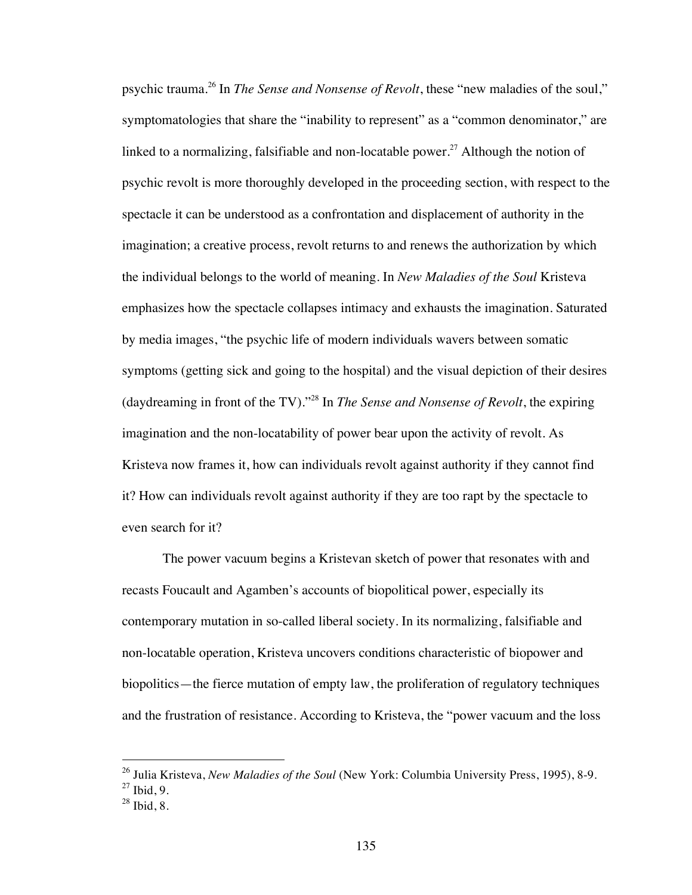psychic trauma.[26] In *The Sense and Nonsense of Revolt*, these "new maladies of the soul," symptomatologies that share the "inability to represent" as a "common denominator," are linked to a normalizing, falsifiable and non-locatable power.[27] Although the notion of psychic revolt is more thoroughly developed in the proceeding section, with respect to the spectacle it can be understood as a confrontation and displacement of authority in the imagination; a creative process, revolt returns to and renews the authorization by which the individual belongs to the world of meaning. In *New Maladies of the Soul* Kristeva emphasizes how the spectacle collapses intimacy and exhausts the imagination. Saturated by media images, "the psychic life of modern individuals wavers between somatic symptoms (getting sick and going to the hospital) and the visual depiction of their desires (daydreaming in front of the TV)."[28] In *The Sense and Nonsense of Revolt*, the expiring imagination and the non-locatability of power bear upon the activity of revolt. As Kristeva now frames it, how can individuals revolt against authority if they cannot find it? How can individuals revolt against authority if they are too rapt by the spectacle to even search for it?

The power vacuum begins a Kristevan sketch of power that resonates with and recasts Foucault and Agamben's accounts of biopolitical power, especially its contemporary mutation in so-called liberal society. In its normalizing, falsifiable and non-locatable operation, Kristeva uncovers conditions characteristic of biopower and biopolitics—the fierce mutation of empty law, the proliferation of regulatory techniques and the frustration of resistance. According to Kristeva, the "power vacuum and the loss

[26] Julia Kristeva, *New Maladies of the Soul* (New York: Columbia University Press, 1995), 8-9.
[27] Ibid, 9.
[28] Ibid, 8.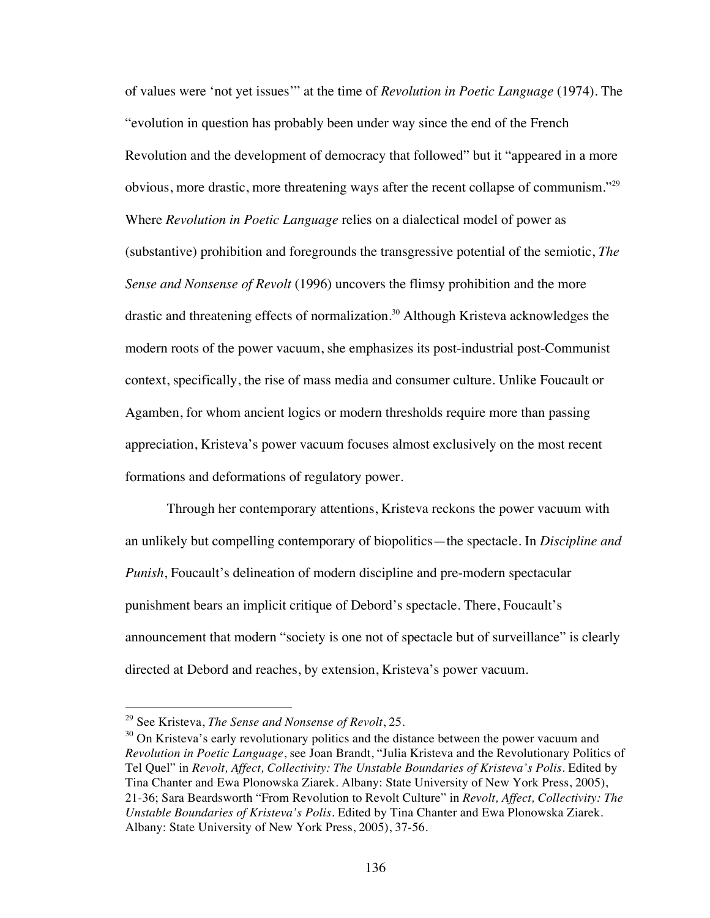of values were 'not yet issues'" at the time of *Revolution in Poetic Language* (1974). The "evolution in question has probably been under way since the end of the French Revolution and the development of democracy that followed" but it "appeared in a more obvious, more drastic, more threatening ways after the recent collapse of communism."[29] Where *Revolution in Poetic Language* relies on a dialectical model of power as (substantive) prohibition and foregrounds the transgressive potential of the semiotic, *The Sense and Nonsense of Revolt* (1996) uncovers the flimsy prohibition and the more drastic and threatening effects of normalization.[30] Although Kristeva acknowledges the modern roots of the power vacuum, she emphasizes its post-industrial post-Communist context, specifically, the rise of mass media and consumer culture. Unlike Foucault or Agamben, for whom ancient logics or modern thresholds require more than passing appreciation, Kristeva's power vacuum focuses almost exclusively on the most recent formations and deformations of regulatory power.

Through her contemporary attentions, Kristeva reckons the power vacuum with an unlikely but compelling contemporary of biopolitics—the spectacle. In *Discipline and Punish*, Foucault's delineation of modern discipline and pre-modern spectacular punishment bears an implicit critique of Debord's spectacle. There, Foucault's announcement that modern "society is one not of spectacle but of surveillance" is clearly directed at Debord and reaches, by extension, Kristeva's power vacuum.

---

[29] See Kristeva, *The Sense and Nonsense of Revolt*, 25.

[30] On Kristeva's early revolutionary politics and the distance between the power vacuum and *Revolution in Poetic Language*, see Joan Brandt, "Julia Kristeva and the Revolutionary Politics of Tel Quel" in *Revolt, Affect, Collectivity: The Unstable Boundaries of Kristeva's Polis*. Edited by Tina Chanter and Ewa Plonowska Ziarek. Albany: State University of New York Press, 2005), 21-36; Sara Beardsworth "From Revolution to Revolt Culture" in *Revolt, Affect, Collectivity: The Unstable Boundaries of Kristeva's Polis*. Edited by Tina Chanter and Ewa Plonowska Ziarek. Albany: State University of New York Press, 2005), 37-56.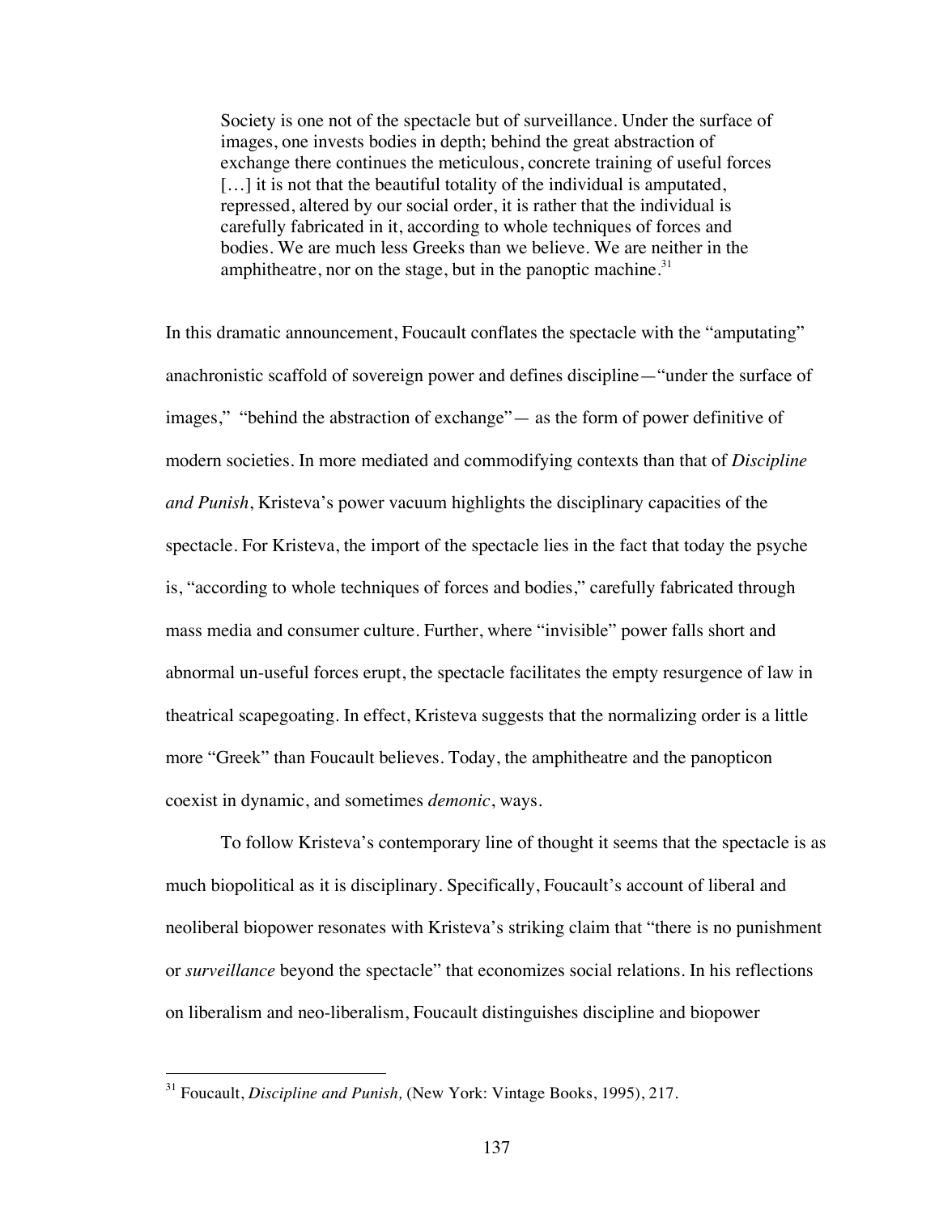> Society is one not of the spectacle but of surveillance. Under the surface of images, one invests bodies in depth; behind the great abstraction of exchange there continues the meticulous, concrete training of useful forces […] it is not that the beautiful totality of the individual is amputated, repressed, altered by our social order, it is rather that the individual is carefully fabricated in it, according to whole techniques of forces and bodies. We are much less Greeks than we believe. We are neither in the amphitheatre, nor on the stage, but in the panoptic machine.[31]

In this dramatic announcement, Foucault conflates the spectacle with the "amputating" anachronistic scaffold of sovereign power and defines discipline—"under the surface of images," "behind the abstraction of exchange"— as the form of power definitive of modern societies. In more mediated and commodifying contexts than that of *Discipline and Punish*, Kristeva's power vacuum highlights the disciplinary capacities of the spectacle. For Kristeva, the import of the spectacle lies in the fact that today the psyche is, "according to whole techniques of forces and bodies," carefully fabricated through mass media and consumer culture. Further, where "invisible" power falls short and abnormal un-useful forces erupt, the spectacle facilitates the empty resurgence of law in theatrical scapegoating. In effect, Kristeva suggests that the normalizing order is a little more "Greek" than Foucault believes. Today, the amphitheatre and the panopticon coexist in dynamic, and sometimes *demonic*, ways.

To follow Kristeva's contemporary line of thought it seems that the spectacle is as much biopolitical as it is disciplinary. Specifically, Foucault's account of liberal and neoliberal biopower resonates with Kristeva's striking claim that "there is no punishment or *surveillance* beyond the spectacle" that economizes social relations. In his reflections on liberalism and neo-liberalism, Foucault distinguishes discipline and biopower

---

[31] Foucault, *Discipline and Punish,* (New York: Vintage Books, 1995), 217.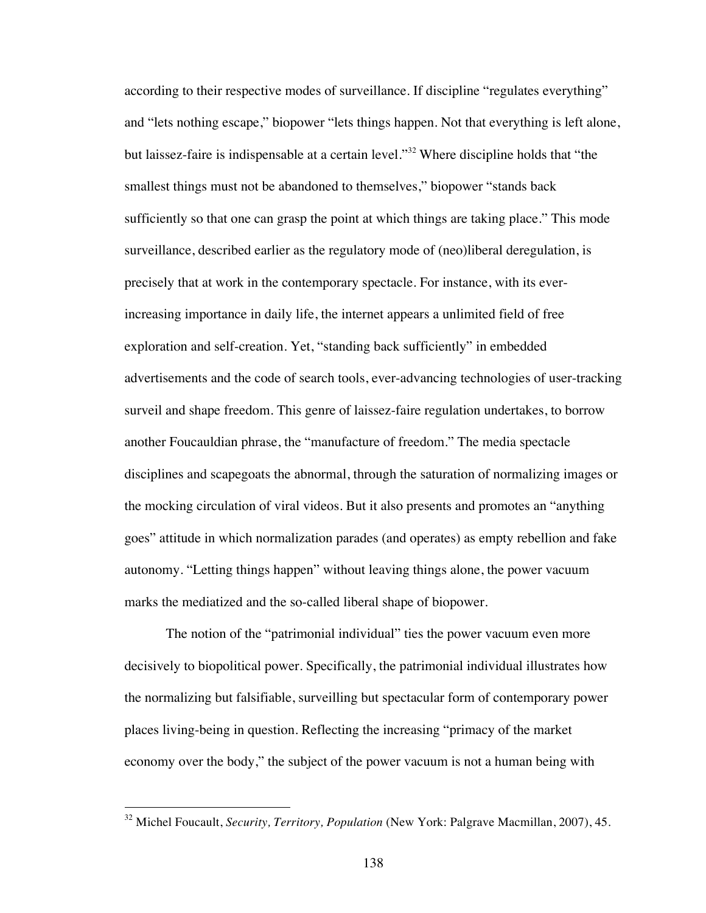according to their respective modes of surveillance. If discipline "regulates everything" and "lets nothing escape," biopower "lets things happen. Not that everything is left alone, but laissez-faire is indispensable at a certain level."[32] Where discipline holds that "the smallest things must not be abandoned to themselves," biopower "stands back sufficiently so that one can grasp the point at which things are taking place." This mode surveillance, described earlier as the regulatory mode of (neo)liberal deregulation, is precisely that at work in the contemporary spectacle. For instance, with its ever-increasing importance in daily life, the internet appears a unlimited field of free exploration and self-creation. Yet, "standing back sufficiently" in embedded advertisements and the code of search tools, ever-advancing technologies of user-tracking surveil and shape freedom. This genre of laissez-faire regulation undertakes, to borrow another Foucauldian phrase, the "manufacture of freedom." The media spectacle disciplines and scapegoats the abnormal, through the saturation of normalizing images or the mocking circulation of viral videos. But it also presents and promotes an "anything goes" attitude in which normalization parades (and operates) as empty rebellion and fake autonomy. "Letting things happen" without leaving things alone, the power vacuum marks the mediatized and the so-called liberal shape of biopower.

The notion of the "patrimonial individual" ties the power vacuum even more decisively to biopolitical power. Specifically, the patrimonial individual illustrates how the normalizing but falsifiable, surveilling but spectacular form of contemporary power places living-being in question. Reflecting the increasing "primacy of the market economy over the body," the subject of the power vacuum is not a human being with

---

[32] Michel Foucault, *Security, Territory, Population* (New York: Palgrave Macmillan, 2007), 45.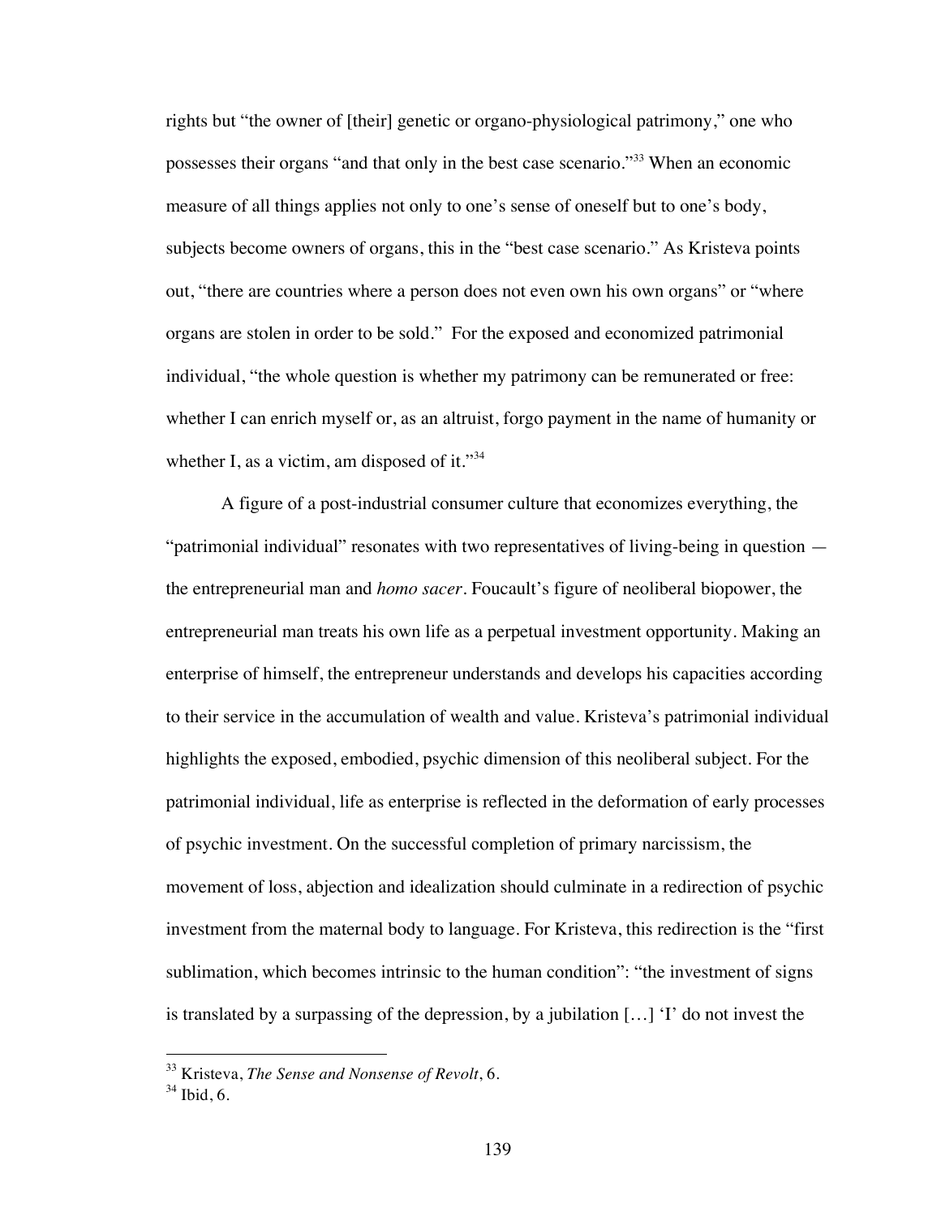rights but “the owner of [their] genetic or organo-physiological patrimony,” one who possesses their organs “and that only in the best case scenario.”[33] When an economic measure of all things applies not only to one’s sense of oneself but to one’s body, subjects become owners of organs, this in the “best case scenario.” As Kristeva points out, “there are countries where a person does not even own his own organs” or “where organs are stolen in order to be sold.” For the exposed and economized patrimonial individual, “the whole question is whether my patrimony can be remunerated or free: whether I can enrich myself or, as an altruist, forgo payment in the name of humanity or whether I, as a victim, am disposed of it.”[34]

A figure of a post-industrial consumer culture that economizes everything, the “patrimonial individual” resonates with two representatives of living-being in question — the entrepreneurial man and *homo sacer*. Foucault’s figure of neoliberal biopower, the entrepreneurial man treats his own life as a perpetual investment opportunity. Making an enterprise of himself, the entrepreneur understands and develops his capacities according to their service in the accumulation of wealth and value. Kristeva’s patrimonial individual highlights the exposed, embodied, psychic dimension of this neoliberal subject. For the patrimonial individual, life as enterprise is reflected in the deformation of early processes of psychic investment. On the successful completion of primary narcissism, the movement of loss, abjection and idealization should culminate in a redirection of psychic investment from the maternal body to language. For Kristeva, this redirection is the “first sublimation, which becomes intrinsic to the human condition”: “the investment of signs is translated by a surpassing of the depression, by a jubilation […] ‘I’ do not invest the

[33] Kristeva, *The Sense and Nonsense of Revolt*, 6.
[34] Ibid, 6.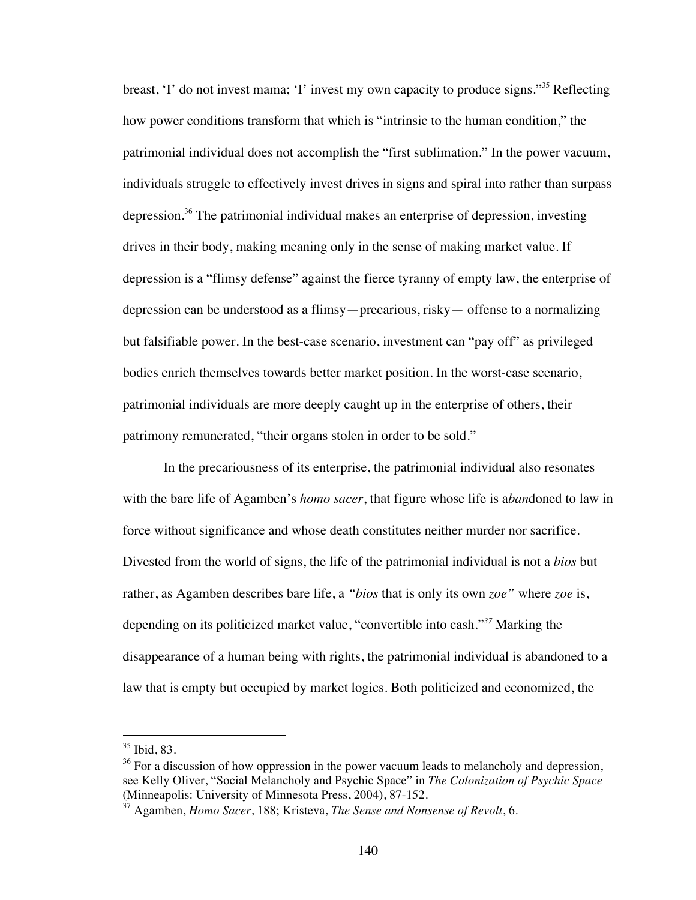breast, 'I' do not invest mama; 'I' invest my own capacity to produce signs."[35] Reflecting how power conditions transform that which is "intrinsic to the human condition," the patrimonial individual does not accomplish the "first sublimation." In the power vacuum, individuals struggle to effectively invest drives in signs and spiral into rather than surpass depression.[36] The patrimonial individual makes an enterprise of depression, investing drives in their body, making meaning only in the sense of making market value. If depression is a "flimsy defense" against the fierce tyranny of empty law, the enterprise of depression can be understood as a flimsy—precarious, risky— offense to a normalizing but falsifiable power. In the best-case scenario, investment can "pay off" as privileged bodies enrich themselves towards better market position. In the worst-case scenario, patrimonial individuals are more deeply caught up in the enterprise of others, their patrimony remunerated, "their organs stolen in order to be sold."

In the precariousness of its enterprise, the patrimonial individual also resonates with the bare life of Agamben's *homo sacer*, that figure whose life is a*ban*doned to law in force without significance and whose death constitutes neither murder nor sacrifice. Divested from the world of signs, the life of the patrimonial individual is not a *bios* but rather, as Agamben describes bare life, a *"bios* that is only its own *zoe"* where *zoe* is, depending on its politicized market value, "convertible into cash."[37] Marking the disappearance of a human being with rights, the patrimonial individual is abandoned to a law that is empty but occupied by market logics. Both politicized and economized, the

---

[35] Ibid, 83.

[36] For a discussion of how oppression in the power vacuum leads to melancholy and depression, see Kelly Oliver, "Social Melancholy and Psychic Space" in *The Colonization of Psychic Space* (Minneapolis: University of Minnesota Press, 2004), 87-152.

[37] Agamben, *Homo Sacer*, 188; Kristeva, *The Sense and Nonsense of Revolt*, 6.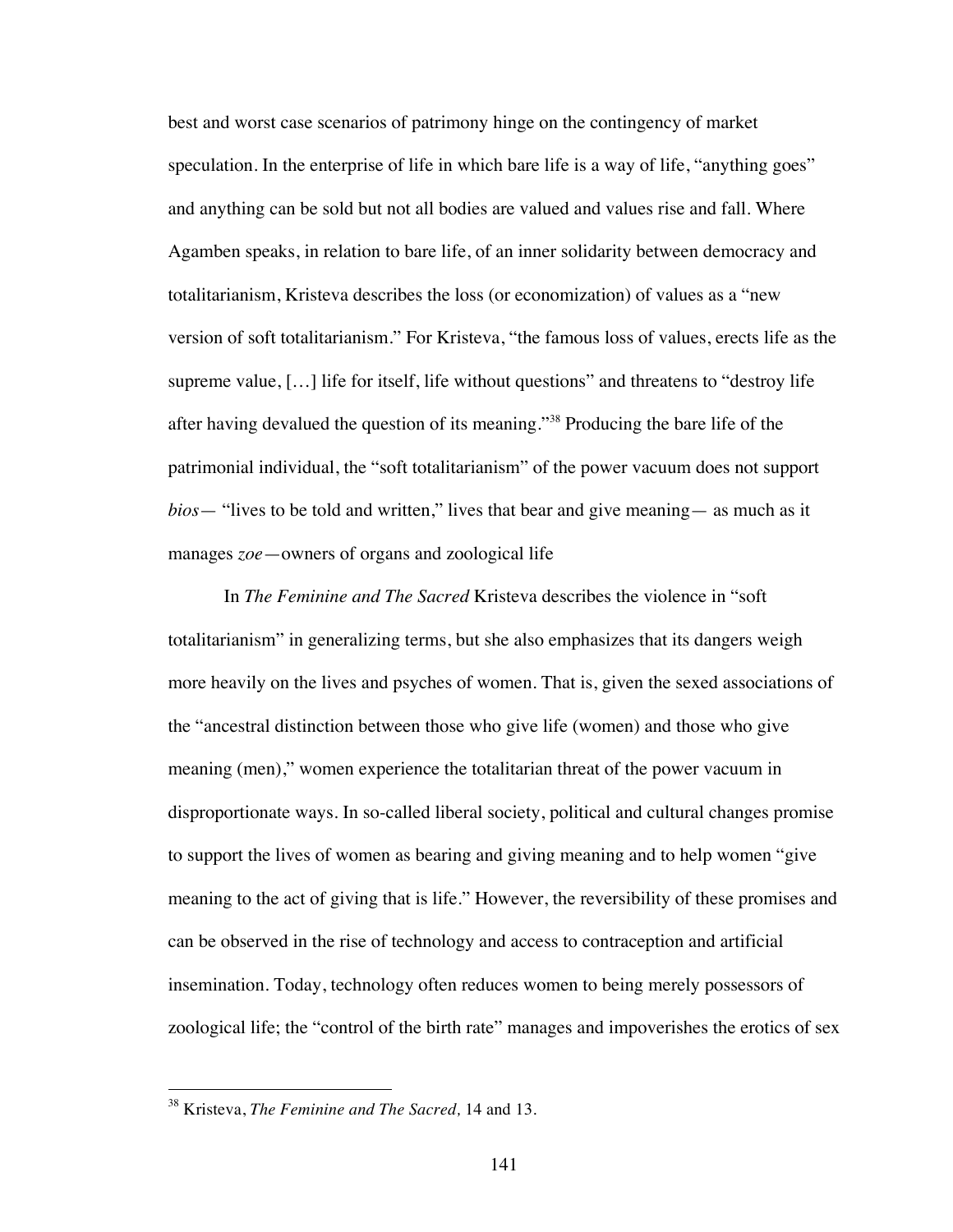best and worst case scenarios of patrimony hinge on the contingency of market speculation. In the enterprise of life in which bare life is a way of life, "anything goes" and anything can be sold but not all bodies are valued and values rise and fall. Where Agamben speaks, in relation to bare life, of an inner solidarity between democracy and totalitarianism, Kristeva describes the loss (or economization) of values as a "new version of soft totalitarianism." For Kristeva, "the famous loss of values, erects life as the supreme value, […] life for itself, life without questions" and threatens to "destroy life after having devalued the question of its meaning."[38] Producing the bare life of the patrimonial individual, the "soft totalitarianism" of the power vacuum does not support *bios*— "lives to be told and written," lives that bear and give meaning— as much as it manages *zoe*—owners of organs and zoological life

In *The Feminine and The Sacred* Kristeva describes the violence in "soft totalitarianism" in generalizing terms, but she also emphasizes that its dangers weigh more heavily on the lives and psyches of women. That is, given the sexed associations of the "ancestral distinction between those who give life (women) and those who give meaning (men)," women experience the totalitarian threat of the power vacuum in disproportionate ways. In so-called liberal society, political and cultural changes promise to support the lives of women as bearing and giving meaning and to help women "give meaning to the act of giving that is life." However, the reversibility of these promises and can be observed in the rise of technology and access to contraception and artificial insemination. Today, technology often reduces women to being merely possessors of zoological life; the "control of the birth rate" manages and impoverishes the erotics of sex

---

[38] Kristeva, *The Feminine and The Sacred,* 14 and 13.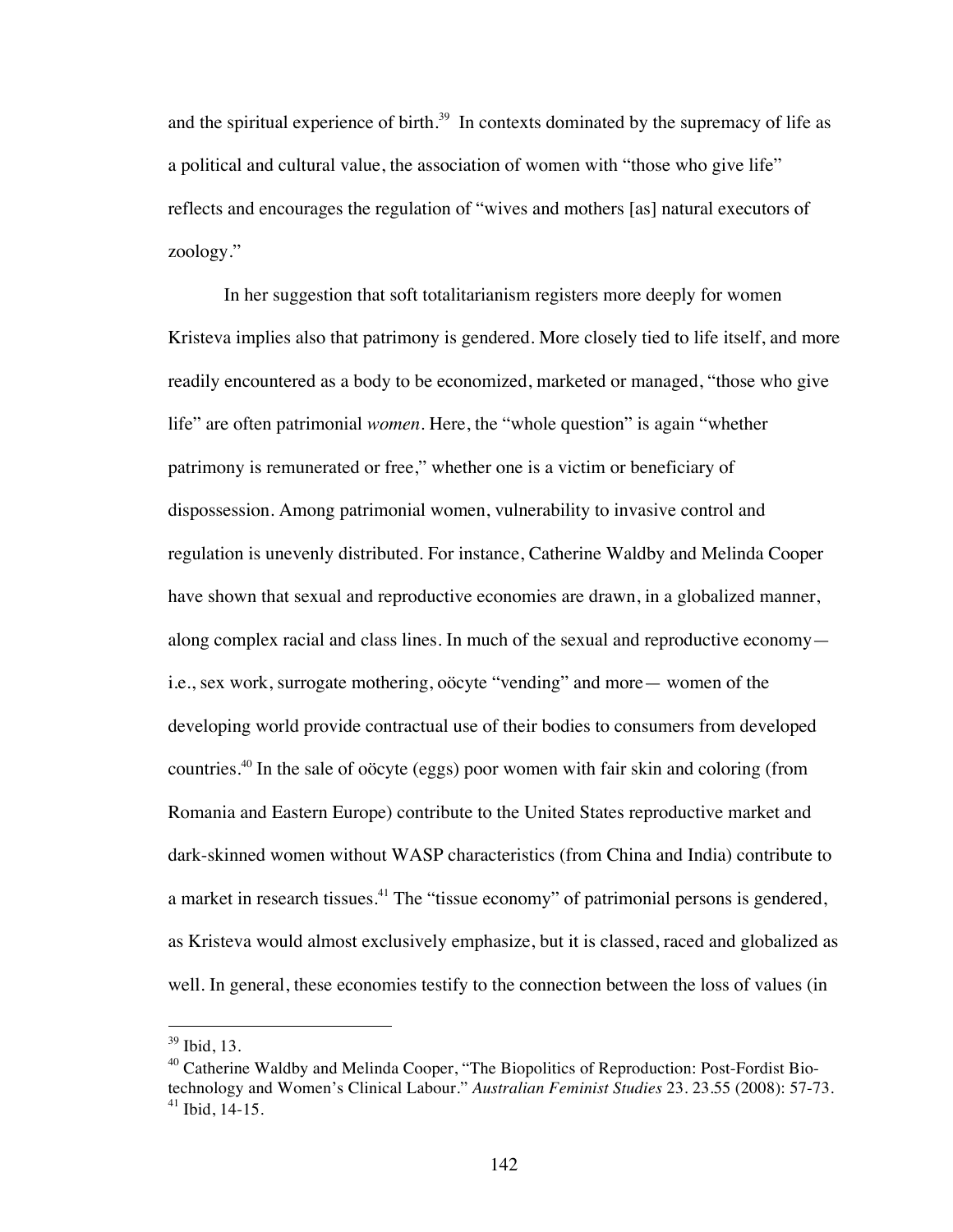and the spiritual experience of birth.[39] In contexts dominated by the supremacy of life as a political and cultural value, the association of women with "those who give life" reflects and encourages the regulation of "wives and mothers [as] natural executors of zoology."

In her suggestion that soft totalitarianism registers more deeply for women Kristeva implies also that patrimony is gendered. More closely tied to life itself, and more readily encountered as a body to be economized, marketed or managed, "those who give life" are often patrimonial *women*. Here, the "whole question" is again "whether patrimony is remunerated or free," whether one is a victim or beneficiary of dispossession. Among patrimonial women, vulnerability to invasive control and regulation is unevenly distributed. For instance, Catherine Waldby and Melinda Cooper have shown that sexual and reproductive economies are drawn, in a globalized manner, along complex racial and class lines. In much of the sexual and reproductive economy— i.e., sex work, surrogate mothering, oöcyte "vending" and more— women of the developing world provide contractual use of their bodies to consumers from developed countries.[40] In the sale of oöcyte (eggs) poor women with fair skin and coloring (from Romania and Eastern Europe) contribute to the United States reproductive market and dark-skinned women without WASP characteristics (from China and India) contribute to a market in research tissues.[41] The "tissue economy" of patrimonial persons is gendered, as Kristeva would almost exclusively emphasize, but it is classed, raced and globalized as well. In general, these economies testify to the connection between the loss of values (in

---

[39] Ibid, 13.

[40] Catherine Waldby and Melinda Cooper, "The Biopolitics of Reproduction: Post-Fordist Bio-technology and Women's Clinical Labour." *Australian Feminist Studies* 23. 23.55 (2008): 57-73.

[41] Ibid, 14-15.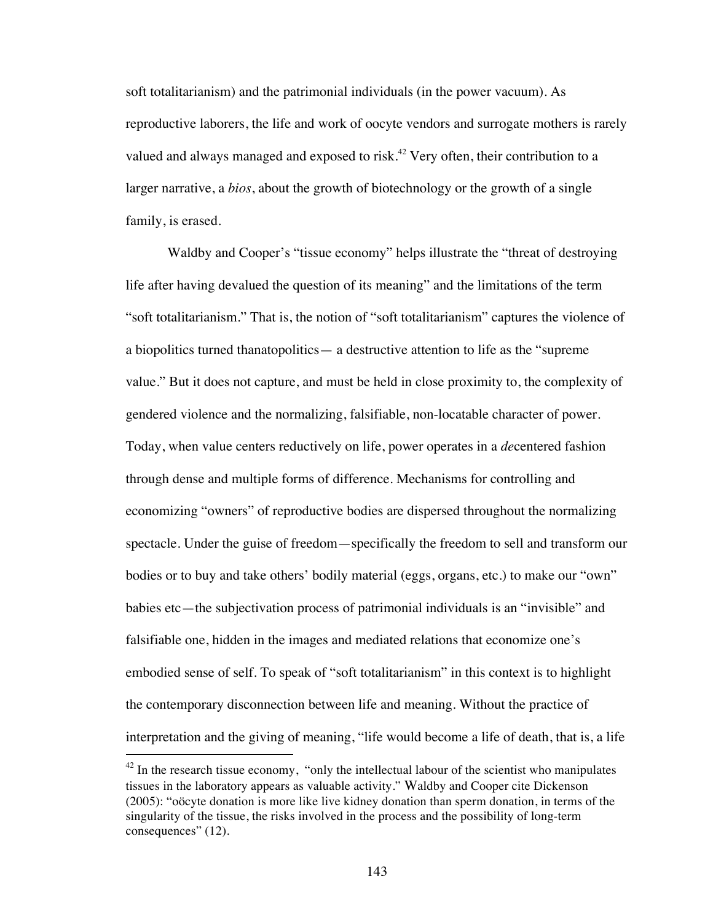soft totalitarianism) and the patrimonial individuals (in the power vacuum). As reproductive laborers, the life and work of oocyte vendors and surrogate mothers is rarely valued and always managed and exposed to risk.[42] Very often, their contribution to a larger narrative, a *bios*, about the growth of biotechnology or the growth of a single family, is erased.

Waldby and Cooper's "tissue economy" helps illustrate the "threat of destroying life after having devalued the question of its meaning" and the limitations of the term "soft totalitarianism." That is, the notion of "soft totalitarianism" captures the violence of a biopolitics turned thanatopolitics— a destructive attention to life as the "supreme value." But it does not capture, and must be held in close proximity to, the complexity of gendered violence and the normalizing, falsifiable, non-locatable character of power. Today, when value centers reductively on life, power operates in a *de*centered fashion through dense and multiple forms of difference. Mechanisms for controlling and economizing "owners" of reproductive bodies are dispersed throughout the normalizing spectacle. Under the guise of freedom—specifically the freedom to sell and transform our bodies or to buy and take others' bodily material (eggs, organs, etc.) to make our "own" babies etc—the subjectivation process of patrimonial individuals is an "invisible" and falsifiable one, hidden in the images and mediated relations that economize one's embodied sense of self. To speak of "soft totalitarianism" in this context is to highlight the contemporary disconnection between life and meaning. Without the practice of interpretation and the giving of meaning, "life would become a life of death, that is, a life

---

[42] In the research tissue economy, "only the intellectual labour of the scientist who manipulates tissues in the laboratory appears as valuable activity." Waldby and Cooper cite Dickenson (2005): "oöcyte donation is more like live kidney donation than sperm donation, in terms of the singularity of the tissue, the risks involved in the process and the possibility of long-term consequences" (12).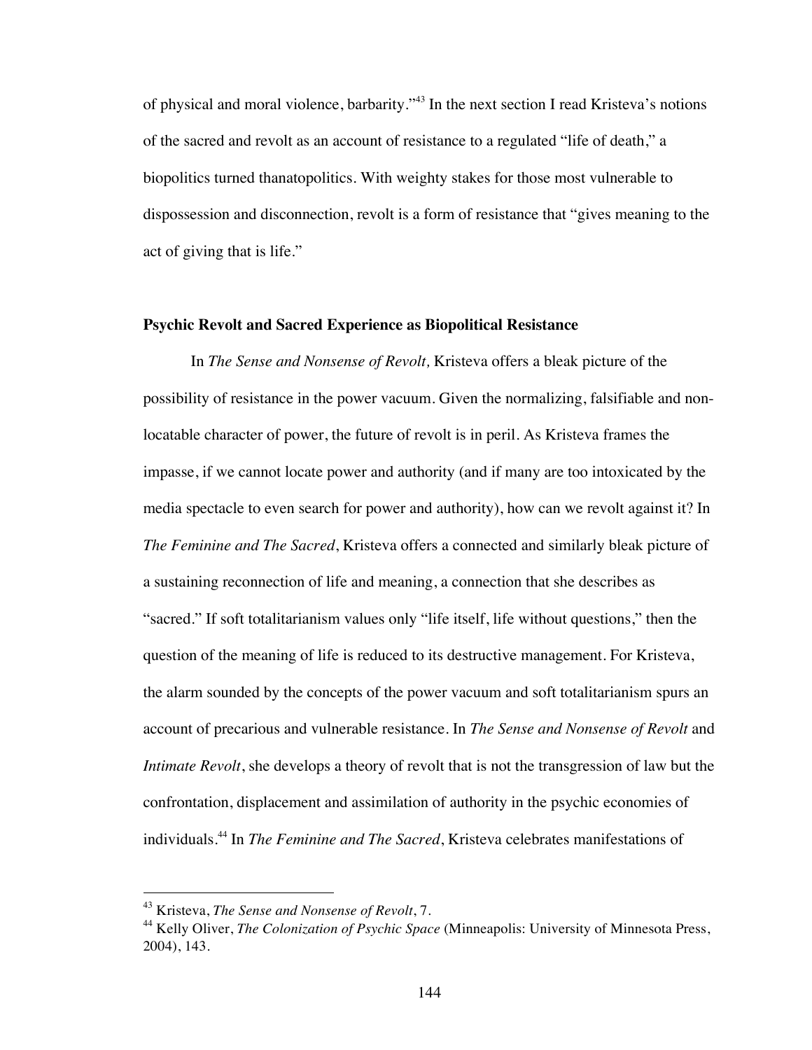of physical and moral violence, barbarity."[43] In the next section I read Kristeva's notions of the sacred and revolt as an account of resistance to a regulated "life of death," a biopolitics turned thanatopolitics. With weighty stakes for those most vulnerable to dispossession and disconnection, revolt is a form of resistance that "gives meaning to the act of giving that is life."

**Psychic Revolt and Sacred Experience as Biopolitical Resistance**

In *The Sense and Nonsense of Revolt,* Kristeva offers a bleak picture of the possibility of resistance in the power vacuum. Given the normalizing, falsifiable and non-locatable character of power, the future of revolt is in peril. As Kristeva frames the impasse, if we cannot locate power and authority (and if many are too intoxicated by the media spectacle to even search for power and authority), how can we revolt against it? In *The Feminine and The Sacred*, Kristeva offers a connected and similarly bleak picture of a sustaining reconnection of life and meaning, a connection that she describes as "sacred." If soft totalitarianism values only "life itself, life without questions," then the question of the meaning of life is reduced to its destructive management. For Kristeva, the alarm sounded by the concepts of the power vacuum and soft totalitarianism spurs an account of precarious and vulnerable resistance. In *The Sense and Nonsense of Revolt* and *Intimate Revolt*, she develops a theory of revolt that is not the transgression of law but the confrontation, displacement and assimilation of authority in the psychic economies of individuals.[44] In *The Feminine and The Sacred*, Kristeva celebrates manifestations of

---

[43] Kristeva, *The Sense and Nonsense of Revolt*, 7.

[44] Kelly Oliver, *The Colonization of Psychic Space* (Minneapolis: University of Minnesota Press, 2004), 143.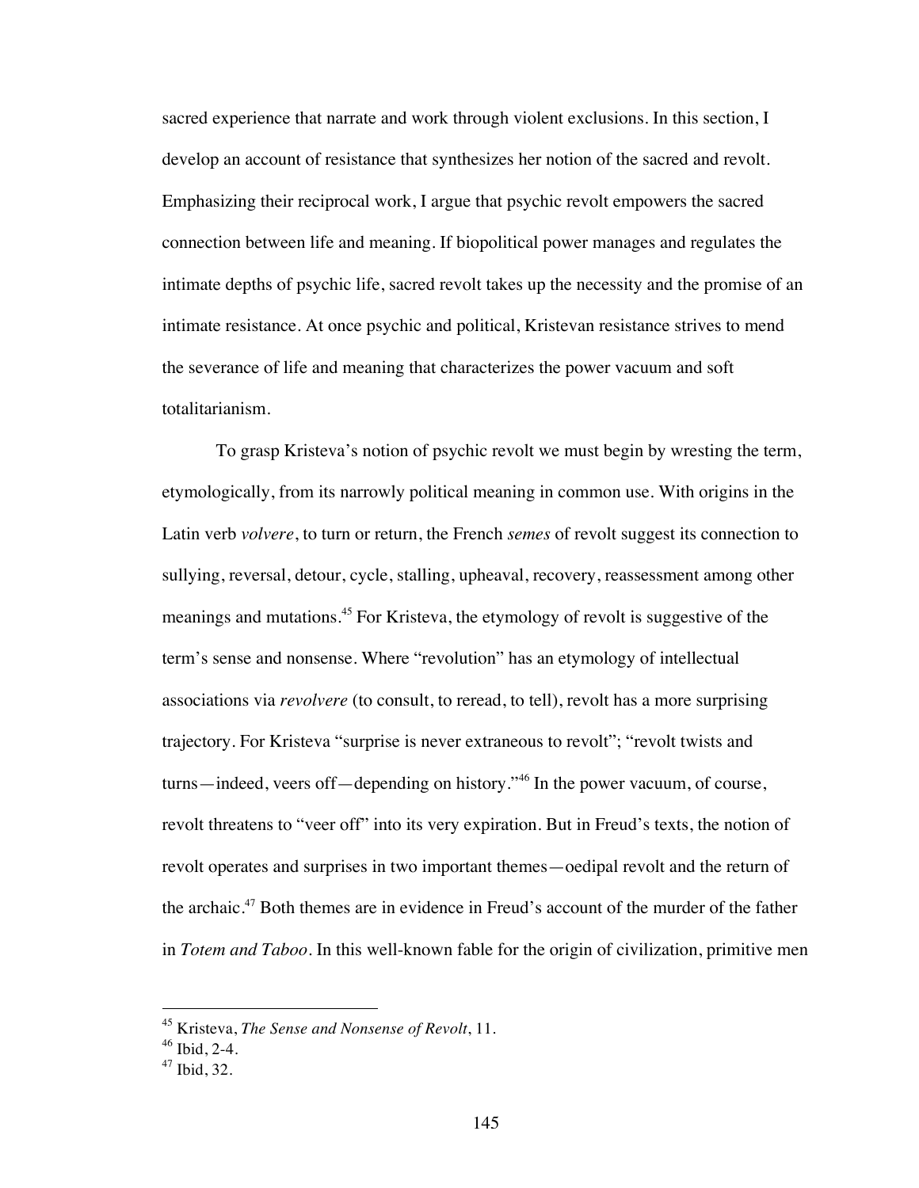sacred experience that narrate and work through violent exclusions. In this section, I develop an account of resistance that synthesizes her notion of the sacred and revolt. Emphasizing their reciprocal work, I argue that psychic revolt empowers the sacred connection between life and meaning. If biopolitical power manages and regulates the intimate depths of psychic life, sacred revolt takes up the necessity and the promise of an intimate resistance. At once psychic and political, Kristevan resistance strives to mend the severance of life and meaning that characterizes the power vacuum and soft totalitarianism.

To grasp Kristeva's notion of psychic revolt we must begin by wresting the term, etymologically, from its narrowly political meaning in common use. With origins in the Latin verb *volvere*, to turn or return, the French *semes* of revolt suggest its connection to sullying, reversal, detour, cycle, stalling, upheaval, recovery, reassessment among other meanings and mutations.[45] For Kristeva, the etymology of revolt is suggestive of the term's sense and nonsense. Where "revolution" has an etymology of intellectual associations via *revolvere* (to consult, to reread, to tell), revolt has a more surprising trajectory. For Kristeva "surprise is never extraneous to revolt"; "revolt twists and turns—indeed, veers off—depending on history."[46] In the power vacuum, of course, revolt threatens to "veer off" into its very expiration. But in Freud's texts, the notion of revolt operates and surprises in two important themes—oedipal revolt and the return of the archaic.[47] Both themes are in evidence in Freud's account of the murder of the father in *Totem and Taboo*. In this well-known fable for the origin of civilization, primitive men

---

[45] Kristeva, *The Sense and Nonsense of Revolt*, 11.

[46] Ibid, 2-4.

[47] Ibid, 32.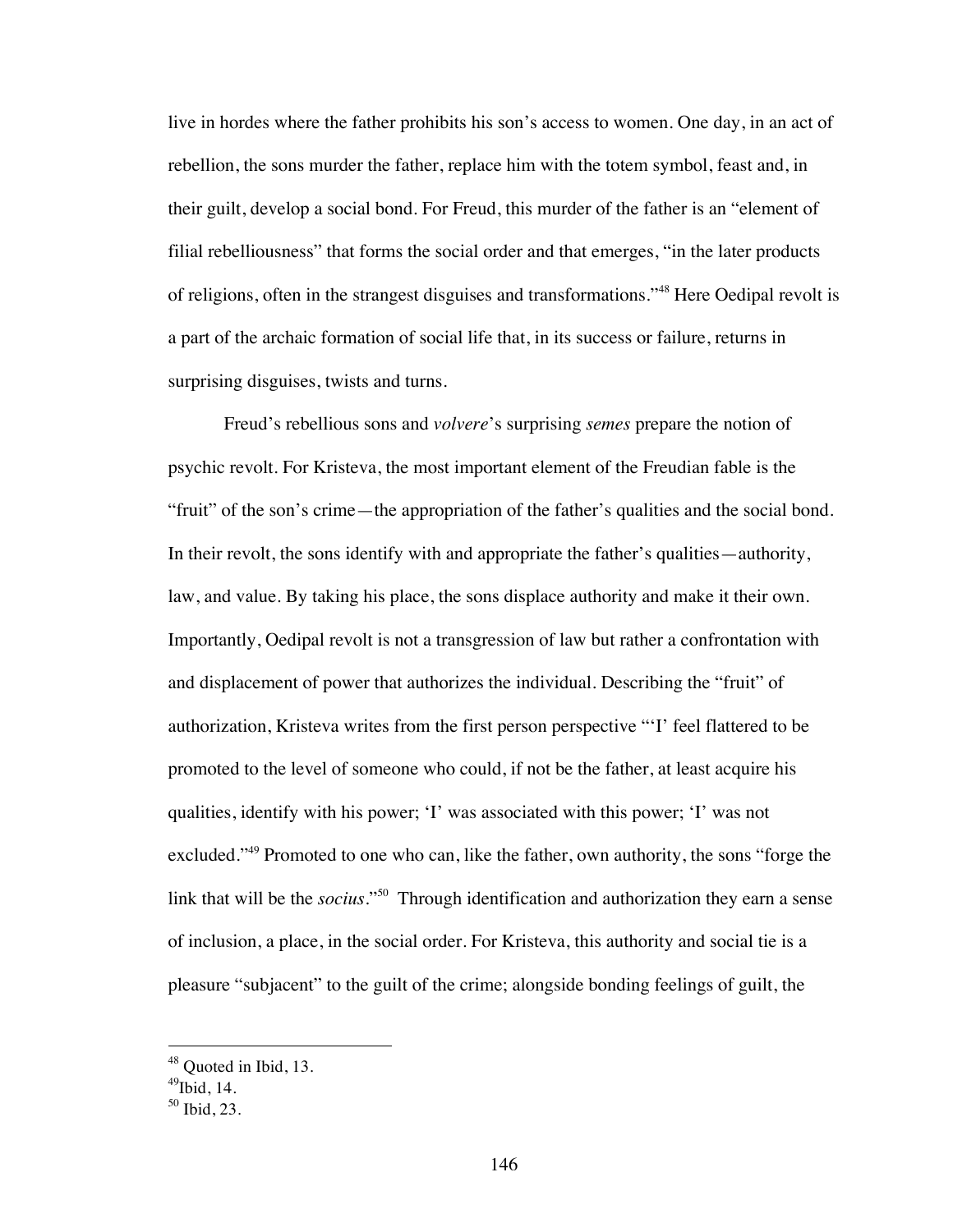live in hordes where the father prohibits his son's access to women. One day, in an act of rebellion, the sons murder the father, replace him with the totem symbol, feast and, in their guilt, develop a social bond. For Freud, this murder of the father is an "element of filial rebelliousness" that forms the social order and that emerges, "in the later products of religions, often in the strangest disguises and transformations."[48] Here Oedipal revolt is a part of the archaic formation of social life that, in its success or failure, returns in surprising disguises, twists and turns.

Freud's rebellious sons and *volvere*'s surprising *semes* prepare the notion of psychic revolt. For Kristeva, the most important element of the Freudian fable is the "fruit" of the son's crime—the appropriation of the father's qualities and the social bond. In their revolt, the sons identify with and appropriate the father's qualities—authority, law, and value. By taking his place, the sons displace authority and make it their own. Importantly, Oedipal revolt is not a transgression of law but rather a confrontation with and displacement of power that authorizes the individual. Describing the "fruit" of authorization, Kristeva writes from the first person perspective "'I' feel flattered to be promoted to the level of someone who could, if not be the father, at least acquire his qualities, identify with his power; 'I' was associated with this power; 'I' was not excluded."[49] Promoted to one who can, like the father, own authority, the sons "forge the link that will be the *socius*."[50] Through identification and authorization they earn a sense of inclusion, a place, in the social order. For Kristeva, this authority and social tie is a pleasure "subjacent" to the guilt of the crime; alongside bonding feelings of guilt, the

---

[48] Quoted in Ibid, 13.

[49] Ibid, 14.

[50] Ibid, 23.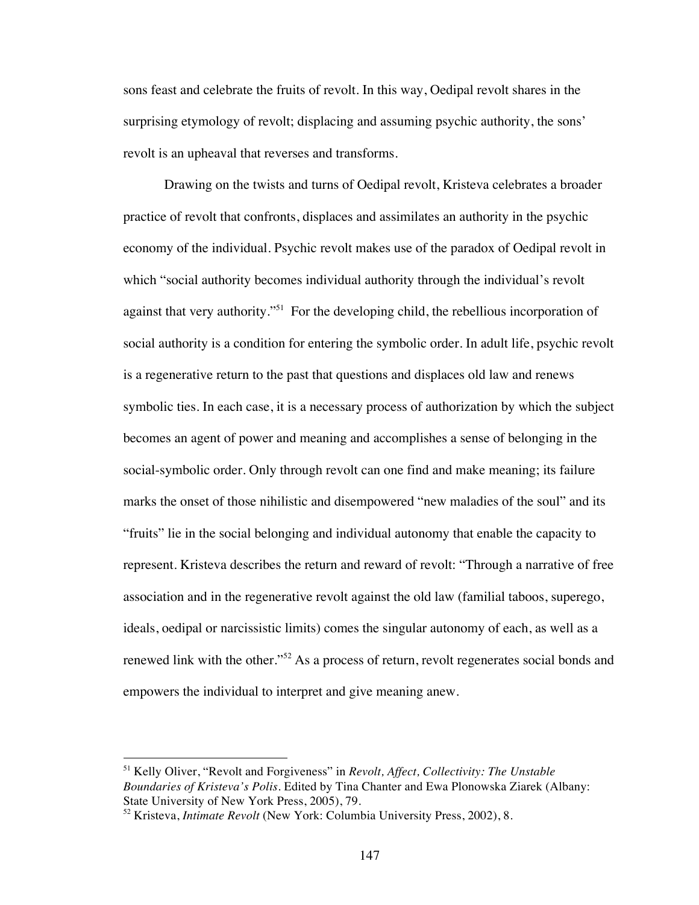sons feast and celebrate the fruits of revolt. In this way, Oedipal revolt shares in the surprising etymology of revolt; displacing and assuming psychic authority, the sons' revolt is an upheaval that reverses and transforms.

Drawing on the twists and turns of Oedipal revolt, Kristeva celebrates a broader practice of revolt that confronts, displaces and assimilates an authority in the psychic economy of the individual. Psychic revolt makes use of the paradox of Oedipal revolt in which "social authority becomes individual authority through the individual's revolt against that very authority."[51] For the developing child, the rebellious incorporation of social authority is a condition for entering the symbolic order. In adult life, psychic revolt is a regenerative return to the past that questions and displaces old law and renews symbolic ties. In each case, it is a necessary process of authorization by which the subject becomes an agent of power and meaning and accomplishes a sense of belonging in the social-symbolic order. Only through revolt can one find and make meaning; its failure marks the onset of those nihilistic and disempowered "new maladies of the soul" and its "fruits" lie in the social belonging and individual autonomy that enable the capacity to represent. Kristeva describes the return and reward of revolt: "Through a narrative of free association and in the regenerative revolt against the old law (familial taboos, superego, ideals, oedipal or narcissistic limits) comes the singular autonomy of each, as well as a renewed link with the other."[52] As a process of return, revolt regenerates social bonds and empowers the individual to interpret and give meaning anew.

---

[51] Kelly Oliver, "Revolt and Forgiveness" in *Revolt, Affect, Collectivity: The Unstable Boundaries of Kristeva's Polis*. Edited by Tina Chanter and Ewa Plonowska Ziarek (Albany: State University of New York Press, 2005), 79.

[52] Kristeva, *Intimate Revolt* (New York: Columbia University Press, 2002), 8.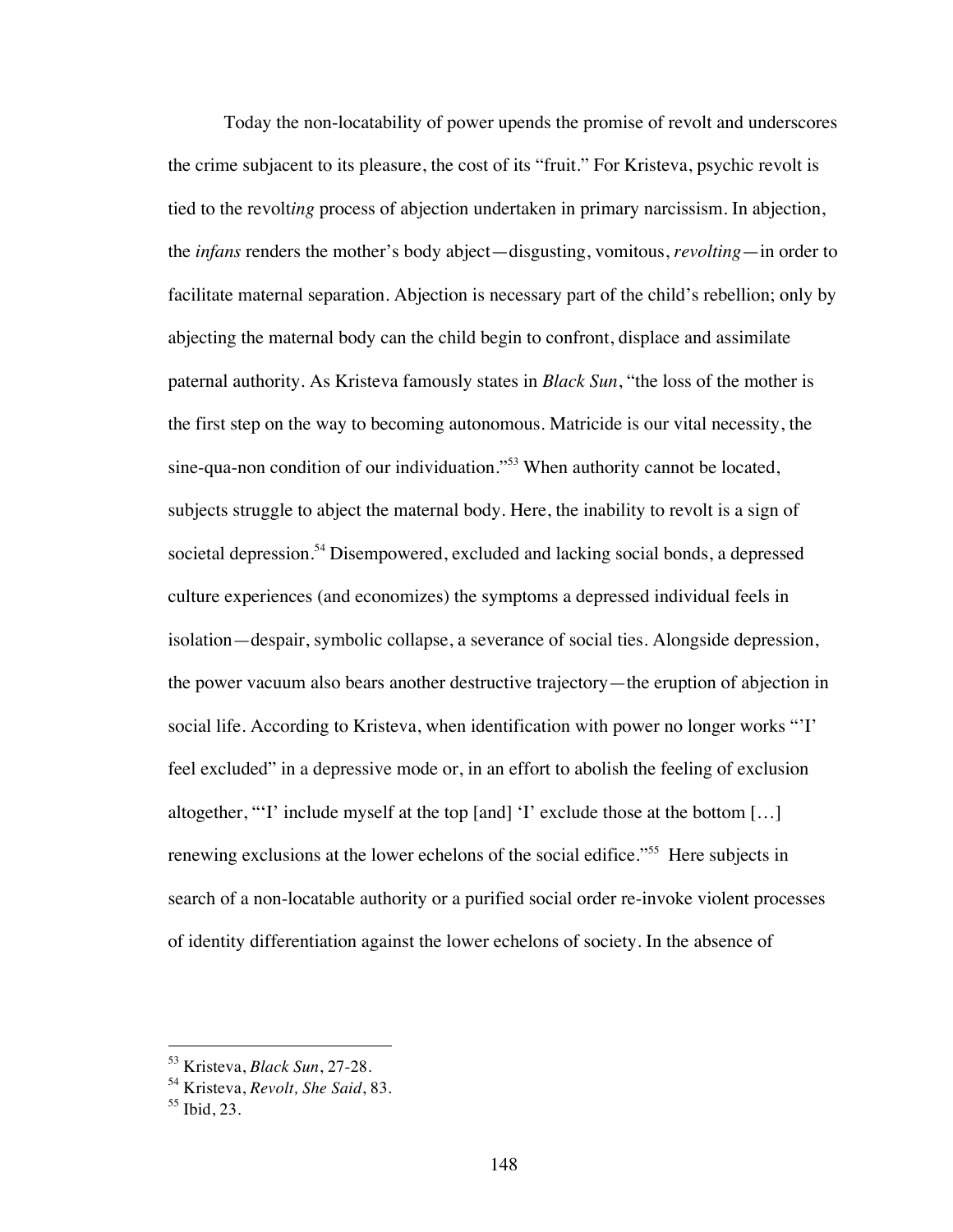Today the non-locatability of power upends the promise of revolt and underscores the crime subjacent to its pleasure, the cost of its "fruit." For Kristeva, psychic revolt is tied to the revolt*ing* process of abjection undertaken in primary narcissism. In abjection, the *infans* renders the mother's body abject—disgusting, vomitous, *revolting*—in order to facilitate maternal separation. Abjection is necessary part of the child's rebellion; only by abjecting the maternal body can the child begin to confront, displace and assimilate paternal authority. As Kristeva famously states in *Black Sun*, "the loss of the mother is the first step on the way to becoming autonomous. Matricide is our vital necessity, the sine-qua-non condition of our individuation."[53] When authority cannot be located, subjects struggle to abject the maternal body. Here, the inability to revolt is a sign of societal depression.[54] Disempowered, excluded and lacking social bonds, a depressed culture experiences (and economizes) the symptoms a depressed individual feels in isolation—despair, symbolic collapse, a severance of social ties. Alongside depression, the power vacuum also bears another destructive trajectory—the eruption of abjection in social life. According to Kristeva, when identification with power no longer works "'I' feel excluded" in a depressive mode or, in an effort to abolish the feeling of exclusion altogether, "'I' include myself at the top [and] 'I' exclude those at the bottom […] renewing exclusions at the lower echelons of the social edifice."[55] Here subjects in search of a non-locatable authority or a purified social order re-invoke violent processes of identity differentiation against the lower echelons of society. In the absence of

[53] Kristeva, *Black Sun*, 27-28.
[54] Kristeva, *Revolt, She Said*, 83.
[55] Ibid, 23.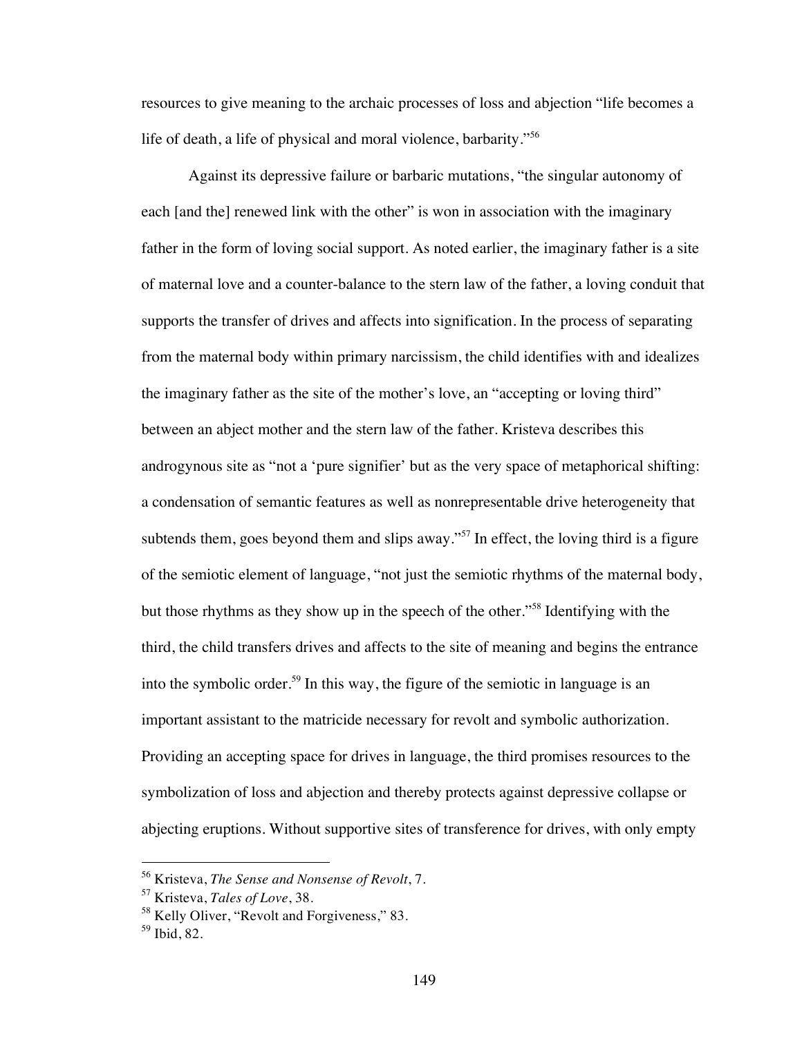resources to give meaning to the archaic processes of loss and abjection "life becomes a life of death, a life of physical and moral violence, barbarity."[56]

Against its depressive failure or barbaric mutations, "the singular autonomy of each [and the] renewed link with the other" is won in association with the imaginary father in the form of loving social support. As noted earlier, the imaginary father is a site of maternal love and a counter-balance to the stern law of the father, a loving conduit that supports the transfer of drives and affects into signification. In the process of separating from the maternal body within primary narcissism, the child identifies with and idealizes the imaginary father as the site of the mother's love, an "accepting or loving third" between an abject mother and the stern law of the father. Kristeva describes this androgynous site as "not a 'pure signifier' but as the very space of metaphorical shifting: a condensation of semantic features as well as nonrepresentable drive heterogeneity that subtends them, goes beyond them and slips away."[57] In effect, the loving third is a figure of the semiotic element of language, "not just the semiotic rhythms of the maternal body, but those rhythms as they show up in the speech of the other."[58] Identifying with the third, the child transfers drives and affects to the site of meaning and begins the entrance into the symbolic order.[59] In this way, the figure of the semiotic in language is an important assistant to the matricide necessary for revolt and symbolic authorization. Providing an accepting space for drives in language, the third promises resources to the symbolization of loss and abjection and thereby protects against depressive collapse or abjecting eruptions. Without supportive sites of transference for drives, with only empty

---

[56] Kristeva, *The Sense and Nonsense of Revolt*, 7.
[57] Kristeva, *Tales of Love*, 38.
[58] Kelly Oliver, "Revolt and Forgiveness," 83.
[59] Ibid, 82.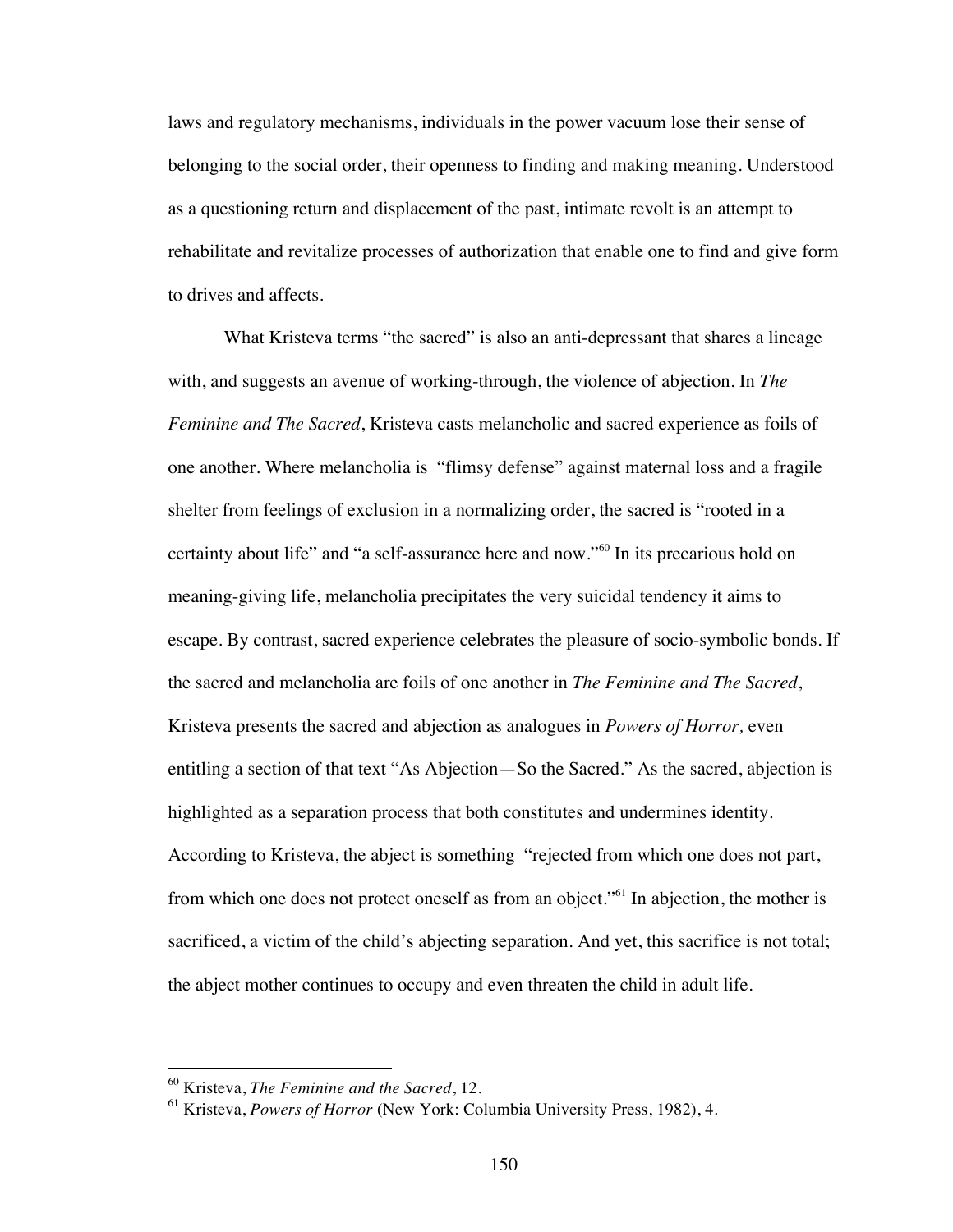laws and regulatory mechanisms, individuals in the power vacuum lose their sense of belonging to the social order, their openness to finding and making meaning. Understood as a questioning return and displacement of the past, intimate revolt is an attempt to rehabilitate and revitalize processes of authorization that enable one to find and give form to drives and affects.

What Kristeva terms "the sacred" is also an anti-depressant that shares a lineage with, and suggests an avenue of working-through, the violence of abjection. In *The Feminine and The Sacred*, Kristeva casts melancholic and sacred experience as foils of one another. Where melancholia is "flimsy defense" against maternal loss and a fragile shelter from feelings of exclusion in a normalizing order, the sacred is "rooted in a certainty about life" and "a self-assurance here and now."[60] In its precarious hold on meaning-giving life, melancholia precipitates the very suicidal tendency it aims to escape. By contrast, sacred experience celebrates the pleasure of socio-symbolic bonds. If the sacred and melancholia are foils of one another in *The Feminine and The Sacred*, Kristeva presents the sacred and abjection as analogues in *Powers of Horror,* even entitling a section of that text "As Abjection—So the Sacred." As the sacred, abjection is highlighted as a separation process that both constitutes and undermines identity. According to Kristeva, the abject is something "rejected from which one does not part, from which one does not protect oneself as from an object."[61] In abjection, the mother is sacrificed, a victim of the child's abjecting separation. And yet, this sacrifice is not total; the abject mother continues to occupy and even threaten the child in adult life.

---

[60] Kristeva, *The Feminine and the Sacred*, 12.

[61] Kristeva, *Powers of Horror* (New York: Columbia University Press, 1982), 4.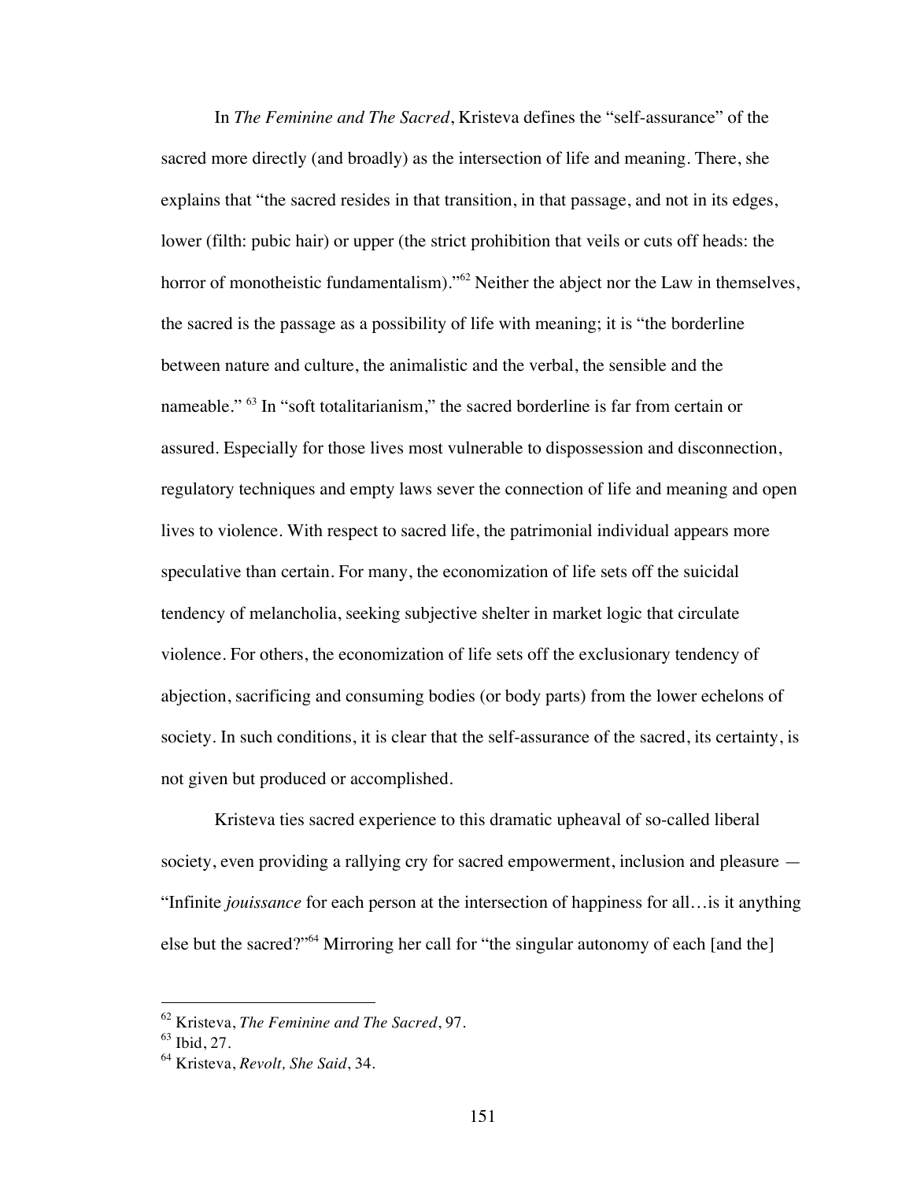In *The Feminine and The Sacred*, Kristeva defines the "self-assurance" of the sacred more directly (and broadly) as the intersection of life and meaning. There, she explains that "the sacred resides in that transition, in that passage, and not in its edges, lower (filth: pubic hair) or upper (the strict prohibition that veils or cuts off heads: the horror of monotheistic fundamentalism)."[62] Neither the abject nor the Law in themselves, the sacred is the passage as a possibility of life with meaning; it is "the borderline between nature and culture, the animalistic and the verbal, the sensible and the nameable." [63] In "soft totalitarianism," the sacred borderline is far from certain or assured. Especially for those lives most vulnerable to dispossession and disconnection, regulatory techniques and empty laws sever the connection of life and meaning and open lives to violence. With respect to sacred life, the patrimonial individual appears more speculative than certain. For many, the economization of life sets off the suicidal tendency of melancholia, seeking subjective shelter in market logic that circulate violence. For others, the economization of life sets off the exclusionary tendency of abjection, sacrificing and consuming bodies (or body parts) from the lower echelons of society. In such conditions, it is clear that the self-assurance of the sacred, its certainty, is not given but produced or accomplished.

Kristeva ties sacred experience to this dramatic upheaval of so-called liberal society, even providing a rallying cry for sacred empowerment, inclusion and pleasure — "Infinite *jouissance* for each person at the intersection of happiness for all…is it anything else but the sacred?"[64] Mirroring her call for "the singular autonomy of each [and the]

---

[62] Kristeva, *The Feminine and The Sacred*, 97.

[63] Ibid, 27.

[64] Kristeva, *Revolt, She Said*, 34.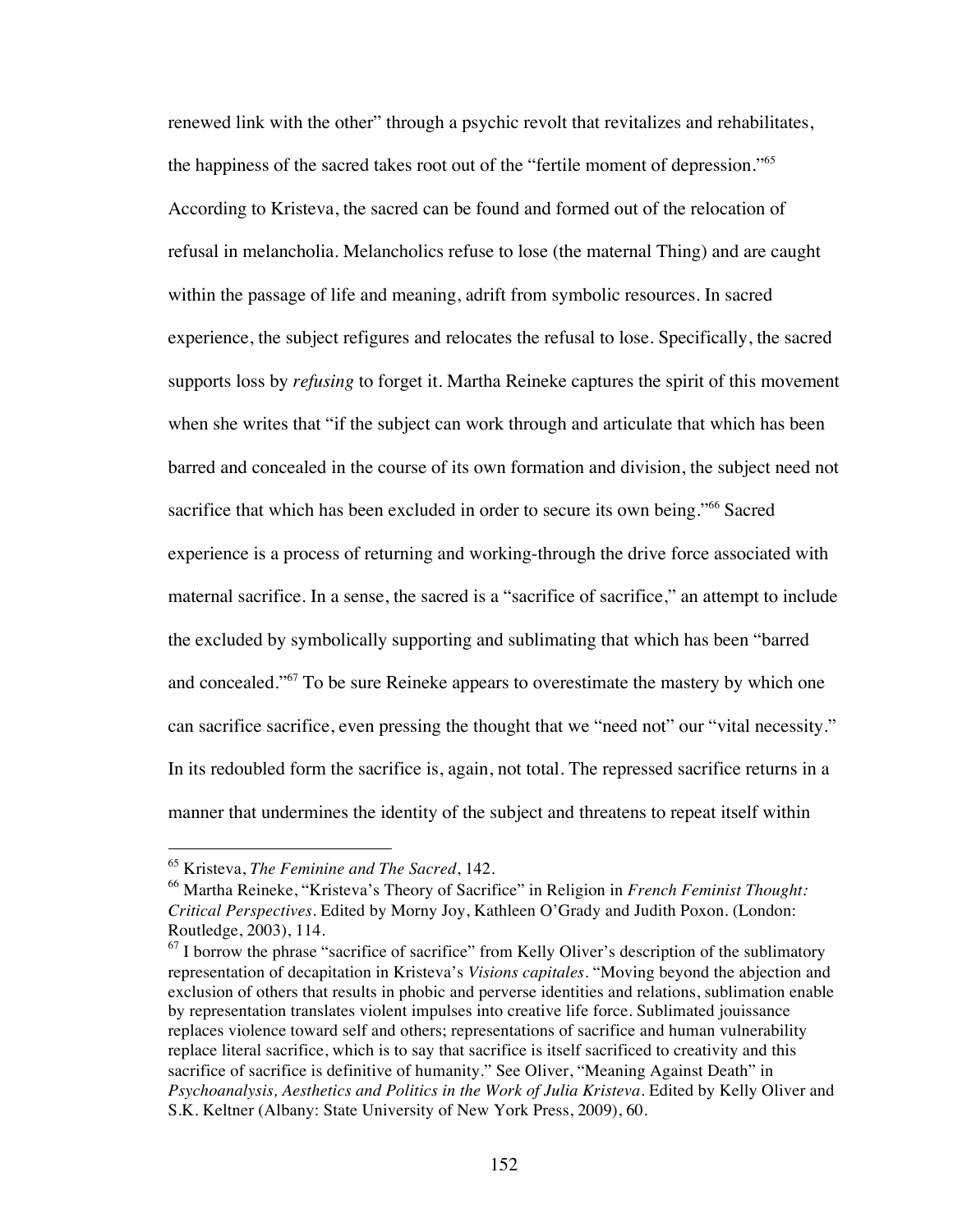renewed link with the other" through a psychic revolt that revitalizes and rehabilitates, the happiness of the sacred takes root out of the "fertile moment of depression."[65] According to Kristeva, the sacred can be found and formed out of the relocation of refusal in melancholia. Melancholics refuse to lose (the maternal Thing) and are caught within the passage of life and meaning, adrift from symbolic resources. In sacred experience, the subject refigures and relocates the refusal to lose. Specifically, the sacred supports loss by *refusing* to forget it. Martha Reineke captures the spirit of this movement when she writes that "if the subject can work through and articulate that which has been barred and concealed in the course of its own formation and division, the subject need not sacrifice that which has been excluded in order to secure its own being."[66] Sacred experience is a process of returning and working-through the drive force associated with maternal sacrifice. In a sense, the sacred is a "sacrifice of sacrifice," an attempt to include the excluded by symbolically supporting and sublimating that which has been "barred and concealed."[67] To be sure Reineke appears to overestimate the mastery by which one can sacrifice sacrifice, even pressing the thought that we "need not" our "vital necessity." In its redoubled form the sacrifice is, again, not total. The repressed sacrifice returns in a manner that undermines the identity of the subject and threatens to repeat itself within

---

[65] Kristeva, *The Feminine and The Sacred*, 142.

[66] Martha Reineke, "Kristeva's Theory of Sacrifice" in Religion in *French Feminist Thought: Critical Perspectives*. Edited by Morny Joy, Kathleen O'Grady and Judith Poxon. (London: Routledge, 2003), 114.

[67] I borrow the phrase "sacrifice of sacrifice" from Kelly Oliver's description of the sublimatory representation of decapitation in Kristeva's *Visions capitales*. "Moving beyond the abjection and exclusion of others that results in phobic and perverse identities and relations, sublimation enable by representation translates violent impulses into creative life force. Sublimated jouissance replaces violence toward self and others; representations of sacrifice and human vulnerability replace literal sacrifice, which is to say that sacrifice is itself sacrificed to creativity and this sacrifice of sacrifice is definitive of humanity." See Oliver, "Meaning Against Death" in *Psychoanalysis, Aesthetics and Politics in the Work of Julia Kristeva*. Edited by Kelly Oliver and S.K. Keltner (Albany: State University of New York Press, 2009), 60.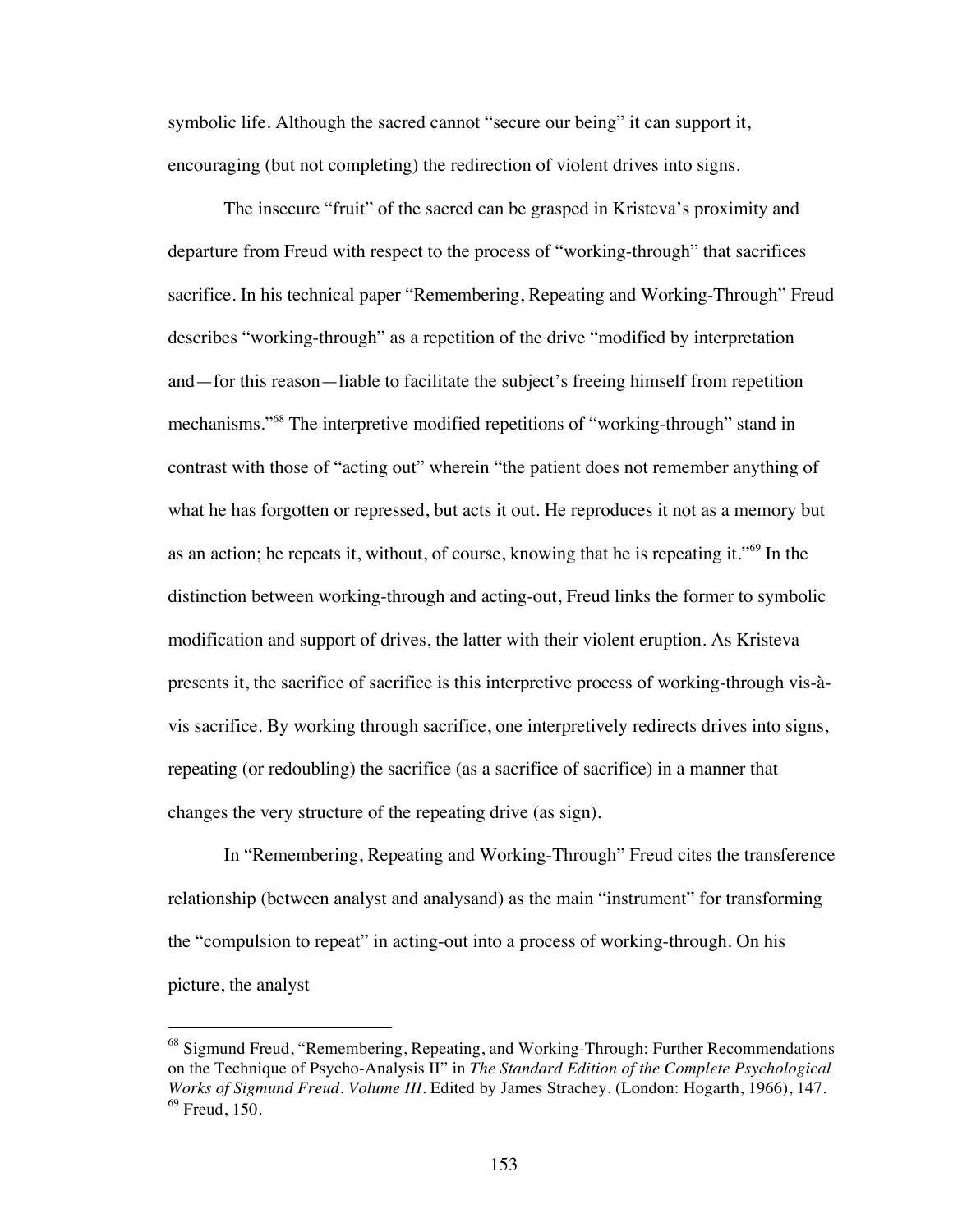symbolic life. Although the sacred cannot "secure our being" it can support it, encouraging (but not completing) the redirection of violent drives into signs.

The insecure "fruit" of the sacred can be grasped in Kristeva's proximity and departure from Freud with respect to the process of "working-through" that sacrifices sacrifice. In his technical paper "Remembering, Repeating and Working-Through" Freud describes "working-through" as a repetition of the drive "modified by interpretation and—for this reason—liable to facilitate the subject's freeing himself from repetition mechanisms."[68] The interpretive modified repetitions of "working-through" stand in contrast with those of "acting out" wherein "the patient does not remember anything of what he has forgotten or repressed, but acts it out. He reproduces it not as a memory but as an action; he repeats it, without, of course, knowing that he is repeating it."[69] In the distinction between working-through and acting-out, Freud links the former to symbolic modification and support of drives, the latter with their violent eruption. As Kristeva presents it, the sacrifice of sacrifice is this interpretive process of working-through vis-à-vis sacrifice. By working through sacrifice, one interpretively redirects drives into signs, repeating (or redoubling) the sacrifice (as a sacrifice of sacrifice) in a manner that changes the very structure of the repeating drive (as sign).

In "Remembering, Repeating and Working-Through" Freud cites the transference relationship (between analyst and analysand) as the main "instrument" for transforming the "compulsion to repeat" in acting-out into a process of working-through. On his picture, the analyst

---

[68] Sigmund Freud, "Remembering, Repeating, and Working-Through: Further Recommendations on the Technique of Psycho-Analysis II" in *The Standard Edition of the Complete Psychological Works of Sigmund Freud. Volume III*. Edited by James Strachey. (London: Hogarth, 1966), 147.
[69] Freud, 150.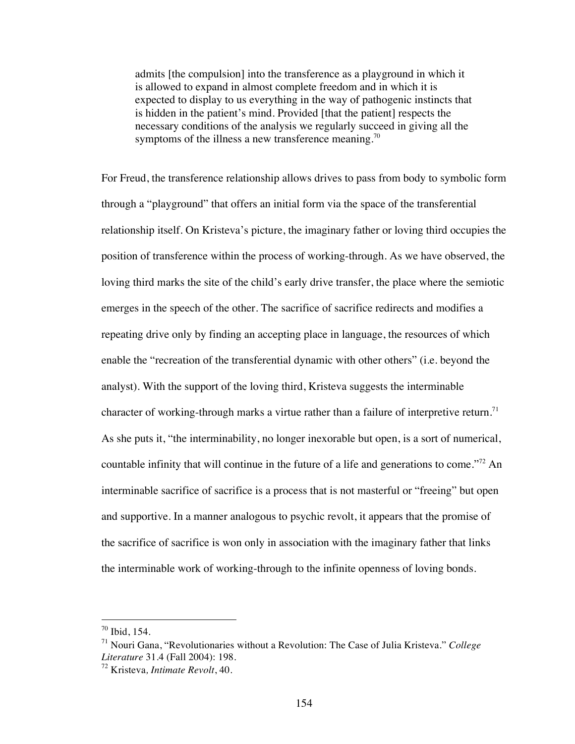> admits [the compulsion] into the transference as a playground in which it is allowed to expand in almost complete freedom and in which it is expected to display to us everything in the way of pathogenic instincts that is hidden in the patient's mind. Provided [that the patient] respects the necessary conditions of the analysis we regularly succeed in giving all the symptoms of the illness a new transference meaning.[70]

For Freud, the transference relationship allows drives to pass from body to symbolic form through a "playground" that offers an initial form via the space of the transferential relationship itself. On Kristeva's picture, the imaginary father or loving third occupies the position of transference within the process of working-through. As we have observed, the loving third marks the site of the child's early drive transfer, the place where the semiotic emerges in the speech of the other. The sacrifice of sacrifice redirects and modifies a repeating drive only by finding an accepting place in language, the resources of which enable the "recreation of the transferential dynamic with other others" (i.e. beyond the analyst). With the support of the loving third, Kristeva suggests the interminable character of working-through marks a virtue rather than a failure of interpretive return.[71] As she puts it, "the interminability, no longer inexorable but open, is a sort of numerical, countable infinity that will continue in the future of a life and generations to come."[72] An interminable sacrifice of sacrifice is a process that is not masterful or "freeing" but open and supportive. In a manner analogous to psychic revolt, it appears that the promise of the sacrifice of sacrifice is won only in association with the imaginary father that links the interminable work of working-through to the infinite openness of loving bonds.

---

[70] Ibid, 154.

[71] Nouri Gana, "Revolutionaries without a Revolution: The Case of Julia Kristeva." *College Literature* 31.4 (Fall 2004): 198.

[72] Kristeva, *Intimate Revolt*, 40.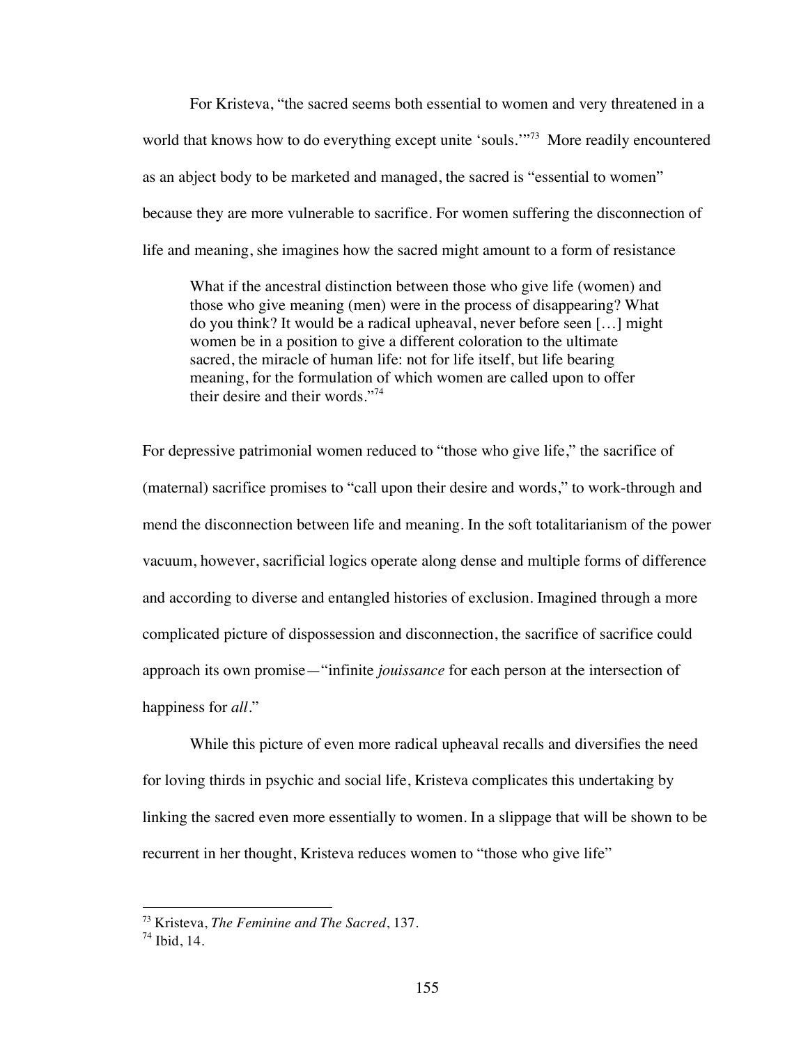For Kristeva, "the sacred seems both essential to women and very threatened in a world that knows how to do everything except unite 'souls.'"[73] More readily encountered as an abject body to be marketed and managed, the sacred is "essential to women" because they are more vulnerable to sacrifice. For women suffering the disconnection of life and meaning, she imagines how the sacred might amount to a form of resistance

> What if the ancestral distinction between those who give life (women) and those who give meaning (men) were in the process of disappearing? What do you think? It would be a radical upheaval, never before seen […] might women be in a position to give a different coloration to the ultimate sacred, the miracle of human life: not for life itself, but life bearing meaning, for the formulation of which women are called upon to offer their desire and their words."[74]

For depressive patrimonial women reduced to "those who give life," the sacrifice of (maternal) sacrifice promises to "call upon their desire and words," to work-through and mend the disconnection between life and meaning. In the soft totalitarianism of the power vacuum, however, sacrificial logics operate along dense and multiple forms of difference and according to diverse and entangled histories of exclusion. Imagined through a more complicated picture of dispossession and disconnection, the sacrifice of sacrifice could approach its own promise—"infinite *jouissance* for each person at the intersection of happiness for *all*."

While this picture of even more radical upheaval recalls and diversifies the need for loving thirds in psychic and social life, Kristeva complicates this undertaking by linking the sacred even more essentially to women. In a slippage that will be shown to be recurrent in her thought, Kristeva reduces women to "those who give life"

---

[73] Kristeva, *The Feminine and The Sacred*, 137.

[74] Ibid, 14.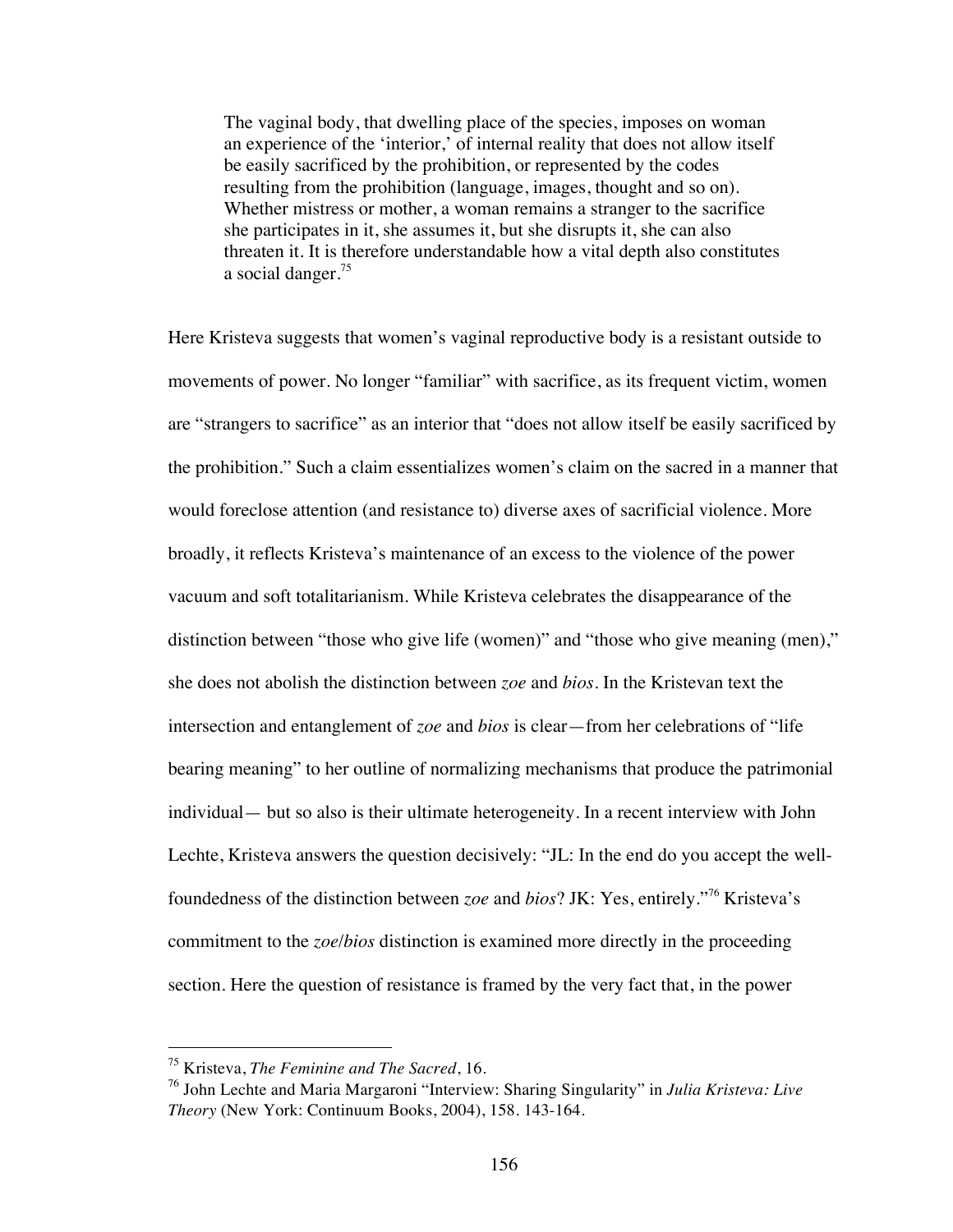> The vaginal body, that dwelling place of the species, imposes on woman an experience of the 'interior,' of internal reality that does not allow itself be easily sacrificed by the prohibition, or represented by the codes resulting from the prohibition (language, images, thought and so on). Whether mistress or mother, a woman remains a stranger to the sacrifice she participates in it, she assumes it, but she disrupts it, she can also threaten it. It is therefore understandable how a vital depth also constitutes a social danger.[75]

Here Kristeva suggests that women's vaginal reproductive body is a resistant outside to movements of power. No longer "familiar" with sacrifice, as its frequent victim, women are "strangers to sacrifice" as an interior that "does not allow itself be easily sacrificed by the prohibition." Such a claim essentializes women's claim on the sacred in a manner that would foreclose attention (and resistance to) diverse axes of sacrificial violence. More broadly, it reflects Kristeva's maintenance of an excess to the violence of the power vacuum and soft totalitarianism. While Kristeva celebrates the disappearance of the distinction between "those who give life (women)" and "those who give meaning (men)," she does not abolish the distinction between *zoe* and *bios*. In the Kristevan text the intersection and entanglement of *zoe* and *bios* is clear—from her celebrations of "life bearing meaning" to her outline of normalizing mechanisms that produce the patrimonial individual— but so also is their ultimate heterogeneity. In a recent interview with John Lechte, Kristeva answers the question decisively: "JL: In the end do you accept the well-foundedness of the distinction between *zoe* and *bios*? JK: Yes, entirely."[76] Kristeva's commitment to the *zoe*/*bios* distinction is examined more directly in the proceeding section. Here the question of resistance is framed by the very fact that, in the power

---

[75] Kristeva, *The Feminine and The Sacred*, 16.

[76] John Lechte and Maria Margaroni "Interview: Sharing Singularity" in *Julia Kristeva: Live Theory* (New York: Continuum Books, 2004), 158. 143-164.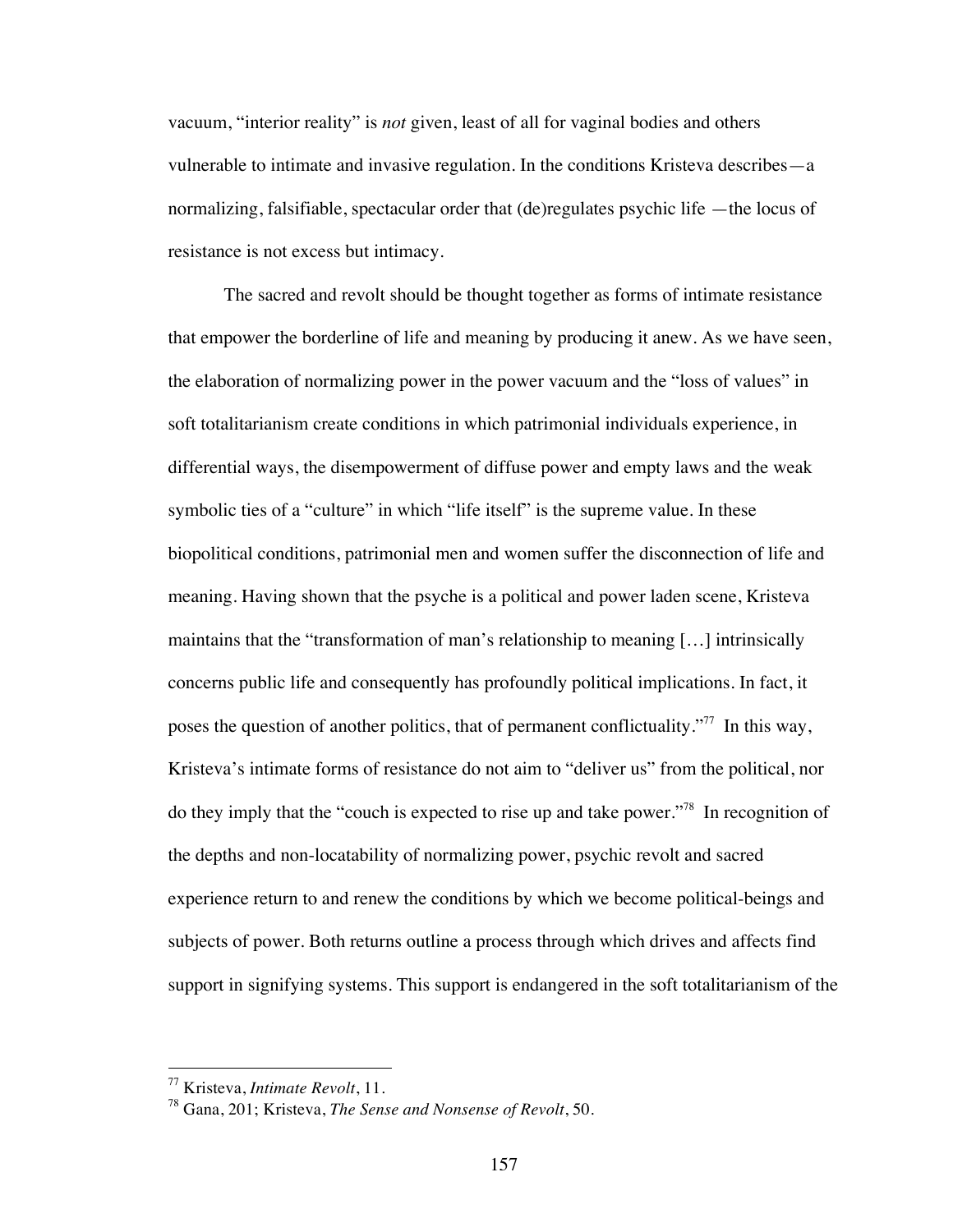vacuum, "interior reality" is *not* given, least of all for vaginal bodies and others vulnerable to intimate and invasive regulation. In the conditions Kristeva describes—a normalizing, falsifiable, spectacular order that (de)regulates psychic life —the locus of resistance is not excess but intimacy.

The sacred and revolt should be thought together as forms of intimate resistance that empower the borderline of life and meaning by producing it anew. As we have seen, the elaboration of normalizing power in the power vacuum and the "loss of values" in soft totalitarianism create conditions in which patrimonial individuals experience, in differential ways, the disempowerment of diffuse power and empty laws and the weak symbolic ties of a "culture" in which "life itself" is the supreme value. In these biopolitical conditions, patrimonial men and women suffer the disconnection of life and meaning. Having shown that the psyche is a political and power laden scene, Kristeva maintains that the "transformation of man's relationship to meaning […] intrinsically concerns public life and consequently has profoundly political implications. In fact, it poses the question of another politics, that of permanent conflictuality."[77] In this way, Kristeva's intimate forms of resistance do not aim to "deliver us" from the political, nor do they imply that the "couch is expected to rise up and take power."[78] In recognition of the depths and non-locatability of normalizing power, psychic revolt and sacred experience return to and renew the conditions by which we become political-beings and subjects of power. Both returns outline a process through which drives and affects find support in signifying systems. This support is endangered in the soft totalitarianism of the

---

[77] Kristeva, *Intimate Revolt*, 11.

[78] Gana, 201; Kristeva, *The Sense and Nonsense of Revolt*, 50.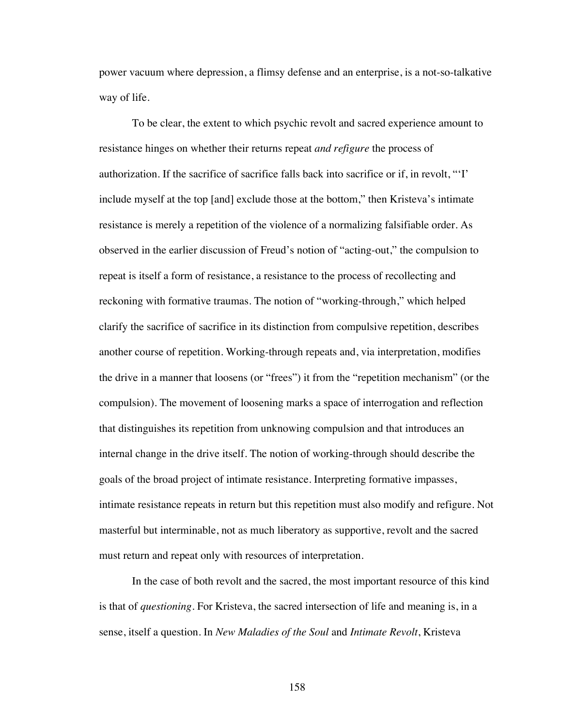power vacuum where depression, a flimsy defense and an enterprise, is a not-so-talkative way of life.

To be clear, the extent to which psychic revolt and sacred experience amount to resistance hinges on whether their returns repeat *and refigure* the process of authorization. If the sacrifice of sacrifice falls back into sacrifice or if, in revolt, "'I' include myself at the top [and] exclude those at the bottom," then Kristeva's intimate resistance is merely a repetition of the violence of a normalizing falsifiable order. As observed in the earlier discussion of Freud's notion of "acting-out," the compulsion to repeat is itself a form of resistance, a resistance to the process of recollecting and reckoning with formative traumas. The notion of "working-through," which helped clarify the sacrifice of sacrifice in its distinction from compulsive repetition, describes another course of repetition. Working-through repeats and, via interpretation, modifies the drive in a manner that loosens (or "frees") it from the "repetition mechanism" (or the compulsion). The movement of loosening marks a space of interrogation and reflection that distinguishes its repetition from unknowing compulsion and that introduces an internal change in the drive itself. The notion of working-through should describe the goals of the broad project of intimate resistance. Interpreting formative impasses, intimate resistance repeats in return but this repetition must also modify and refigure. Not masterful but interminable, not as much liberatory as supportive, revolt and the sacred must return and repeat only with resources of interpretation.

In the case of both revolt and the sacred, the most important resource of this kind is that of *questioning*. For Kristeva, the sacred intersection of life and meaning is, in a sense, itself a question. In *New Maladies of the Soul* and *Intimate Revolt*, Kristeva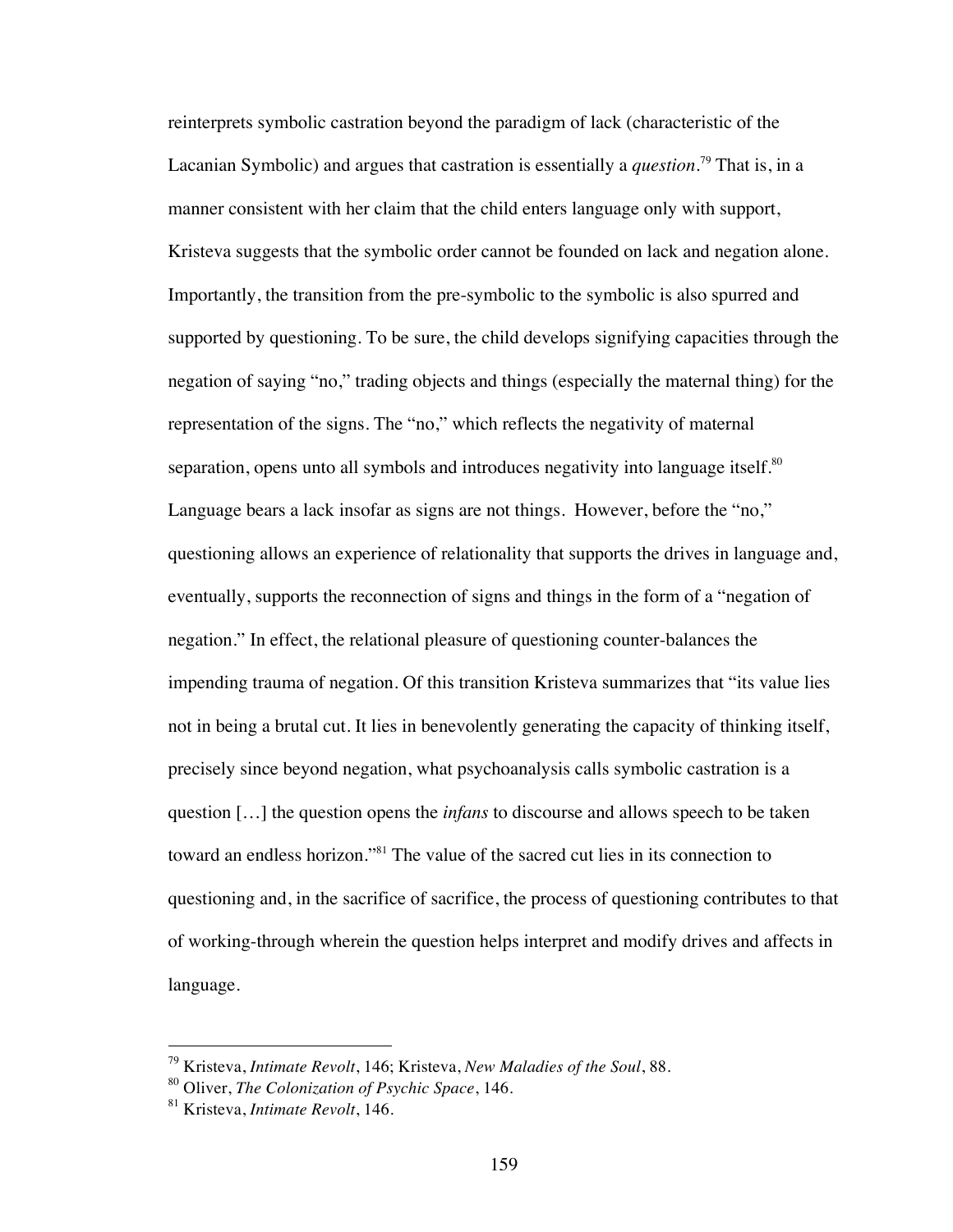reinterprets symbolic castration beyond the paradigm of lack (characteristic of the Lacanian Symbolic) and argues that castration is essentially a *question*.[79] That is, in a manner consistent with her claim that the child enters language only with support, Kristeva suggests that the symbolic order cannot be founded on lack and negation alone. Importantly, the transition from the pre-symbolic to the symbolic is also spurred and supported by questioning. To be sure, the child develops signifying capacities through the negation of saying "no," trading objects and things (especially the maternal thing) for the representation of the signs. The "no," which reflects the negativity of maternal separation, opens unto all symbols and introduces negativity into language itself.[80] Language bears a lack insofar as signs are not things. However, before the "no," questioning allows an experience of relationality that supports the drives in language and, eventually, supports the reconnection of signs and things in the form of a "negation of negation." In effect, the relational pleasure of questioning counter-balances the impending trauma of negation. Of this transition Kristeva summarizes that "its value lies not in being a brutal cut. It lies in benevolently generating the capacity of thinking itself, precisely since beyond negation, what psychoanalysis calls symbolic castration is a question […] the question opens the *infans* to discourse and allows speech to be taken toward an endless horizon."[81] The value of the sacred cut lies in its connection to questioning and, in the sacrifice of sacrifice, the process of questioning contributes to that of working-through wherein the question helps interpret and modify drives and affects in language.

---

[79] Kristeva, *Intimate Revolt*, 146; Kristeva, *New Maladies of the Soul*, 88.

[80] Oliver, *The Colonization of Psychic Space*, 146.

[81] Kristeva, *Intimate Revolt*, 146.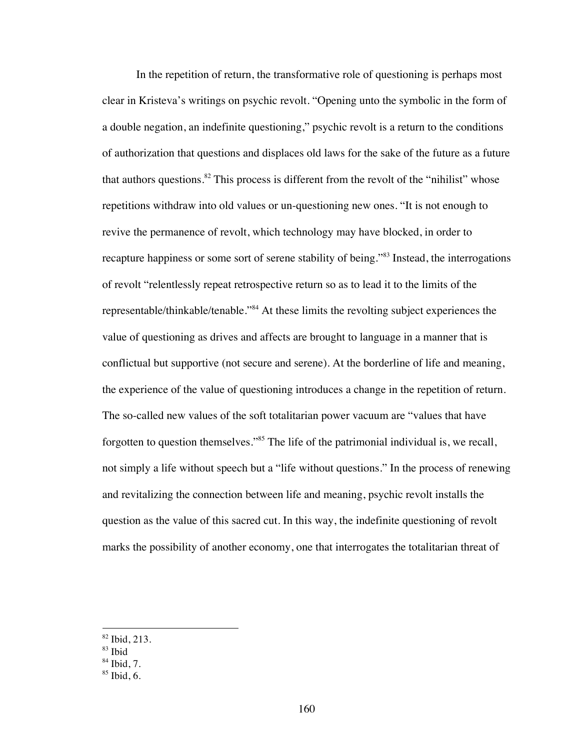In the repetition of return, the transformative role of questioning is perhaps most clear in Kristeva's writings on psychic revolt. "Opening unto the symbolic in the form of a double negation, an indefinite questioning," psychic revolt is a return to the conditions of authorization that questions and displaces old laws for the sake of the future as a future that authors questions.[82] This process is different from the revolt of the "nihilist" whose repetitions withdraw into old values or un-questioning new ones. "It is not enough to revive the permanence of revolt, which technology may have blocked, in order to recapture happiness or some sort of serene stability of being."[83] Instead, the interrogations of revolt "relentlessly repeat retrospective return so as to lead it to the limits of the representable/thinkable/tenable."[84] At these limits the revolting subject experiences the value of questioning as drives and affects are brought to language in a manner that is conflictual but supportive (not secure and serene). At the borderline of life and meaning, the experience of the value of questioning introduces a change in the repetition of return. The so-called new values of the soft totalitarian power vacuum are "values that have forgotten to question themselves."[85] The life of the patrimonial individual is, we recall, not simply a life without speech but a "life without questions." In the process of renewing and revitalizing the connection between life and meaning, psychic revolt installs the question as the value of this sacred cut. In this way, the indefinite questioning of revolt marks the possibility of another economy, one that interrogates the totalitarian threat of

---

[82] Ibid, 213.

[83] Ibid

[84] Ibid, 7.

[85] Ibid, 6.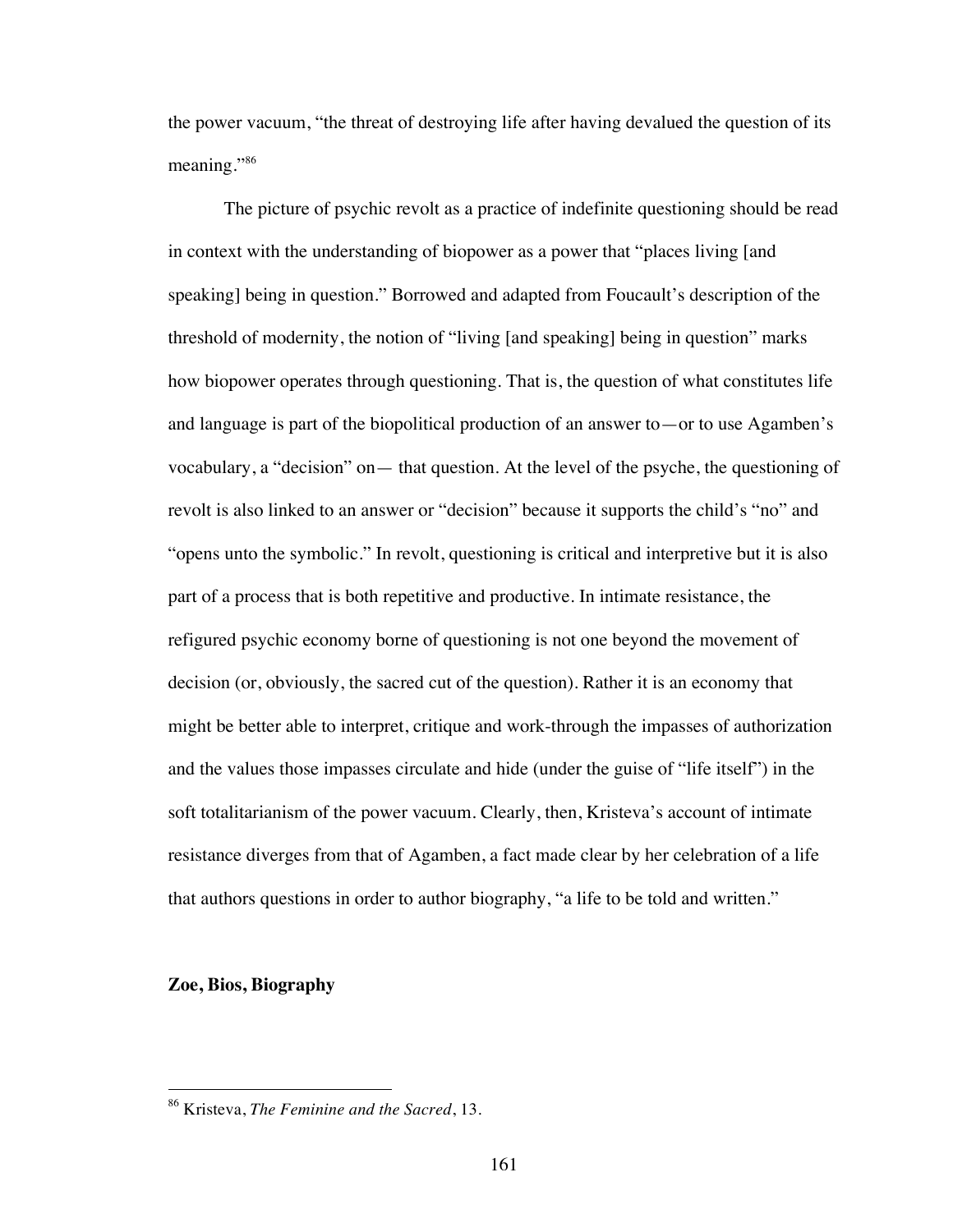the power vacuum, "the threat of destroying life after having devalued the question of its meaning."[86]

The picture of psychic revolt as a practice of indefinite questioning should be read in context with the understanding of biopower as a power that "places living [and speaking] being in question." Borrowed and adapted from Foucault's description of the threshold of modernity, the notion of "living [and speaking] being in question" marks how biopower operates through questioning. That is, the question of what constitutes life and language is part of the biopolitical production of an answer to—or to use Agamben's vocabulary, a "decision" on— that question. At the level of the psyche, the questioning of revolt is also linked to an answer or "decision" because it supports the child's "no" and "opens unto the symbolic." In revolt, questioning is critical and interpretive but it is also part of a process that is both repetitive and productive. In intimate resistance, the refigured psychic economy borne of questioning is not one beyond the movement of decision (or, obviously, the sacred cut of the question). Rather it is an economy that might be better able to interpret, critique and work-through the impasses of authorization and the values those impasses circulate and hide (under the guise of "life itself") in the soft totalitarianism of the power vacuum. Clearly, then, Kristeva's account of intimate resistance diverges from that of Agamben, a fact made clear by her celebration of a life that authors questions in order to author biography, "a life to be told and written."

## Zoe, Bios, Biography

---

[86] Kristeva, *The Feminine and the Sacred*, 13.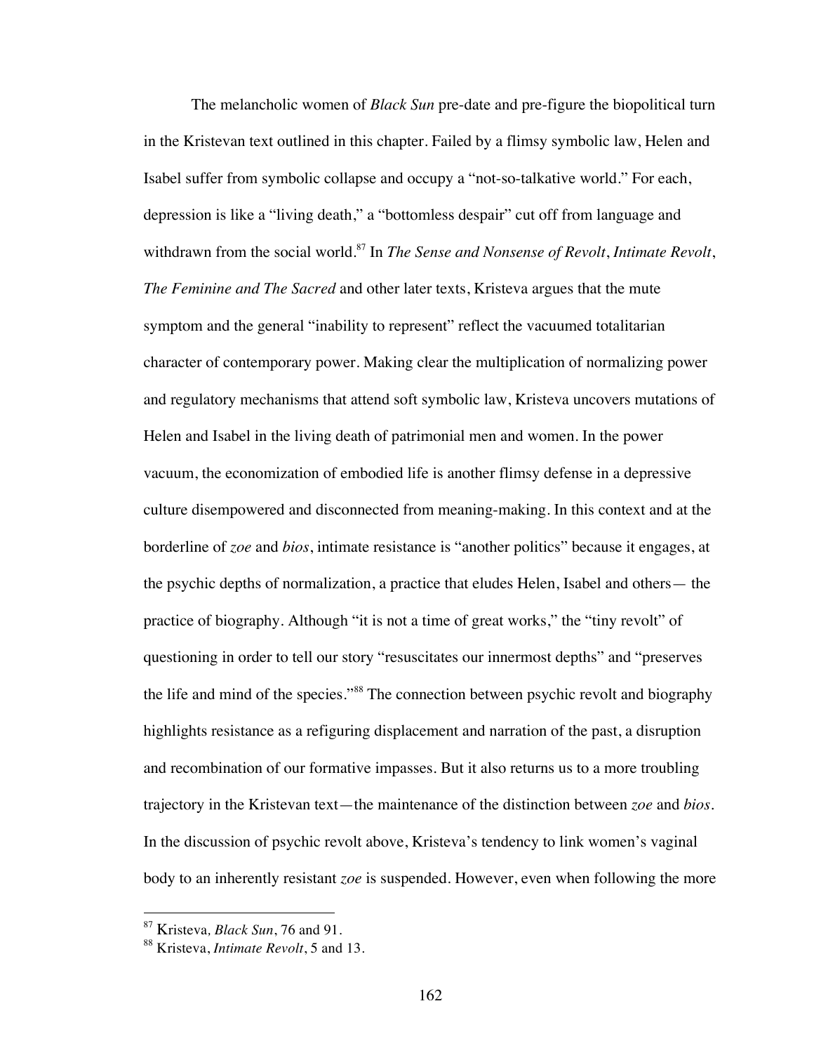The melancholic women of *Black Sun* pre-date and pre-figure the biopolitical turn in the Kristevan text outlined in this chapter. Failed by a flimsy symbolic law, Helen and Isabel suffer from symbolic collapse and occupy a "not-so-talkative world." For each, depression is like a "living death," a "bottomless despair" cut off from language and withdrawn from the social world.[87] In *The Sense and Nonsense of Revolt*, *Intimate Revolt*, *The Feminine and The Sacred* and other later texts, Kristeva argues that the mute symptom and the general "inability to represent" reflect the vacuumed totalitarian character of contemporary power. Making clear the multiplication of normalizing power and regulatory mechanisms that attend soft symbolic law, Kristeva uncovers mutations of Helen and Isabel in the living death of patrimonial men and women. In the power vacuum, the economization of embodied life is another flimsy defense in a depressive culture disempowered and disconnected from meaning-making. In this context and at the borderline of *zoe* and *bios*, intimate resistance is "another politics" because it engages, at the psychic depths of normalization, a practice that eludes Helen, Isabel and others— the practice of biography. Although "it is not a time of great works," the "tiny revolt" of questioning in order to tell our story "resuscitates our innermost depths" and "preserves the life and mind of the species."[88] The connection between psychic revolt and biography highlights resistance as a refiguring displacement and narration of the past, a disruption and recombination of our formative impasses. But it also returns us to a more troubling trajectory in the Kristevan text—the maintenance of the distinction between *zoe* and *bios*. In the discussion of psychic revolt above, Kristeva's tendency to link women's vaginal body to an inherently resistant *zoe* is suspended. However, even when following the more

---

[87] Kristeva, *Black Sun*, 76 and 91.

[88] Kristeva, *Intimate Revolt*, 5 and 13.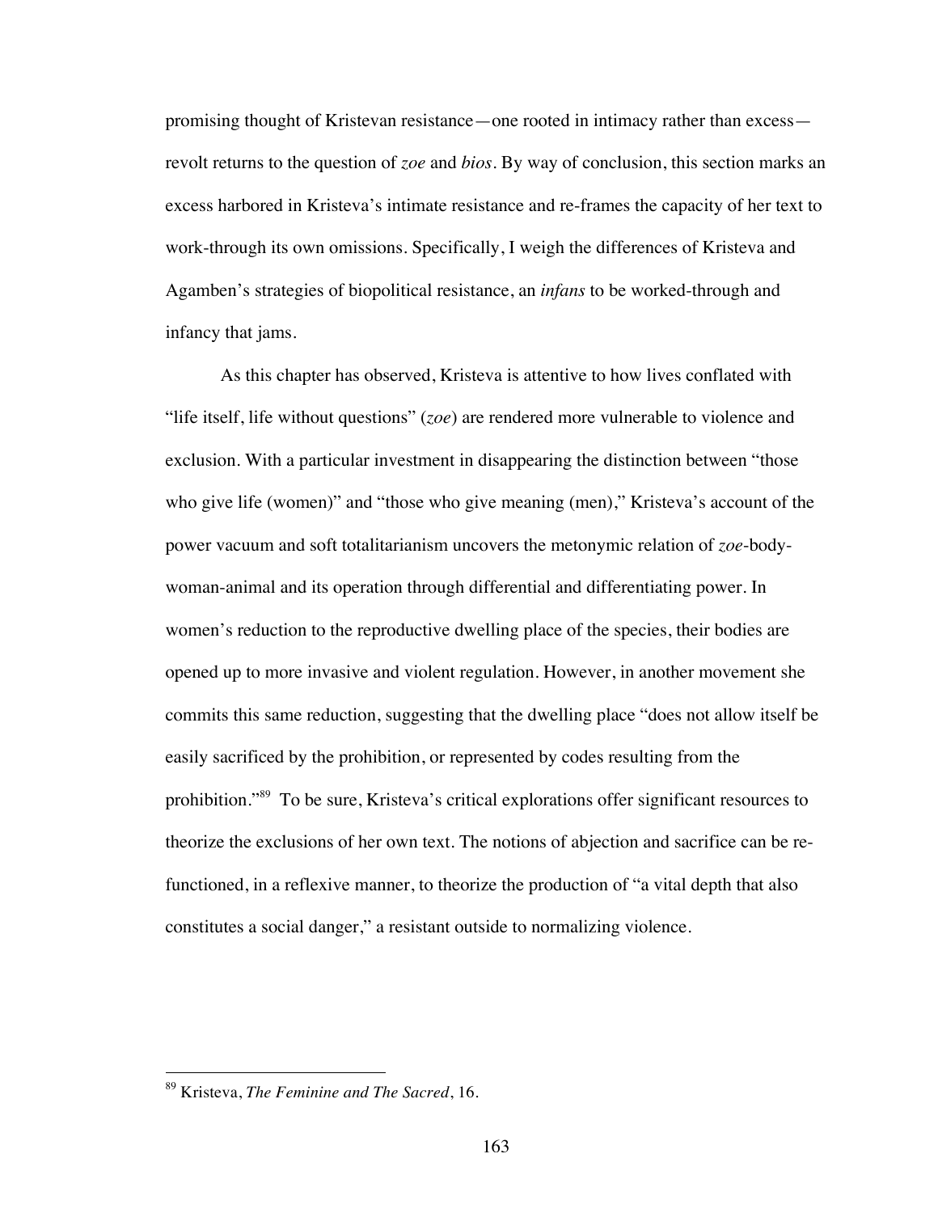promising thought of Kristevan resistance—one rooted in intimacy rather than excess—revolt returns to the question of *zoe* and *bios*. By way of conclusion, this section marks an excess harbored in Kristeva's intimate resistance and re-frames the capacity of her text to work-through its own omissions. Specifically, I weigh the differences of Kristeva and Agamben's strategies of biopolitical resistance, an *infans* to be worked-through and infancy that jams.

As this chapter has observed, Kristeva is attentive to how lives conflated with "life itself, life without questions" (*zoe*) are rendered more vulnerable to violence and exclusion. With a particular investment in disappearing the distinction between "those who give life (women)" and "those who give meaning (men)," Kristeva's account of the power vacuum and soft totalitarianism uncovers the metonymic relation of *zoe*-body-woman-animal and its operation through differential and differentiating power. In women's reduction to the reproductive dwelling place of the species, their bodies are opened up to more invasive and violent regulation. However, in another movement she commits this same reduction, suggesting that the dwelling place "does not allow itself be easily sacrificed by the prohibition, or represented by codes resulting from the prohibition."[89] To be sure, Kristeva's critical explorations offer significant resources to theorize the exclusions of her own text. The notions of abjection and sacrifice can be re-functioned, in a reflexive manner, to theorize the production of "a vital depth that also constitutes a social danger," a resistant outside to normalizing violence.

---

[89] Kristeva, *The Feminine and The Sacred*, 16.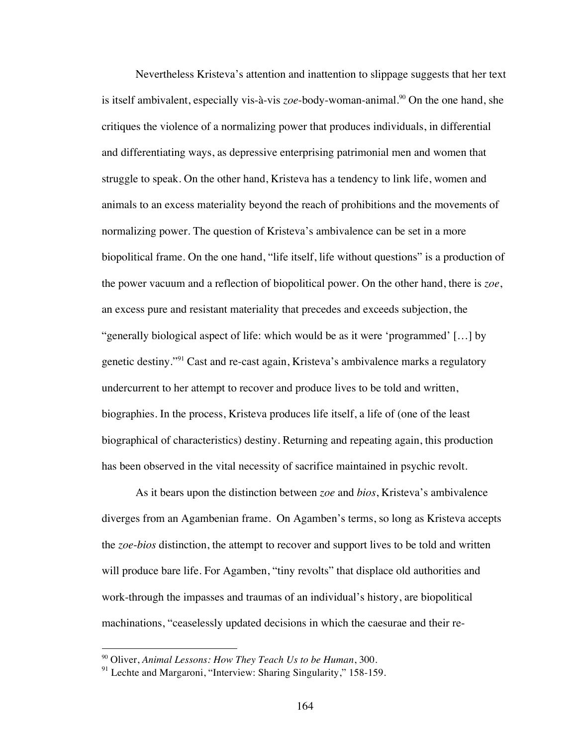Nevertheless Kristeva's attention and inattention to slippage suggests that her text is itself ambivalent, especially vis-à-vis *zoe*-body-woman-animal.[90] On the one hand, she critiques the violence of a normalizing power that produces individuals, in differential and differentiating ways, as depressive enterprising patrimonial men and women that struggle to speak. On the other hand, Kristeva has a tendency to link life, women and animals to an excess materiality beyond the reach of prohibitions and the movements of normalizing power. The question of Kristeva's ambivalence can be set in a more biopolitical frame. On the one hand, "life itself, life without questions" is a production of the power vacuum and a reflection of biopolitical power. On the other hand, there is *zoe*, an excess pure and resistant materiality that precedes and exceeds subjection, the "generally biological aspect of life: which would be as it were 'programmed' […] by genetic destiny."[91] Cast and re-cast again, Kristeva's ambivalence marks a regulatory undercurrent to her attempt to recover and produce lives to be told and written, biographies. In the process, Kristeva produces life itself, a life of (one of the least biographical of characteristics) destiny. Returning and repeating again, this production has been observed in the vital necessity of sacrifice maintained in psychic revolt.

As it bears upon the distinction between *zoe* and *bios*, Kristeva's ambivalence diverges from an Agambenian frame. On Agamben's terms, so long as Kristeva accepts the *zoe-bios* distinction, the attempt to recover and support lives to be told and written will produce bare life. For Agamben, "tiny revolts" that displace old authorities and work-through the impasses and traumas of an individual's history, are biopolitical machinations, "ceaselessly updated decisions in which the caesurae and their re-

[90] Oliver, *Animal Lessons: How They Teach Us to be Human*, 300.

[91] Lechte and Margaroni, "Interview: Sharing Singularity," 158-159.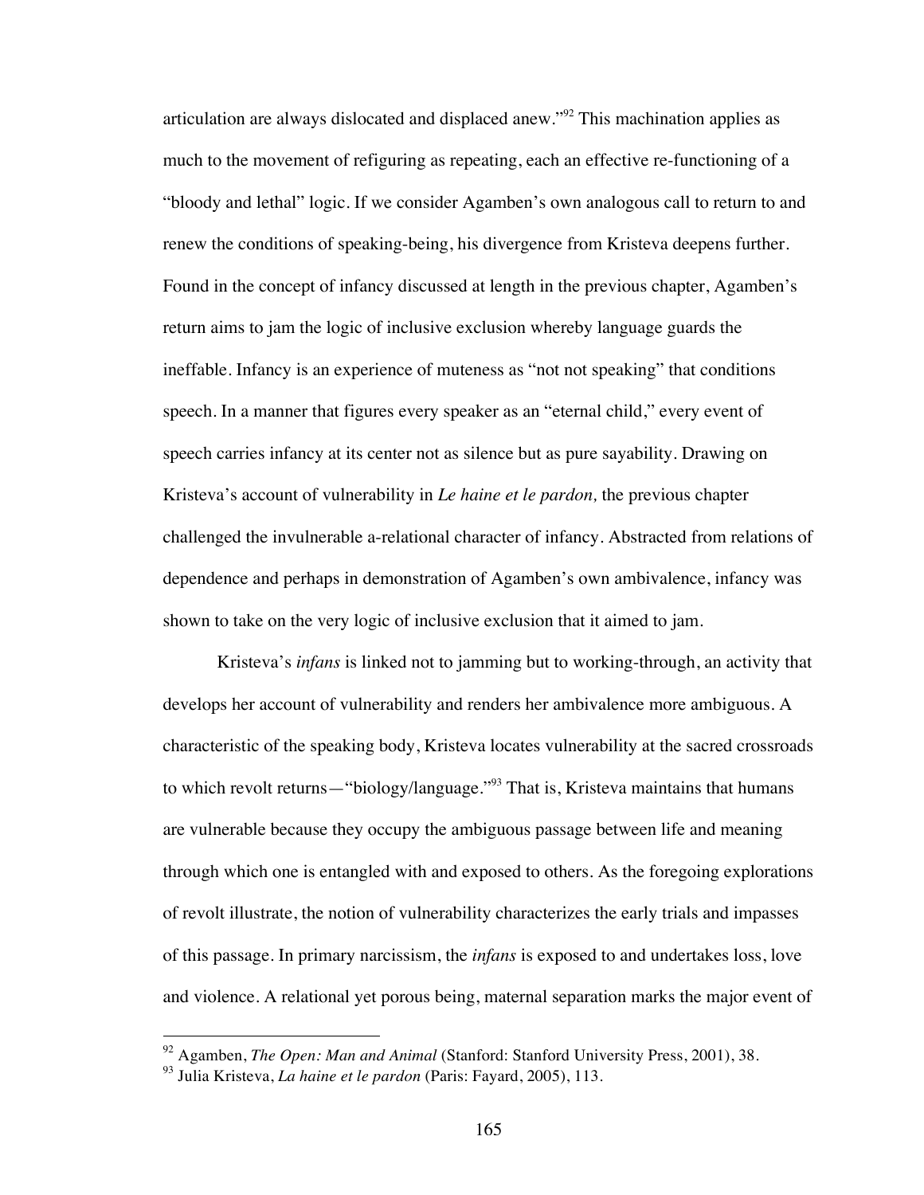articulation are always dislocated and displaced anew."[92] This machination applies as much to the movement of refiguring as repeating, each an effective re-functioning of a "bloody and lethal" logic. If we consider Agamben's own analogous call to return to and renew the conditions of speaking-being, his divergence from Kristeva deepens further. Found in the concept of infancy discussed at length in the previous chapter, Agamben's return aims to jam the logic of inclusive exclusion whereby language guards the ineffable. Infancy is an experience of muteness as "not not speaking" that conditions speech. In a manner that figures every speaker as an "eternal child," every event of speech carries infancy at its center not as silence but as pure sayability. Drawing on Kristeva's account of vulnerability in *Le haine et le pardon,* the previous chapter challenged the invulnerable a-relational character of infancy. Abstracted from relations of dependence and perhaps in demonstration of Agamben's own ambivalence, infancy was shown to take on the very logic of inclusive exclusion that it aimed to jam.

Kristeva's *infans* is linked not to jamming but to working-through, an activity that develops her account of vulnerability and renders her ambivalence more ambiguous. A characteristic of the speaking body, Kristeva locates vulnerability at the sacred crossroads to which revolt returns—"biology/language."[93] That is, Kristeva maintains that humans are vulnerable because they occupy the ambiguous passage between life and meaning through which one is entangled with and exposed to others. As the foregoing explorations of revolt illustrate, the notion of vulnerability characterizes the early trials and impasses of this passage. In primary narcissism, the *infans* is exposed to and undertakes loss, love and violence. A relational yet porous being, maternal separation marks the major event of

---

[92] Agamben, *The Open: Man and Animal* (Stanford: Stanford University Press, 2001), 38.

[93] Julia Kristeva, *La haine et le pardon* (Paris: Fayard, 2005), 113.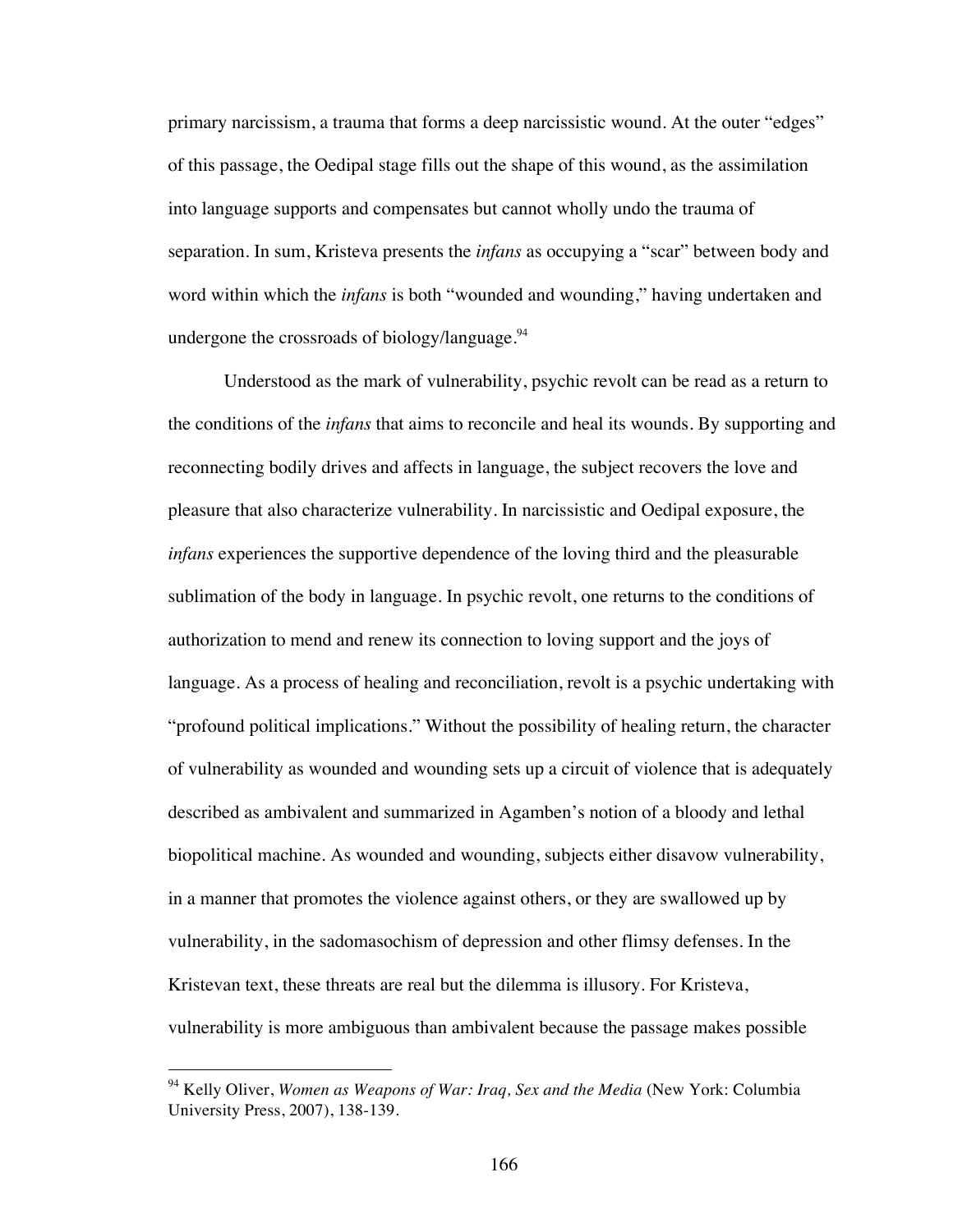primary narcissism, a trauma that forms a deep narcissistic wound. At the outer "edges" of this passage, the Oedipal stage fills out the shape of this wound, as the assimilation into language supports and compensates but cannot wholly undo the trauma of separation. In sum, Kristeva presents the *infans* as occupying a "scar" between body and word within which the *infans* is both "wounded and wounding," having undertaken and undergone the crossroads of biology/language.[94]

Understood as the mark of vulnerability, psychic revolt can be read as a return to the conditions of the *infans* that aims to reconcile and heal its wounds. By supporting and reconnecting bodily drives and affects in language, the subject recovers the love and pleasure that also characterize vulnerability. In narcissistic and Oedipal exposure, the *infans* experiences the supportive dependence of the loving third and the pleasurable sublimation of the body in language. In psychic revolt, one returns to the conditions of authorization to mend and renew its connection to loving support and the joys of language. As a process of healing and reconciliation, revolt is a psychic undertaking with "profound political implications." Without the possibility of healing return, the character of vulnerability as wounded and wounding sets up a circuit of violence that is adequately described as ambivalent and summarized in Agamben's notion of a bloody and lethal biopolitical machine. As wounded and wounding, subjects either disavow vulnerability, in a manner that promotes the violence against others, or they are swallowed up by vulnerability, in the sadomasochism of depression and other flimsy defenses. In the Kristevan text, these threats are real but the dilemma is illusory. For Kristeva, vulnerability is more ambiguous than ambivalent because the passage makes possible

---

[94] Kelly Oliver, *Women as Weapons of War: Iraq, Sex and the Media* (New York: Columbia University Press, 2007), 138-139.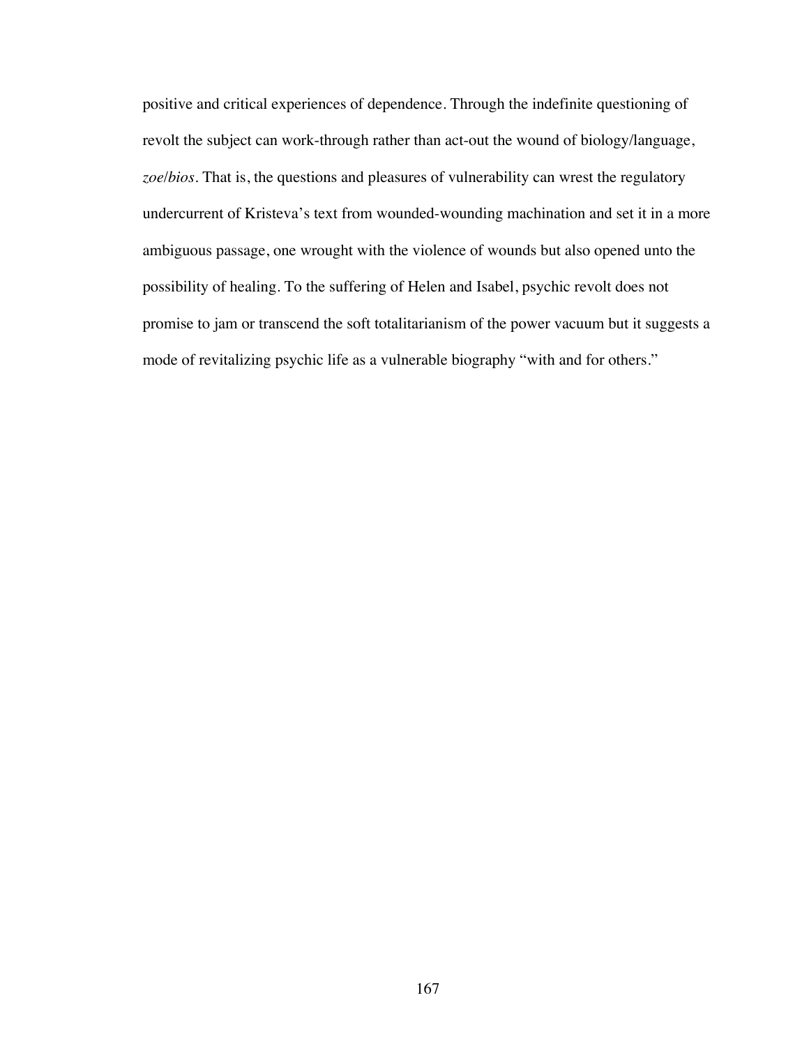positive and critical experiences of dependence. Through the indefinite questioning of revolt the subject can work-through rather than act-out the wound of biology/language, *zoe*/*bios*. That is, the questions and pleasures of vulnerability can wrest the regulatory undercurrent of Kristeva's text from wounded-wounding machination and set it in a more ambiguous passage, one wrought with the violence of wounds but also opened unto the possibility of healing. To the suffering of Helen and Isabel, psychic revolt does not promise to jam or transcend the soft totalitarianism of the power vacuum but it suggests a mode of revitalizing psychic life as a vulnerable biography "with and for others."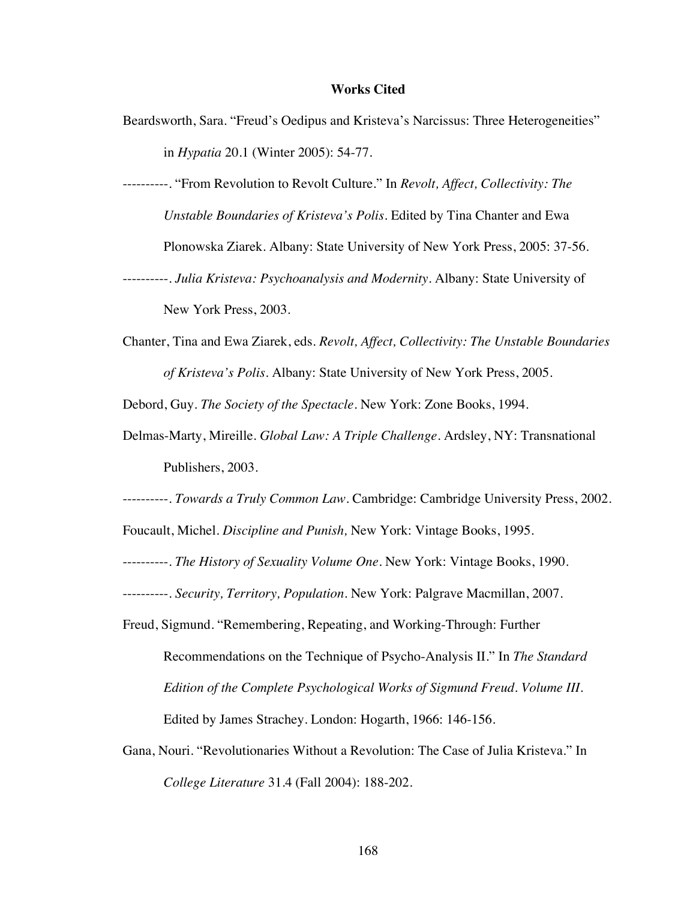# Works Cited

Beardsworth, Sara. "Freud's Oedipus and Kristeva's Narcissus: Three Heterogeneities" in *Hypatia* 20.1 (Winter 2005): 54-77.

----------. "From Revolution to Revolt Culture." In *Revolt, Affect, Collectivity: The Unstable Boundaries of Kristeva's Polis*. Edited by Tina Chanter and Ewa Plonowska Ziarek. Albany: State University of New York Press, 2005: 37-56.

----------. *Julia Kristeva: Psychoanalysis and Modernity*. Albany: State University of New York Press, 2003.

Chanter, Tina and Ewa Ziarek, eds. *Revolt, Affect, Collectivity: The Unstable Boundaries of Kristeva's Polis*. Albany: State University of New York Press, 2005.

Debord, Guy. *The Society of the Spectacle*. New York: Zone Books, 1994.

Delmas-Marty, Mireille. *Global Law: A Triple Challenge*. Ardsley, NY: Transnational Publishers, 2003.

----------. *Towards a Truly Common Law*. Cambridge: Cambridge University Press, 2002.

Foucault, Michel. *Discipline and Punish,* New York: Vintage Books, 1995.

----------. *The History of Sexuality Volume One*. New York: Vintage Books, 1990.

----------. *Security, Territory, Population*. New York: Palgrave Macmillan, 2007.

Freud, Sigmund. "Remembering, Repeating, and Working-Through: Further Recommendations on the Technique of Psycho-Analysis II." In *The Standard Edition of the Complete Psychological Works of Sigmund Freud*. *Volume III*. Edited by James Strachey. London: Hogarth, 1966: 146-156.

Gana, Nouri. "Revolutionaries Without a Revolution: The Case of Julia Kristeva." In *College Literature* 31.4 (Fall 2004): 188-202.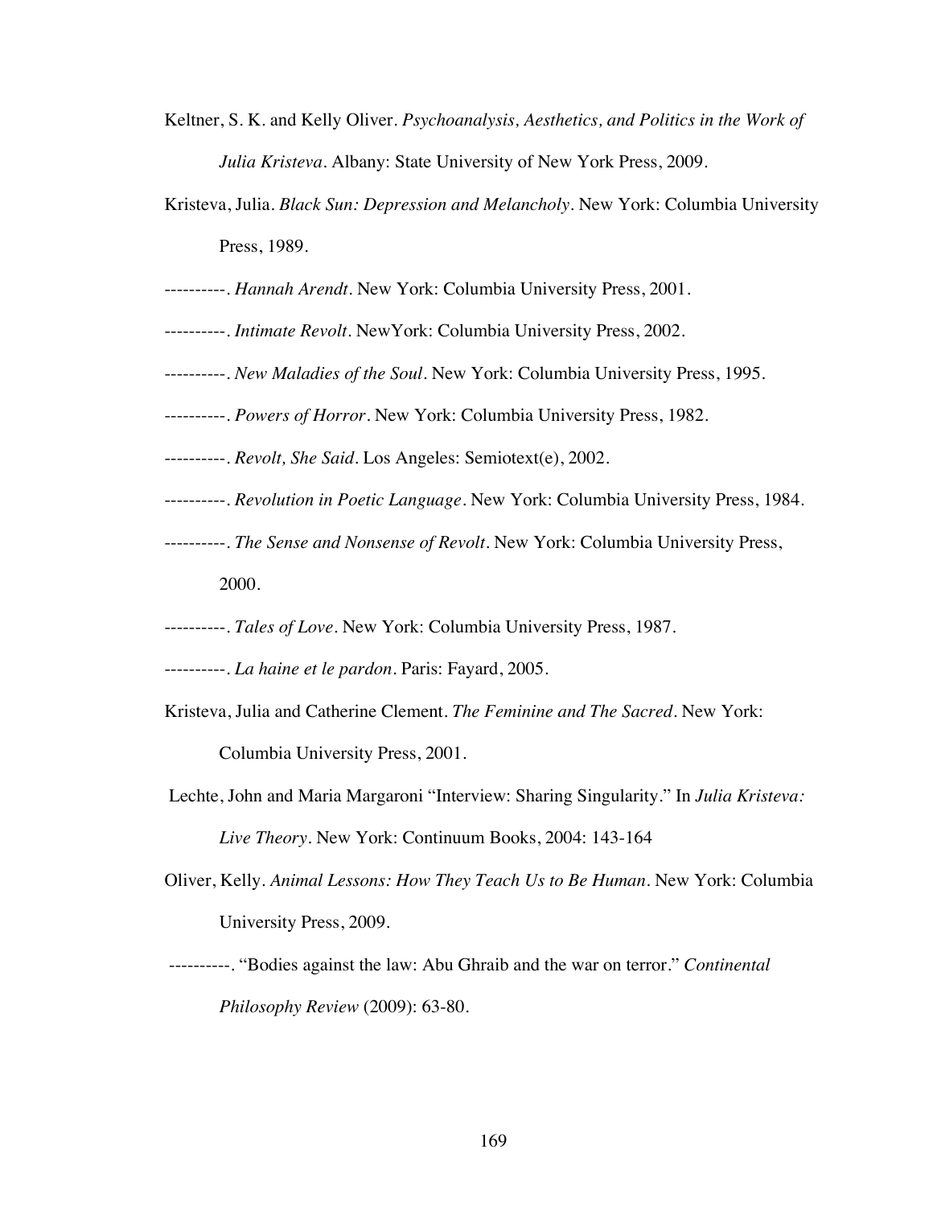Keltner, S. K. and Kelly Oliver. *Psychoanalysis, Aesthetics, and Politics in the Work of Julia Kristeva*. Albany: State University of New York Press, 2009.

Kristeva, Julia. *Black Sun: Depression and Melancholy*. New York: Columbia University Press, 1989.

----------. *Hannah Arendt*. New York: Columbia University Press, 2001.

----------. *Intimate Revolt*. NewYork: Columbia University Press, 2002.

----------. *New Maladies of the Soul*. New York: Columbia University Press, 1995.

----------. *Powers of Horror*. New York: Columbia University Press, 1982.

----------. *Revolt, She Said*. Los Angeles: Semiotext(e), 2002.

----------. *Revolution in Poetic Language*. New York: Columbia University Press, 1984.

----------. *The Sense and Nonsense of Revolt*. New York: Columbia University Press, 2000.

----------. *Tales of Love*. New York: Columbia University Press, 1987.

----------. *La haine et le pardon*. Paris: Fayard, 2005.

Kristeva, Julia and Catherine Clement. *The Feminine and The Sacred*. New York: Columbia University Press, 2001.

Lechte, John and Maria Margaroni "Interview: Sharing Singularity." In *Julia Kristeva: Live Theory*. New York: Continuum Books, 2004: 143-164

Oliver, Kelly. *Animal Lessons: How They Teach Us to Be Human*. New York: Columbia University Press, 2009.

----------. "Bodies against the law: Abu Ghraib and the war on terror." *Continental Philosophy Review* (2009): 63-80.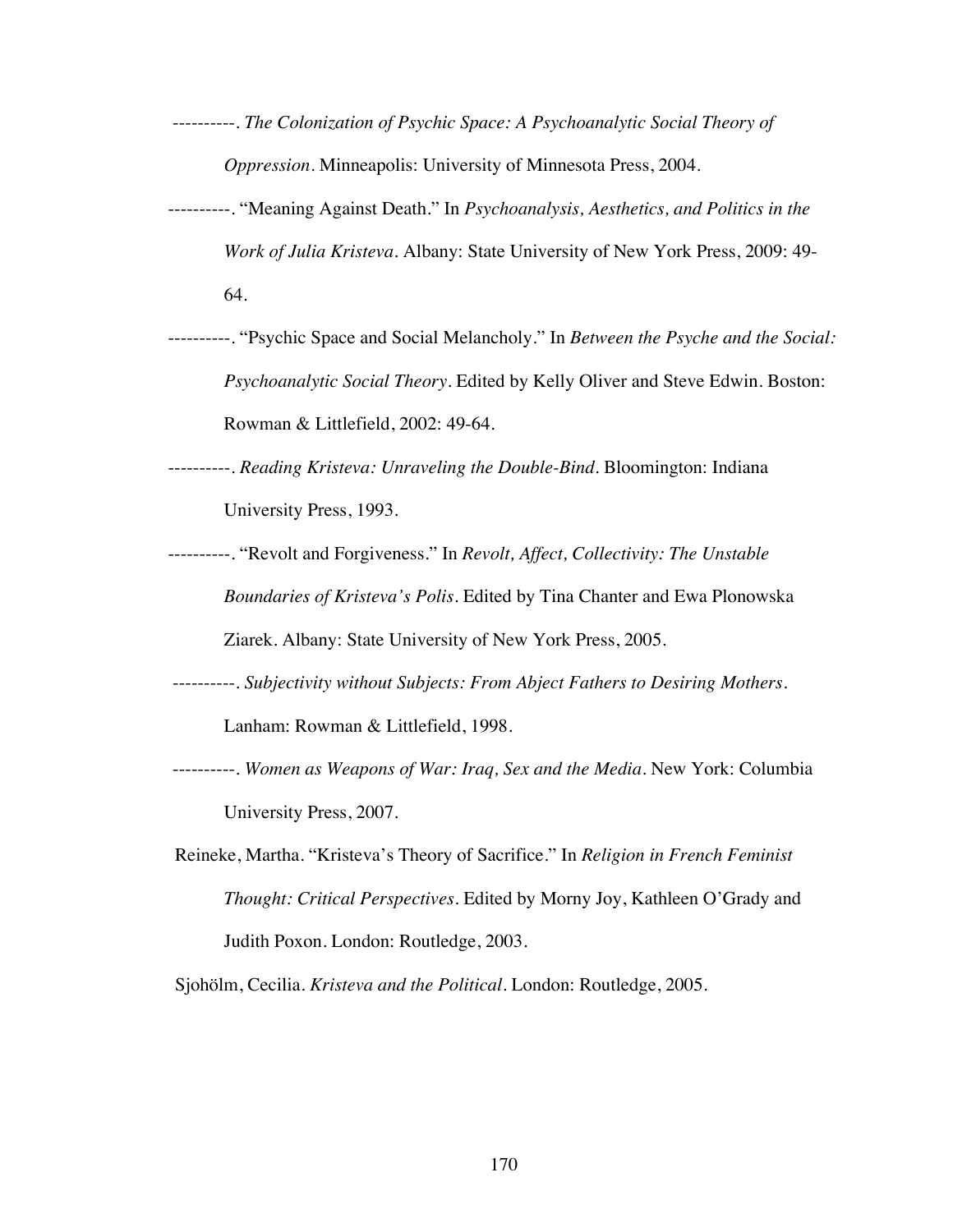----------. *The Colonization of Psychic Space: A Psychoanalytic Social Theory of Oppression*. Minneapolis: University of Minnesota Press, 2004.

----------. "Meaning Against Death." In *Psychoanalysis, Aesthetics, and Politics in the Work of Julia Kristeva*. Albany: State University of New York Press, 2009: 49-64.

----------. "Psychic Space and Social Melancholy." In *Between the Psyche and the Social: Psychoanalytic Social Theory*. Edited by Kelly Oliver and Steve Edwin. Boston: Rowman & Littlefield, 2002: 49-64.

----------. *Reading Kristeva: Unraveling the Double-Bind*. Bloomington: Indiana University Press, 1993.

----------. "Revolt and Forgiveness." In *Revolt, Affect, Collectivity: The Unstable Boundaries of Kristeva's Polis*. Edited by Tina Chanter and Ewa Plonowska Ziarek. Albany: State University of New York Press, 2005.

----------. *Subjectivity without Subjects: From Abject Fathers to Desiring Mothers*. Lanham: Rowman & Littlefield, 1998.

----------. *Women as Weapons of War: Iraq, Sex and the Media*. New York: Columbia University Press, 2007.

Reineke, Martha. "Kristeva's Theory of Sacrifice." In *Religion in French Feminist Thought: Critical Perspectives*. Edited by Morny Joy, Kathleen O'Grady and Judith Poxon. London: Routledge, 2003.

Sjohölm, Cecilia. *Kristeva and the Political*. London: Routledge, 2005.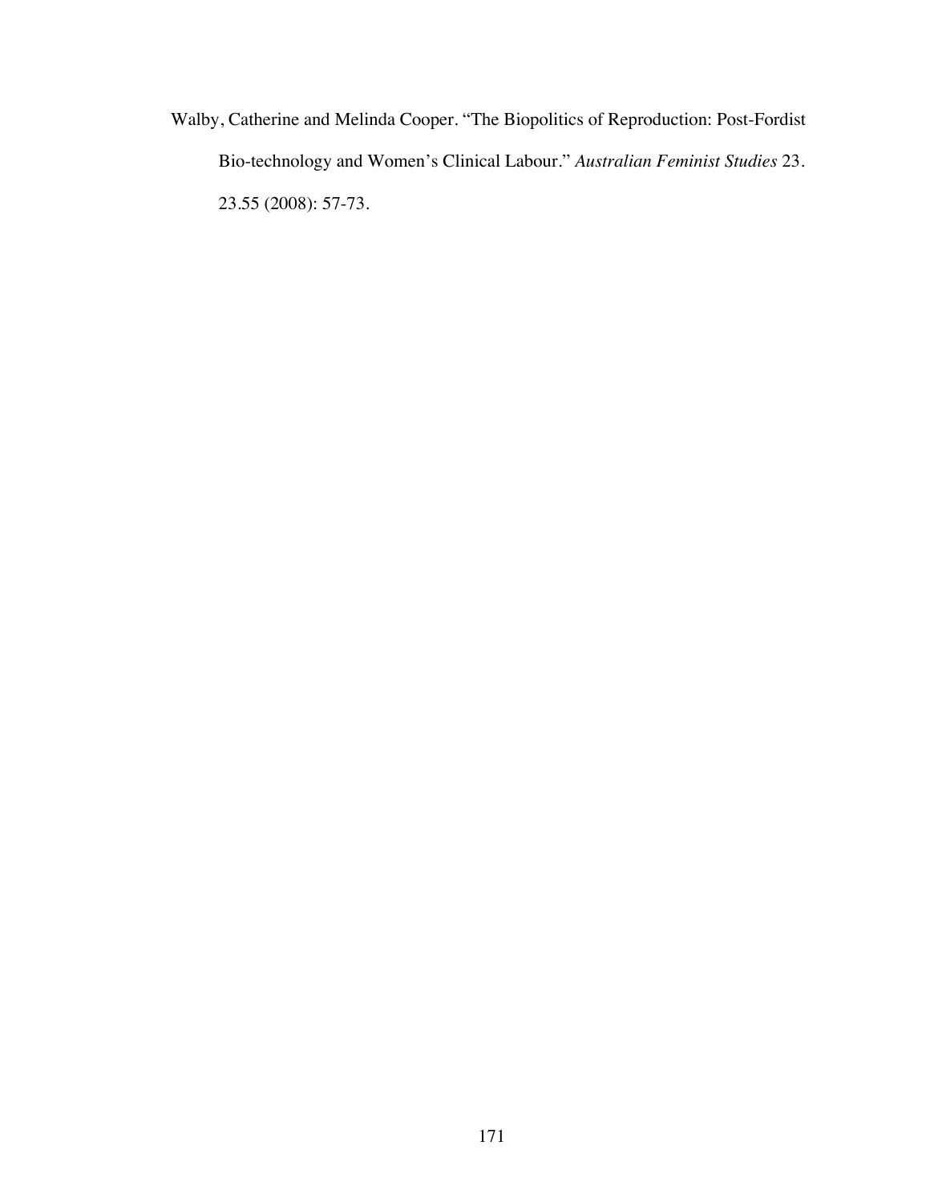Walby, Catherine and Melinda Cooper. "The Biopolitics of Reproduction: Post-Fordist Bio-technology and Women's Clinical Labour." *Australian Feminist Studies* 23. 23.55 (2008): 57-73.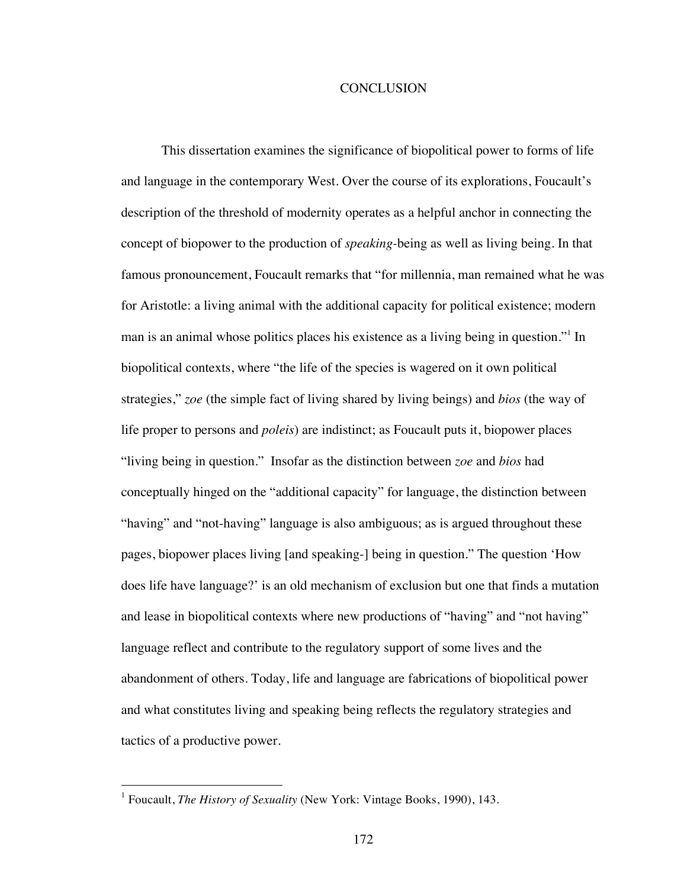# CONCLUSION

This dissertation examines the significance of biopolitical power to forms of life and language in the contemporary West. Over the course of its explorations, Foucault's description of the threshold of modernity operates as a helpful anchor in connecting the concept of biopower to the production of *speaking*-being as well as living being. In that famous pronouncement, Foucault remarks that "for millennia, man remained what he was for Aristotle: a living animal with the additional capacity for political existence; modern man is an animal whose politics places his existence as a living being in question."[1] In biopolitical contexts, where "the life of the species is wagered on it own political strategies," *zoe* (the simple fact of living shared by living beings) and *bios* (the way of life proper to persons and *poleis*) are indistinct; as Foucault puts it, biopower places "living being in question." Insofar as the distinction between *zoe* and *bios* had conceptually hinged on the "additional capacity" for language, the distinction between "having" and "not-having" language is also ambiguous; as is argued throughout these pages, biopower places living [and speaking-] being in question." The question 'How does life have language?' is an old mechanism of exclusion but one that finds a mutation and lease in biopolitical contexts where new productions of "having" and "not having" language reflect and contribute to the regulatory support of some lives and the abandonment of others. Today, life and language are fabrications of biopolitical power and what constitutes living and speaking being reflects the regulatory strategies and tactics of a productive power.

---

[1] Foucault, *The History of Sexuality* (New York: Vintage Books, 1990), 143.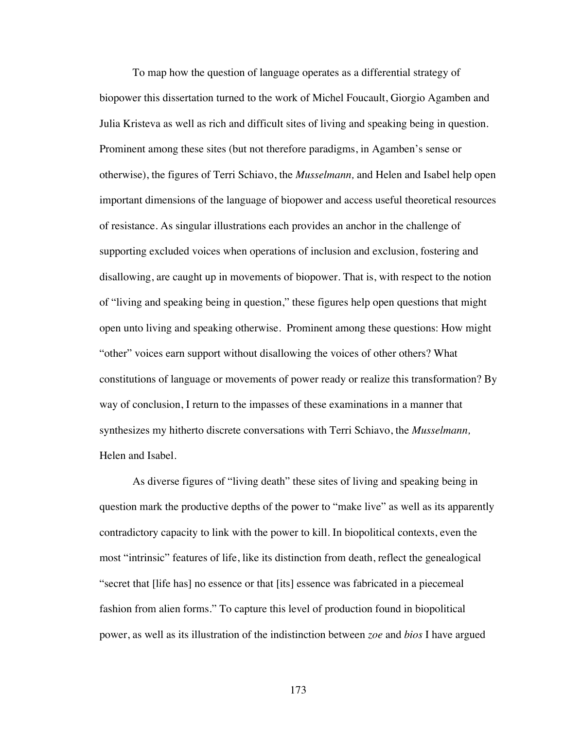To map how the question of language operates as a differential strategy of biopower this dissertation turned to the work of Michel Foucault, Giorgio Agamben and Julia Kristeva as well as rich and difficult sites of living and speaking being in question. Prominent among these sites (but not therefore paradigms, in Agamben's sense or otherwise), the figures of Terri Schiavo, the *Musselmann,* and Helen and Isabel help open important dimensions of the language of biopower and access useful theoretical resources of resistance. As singular illustrations each provides an anchor in the challenge of supporting excluded voices when operations of inclusion and exclusion, fostering and disallowing, are caught up in movements of biopower. That is, with respect to the notion of "living and speaking being in question," these figures help open questions that might open unto living and speaking otherwise. Prominent among these questions: How might "other" voices earn support without disallowing the voices of other others? What constitutions of language or movements of power ready or realize this transformation? By way of conclusion, I return to the impasses of these examinations in a manner that synthesizes my hitherto discrete conversations with Terri Schiavo, the *Musselmann,* Helen and Isabel.

As diverse figures of "living death" these sites of living and speaking being in question mark the productive depths of the power to "make live" as well as its apparently contradictory capacity to link with the power to kill. In biopolitical contexts, even the most "intrinsic" features of life, like its distinction from death, reflect the genealogical "secret that [life has] no essence or that [its] essence was fabricated in a piecemeal fashion from alien forms." To capture this level of production found in biopolitical power, as well as its illustration of the indistinction between *zoe* and *bios* I have argued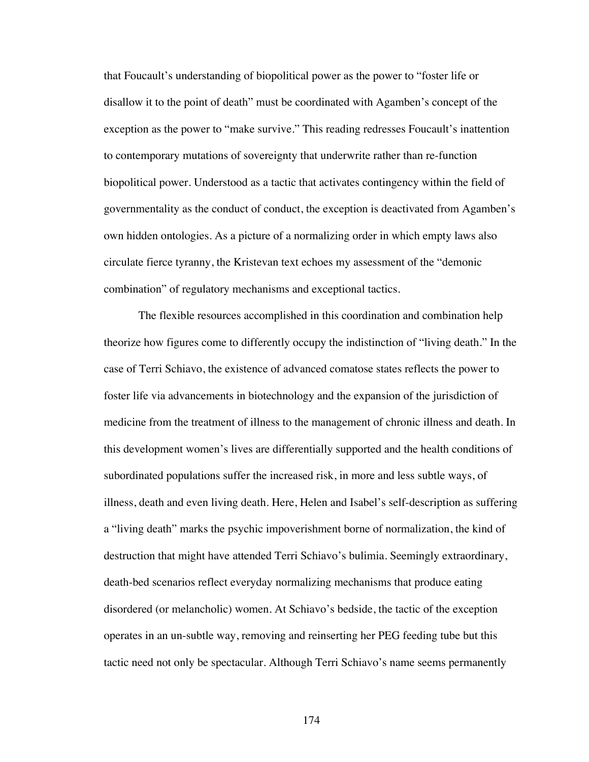that Foucault's understanding of biopolitical power as the power to "foster life or disallow it to the point of death" must be coordinated with Agamben's concept of the exception as the power to "make survive." This reading redresses Foucault's inattention to contemporary mutations of sovereignty that underwrite rather than re-function biopolitical power. Understood as a tactic that activates contingency within the field of governmentality as the conduct of conduct, the exception is deactivated from Agamben's own hidden ontologies. As a picture of a normalizing order in which empty laws also circulate fierce tyranny, the Kristevan text echoes my assessment of the "demonic combination" of regulatory mechanisms and exceptional tactics.

The flexible resources accomplished in this coordination and combination help theorize how figures come to differently occupy the indistinction of "living death." In the case of Terri Schiavo, the existence of advanced comatose states reflects the power to foster life via advancements in biotechnology and the expansion of the jurisdiction of medicine from the treatment of illness to the management of chronic illness and death. In this development women's lives are differentially supported and the health conditions of subordinated populations suffer the increased risk, in more and less subtle ways, of illness, death and even living death. Here, Helen and Isabel's self-description as suffering a "living death" marks the psychic impoverishment borne of normalization, the kind of destruction that might have attended Terri Schiavo's bulimia. Seemingly extraordinary, death-bed scenarios reflect everyday normalizing mechanisms that produce eating disordered (or melancholic) women. At Schiavo's bedside, the tactic of the exception operates in an un-subtle way, removing and reinserting her PEG feeding tube but this tactic need not only be spectacular. Although Terri Schiavo's name seems permanently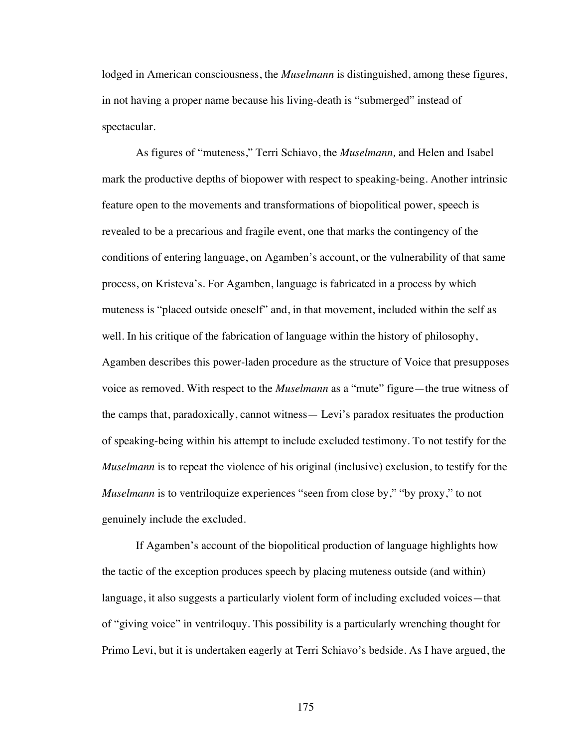lodged in American consciousness, the *Muselmann* is distinguished, among these figures, in not having a proper name because his living-death is "submerged" instead of spectacular.

As figures of "muteness," Terri Schiavo, the *Muselmann,* and Helen and Isabel mark the productive depths of biopower with respect to speaking-being. Another intrinsic feature open to the movements and transformations of biopolitical power, speech is revealed to be a precarious and fragile event, one that marks the contingency of the conditions of entering language, on Agamben's account, or the vulnerability of that same process, on Kristeva's. For Agamben, language is fabricated in a process by which muteness is "placed outside oneself" and, in that movement, included within the self as well. In his critique of the fabrication of language within the history of philosophy, Agamben describes this power-laden procedure as the structure of Voice that presupposes voice as removed. With respect to the *Muselmann* as a "mute" figure—the true witness of the camps that, paradoxically, cannot witness— Levi's paradox resituates the production of speaking-being within his attempt to include excluded testimony. To not testify for the *Muselmann* is to repeat the violence of his original (inclusive) exclusion, to testify for the *Muselmann* is to ventriloquize experiences "seen from close by," "by proxy," to not genuinely include the excluded.

If Agamben's account of the biopolitical production of language highlights how the tactic of the exception produces speech by placing muteness outside (and within) language, it also suggests a particularly violent form of including excluded voices—that of "giving voice" in ventriloquy. This possibility is a particularly wrenching thought for Primo Levi, but it is undertaken eagerly at Terri Schiavo's bedside. As I have argued, the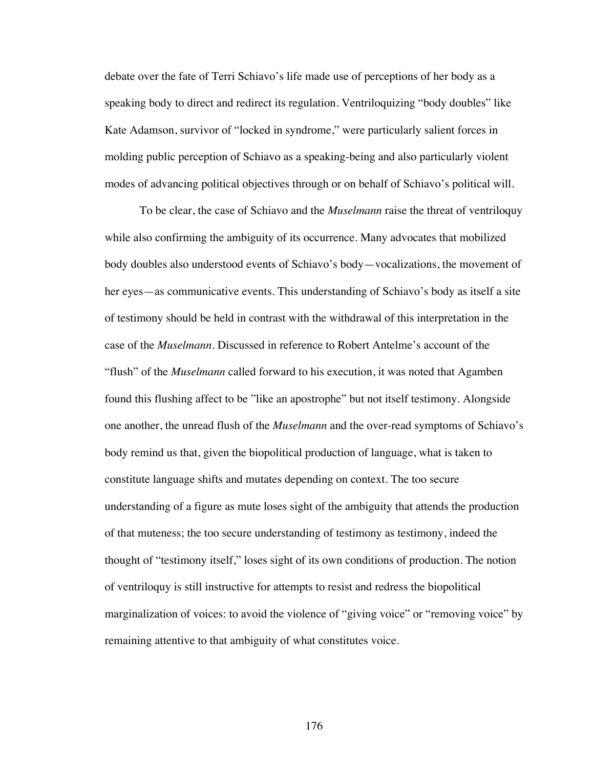debate over the fate of Terri Schiavo's life made use of perceptions of her body as a speaking body to direct and redirect its regulation. Ventriloquizing "body doubles" like Kate Adamson, survivor of "locked in syndrome," were particularly salient forces in molding public perception of Schiavo as a speaking-being and also particularly violent modes of advancing political objectives through or on behalf of Schiavo's political will.

To be clear, the case of Schiavo and the *Muselmann* raise the threat of ventriloquy while also confirming the ambiguity of its occurrence. Many advocates that mobilized body doubles also understood events of Schiavo's body—vocalizations, the movement of her eyes—as communicative events. This understanding of Schiavo's body as itself a site of testimony should be held in contrast with the withdrawal of this interpretation in the case of the *Muselmann*. Discussed in reference to Robert Antelme's account of the "flush" of the *Muselmann* called forward to his execution, it was noted that Agamben found this flushing affect to be "like an apostrophe" but not itself testimony. Alongside one another, the unread flush of the *Muselmann* and the over-read symptoms of Schiavo's body remind us that, given the biopolitical production of language, what is taken to constitute language shifts and mutates depending on context. The too secure understanding of a figure as mute loses sight of the ambiguity that attends the production of that muteness; the too secure understanding of testimony as testimony, indeed the thought of "testimony itself," loses sight of its own conditions of production. The notion of ventriloquy is still instructive for attempts to resist and redress the biopolitical marginalization of voices: to avoid the violence of "giving voice" or "removing voice" by remaining attentive to that ambiguity of what constitutes voice.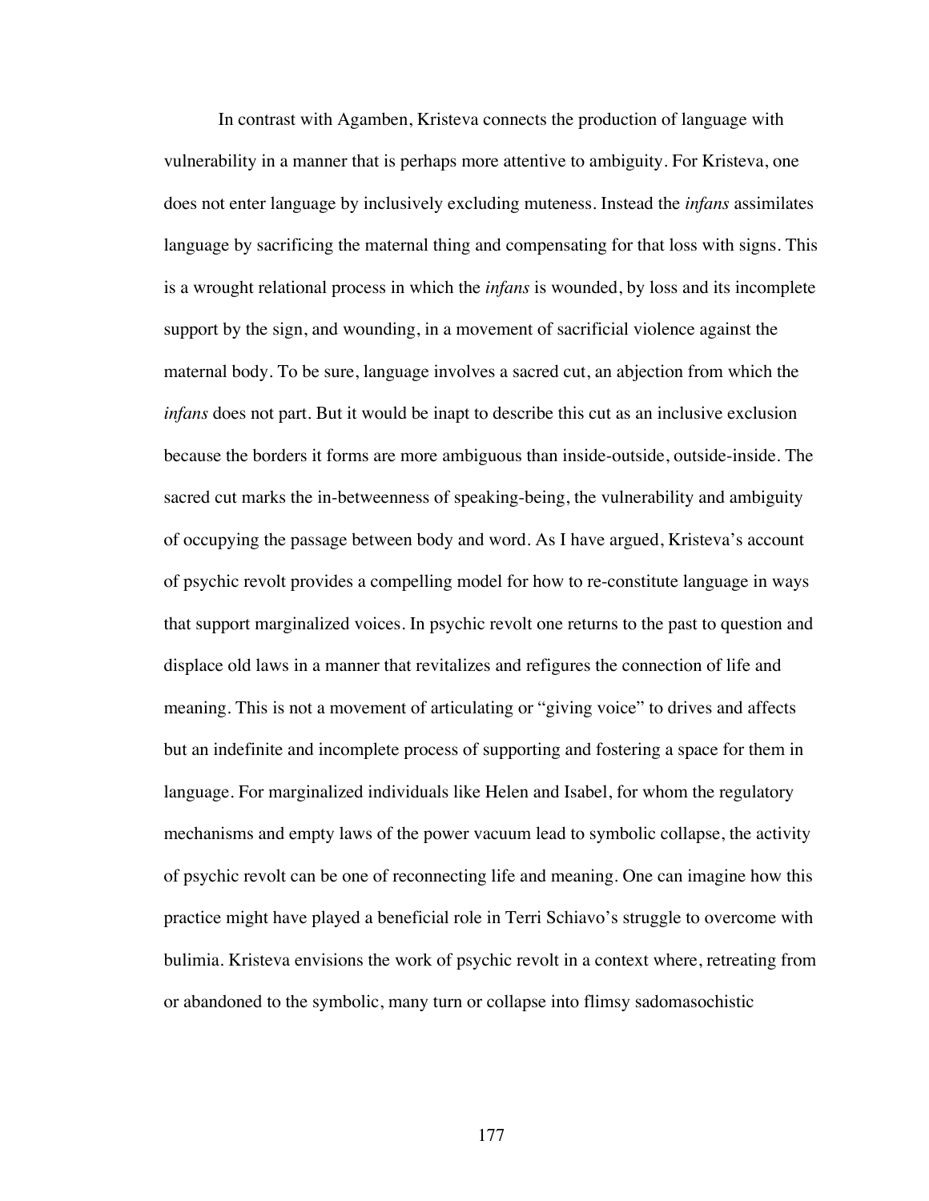In contrast with Agamben, Kristeva connects the production of language with vulnerability in a manner that is perhaps more attentive to ambiguity. For Kristeva, one does not enter language by inclusively excluding muteness. Instead the *infans* assimilates language by sacrificing the maternal thing and compensating for that loss with signs. This is a wrought relational process in which the *infans* is wounded, by loss and its incomplete support by the sign, and wounding, in a movement of sacrificial violence against the maternal body. To be sure, language involves a sacred cut, an abjection from which the *infans* does not part. But it would be inapt to describe this cut as an inclusive exclusion because the borders it forms are more ambiguous than inside-outside, outside-inside. The sacred cut marks the in-betweenness of speaking-being, the vulnerability and ambiguity of occupying the passage between body and word. As I have argued, Kristeva's account of psychic revolt provides a compelling model for how to re-constitute language in ways that support marginalized voices. In psychic revolt one returns to the past to question and displace old laws in a manner that revitalizes and refigures the connection of life and meaning. This is not a movement of articulating or "giving voice" to drives and affects but an indefinite and incomplete process of supporting and fostering a space for them in language. For marginalized individuals like Helen and Isabel, for whom the regulatory mechanisms and empty laws of the power vacuum lead to symbolic collapse, the activity of psychic revolt can be one of reconnecting life and meaning. One can imagine how this practice might have played a beneficial role in Terri Schiavo's struggle to overcome with bulimia. Kristeva envisions the work of psychic revolt in a context where, retreating from or abandoned to the symbolic, many turn or collapse into flimsy sadomasochistic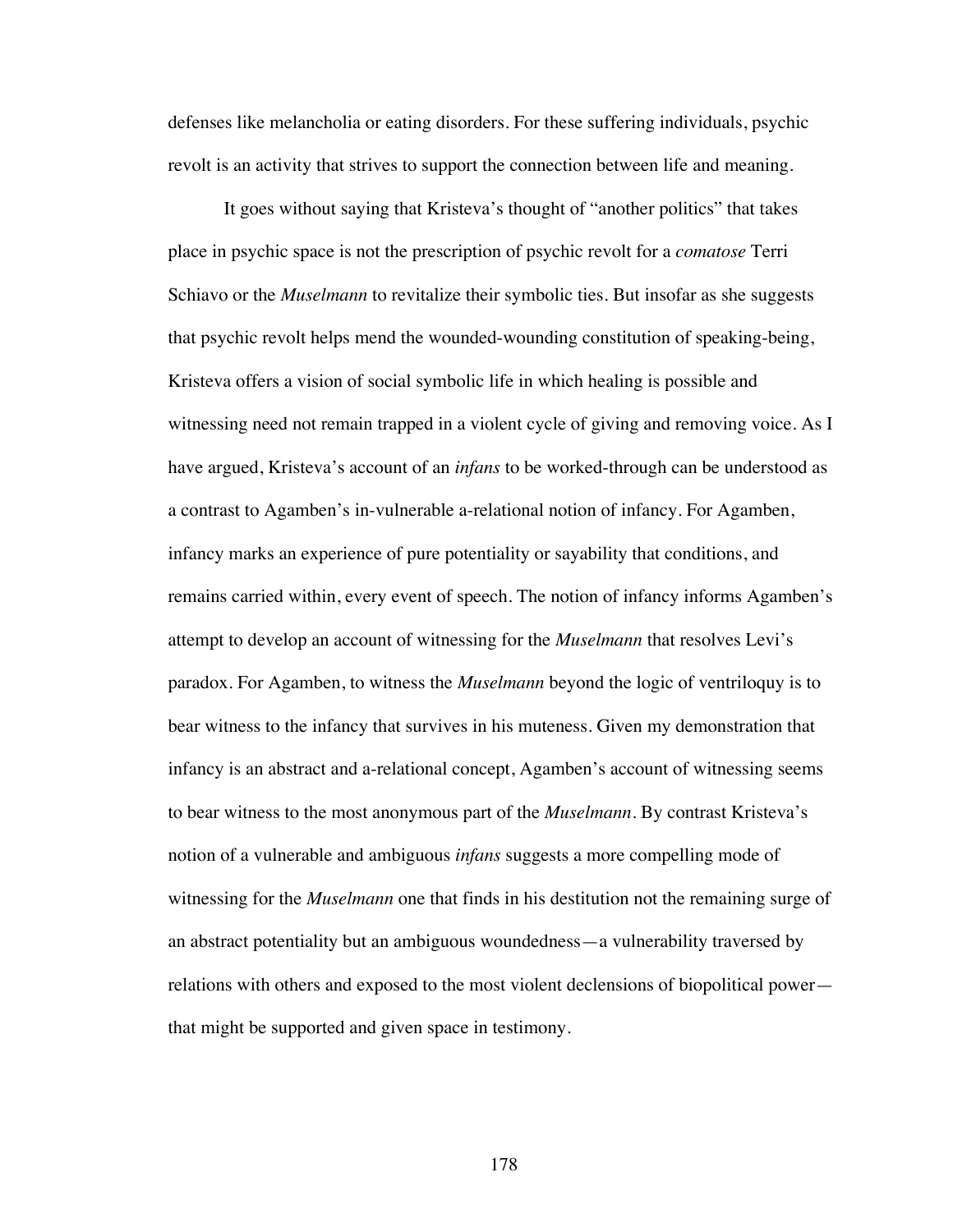defenses like melancholia or eating disorders. For these suffering individuals, psychic revolt is an activity that strives to support the connection between life and meaning.

It goes without saying that Kristeva's thought of "another politics" that takes place in psychic space is not the prescription of psychic revolt for a *comatose* Terri Schiavo or the *Muselmann* to revitalize their symbolic ties. But insofar as she suggests that psychic revolt helps mend the wounded-wounding constitution of speaking-being, Kristeva offers a vision of social symbolic life in which healing is possible and witnessing need not remain trapped in a violent cycle of giving and removing voice. As I have argued, Kristeva's account of an *infans* to be worked-through can be understood as a contrast to Agamben's in-vulnerable a-relational notion of infancy. For Agamben, infancy marks an experience of pure potentiality or sayability that conditions, and remains carried within, every event of speech. The notion of infancy informs Agamben's attempt to develop an account of witnessing for the *Muselmann* that resolves Levi's paradox. For Agamben, to witness the *Muselmann* beyond the logic of ventriloquy is to bear witness to the infancy that survives in his muteness. Given my demonstration that infancy is an abstract and a-relational concept, Agamben's account of witnessing seems to bear witness to the most anonymous part of the *Muselmann*. By contrast Kristeva's notion of a vulnerable and ambiguous *infans* suggests a more compelling mode of witnessing for the *Muselmann* one that finds in his destitution not the remaining surge of an abstract potentiality but an ambiguous woundedness—a vulnerability traversed by relations with others and exposed to the most violent declensions of biopolitical power—that might be supported and given space in testimony.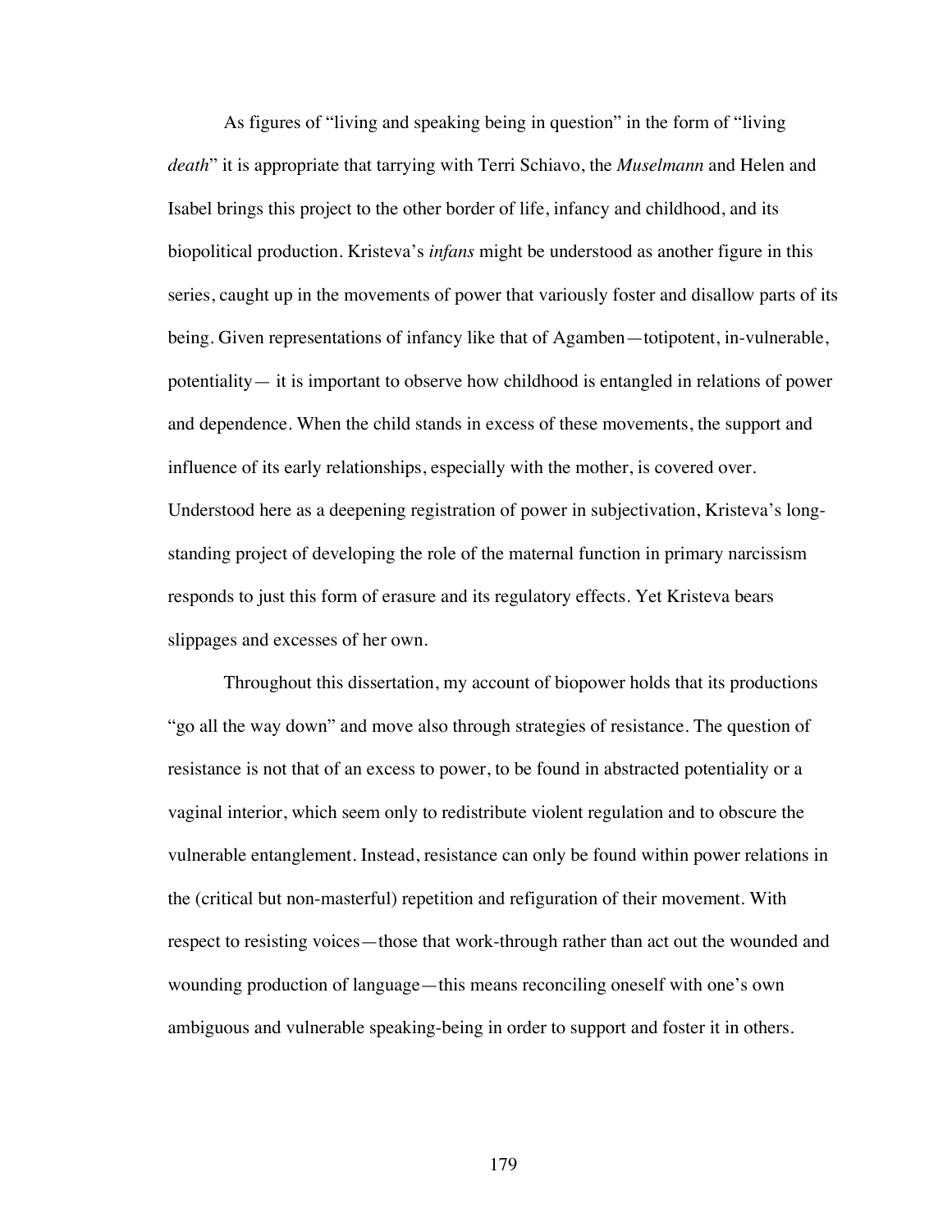As figures of "living and speaking being in question" in the form of "living *death*" it is appropriate that tarrying with Terri Schiavo, the *Muselmann* and Helen and Isabel brings this project to the other border of life, infancy and childhood, and its biopolitical production. Kristeva's *infans* might be understood as another figure in this series, caught up in the movements of power that variously foster and disallow parts of its being. Given representations of infancy like that of Agamben—totipotent, in-vulnerable, potentiality— it is important to observe how childhood is entangled in relations of power and dependence. When the child stands in excess of these movements, the support and influence of its early relationships, especially with the mother, is covered over. Understood here as a deepening registration of power in subjectivation, Kristeva's long-standing project of developing the role of the maternal function in primary narcissism responds to just this form of erasure and its regulatory effects. Yet Kristeva bears slippages and excesses of her own.

Throughout this dissertation, my account of biopower holds that its productions "go all the way down" and move also through strategies of resistance. The question of resistance is not that of an excess to power, to be found in abstracted potentiality or a vaginal interior, which seem only to redistribute violent regulation and to obscure the vulnerable entanglement. Instead, resistance can only be found within power relations in the (critical but non-masterful) repetition and refiguration of their movement. With respect to resisting voices—those that work-through rather than act out the wounded and wounding production of language—this means reconciling oneself with one's own ambiguous and vulnerable speaking-being in order to support and foster it in others.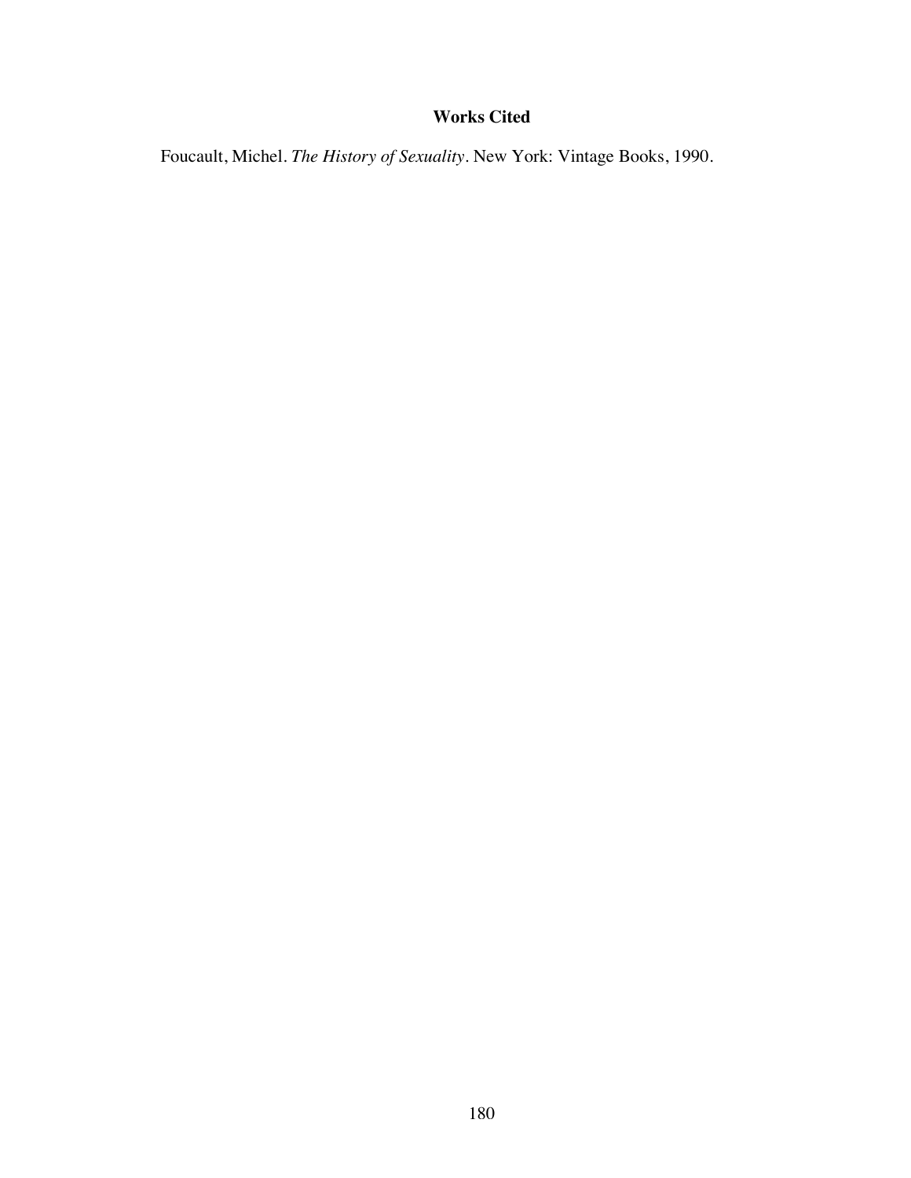## Works Cited

Foucault, Michel. *The History of Sexuality*. New York: Vintage Books, 1990.